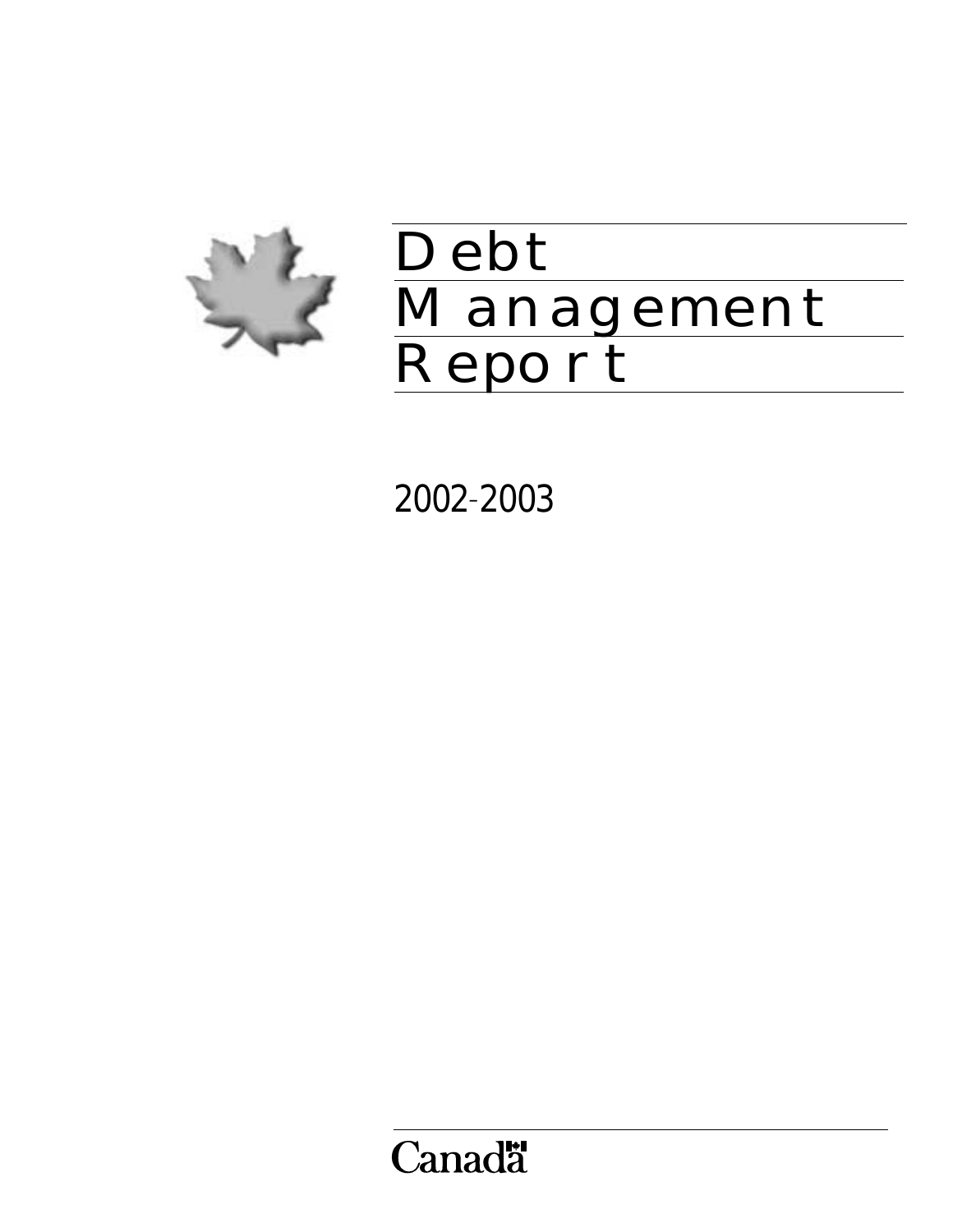# Debt Management Report

2002–2003

Canada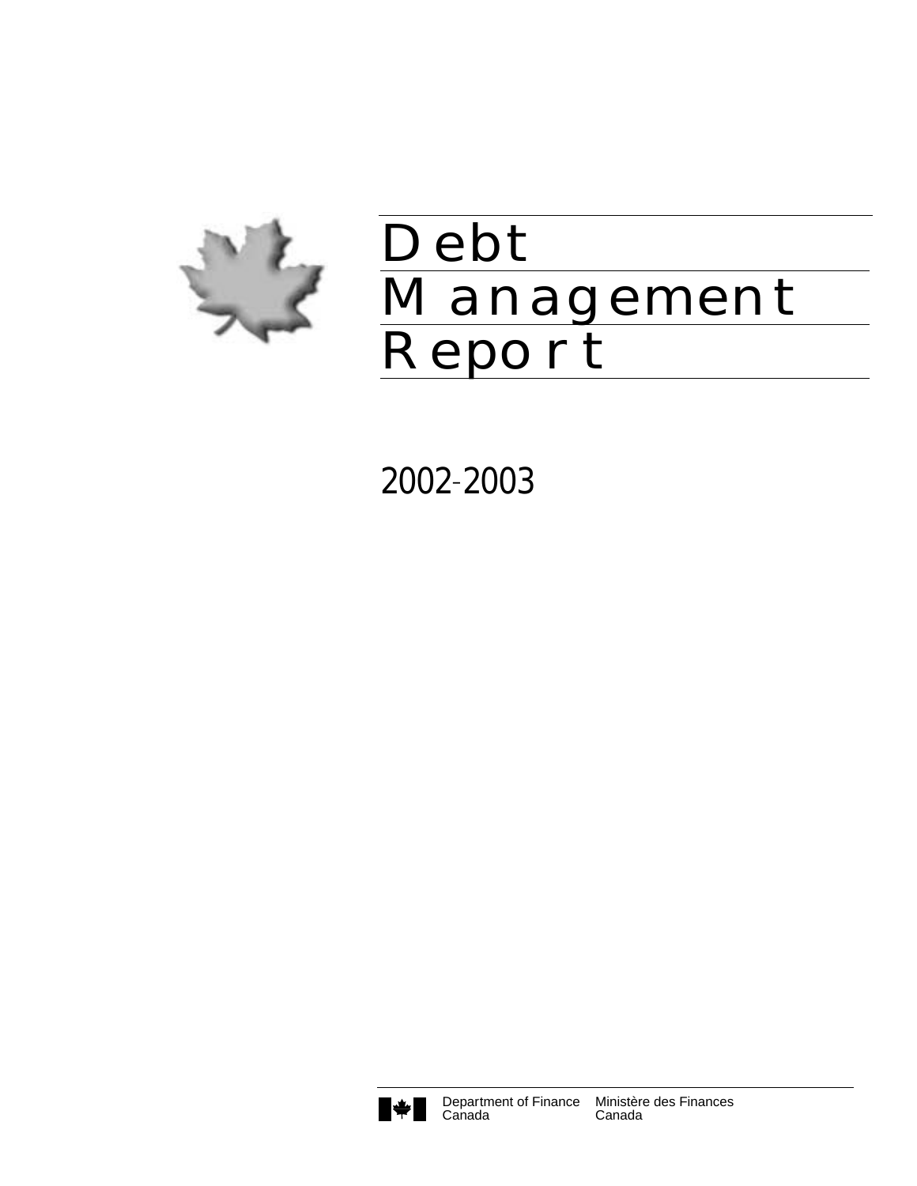# Debt Management Report

2002–2003

Department of Finance Canada | Ministère des Finances Canada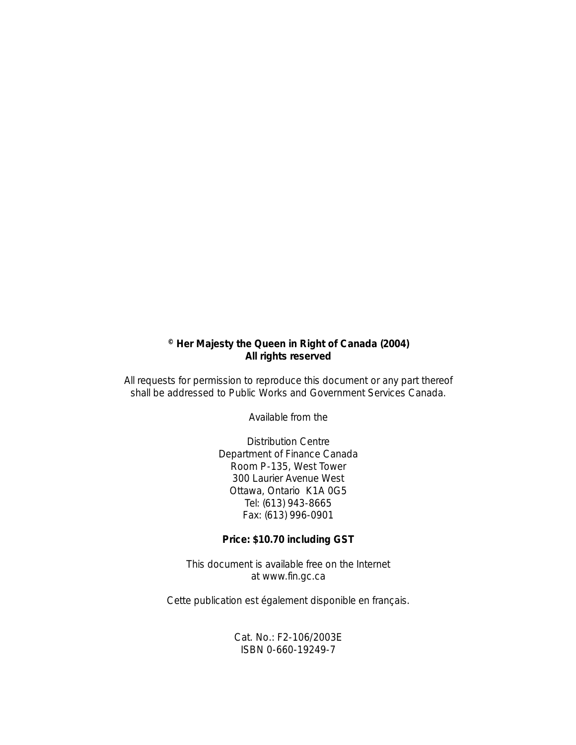**© Her Majesty the Queen in Right of Canada (2004)**
**All rights reserved**

All requests for permission to reproduce this document or any part thereof shall be addressed to Public Works and Government Services Canada.

Available from the

Distribution Centre
Department of Finance Canada
Room P-135, West Tower
300 Laurier Avenue West
Ottawa, Ontario K1A 0G5
Tel: (613) 943-8665
Fax: (613) 996-0901

**Price: $10.70 including GST**

This document is available free on the Internet at www.fin.gc.ca

Cette publication est également disponible en français.

Cat. No.: F2-106/2003E
ISBN 0-660-19249-7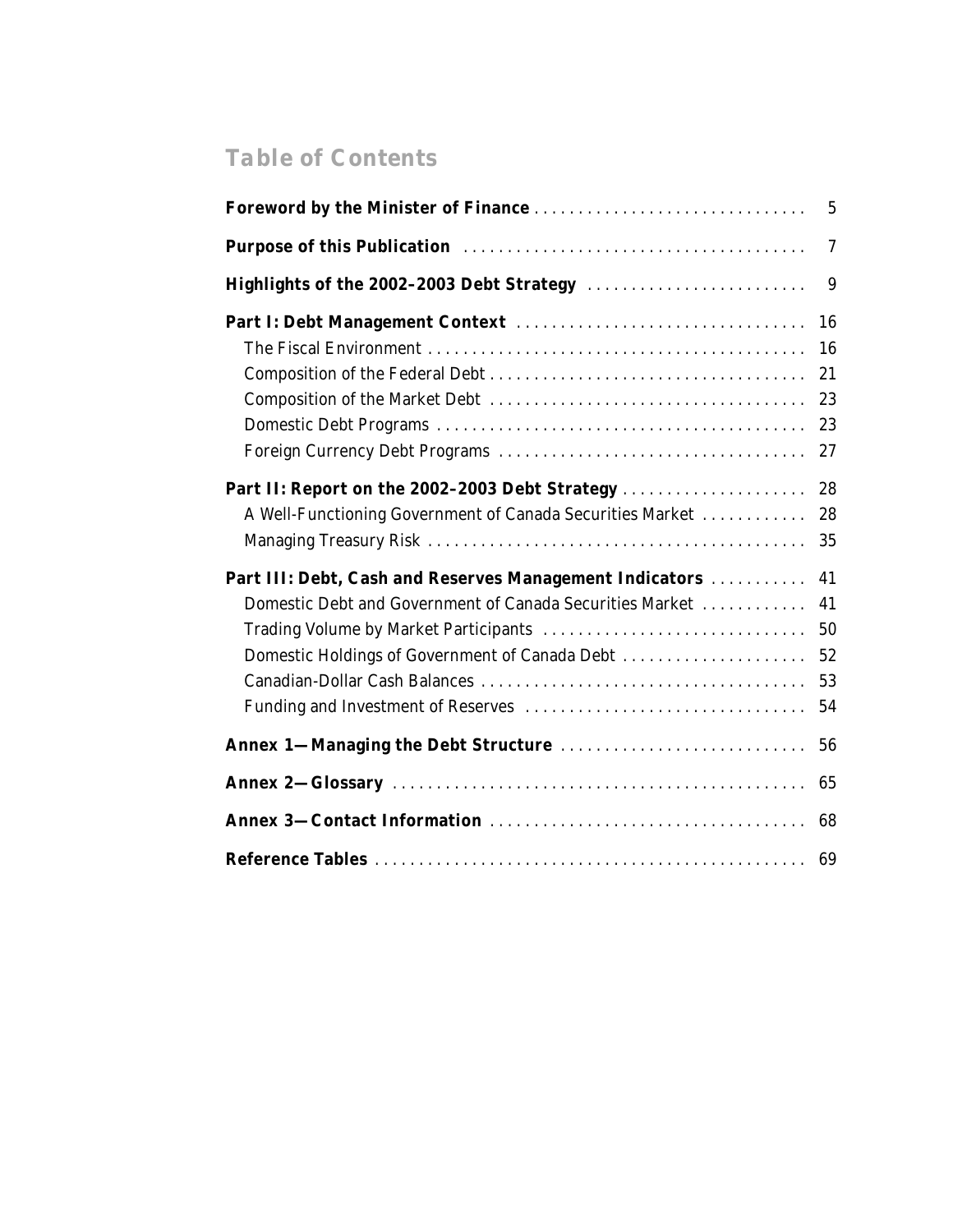## Table of Contents

| | |
|---|---|
| **Foreword by the Minister of Finance** | 5 |
| **Purpose of this Publication** | 7 |
| **Highlights of the 2002–2003 Debt Strategy** | 9 |
| **Part I: Debt Management Context** | 16 |
| The Fiscal Environment | 16 |
| Composition of the Federal Debt | 21 |
| Composition of the Market Debt | 23 |
| Domestic Debt Programs | 23 |
| Foreign Currency Debt Programs | 27 |
| **Part II: Report on the 2002–2003 Debt Strategy** | 28 |
| A Well-Functioning Government of Canada Securities Market | 28 |
| Managing Treasury Risk | 35 |
| **Part III: Debt, Cash and Reserves Management Indicators** | 41 |
| Domestic Debt and Government of Canada Securities Market | 41 |
| Trading Volume by Market Participants | 50 |
| Domestic Holdings of Government of Canada Debt | 52 |
| Canadian-Dollar Cash Balances | 53 |
| Funding and Investment of Reserves | 54 |
| **Annex 1—Managing the Debt Structure** | 56 |
| **Annex 2—Glossary** | 65 |
| **Annex 3—Contact Information** | 68 |
| **Reference Tables** | 69 |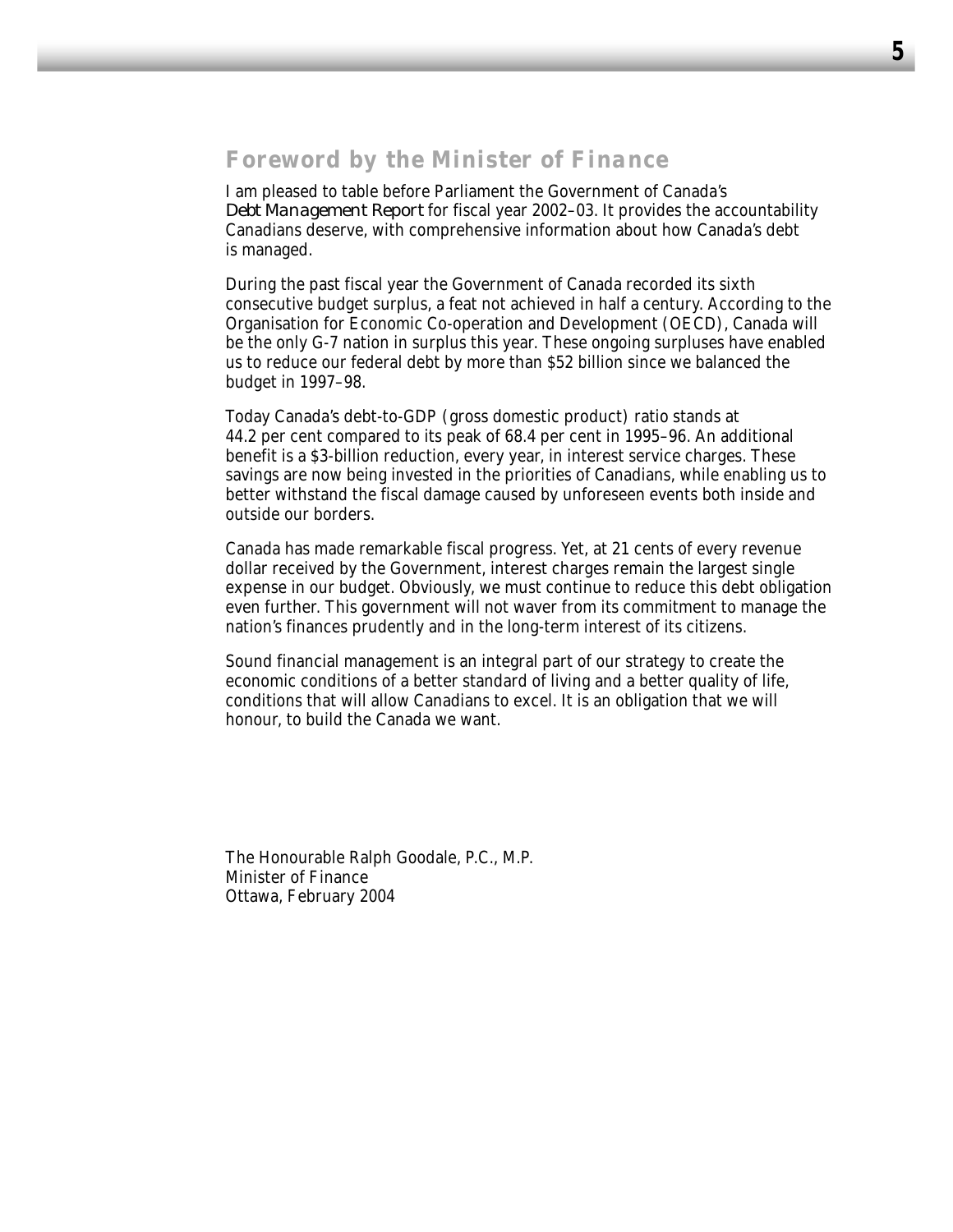## Foreword by the Minister of Finance

I am pleased to table before Parliament the Government of Canada's *Debt Management Report* for fiscal year 2002–03. It provides the accountability Canadians deserve, with comprehensive information about how Canada's debt is managed.

During the past fiscal year the Government of Canada recorded its sixth consecutive budget surplus, a feat not achieved in half a century. According to the Organisation for Economic Co-operation and Development (OECD), Canada will be the only G-7 nation in surplus this year. These ongoing surpluses have enabled us to reduce our federal debt by more than $52 billion since we balanced the budget in 1997–98.

Today Canada's debt-to-GDP (gross domestic product) ratio stands at 44.2 per cent compared to its peak of 68.4 per cent in 1995–96. An additional benefit is a $3-billion reduction, every year, in interest service charges. These savings are now being invested in the priorities of Canadians, while enabling us to better withstand the fiscal damage caused by unforeseen events both inside and outside our borders.

Canada has made remarkable fiscal progress. Yet, at 21 cents of every revenue dollar received by the Government, interest charges remain the largest single expense in our budget. Obviously, we must continue to reduce this debt obligation even further. This government will not waver from its commitment to manage the nation's finances prudently and in the long-term interest of its citizens.

Sound financial management is an integral part of our strategy to create the economic conditions of a better standard of living and a better quality of life, conditions that will allow Canadians to excel. It is an obligation that we will honour, to build the Canada we want.

The Honourable Ralph Goodale, P.C., M.P.
Minister of Finance
Ottawa, February 2004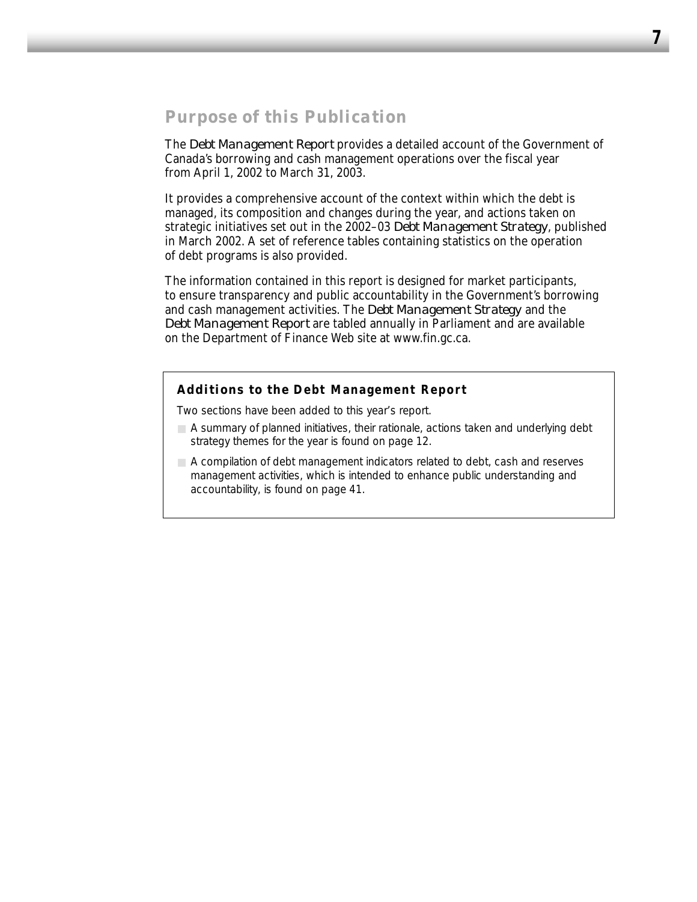## Purpose of this Publication

The *Debt Management Report* provides a detailed account of the Government of Canada's borrowing and cash management operations over the fiscal year from April 1, 2002 to March 31, 2003.

It provides a comprehensive account of the context within which the debt is managed, its composition and changes during the year, and actions taken on strategic initiatives set out in the 2002–03 *Debt Management Strategy*, published in March 2002. A set of reference tables containing statistics on the operation of debt programs is also provided.

The information contained in this report is designed for market participants, to ensure transparency and public accountability in the Government's borrowing and cash management activities. The *Debt Management Strategy* and the *Debt Management Report* are tabled annually in Parliament and are available on the Department of Finance Web site at www.fin.gc.ca.

**Additions to the Debt Management Report**

Two sections have been added to this year's report.

- A summary of planned initiatives, their rationale, actions taken and underlying debt strategy themes for the year is found on page 12.
- A compilation of debt management indicators related to debt, cash and reserves management activities, which is intended to enhance public understanding and accountability, is found on page 41.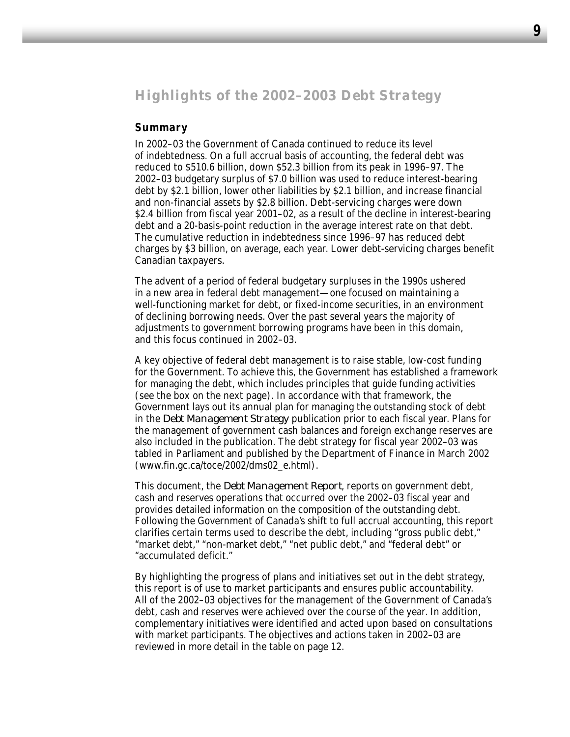## Highlights of the 2002–2003 Debt Strategy

### Summary

In 2002–03 the Government of Canada continued to reduce its level of indebtedness. On a full accrual basis of accounting, the federal debt was reduced to $510.6 billion, down $52.3 billion from its peak in 1996–97. The 2002–03 budgetary surplus of $7.0 billion was used to reduce interest-bearing debt by $2.1 billion, lower other liabilities by $2.1 billion, and increase financial and non-financial assets by $2.8 billion. Debt-servicing charges were down $2.4 billion from fiscal year 2001–02, as a result of the decline in interest-bearing debt and a 20-basis-point reduction in the average interest rate on that debt. The cumulative reduction in indebtedness since 1996–97 has reduced debt charges by $3 billion, on average, each year. Lower debt-servicing charges benefit Canadian taxpayers.

The advent of a period of federal budgetary surpluses in the 1990s ushered in a new area in federal debt management—one focused on maintaining a well-functioning market for debt, or fixed-income securities, in an environment of declining borrowing needs. Over the past several years the majority of adjustments to government borrowing programs have been in this domain, and this focus continued in 2002–03.

A key objective of federal debt management is to raise stable, low-cost funding for the Government. To achieve this, the Government has established a framework for managing the debt, which includes principles that guide funding activities (see the box on the next page). In accordance with that framework, the Government lays out its annual plan for managing the outstanding stock of debt in the *Debt Management Strategy* publication prior to each fiscal year. Plans for the management of government cash balances and foreign exchange reserves are also included in the publication. The debt strategy for fiscal year 2002–03 was tabled in Parliament and published by the Department of Finance in March 2002 (www.fin.gc.ca/toce/2002/dms02_e.html).

This document, the *Debt Management Report*, reports on government debt, cash and reserves operations that occurred over the 2002–03 fiscal year and provides detailed information on the composition of the outstanding debt. Following the Government of Canada's shift to full accrual accounting, this report clarifies certain terms used to describe the debt, including "gross public debt," "market debt," "non-market debt," "net public debt," and "federal debt" or "accumulated deficit."

By highlighting the progress of plans and initiatives set out in the debt strategy, this report is of use to market participants and ensures public accountability. All of the 2002–03 objectives for the management of the Government of Canada's debt, cash and reserves were achieved over the course of the year. In addition, complementary initiatives were identified and acted upon based on consultations with market participants. The objectives and actions taken in 2002–03 are reviewed in more detail in the table on page 12.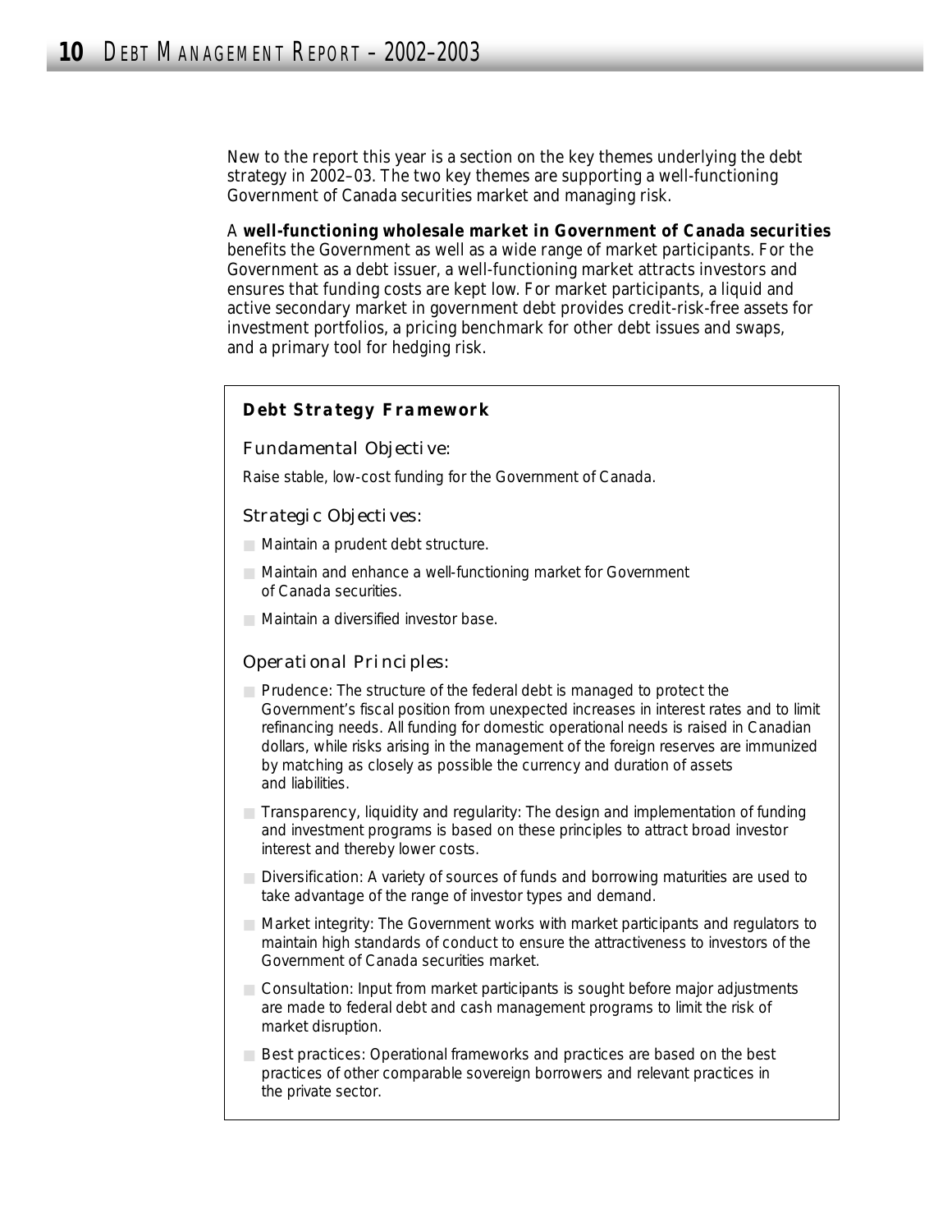New to the report this year is a section on the key themes underlying the debt strategy in 2002–03. The two key themes are supporting a well-functioning Government of Canada securities market and managing risk.

A **well-functioning wholesale market in Government of Canada securities** benefits the Government as well as a wide range of market participants. For the Government as a debt issuer, a well-functioning market attracts investors and ensures that funding costs are kept low. For market participants, a liquid and active secondary market in government debt provides credit-risk-free assets for investment portfolios, a pricing benchmark for other debt issues and swaps, and a primary tool for hedging risk.

### Debt Strategy Framework

#### Fundamental Objective:

Raise stable, low-cost funding for the Government of Canada.

#### Strategic Objectives:

- Maintain a prudent debt structure.
- Maintain and enhance a well-functioning market for Government of Canada securities.
- Maintain a diversified investor base.

#### Operational Principles:

- Prudence: The structure of the federal debt is managed to protect the Government's fiscal position from unexpected increases in interest rates and to limit refinancing needs. All funding for domestic operational needs is raised in Canadian dollars, while risks arising in the management of the foreign reserves are immunized by matching as closely as possible the currency and duration of assets and liabilities.
- Transparency, liquidity and regularity: The design and implementation of funding and investment programs is based on these principles to attract broad investor interest and thereby lower costs.
- Diversification: A variety of sources of funds and borrowing maturities are used to take advantage of the range of investor types and demand.
- Market integrity: The Government works with market participants and regulators to maintain high standards of conduct to ensure the attractiveness to investors of the Government of Canada securities market.
- Consultation: Input from market participants is sought before major adjustments are made to federal debt and cash management programs to limit the risk of market disruption.
- Best practices: Operational frameworks and practices are based on the best practices of other comparable sovereign borrowers and relevant practices in the private sector.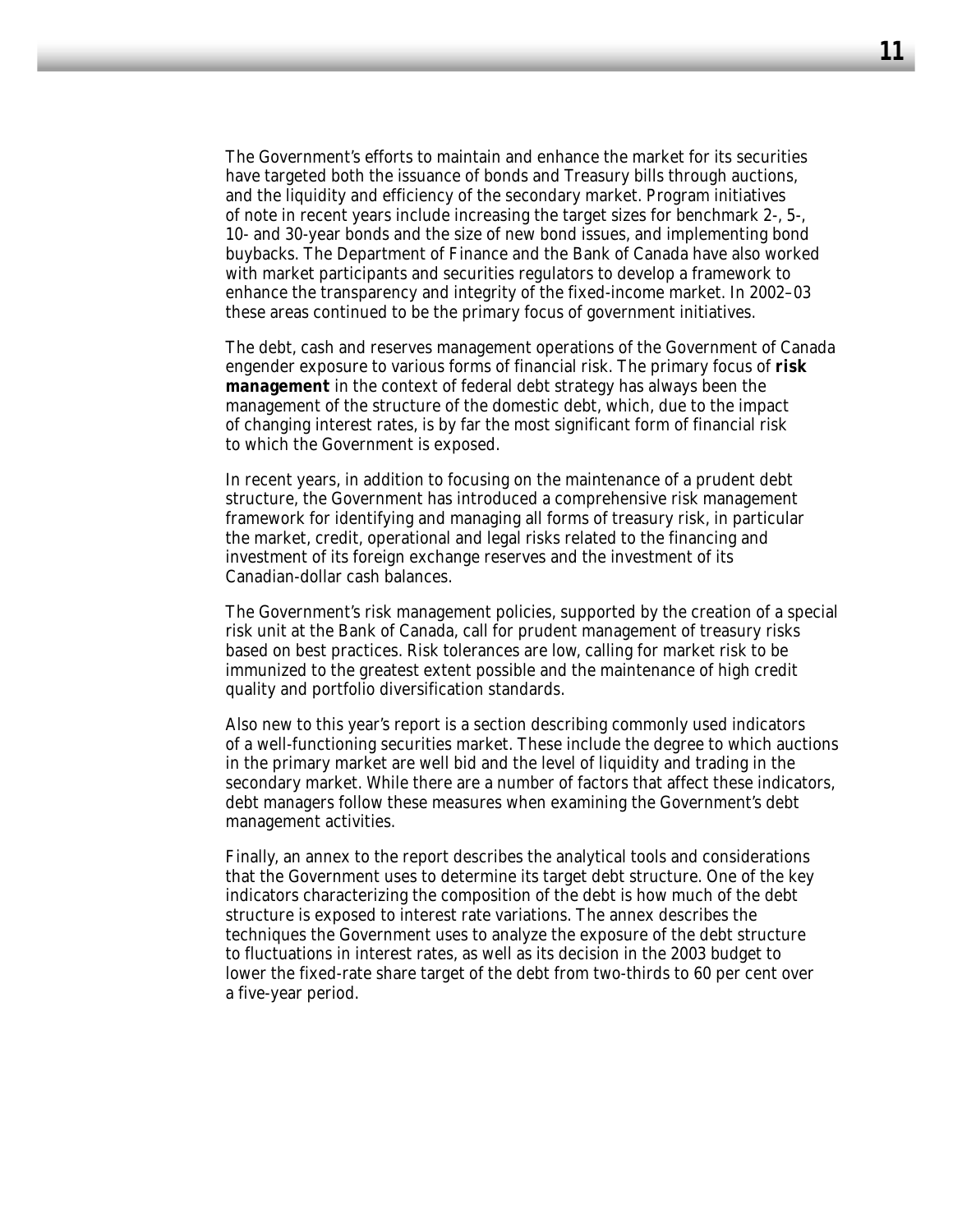The Government's efforts to maintain and enhance the market for its securities have targeted both the issuance of bonds and Treasury bills through auctions, and the liquidity and efficiency of the secondary market. Program initiatives of note in recent years include increasing the target sizes for benchmark 2-, 5-, 10- and 30-year bonds and the size of new bond issues, and implementing bond buybacks. The Department of Finance and the Bank of Canada have also worked with market participants and securities regulators to develop a framework to enhance the transparency and integrity of the fixed-income market. In 2002–03 these areas continued to be the primary focus of government initiatives.

The debt, cash and reserves management operations of the Government of Canada engender exposure to various forms of financial risk. The primary focus of **risk management** in the context of federal debt strategy has always been the management of the structure of the domestic debt, which, due to the impact of changing interest rates, is by far the most significant form of financial risk to which the Government is exposed.

In recent years, in addition to focusing on the maintenance of a prudent debt structure, the Government has introduced a comprehensive risk management framework for identifying and managing all forms of treasury risk, in particular the market, credit, operational and legal risks related to the financing and investment of its foreign exchange reserves and the investment of its Canadian-dollar cash balances.

The Government's risk management policies, supported by the creation of a special risk unit at the Bank of Canada, call for prudent management of treasury risks based on best practices. Risk tolerances are low, calling for market risk to be immunized to the greatest extent possible and the maintenance of high credit quality and portfolio diversification standards.

Also new to this year's report is a section describing commonly used indicators of a well-functioning securities market. These include the degree to which auctions in the primary market are well bid and the level of liquidity and trading in the secondary market. While there are a number of factors that affect these indicators, debt managers follow these measures when examining the Government's debt management activities.

Finally, an annex to the report describes the analytical tools and considerations that the Government uses to determine its target debt structure. One of the key indicators characterizing the composition of the debt is how much of the debt structure is exposed to interest rate variations. The annex describes the techniques the Government uses to analyze the exposure of the debt structure to fluctuations in interest rates, as well as its decision in the 2003 budget to lower the fixed-rate share target of the debt from two-thirds to 60 per cent over a five-year period.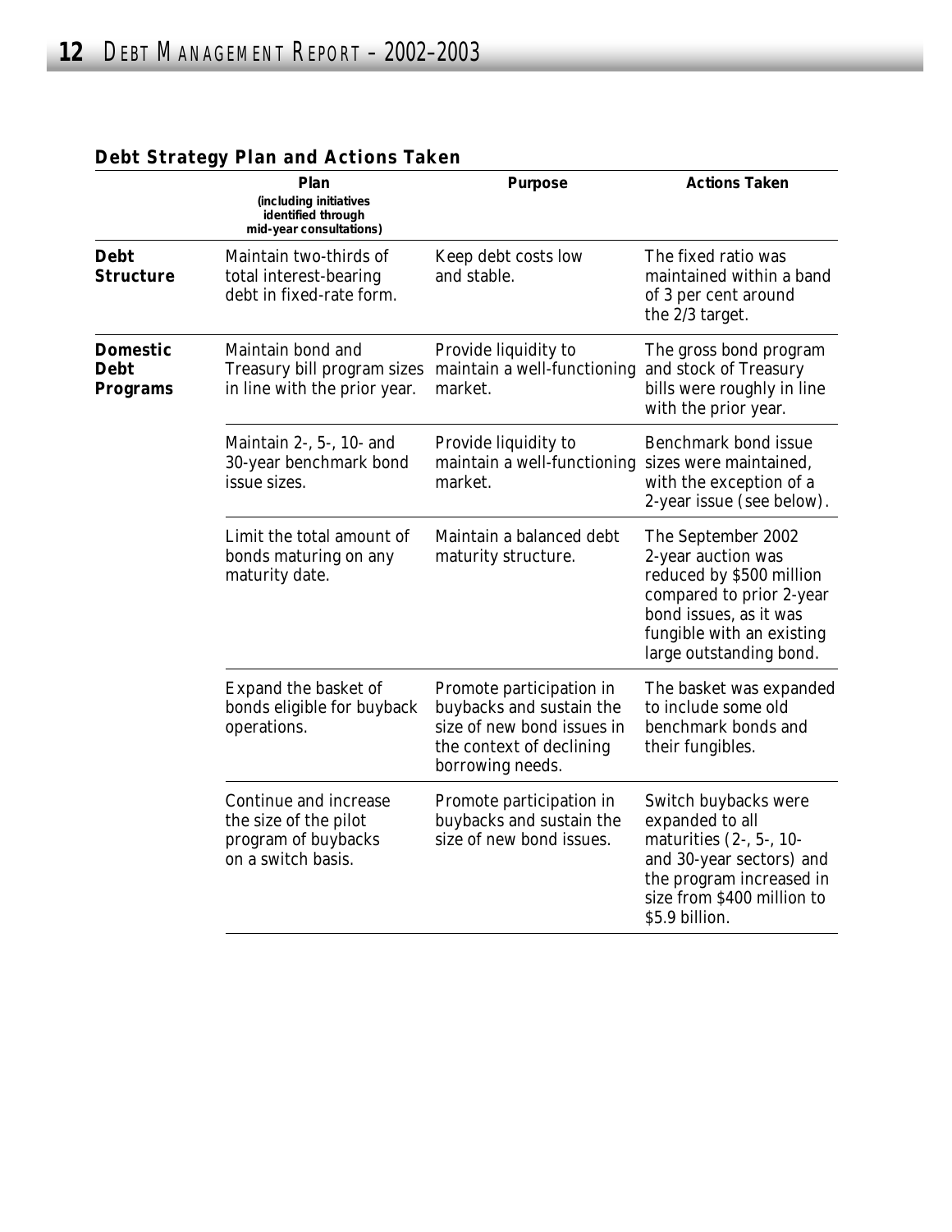### Debt Strategy Plan and Actions Taken

| | Plan (including initiatives identified through mid-year consultations) | Purpose | Actions Taken |
|---|---|---|---|
| **Debt Structure** | Maintain two-thirds of total interest-bearing debt in fixed-rate form. | Keep debt costs low and stable. | The fixed ratio was maintained within a band of 3 per cent around the 2/3 target. |
| **Domestic Debt Programs** | Maintain bond and Treasury bill program sizes in line with the prior year. | Provide liquidity to maintain a well-functioning market. | The gross bond program and stock of Treasury bills were roughly in line with the prior year. |
| | Maintain 2-, 5-, 10- and 30-year benchmark bond issue sizes. | Provide liquidity to maintain a well-functioning market. | Benchmark bond issue sizes were maintained, with the exception of a 2-year issue (see below). |
| | Limit the total amount of bonds maturing on any maturity date. | Maintain a balanced debt maturity structure. | The September 2002 2-year auction was reduced by $500 million compared to prior 2-year bond issues, as it was fungible with an existing large outstanding bond. |
| | Expand the basket of bonds eligible for buyback operations. | Promote participation in buybacks and sustain the size of new bond issues in the context of declining borrowing needs. | The basket was expanded to include some old benchmark bonds and their fungibles. |
| | Continue and increase the size of the pilot program of buybacks on a switch basis. | Promote participation in buybacks and sustain the size of new bond issues. | Switch buybacks were expanded to all maturities (2-, 5-, 10- and 30-year sectors) and the program increased in size from $400 million to $5.9 billion. |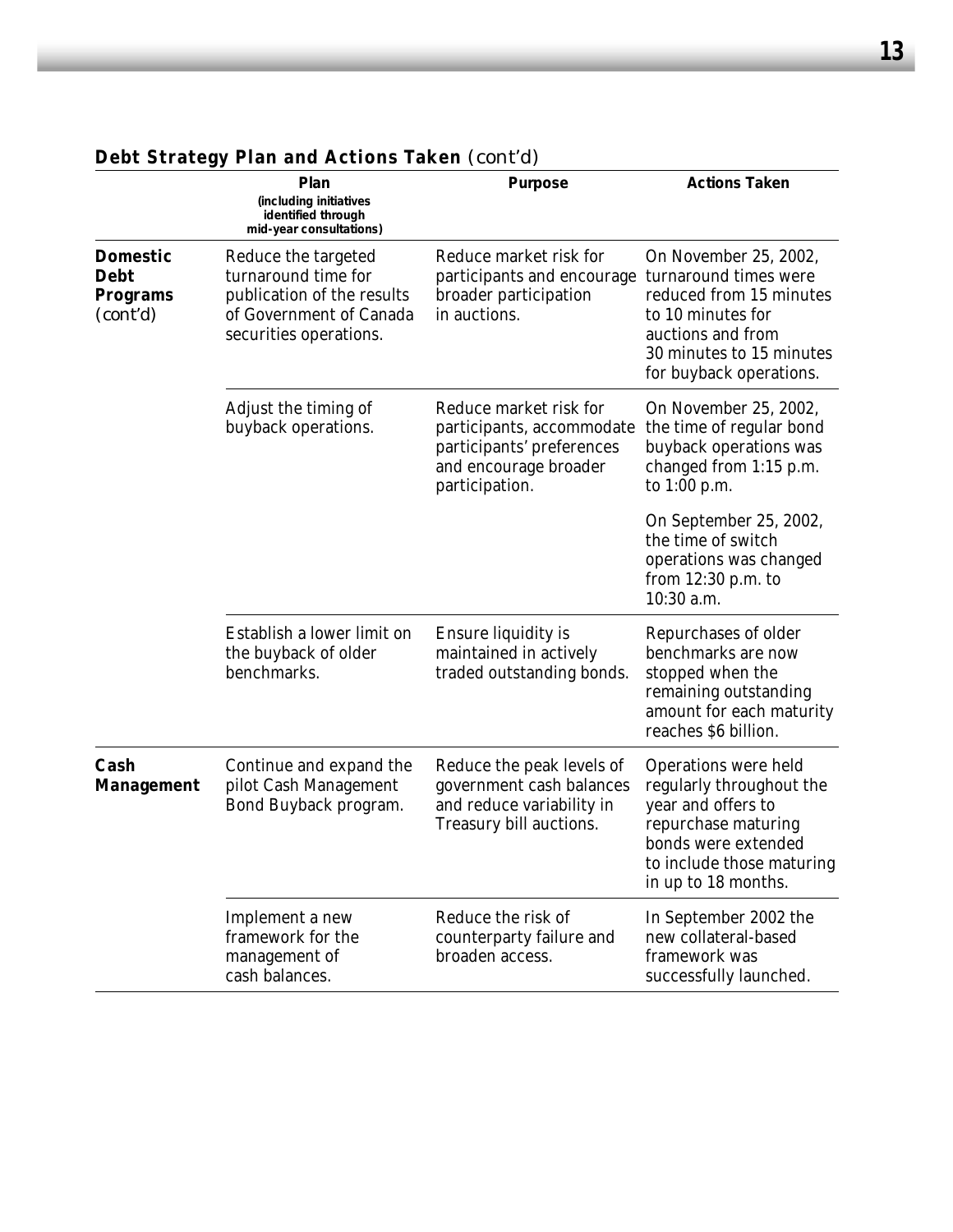## Debt Strategy Plan and Actions Taken (cont'd)

| | Plan (including initiatives identified through mid-year consultations) | Purpose | Actions Taken |
|---|---|---|---|
| **Domestic Debt Programs** (cont'd) | Reduce the targeted turnaround time for publication of the results of Government of Canada securities operations. | Reduce market risk for participants and encourage broader participation in auctions. | On November 25, 2002, turnaround times were reduced from 15 minutes to 10 minutes for auctions and from 30 minutes to 15 minutes for buyback operations. |
| | Adjust the timing of buyback operations. | Reduce market risk for participants, accommodate participants' preferences and encourage broader participation. | On November 25, 2002, the time of regular bond buyback operations was changed from 1:15 p.m. to 1:00 p.m.<br><br>On September 25, 2002, the time of switch operations was changed from 12:30 p.m. to 10:30 a.m. |
| | Establish a lower limit on the buyback of older benchmarks. | Ensure liquidity is maintained in actively traded outstanding bonds. | Repurchases of older benchmarks are now stopped when the remaining outstanding amount for each maturity reaches $6 billion. |
| **Cash Management** | Continue and expand the pilot Cash Management Bond Buyback program. | Reduce the peak levels of government cash balances and reduce variability in Treasury bill auctions. | Operations were held regularly throughout the year and offers to repurchase maturing bonds were extended to include those maturing in up to 18 months. |
| | Implement a new framework for the management of cash balances. | Reduce the risk of counterparty failure and broaden access. | In September 2002 the new collateral-based framework was successfully launched. |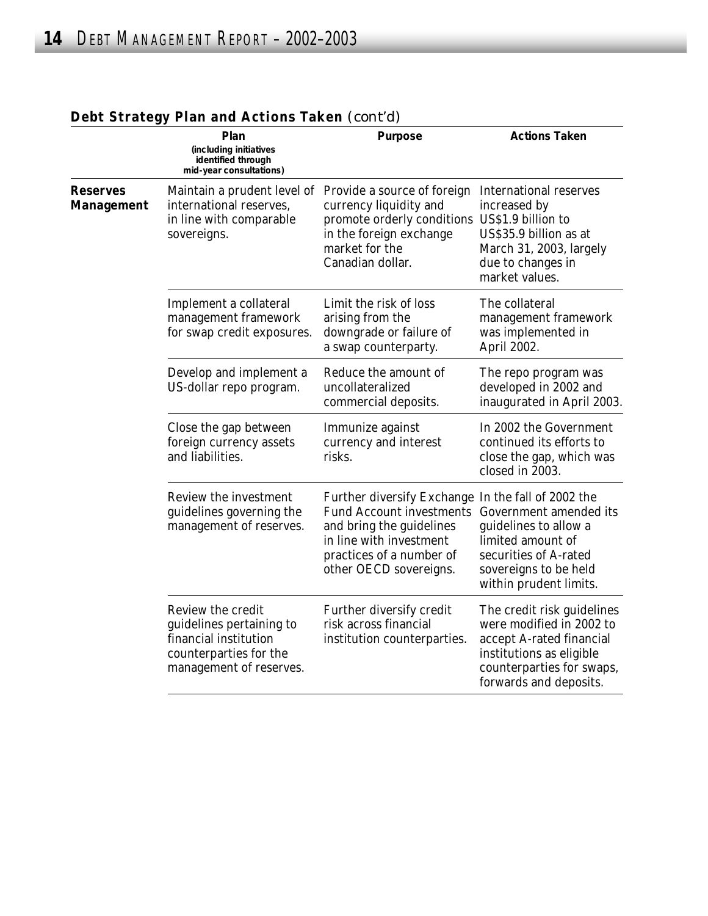**Debt Strategy Plan and Actions Taken** (cont'd)

| | Plan (including initiatives identified through mid-year consultations) | Purpose | Actions Taken |
|---|---|---|---|
| **Reserves Management** | Maintain a prudent level of international reserves, in line with comparable sovereigns. | Provide a source of foreign currency liquidity and promote orderly conditions in the foreign exchange market for the Canadian dollar. | International reserves increased by US$1.9 billion to US$35.9 billion as at March 31, 2003, largely due to changes in market values. |
| | Implement a collateral management framework for swap credit exposures. | Limit the risk of loss arising from the downgrade or failure of a swap counterparty. | The collateral management framework was implemented in April 2002. |
| | Develop and implement a US-dollar repo program. | Reduce the amount of uncollateralized commercial deposits. | The repo program was developed in 2002 and inaugurated in April 2003. |
| | Close the gap between foreign currency assets and liabilities. | Immunize against currency and interest risks. | In 2002 the Government continued its efforts to close the gap, which was closed in 2003. |
| | Review the investment guidelines governing the management of reserves. | Further diversify Exchange Fund Account investments and bring the guidelines in line with investment practices of a number of other OECD sovereigns. | In the fall of 2002 the Government amended its guidelines to allow a limited amount of securities of A-rated sovereigns to be held within prudent limits. |
| | Review the credit guidelines pertaining to financial institution counterparties for the management of reserves. | Further diversify credit risk across financial institution counterparties. | The credit risk guidelines were modified in 2002 to accept A-rated financial institutions as eligible counterparties for swaps, forwards and deposits. |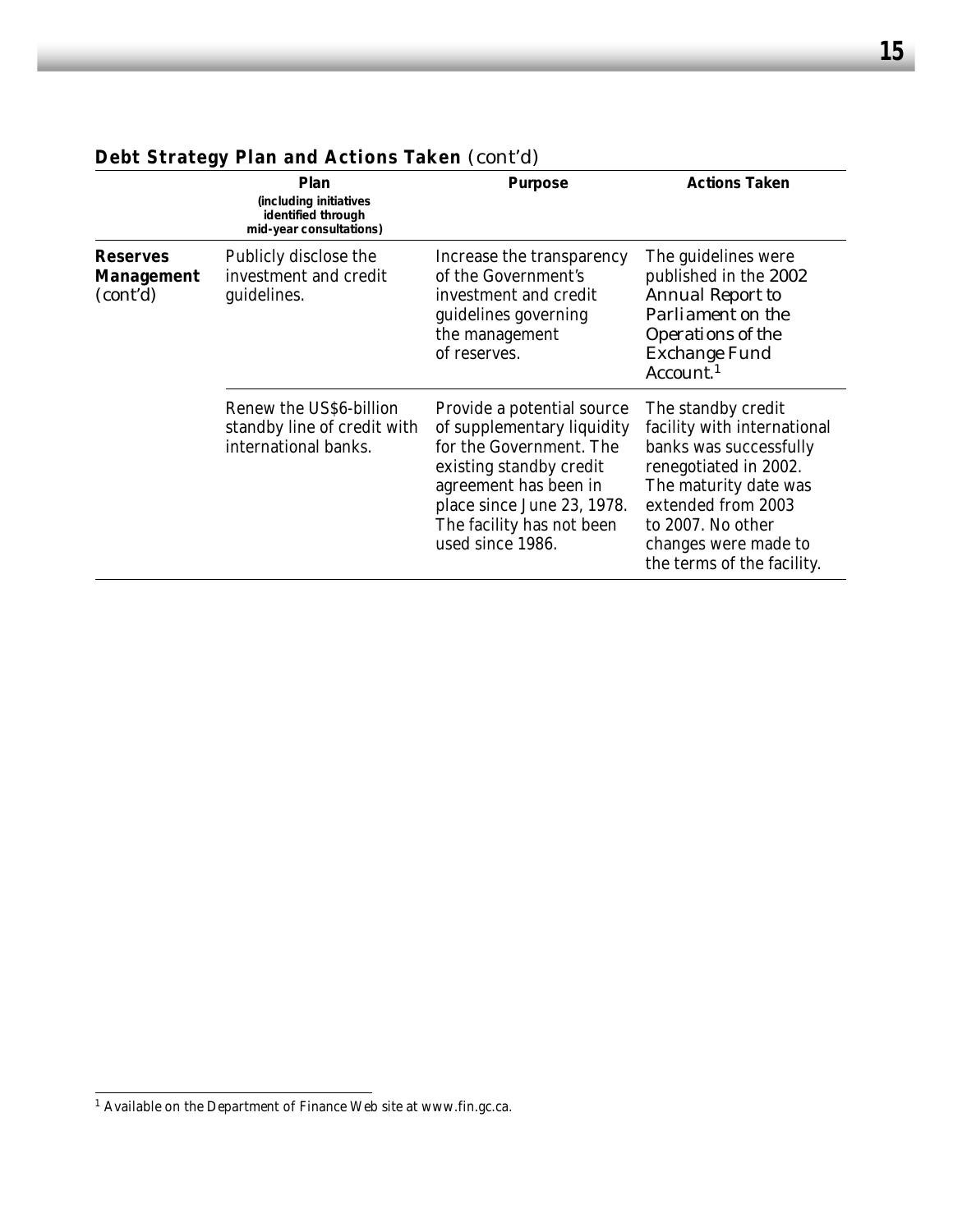**Debt Strategy Plan and Actions Taken** (cont'd)

| | Plan (including initiatives identified through mid-year consultations) | Purpose | Actions Taken |
|---|---|---|---|
| **Reserves Management** (cont'd) | Publicly disclose the investment and credit guidelines. | Increase the transparency of the Government's investment and credit guidelines governing the management of reserves. | The guidelines were published in the *2002 Annual Report to Parliament on the Operations of the Exchange Fund Account*.[1] |
| | Renew the US$6-billion standby line of credit with international banks. | Provide a potential source of supplementary liquidity for the Government. The existing standby credit agreement has been in place since June 23, 1978. The facility has not been used since 1986. | The standby credit facility with international banks was successfully renegotiated in 2002. The maturity date was extended from 2003 to 2007. No other changes were made to the terms of the facility. |

[1] Available on the Department of Finance Web site at www.fin.gc.ca.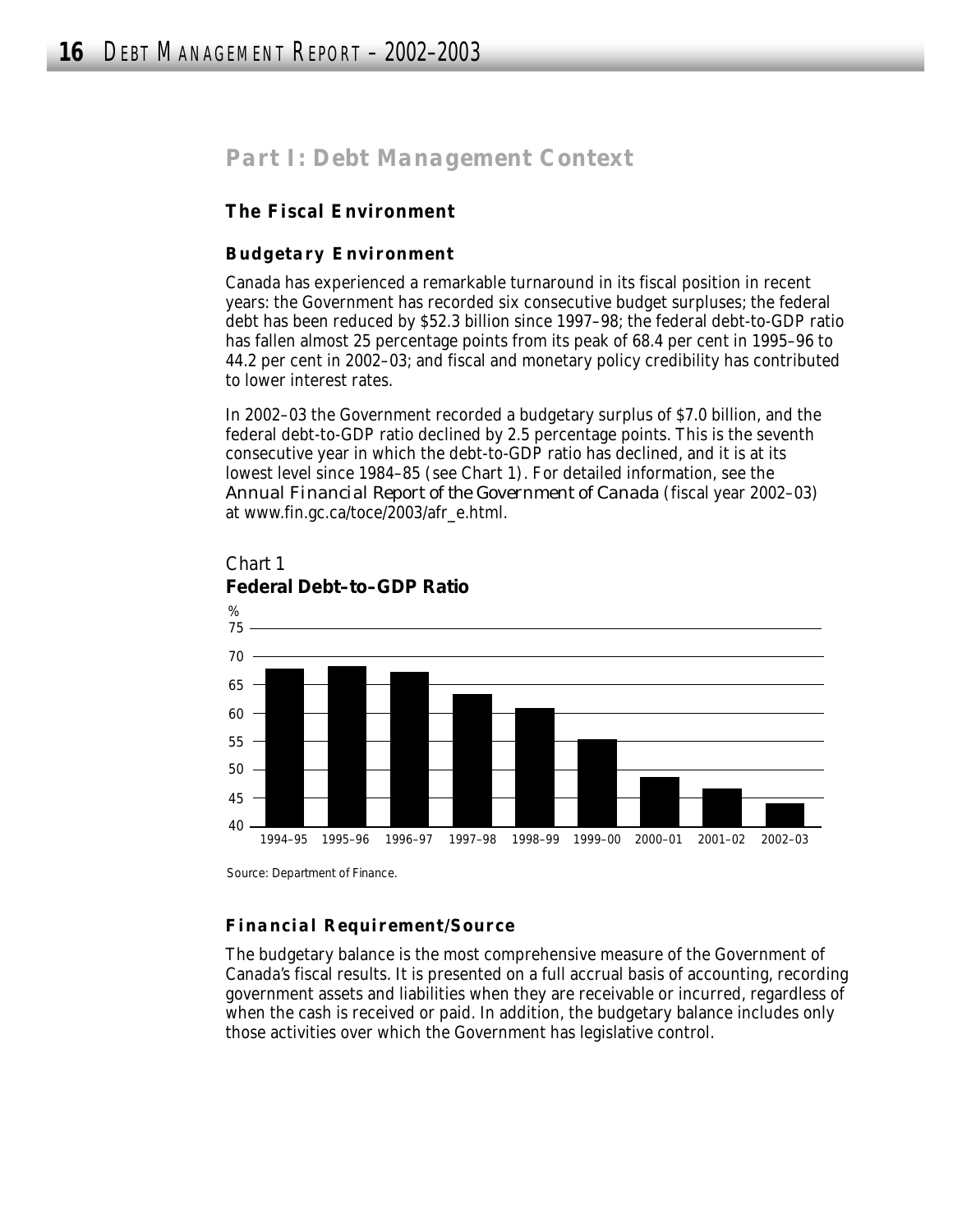# Part I: Debt Management Context

## The Fiscal Environment

### Budgetary Environment

Canada has experienced a remarkable turnaround in its fiscal position in recent years: the Government has recorded six consecutive budget surpluses; the federal debt has been reduced by $52.3 billion since 1997–98; the federal debt-to-GDP ratio has fallen almost 25 percentage points from its peak of 68.4 per cent in 1995–96 to 44.2 per cent in 2002–03; and fiscal and monetary policy credibility has contributed to lower interest rates.

In 2002–03 the Government recorded a budgetary surplus of $7.0 billion, and the federal debt-to-GDP ratio declined by 2.5 percentage points. This is the seventh consecutive year in which the debt-to-GDP ratio has declined, and it is at its lowest level since 1984–85 (see Chart 1). For detailed information, see the *Annual Financial Report of the Government of Canada* (fiscal year 2002–03) at www.fin.gc.ca/toce/2003/afr_e.html.

Chart 1
**Federal Debt-to-GDP Ratio**

Source: Department of Finance.

### Financial Requirement/Source

The budgetary balance is the most comprehensive measure of the Government of Canada's fiscal results. It is presented on a full accrual basis of accounting, recording government assets and liabilities when they are receivable or incurred, regardless of when the cash is received or paid. In addition, the budgetary balance includes only those activities over which the Government has legislative control.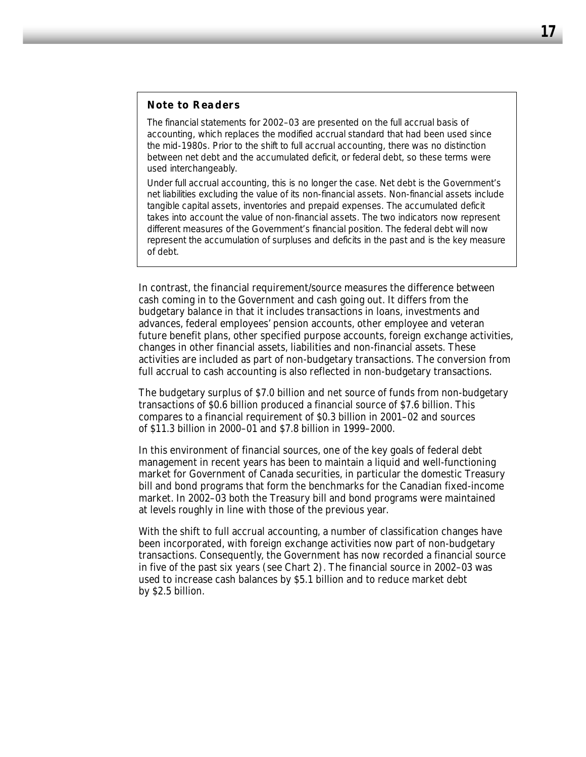> **Note to Readers**
>
> The financial statements for 2002–03 are presented on the full accrual basis of accounting, which replaces the modified accrual standard that had been used since the mid-1980s. Prior to the shift to full accrual accounting, there was no distinction between net debt and the accumulated deficit, or federal debt, so these terms were used interchangeably.
>
> Under full accrual accounting, this is no longer the case. Net debt is the Government's net liabilities excluding the value of its non-financial assets. Non-financial assets include tangible capital assets, inventories and prepaid expenses. The accumulated deficit takes into account the value of non-financial assets. The two indicators now represent different measures of the Government's financial position. The federal debt will now represent the accumulation of surpluses and deficits in the past and is the key measure of debt.

In contrast, the financial requirement/source measures the difference between cash coming in to the Government and cash going out. It differs from the budgetary balance in that it includes transactions in loans, investments and advances, federal employees' pension accounts, other employee and veteran future benefit plans, other specified purpose accounts, foreign exchange activities, changes in other financial assets, liabilities and non-financial assets. These activities are included as part of non-budgetary transactions. The conversion from full accrual to cash accounting is also reflected in non-budgetary transactions.

The budgetary surplus of $7.0 billion and net source of funds from non-budgetary transactions of $0.6 billion produced a financial source of $7.6 billion. This compares to a financial requirement of $0.3 billion in 2001–02 and sources of $11.3 billion in 2000–01 and $7.8 billion in 1999–2000.

In this environment of financial sources, one of the key goals of federal debt management in recent years has been to maintain a liquid and well-functioning market for Government of Canada securities, in particular the domestic Treasury bill and bond programs that form the benchmarks for the Canadian fixed-income market. In 2002–03 both the Treasury bill and bond programs were maintained at levels roughly in line with those of the previous year.

With the shift to full accrual accounting, a number of classification changes have been incorporated, with foreign exchange activities now part of non-budgetary transactions. Consequently, the Government has now recorded a financial source in five of the past six years (see Chart 2). The financial source in 2002–03 was used to increase cash balances by $5.1 billion and to reduce market debt by $2.5 billion.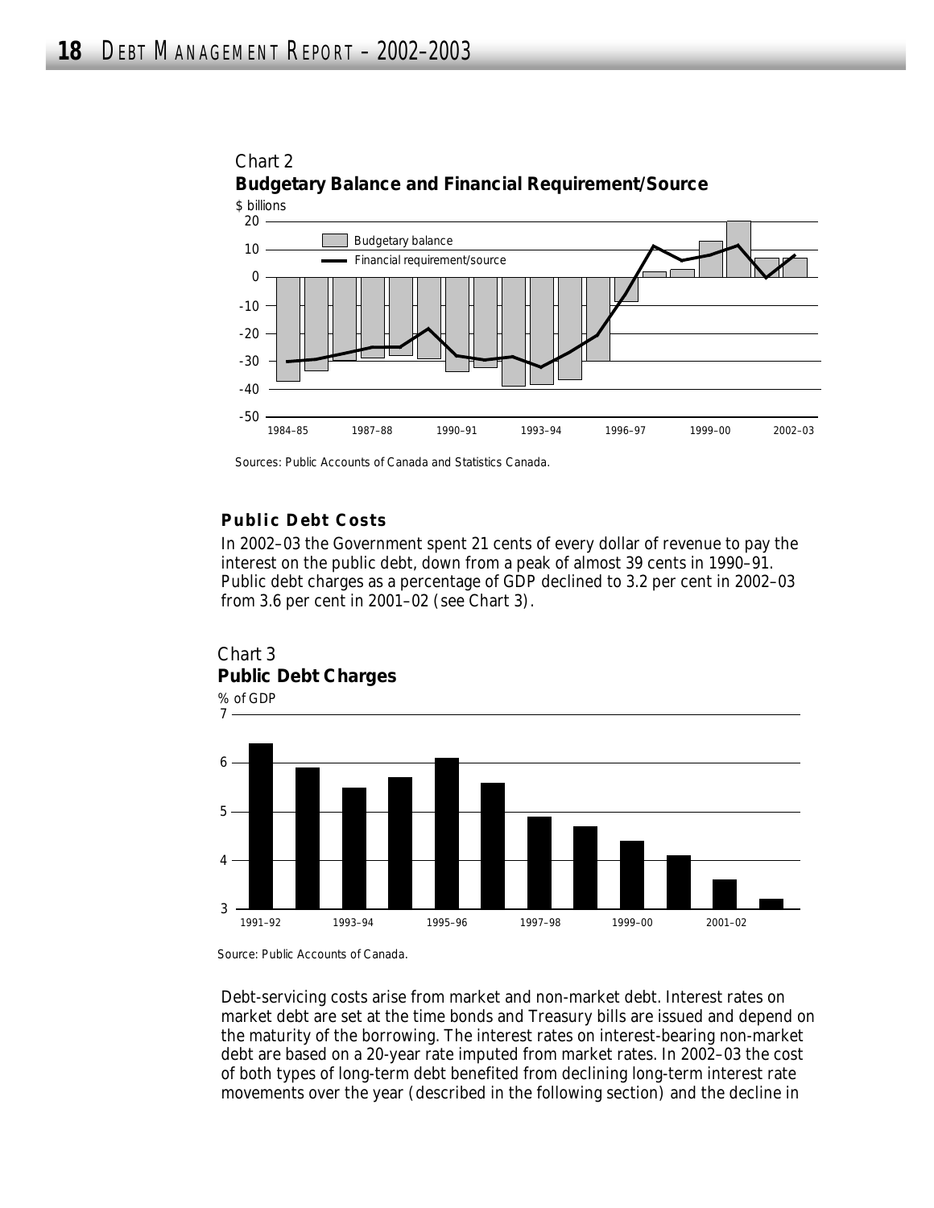Chart 2
**Budgetary Balance and Financial Requirement/Source**

Sources: Public Accounts of Canada and Statistics Canada.

### Public Debt Costs

In 2002–03 the Government spent 21 cents of every dollar of revenue to pay the interest on the public debt, down from a peak of almost 39 cents in 1990–91. Public debt charges as a percentage of GDP declined to 3.2 per cent in 2002–03 from 3.6 per cent in 2001–02 (see Chart 3).

Chart 3
**Public Debt Charges**

Source: Public Accounts of Canada.

Debt-servicing costs arise from market and non-market debt. Interest rates on market debt are set at the time bonds and Treasury bills are issued and depend on the maturity of the borrowing. The interest rates on interest-bearing non-market debt are based on a 20-year rate imputed from market rates. In 2002–03 the cost of both types of long-term debt benefited from declining long-term interest rate movements over the year (described in the following section) and the decline in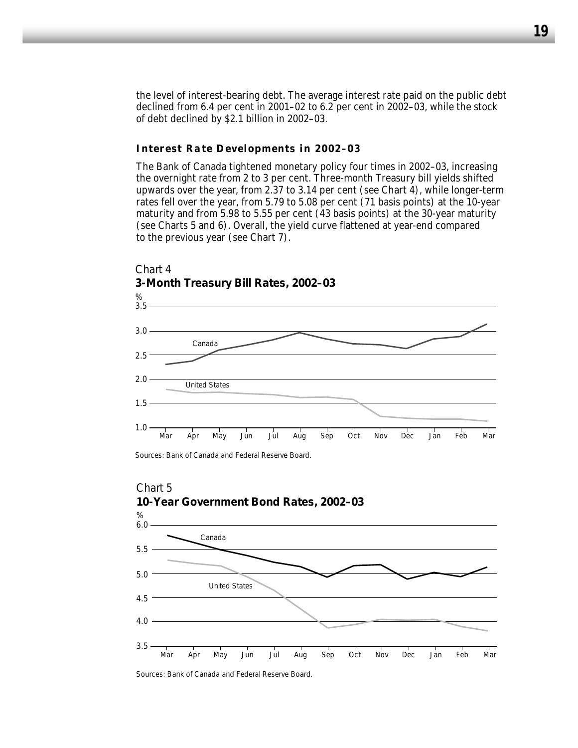the level of interest-bearing debt. The average interest rate paid on the public debt declined from 6.4 per cent in 2001–02 to 6.2 per cent in 2002–03, while the stock of debt declined by $2.1 billion in 2002–03.

### Interest Rate Developments in 2002–03

The Bank of Canada tightened monetary policy four times in 2002–03, increasing the overnight rate from 2 to 3 per cent. Three-month Treasury bill yields shifted upwards over the year, from 2.37 to 3.14 per cent (see Chart 4), while longer-term rates fell over the year, from 5.79 to 5.08 per cent (71 basis points) at the 10-year maturity and from 5.98 to 5.55 per cent (43 basis points) at the 30-year maturity (see Charts 5 and 6). Overall, the yield curve flattened at year-end compared to the previous year (see Chart 7).

Chart 4
**3-Month Treasury Bill Rates, 2002–03**

Sources: Bank of Canada and Federal Reserve Board.

Chart 5
**10-Year Government Bond Rates, 2002–03**

Sources: Bank of Canada and Federal Reserve Board.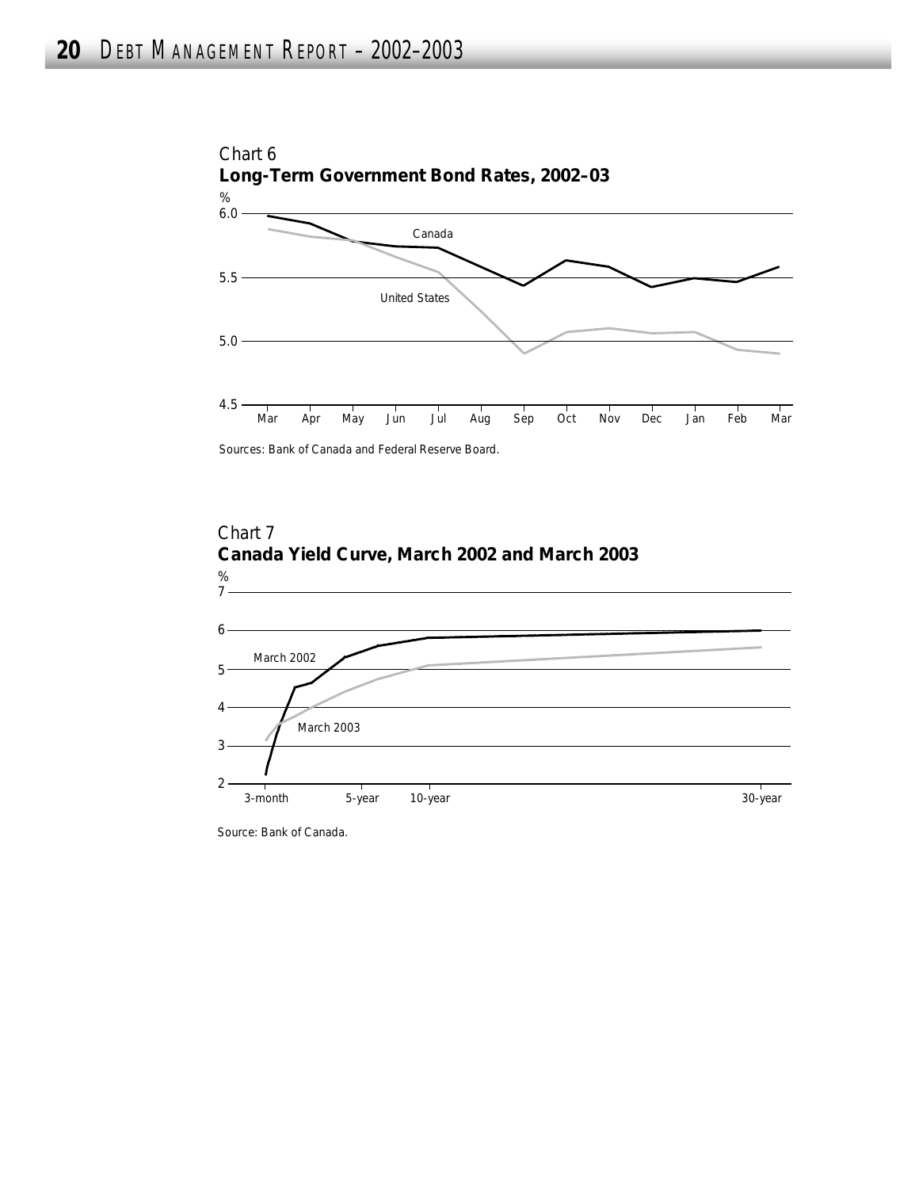Chart 6

**Long-Term Government Bond Rates, 2002–03**

Sources: Bank of Canada and Federal Reserve Board.

Chart 7

**Canada Yield Curve, March 2002 and March 2003**

Source: Bank of Canada.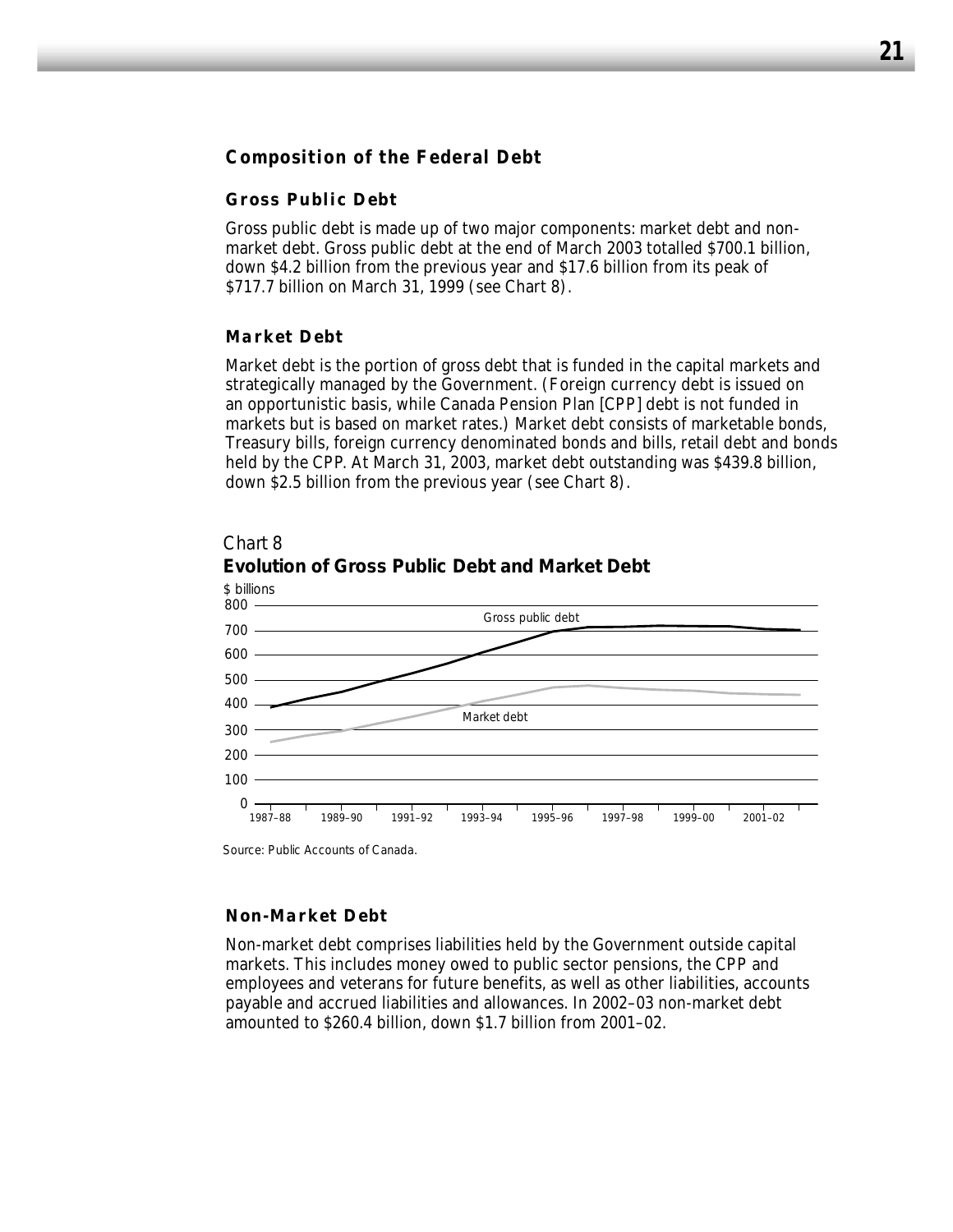## Composition of the Federal Debt

### Gross Public Debt

Gross public debt is made up of two major components: market debt and non-market debt. Gross public debt at the end of March 2003 totalled $700.1 billion, down $4.2 billion from the previous year and $17.6 billion from its peak of $717.7 billion on March 31, 1999 (see Chart 8).

### Market Debt

Market debt is the portion of gross debt that is funded in the capital markets and strategically managed by the Government. (Foreign currency debt is issued on an opportunistic basis, while Canada Pension Plan [CPP] debt is not funded in markets but is based on market rates.) Market debt consists of marketable bonds, Treasury bills, foreign currency denominated bonds and bills, retail debt and bonds held by the CPP. At March 31, 2003, market debt outstanding was $439.8 billion, down $2.5 billion from the previous year (see Chart 8).

*Chart 8*

**Evolution of Gross Public Debt and Market Debt**

Source: Public Accounts of Canada.

### Non-Market Debt

Non-market debt comprises liabilities held by the Government outside capital markets. This includes money owed to public sector pensions, the CPP and employees and veterans for future benefits, as well as other liabilities, accounts payable and accrued liabilities and allowances. In 2002–03 non-market debt amounted to $260.4 billion, down $1.7 billion from 2001–02.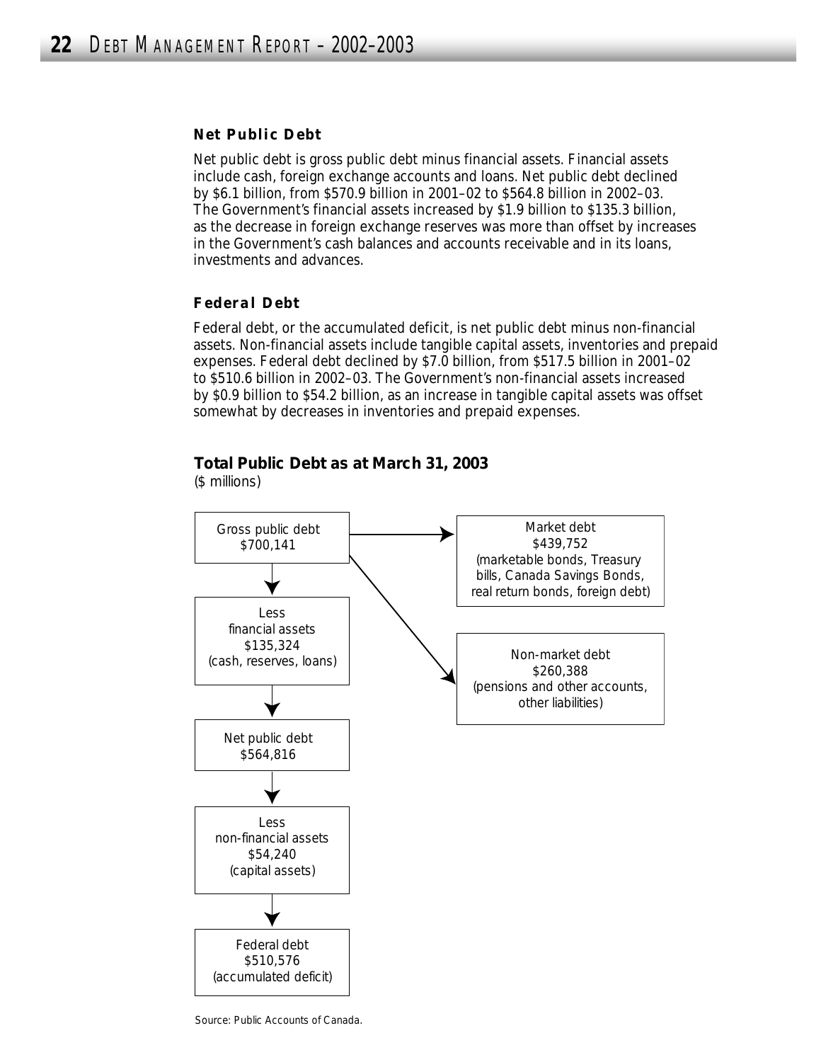### Net Public Debt

Net public debt is gross public debt minus financial assets. Financial assets include cash, foreign exchange accounts and loans. Net public debt declined by $6.1 billion, from $570.9 billion in 2001–02 to $564.8 billion in 2002–03. The Government's financial assets increased by $1.9 billion to $135.3 billion, as the decrease in foreign exchange reserves was more than offset by increases in the Government's cash balances and accounts receivable and in its loans, investments and advances.

### Federal Debt

Federal debt, or the accumulated deficit, is net public debt minus non-financial assets. Non-financial assets include tangible capital assets, inventories and prepaid expenses. Federal debt declined by $7.0 billion, from $517.5 billion in 2001–02 to $510.6 billion in 2002–03. The Government's non-financial assets increased by $0.9 billion to $54.2 billion, as an increase in tangible capital assets was offset somewhat by decreases in inventories and prepaid expenses.

**Total Public Debt as at March 31, 2003**
($ millions)

Gross public debt
$700,141

→ Market debt
$439,752
(marketable bonds, Treasury bills, Canada Savings Bonds, real return bonds, foreign debt)

→ Non-market debt
$260,388
(pensions and other accounts, other liabilities)

↓

Less
financial assets
$135,324
(cash, reserves, loans)

↓

Net public debt
$564,816

↓

Less
non-financial assets
$54,240
(capital assets)

↓

Federal debt
$510,576
(accumulated deficit)

Source: Public Accounts of Canada.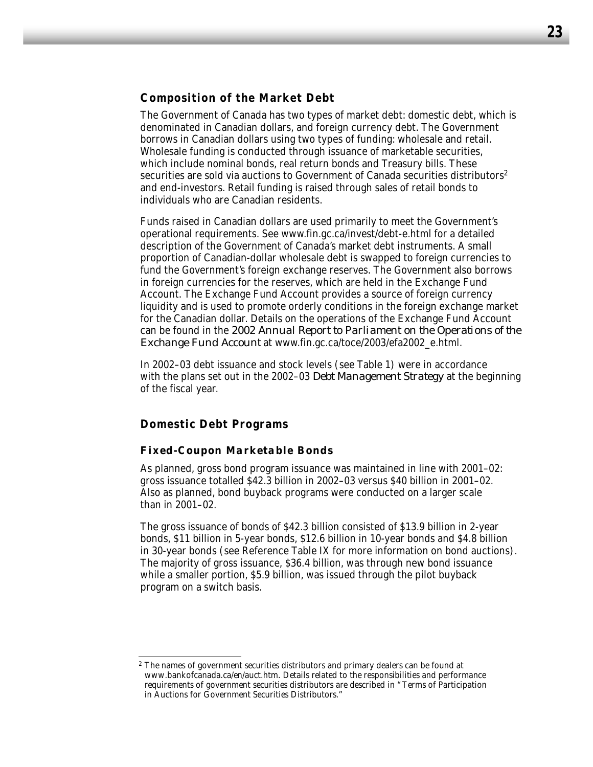### Composition of the Market Debt

The Government of Canada has two types of market debt: domestic debt, which is denominated in Canadian dollars, and foreign currency debt. The Government borrows in Canadian dollars using two types of funding: wholesale and retail. Wholesale funding is conducted through issuance of marketable securities, which include nominal bonds, real return bonds and Treasury bills. These securities are sold via auctions to Government of Canada securities distributors[2] and end-investors. Retail funding is raised through sales of retail bonds to individuals who are Canadian residents.

Funds raised in Canadian dollars are used primarily to meet the Government's operational requirements. See www.fin.gc.ca/invest/debt-e.html for a detailed description of the Government of Canada's market debt instruments. A small proportion of Canadian-dollar wholesale debt is swapped to foreign currencies to fund the Government's foreign exchange reserves. The Government also borrows in foreign currencies for the reserves, which are held in the Exchange Fund Account. The Exchange Fund Account provides a source of foreign currency liquidity and is used to promote orderly conditions in the foreign exchange market for the Canadian dollar. Details on the operations of the Exchange Fund Account can be found in the *2002 Annual Report to Parliament on the Operations of the Exchange Fund Account* at www.fin.gc.ca/toce/2003/efa2002_e.html.

In 2002–03 debt issuance and stock levels (see Table 1) were in accordance with the plans set out in the 2002–03 *Debt Management Strategy* at the beginning of the fiscal year.

### Domestic Debt Programs

#### Fixed-Coupon Marketable Bonds

As planned, gross bond program issuance was maintained in line with 2001–02: gross issuance totalled $42.3 billion in 2002–03 versus $40 billion in 2001–02. Also as planned, bond buyback programs were conducted on a larger scale than in 2001–02.

The gross issuance of bonds of $42.3 billion consisted of $13.9 billion in 2-year bonds, $11 billion in 5-year bonds, $12.6 billion in 10-year bonds and $4.8 billion in 30-year bonds (see Reference Table IX for more information on bond auctions). The majority of gross issuance, $36.4 billion, was through new bond issuance while a smaller portion, $5.9 billion, was issued through the pilot buyback program on a switch basis.

---

[2] The names of government securities distributors and primary dealers can be found at www.bankofcanada.ca/en/auct.htm. Details related to the responsibilities and performance requirements of government securities distributors are described in "Terms of Participation in Auctions for Government Securities Distributors."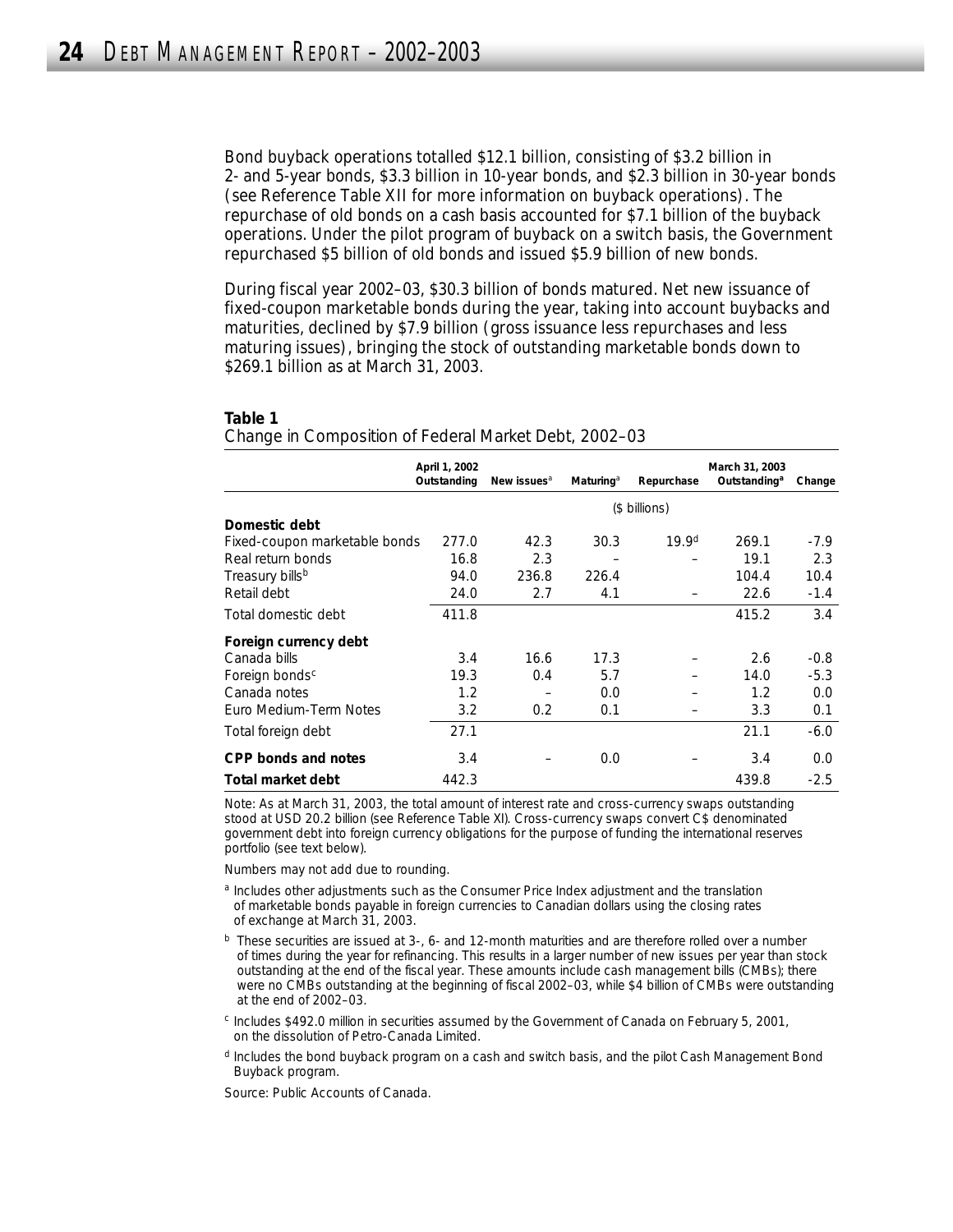Bond buyback operations totalled $12.1 billion, consisting of $3.2 billion in 2- and 5-year bonds, $3.3 billion in 10-year bonds, and $2.3 billion in 30-year bonds (see Reference Table XII for more information on buyback operations). The repurchase of old bonds on a cash basis accounted for $7.1 billion of the buyback operations. Under the pilot program of buyback on a switch basis, the Government repurchased $5 billion of old bonds and issued $5.9 billion of new bonds.

During fiscal year 2002–03, $30.3 billion of bonds matured. Net new issuance of fixed-coupon marketable bonds during the year, taking into account buybacks and maturities, declined by $7.9 billion (gross issuance less repurchases and less maturing issues), bringing the stock of outstanding marketable bonds down to $269.1 billion as at March 31, 2003.

**Table 1**

Change in Composition of Federal Market Debt, 2002–03

| | April 1, 2002 Outstanding | New issues[a] | Maturing[a] | Repurchase | March 31, 2003 Outstanding[a] | Change |
|---|---|---|---|---|---|---|
| | | | ($ billions) | | | |
| **Domestic debt** | | | | | | |
| Fixed-coupon marketable bonds | 277.0 | 42.3 | 30.3 | 19.9[d] | 269.1 | -7.9 |
| Real return bonds | 16.8 | 2.3 | – | – | 19.1 | 2.3 |
| Treasury bills[b] | 94.0 | 236.8 | 226.4 | | 104.4 | 10.4 |
| Retail debt | 24.0 | 2.7 | 4.1 | – | 22.6 | -1.4 |
| Total domestic debt | 411.8 | | | | 415.2 | 3.4 |
| **Foreign currency debt** | | | | | | |
| Canada bills | 3.4 | 16.6 | 17.3 | – | 2.6 | -0.8 |
| Foreign bonds[c] | 19.3 | 0.4 | 5.7 | – | 14.0 | -5.3 |
| Canada notes | 1.2 | – | 0.0 | – | 1.2 | 0.0 |
| Euro Medium-Term Notes | 3.2 | 0.2 | 0.1 | – | 3.3 | 0.1 |
| Total foreign debt | 27.1 | | | | 21.1 | -6.0 |
| **CPP bonds and notes** | 3.4 | – | 0.0 | – | 3.4 | 0.0 |
| **Total market debt** | 442.3 | | | | 439.8 | -2.5 |

Note: As at March 31, 2003, the total amount of interest rate and cross-currency swaps outstanding stood at USD 20.2 billion (see Reference Table XI). Cross-currency swaps convert C$ denominated government debt into foreign currency obligations for the purpose of funding the international reserves portfolio (see text below).

Numbers may not add due to rounding.

[a] Includes other adjustments such as the Consumer Price Index adjustment and the translation of marketable bonds payable in foreign currencies to Canadian dollars using the closing rates of exchange at March 31, 2003.

[b] These securities are issued at 3-, 6- and 12-month maturities and are therefore rolled over a number of times during the year for refinancing. This results in a larger number of new issues per year than stock outstanding at the end of the fiscal year. These amounts include cash management bills (CMBs); there were no CMBs outstanding at the beginning of fiscal 2002–03, while $4 billion of CMBs were outstanding at the end of 2002–03.

[c] Includes $492.0 million in securities assumed by the Government of Canada on February 5, 2001, on the dissolution of Petro-Canada Limited.

[d] Includes the bond buyback program on a cash and switch basis, and the pilot Cash Management Bond Buyback program.

Source: Public Accounts of Canada.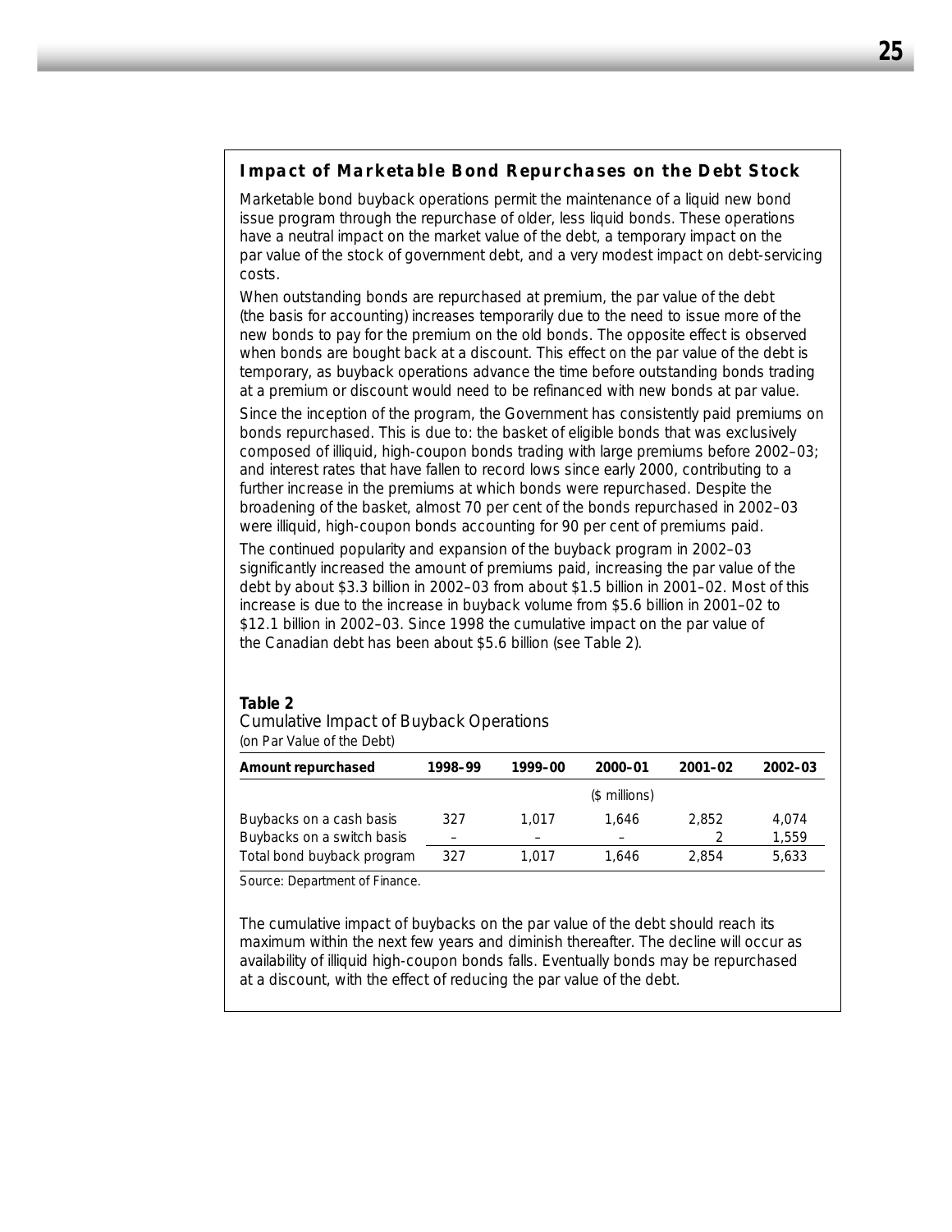## Impact of Marketable Bond Repurchases on the Debt Stock

Marketable bond buyback operations permit the maintenance of a liquid new bond issue program through the repurchase of older, less liquid bonds. These operations have a neutral impact on the market value of the debt, a temporary impact on the par value of the stock of government debt, and a very modest impact on debt-servicing costs.

When outstanding bonds are repurchased at premium, the par value of the debt (the basis for accounting) increases temporarily due to the need to issue more of the new bonds to pay for the premium on the old bonds. The opposite effect is observed when bonds are bought back at a discount. This effect on the par value of the debt is temporary, as buyback operations advance the time before outstanding bonds trading at a premium or discount would need to be refinanced with new bonds at par value.

Since the inception of the program, the Government has consistently paid premiums on bonds repurchased. This is due to: the basket of eligible bonds that was exclusively composed of illiquid, high-coupon bonds trading with large premiums before 2002–03; and interest rates that have fallen to record lows since early 2000, contributing to a further increase in the premiums at which bonds were repurchased. Despite the broadening of the basket, almost 70 per cent of the bonds repurchased in 2002–03 were illiquid, high-coupon bonds accounting for 90 per cent of premiums paid.

The continued popularity and expansion of the buyback program in 2002–03 significantly increased the amount of premiums paid, increasing the par value of the debt by about $3.3 billion in 2002–03 from about $1.5 billion in 2001–02. Most of this increase is due to the increase in buyback volume from $5.6 billion in 2001–02 to $12.1 billion in 2002–03. Since 1998 the cumulative impact on the par value of the Canadian debt has been about $5.6 billion (see Table 2).

**Table 2**
Cumulative Impact of Buyback Operations
(on Par Value of the Debt)

| Amount repurchased | 1998–99 | 1999–00 | 2000–01 | 2001–02 | 2002–03 |
|---|---|---|---|---|---|
| | | | ($ millions) | | |
| Buybacks on a cash basis | 327 | 1,017 | 1,646 | 2,852 | 4,074 |
| Buybacks on a switch basis | – | – | – | 2 | 1,559 |
| Total bond buyback program | 327 | 1,017 | 1,646 | 2,854 | 5,633 |

Source: Department of Finance.

The cumulative impact of buybacks on the par value of the debt should reach its maximum within the next few years and diminish thereafter. The decline will occur as availability of illiquid high-coupon bonds falls. Eventually bonds may be repurchased at a discount, with the effect of reducing the par value of the debt.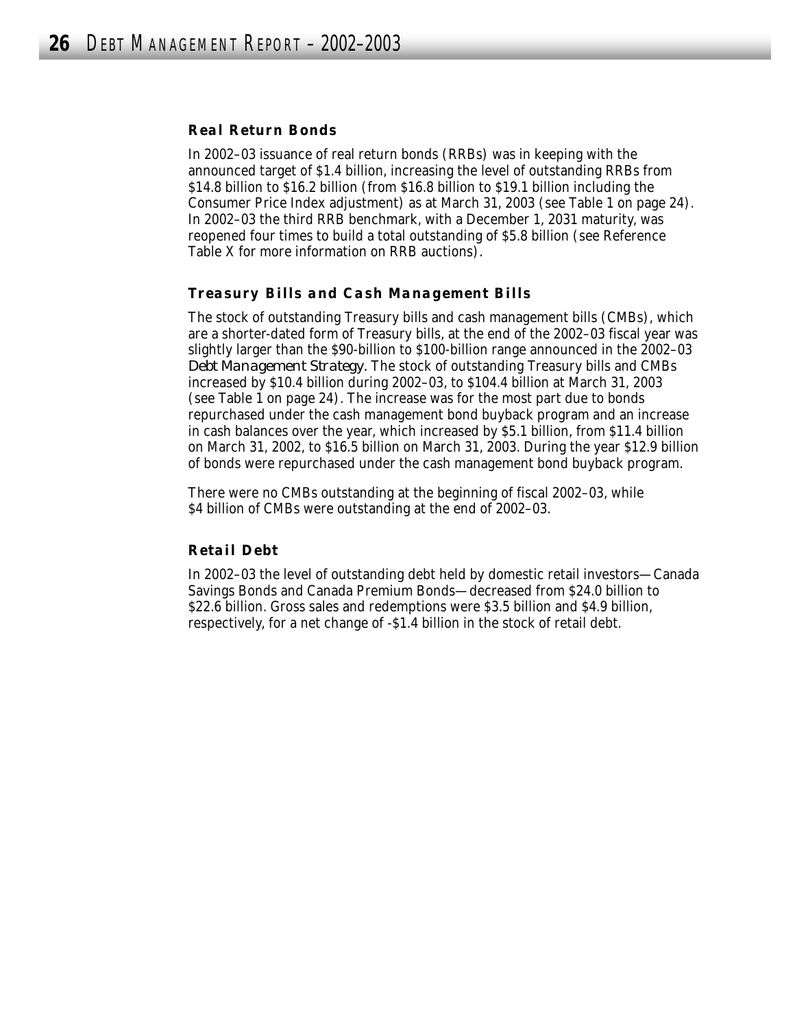### Real Return Bonds

In 2002–03 issuance of real return bonds (RRBs) was in keeping with the announced target of $1.4 billion, increasing the level of outstanding RRBs from $14.8 billion to $16.2 billion (from $16.8 billion to $19.1 billion including the Consumer Price Index adjustment) as at March 31, 2003 (see Table 1 on page 24). In 2002–03 the third RRB benchmark, with a December 1, 2031 maturity, was reopened four times to build a total outstanding of $5.8 billion (see Reference Table X for more information on RRB auctions).

### Treasury Bills and Cash Management Bills

The stock of outstanding Treasury bills and cash management bills (CMBs), which are a shorter-dated form of Treasury bills, at the end of the 2002–03 fiscal year was slightly larger than the $90-billion to $100-billion range announced in the 2002–03 *Debt Management Strategy*. The stock of outstanding Treasury bills and CMBs increased by $10.4 billion during 2002–03, to $104.4 billion at March 31, 2003 (see Table 1 on page 24). The increase was for the most part due to bonds repurchased under the cash management bond buyback program and an increase in cash balances over the year, which increased by $5.1 billion, from $11.4 billion on March 31, 2002, to $16.5 billion on March 31, 2003. During the year $12.9 billion of bonds were repurchased under the cash management bond buyback program.

There were no CMBs outstanding at the beginning of fiscal 2002–03, while $4 billion of CMBs were outstanding at the end of 2002–03.

### Retail Debt

In 2002–03 the level of outstanding debt held by domestic retail investors—Canada Savings Bonds and Canada Premium Bonds—decreased from $24.0 billion to $22.6 billion. Gross sales and redemptions were $3.5 billion and $4.9 billion, respectively, for a net change of -$1.4 billion in the stock of retail debt.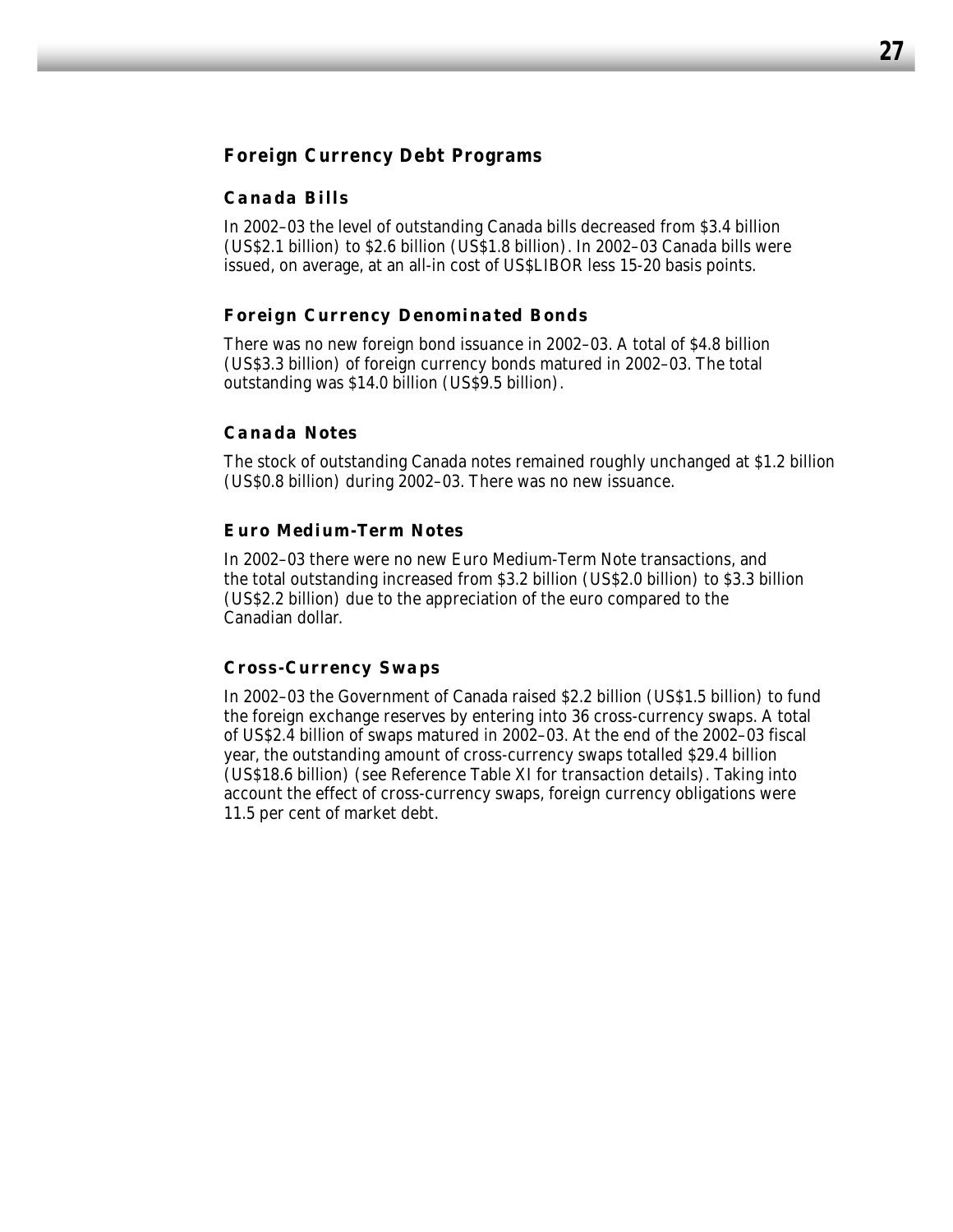## Foreign Currency Debt Programs

### Canada Bills

In 2002–03 the level of outstanding Canada bills decreased from $3.4 billion (US$2.1 billion) to $2.6 billion (US$1.8 billion). In 2002–03 Canada bills were issued, on average, at an all-in cost of US$LIBOR less 15-20 basis points.

### Foreign Currency Denominated Bonds

There was no new foreign bond issuance in 2002–03. A total of $4.8 billion (US$3.3 billion) of foreign currency bonds matured in 2002–03. The total outstanding was $14.0 billion (US$9.5 billion).

### Canada Notes

The stock of outstanding Canada notes remained roughly unchanged at $1.2 billion (US$0.8 billion) during 2002–03. There was no new issuance.

### Euro Medium-Term Notes

In 2002–03 there were no new Euro Medium-Term Note transactions, and the total outstanding increased from $3.2 billion (US$2.0 billion) to $3.3 billion (US$2.2 billion) due to the appreciation of the euro compared to the Canadian dollar.

### Cross-Currency Swaps

In 2002–03 the Government of Canada raised $2.2 billion (US$1.5 billion) to fund the foreign exchange reserves by entering into 36 cross-currency swaps. A total of US$2.4 billion of swaps matured in 2002–03. At the end of the 2002–03 fiscal year, the outstanding amount of cross-currency swaps totalled $29.4 billion (US$18.6 billion) (see Reference Table XI for transaction details). Taking into account the effect of cross-currency swaps, foreign currency obligations were 11.5 per cent of market debt.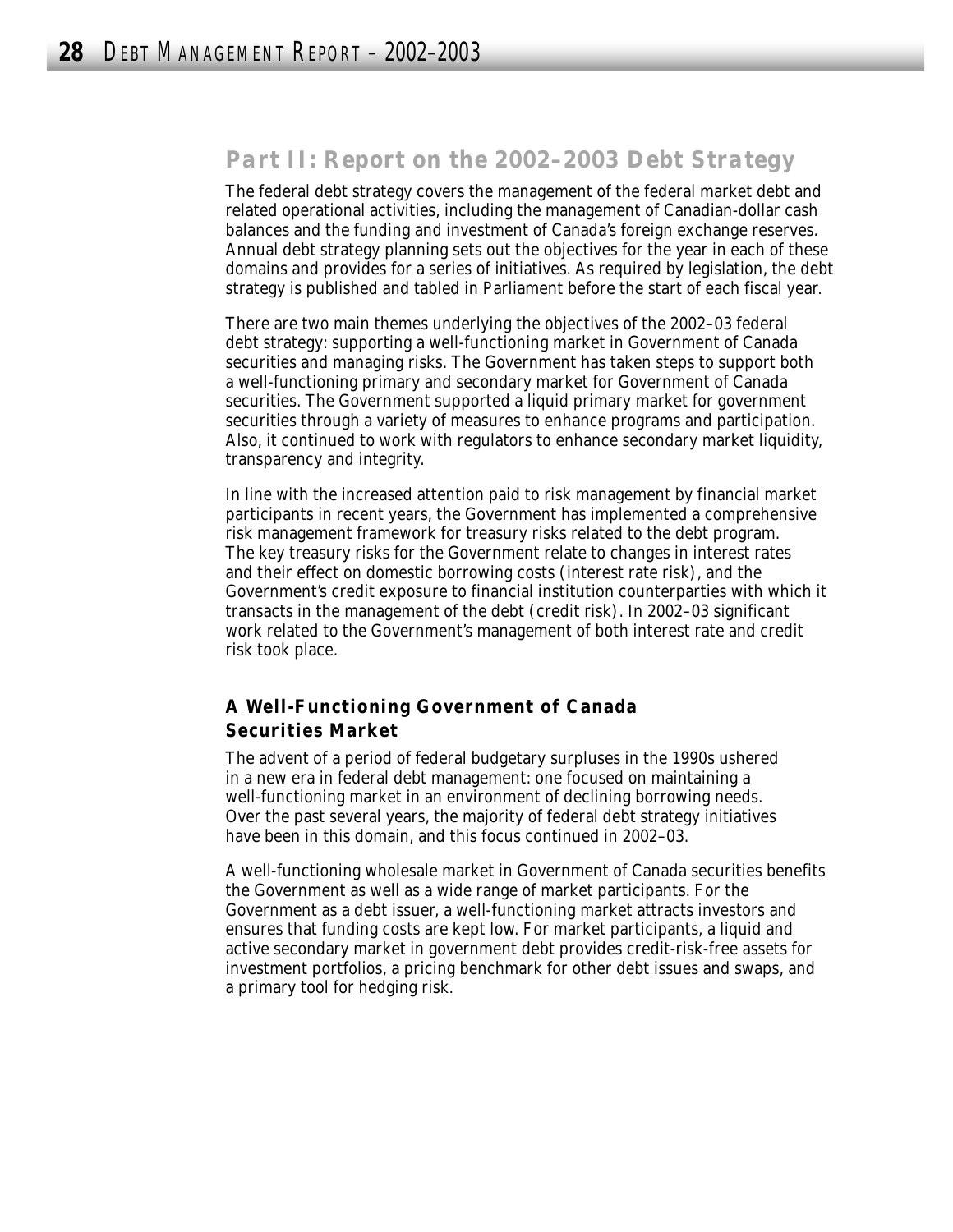## Part II: Report on the 2002–2003 Debt Strategy

The federal debt strategy covers the management of the federal market debt and related operational activities, including the management of Canadian-dollar cash balances and the funding and investment of Canada's foreign exchange reserves. Annual debt strategy planning sets out the objectives for the year in each of these domains and provides for a series of initiatives. As required by legislation, the debt strategy is published and tabled in Parliament before the start of each fiscal year.

There are two main themes underlying the objectives of the 2002–03 federal debt strategy: supporting a well-functioning market in Government of Canada securities and managing risks. The Government has taken steps to support both a well-functioning primary and secondary market for Government of Canada securities. The Government supported a liquid primary market for government securities through a variety of measures to enhance programs and participation. Also, it continued to work with regulators to enhance secondary market liquidity, transparency and integrity.

In line with the increased attention paid to risk management by financial market participants in recent years, the Government has implemented a comprehensive risk management framework for treasury risks related to the debt program. The key treasury risks for the Government relate to changes in interest rates and their effect on domestic borrowing costs (interest rate risk), and the Government's credit exposure to financial institution counterparties with which it transacts in the management of the debt (credit risk). In 2002–03 significant work related to the Government's management of both interest rate and credit risk took place.

### A Well-Functioning Government of Canada Securities Market

The advent of a period of federal budgetary surpluses in the 1990s ushered in a new era in federal debt management: one focused on maintaining a well-functioning market in an environment of declining borrowing needs. Over the past several years, the majority of federal debt strategy initiatives have been in this domain, and this focus continued in 2002–03.

A well-functioning wholesale market in Government of Canada securities benefits the Government as well as a wide range of market participants. For the Government as a debt issuer, a well-functioning market attracts investors and ensures that funding costs are kept low. For market participants, a liquid and active secondary market in government debt provides credit-risk-free assets for investment portfolios, a pricing benchmark for other debt issues and swaps, and a primary tool for hedging risk.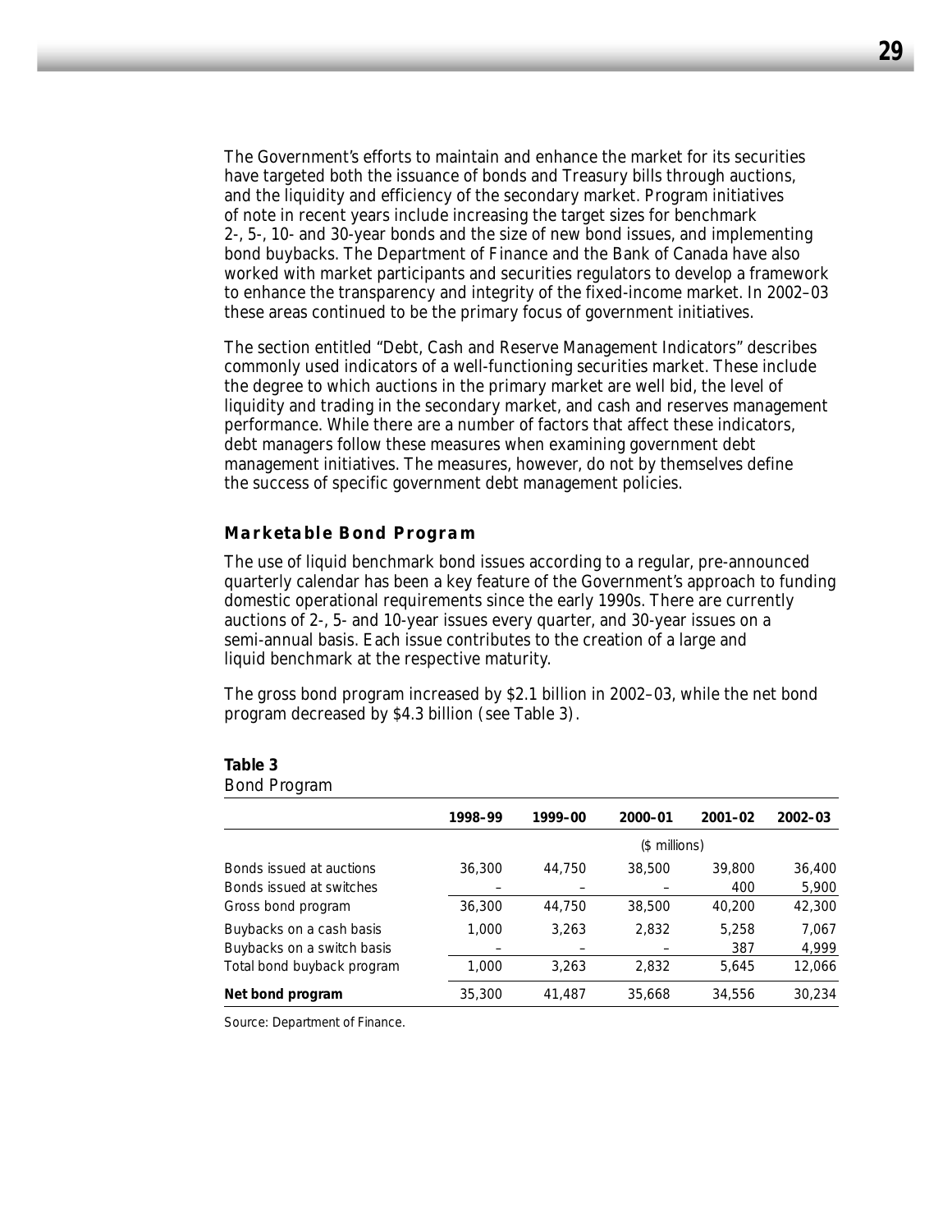The Government's efforts to maintain and enhance the market for its securities have targeted both the issuance of bonds and Treasury bills through auctions, and the liquidity and efficiency of the secondary market. Program initiatives of note in recent years include increasing the target sizes for benchmark 2-, 5-, 10- and 30-year bonds and the size of new bond issues, and implementing bond buybacks. The Department of Finance and the Bank of Canada have also worked with market participants and securities regulators to develop a framework to enhance the transparency and integrity of the fixed-income market. In 2002–03 these areas continued to be the primary focus of government initiatives.

The section entitled "Debt, Cash and Reserve Management Indicators" describes commonly used indicators of a well-functioning securities market. These include the degree to which auctions in the primary market are well bid, the level of liquidity and trading in the secondary market, and cash and reserves management performance. While there are a number of factors that affect these indicators, debt managers follow these measures when examining government debt management initiatives. The measures, however, do not by themselves define the success of specific government debt management policies.

### Marketable Bond Program

The use of liquid benchmark bond issues according to a regular, pre-announced quarterly calendar has been a key feature of the Government's approach to funding domestic operational requirements since the early 1990s. There are currently auctions of 2-, 5- and 10-year issues every quarter, and 30-year issues on a semi-annual basis. Each issue contributes to the creation of a large and liquid benchmark at the respective maturity.

The gross bond program increased by $2.1 billion in 2002–03, while the net bond program decreased by $4.3 billion (see Table 3).

**Table 3**
Bond Program

| | 1998–99 | 1999–00 | 2000–01 | 2001–02 | 2002–03 |
|---|---|---|---|---|---|
| | | | ($ millions) | | |
| Bonds issued at auctions | 36,300 | 44,750 | 38,500 | 39,800 | 36,400 |
| Bonds issued at switches | – | – | – | 400 | 5,900 |
| Gross bond program | 36,300 | 44,750 | 38,500 | 40,200 | 42,300 |
| Buybacks on a cash basis | 1,000 | 3,263 | 2,832 | 5,258 | 7,067 |
| Buybacks on a switch basis | – | – | – | 387 | 4,999 |
| Total bond buyback program | 1,000 | 3,263 | 2,832 | 5,645 | 12,066 |
| **Net bond program** | 35,300 | 41,487 | 35,668 | 34,556 | 30,234 |

Source: Department of Finance.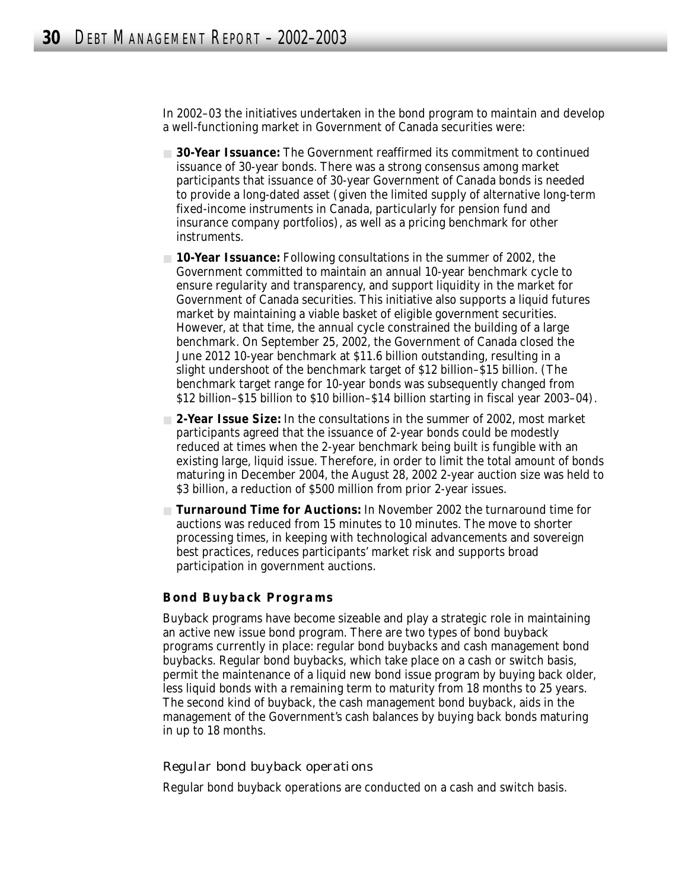In 2002–03 the initiatives undertaken in the bond program to maintain and develop a well-functioning market in Government of Canada securities were:

- **30-Year Issuance:** The Government reaffirmed its commitment to continued issuance of 30-year bonds. There was a strong consensus among market participants that issuance of 30-year Government of Canada bonds is needed to provide a long-dated asset (given the limited supply of alternative long-term fixed-income instruments in Canada, particularly for pension fund and insurance company portfolios), as well as a pricing benchmark for other instruments.
- **10-Year Issuance:** Following consultations in the summer of 2002, the Government committed to maintain an annual 10-year benchmark cycle to ensure regularity and transparency, and support liquidity in the market for Government of Canada securities. This initiative also supports a liquid futures market by maintaining a viable basket of eligible government securities. However, at that time, the annual cycle constrained the building of a large benchmark. On September 25, 2002, the Government of Canada closed the June 2012 10-year benchmark at $11.6 billion outstanding, resulting in a slight undershoot of the benchmark target of $12 billion–$15 billion. (The benchmark target range for 10-year bonds was subsequently changed from $12 billion–$15 billion to $10 billion–$14 billion starting in fiscal year 2003–04).
- **2-Year Issue Size:** In the consultations in the summer of 2002, most market participants agreed that the issuance of 2-year bonds could be modestly reduced at times when the 2-year benchmark being built is fungible with an existing large, liquid issue. Therefore, in order to limit the total amount of bonds maturing in December 2004, the August 28, 2002 2-year auction size was held to $3 billion, a reduction of $500 million from prior 2-year issues.
- **Turnaround Time for Auctions:** In November 2002 the turnaround time for auctions was reduced from 15 minutes to 10 minutes. The move to shorter processing times, in keeping with technological advancements and sovereign best practices, reduces participants' market risk and supports broad participation in government auctions.

### Bond Buyback Programs

Buyback programs have become sizeable and play a strategic role in maintaining an active new issue bond program. There are two types of bond buyback programs currently in place: regular bond buybacks and cash management bond buybacks. Regular bond buybacks, which take place on a cash or switch basis, permit the maintenance of a liquid new bond issue program by buying back older, less liquid bonds with a remaining term to maturity from 18 months to 25 years. The second kind of buyback, the cash management bond buyback, aids in the management of the Government's cash balances by buying back bonds maturing in up to 18 months.

#### Regular bond buyback operations

Regular bond buyback operations are conducted on a cash and switch basis.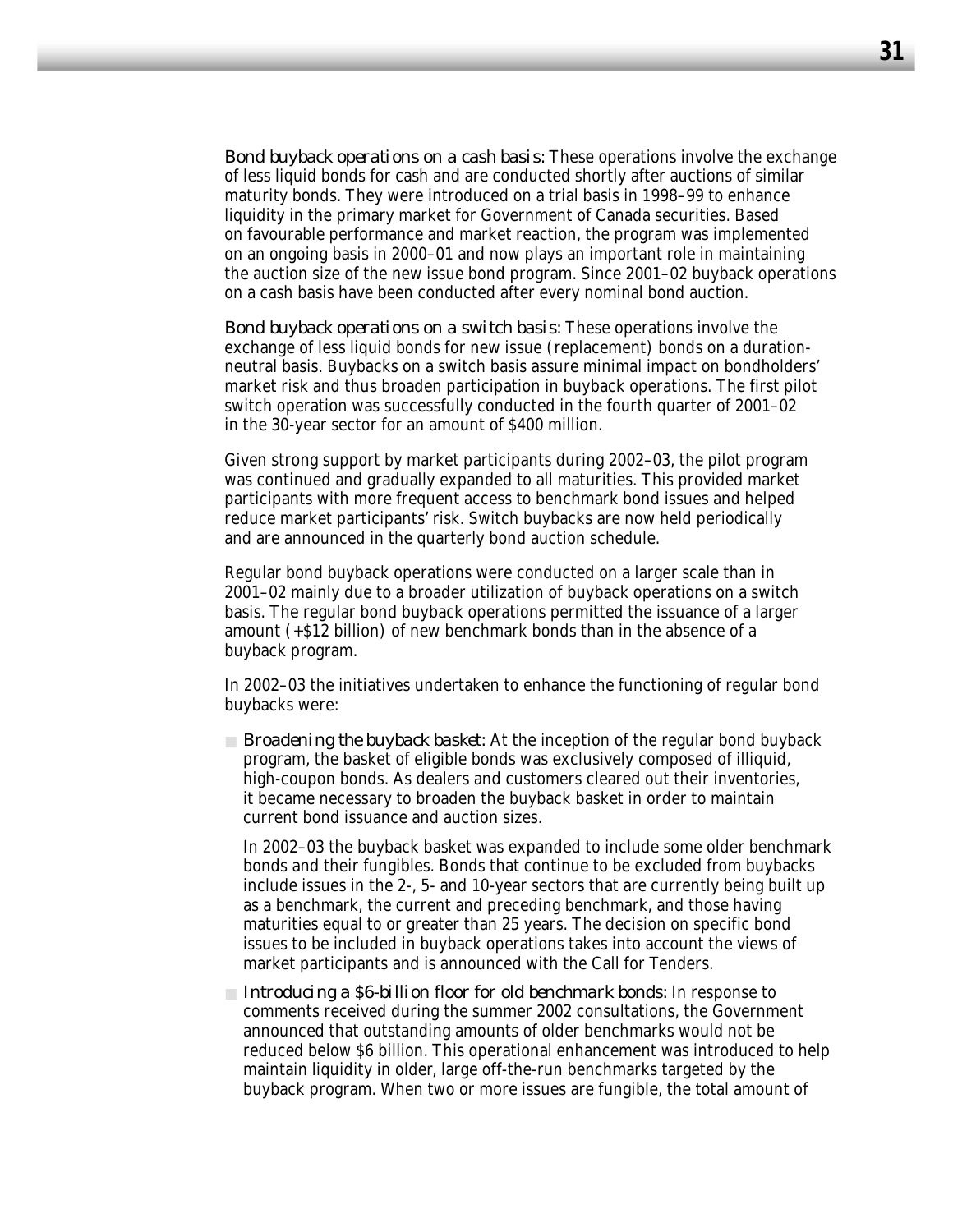*Bond buyback operations on a cash basis:* These operations involve the exchange of less liquid bonds for cash and are conducted shortly after auctions of similar maturity bonds. They were introduced on a trial basis in 1998–99 to enhance liquidity in the primary market for Government of Canada securities. Based on favourable performance and market reaction, the program was implemented on an ongoing basis in 2000–01 and now plays an important role in maintaining the auction size of the new issue bond program. Since 2001–02 buyback operations on a cash basis have been conducted after every nominal bond auction.

*Bond buyback operations on a switch basis:* These operations involve the exchange of less liquid bonds for new issue (replacement) bonds on a duration-neutral basis. Buybacks on a switch basis assure minimal impact on bondholders' market risk and thus broaden participation in buyback operations. The first pilot switch operation was successfully conducted in the fourth quarter of 2001–02 in the 30-year sector for an amount of $400 million.

Given strong support by market participants during 2002–03, the pilot program was continued and gradually expanded to all maturities. This provided market participants with more frequent access to benchmark bond issues and helped reduce market participants' risk. Switch buybacks are now held periodically and are announced in the quarterly bond auction schedule.

Regular bond buyback operations were conducted on a larger scale than in 2001–02 mainly due to a broader utilization of buyback operations on a switch basis. The regular bond buyback operations permitted the issuance of a larger amount (+$12 billion) of new benchmark bonds than in the absence of a buyback program.

In 2002–03 the initiatives undertaken to enhance the functioning of regular bond buybacks were:

- *Broadening the buyback basket:* At the inception of the regular bond buyback program, the basket of eligible bonds was exclusively composed of illiquid, high-coupon bonds. As dealers and customers cleared out their inventories, it became necessary to broaden the buyback basket in order to maintain current bond issuance and auction sizes.

  In 2002–03 the buyback basket was expanded to include some older benchmark bonds and their fungibles. Bonds that continue to be excluded from buybacks include issues in the 2-, 5- and 10-year sectors that are currently being built up as a benchmark, the current and preceding benchmark, and those having maturities equal to or greater than 25 years. The decision on specific bond issues to be included in buyback operations takes into account the views of market participants and is announced with the Call for Tenders.

- *Introducing a $6-billion floor for old benchmark bonds:* In response to comments received during the summer 2002 consultations, the Government announced that outstanding amounts of older benchmarks would not be reduced below $6 billion. This operational enhancement was introduced to help maintain liquidity in older, large off-the-run benchmarks targeted by the buyback program. When two or more issues are fungible, the total amount of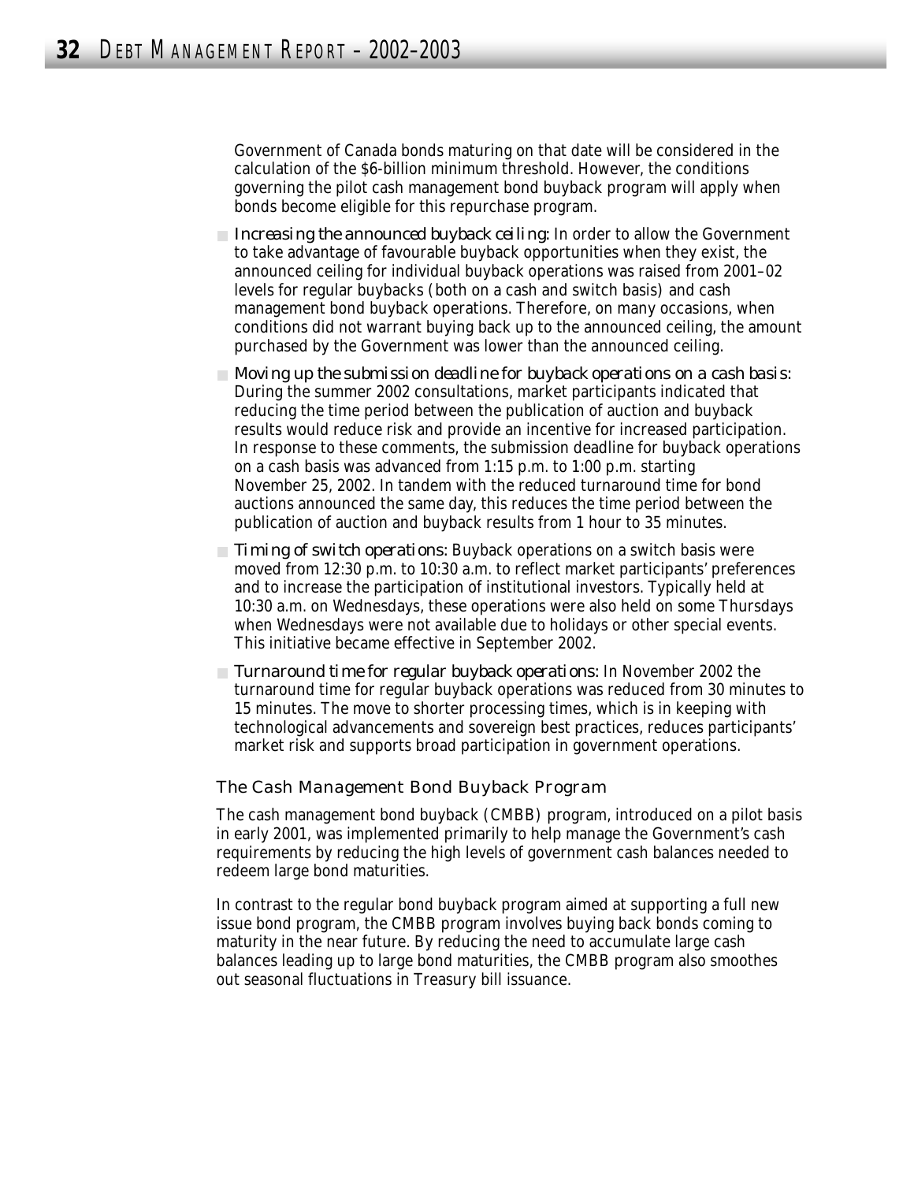Government of Canada bonds maturing on that date will be considered in the calculation of the $6-billion minimum threshold. However, the conditions governing the pilot cash management bond buyback program will apply when bonds become eligible for this repurchase program.

- *Increasing the announced buyback ceiling:* In order to allow the Government to take advantage of favourable buyback opportunities when they exist, the announced ceiling for individual buyback operations was raised from 2001–02 levels for regular buybacks (both on a cash and switch basis) and cash management bond buyback operations. Therefore, on many occasions, when conditions did not warrant buying back up to the announced ceiling, the amount purchased by the Government was lower than the announced ceiling.
- *Moving up the submission deadline for buyback operations on a cash basis:* During the summer 2002 consultations, market participants indicated that reducing the time period between the publication of auction and buyback results would reduce risk and provide an incentive for increased participation. In response to these comments, the submission deadline for buyback operations on a cash basis was advanced from 1:15 p.m. to 1:00 p.m. starting November 25, 2002. In tandem with the reduced turnaround time for bond auctions announced the same day, this reduces the time period between the publication of auction and buyback results from 1 hour to 35 minutes.
- *Timing of switch operations:* Buyback operations on a switch basis were moved from 12:30 p.m. to 10:30 a.m. to reflect market participants' preferences and to increase the participation of institutional investors. Typically held at 10:30 a.m. on Wednesdays, these operations were also held on some Thursdays when Wednesdays were not available due to holidays or other special events. This initiative became effective in September 2002.
- *Turnaround time for regular buyback operations:* In November 2002 the turnaround time for regular buyback operations was reduced from 30 minutes to 15 minutes. The move to shorter processing times, which is in keeping with technological advancements and sovereign best practices, reduces participants' market risk and supports broad participation in government operations.

### The Cash Management Bond Buyback Program

The cash management bond buyback (CMBB) program, introduced on a pilot basis in early 2001, was implemented primarily to help manage the Government's cash requirements by reducing the high levels of government cash balances needed to redeem large bond maturities.

In contrast to the regular bond buyback program aimed at supporting a full new issue bond program, the CMBB program involves buying back bonds coming to maturity in the near future. By reducing the need to accumulate large cash balances leading up to large bond maturities, the CMBB program also smoothes out seasonal fluctuations in Treasury bill issuance.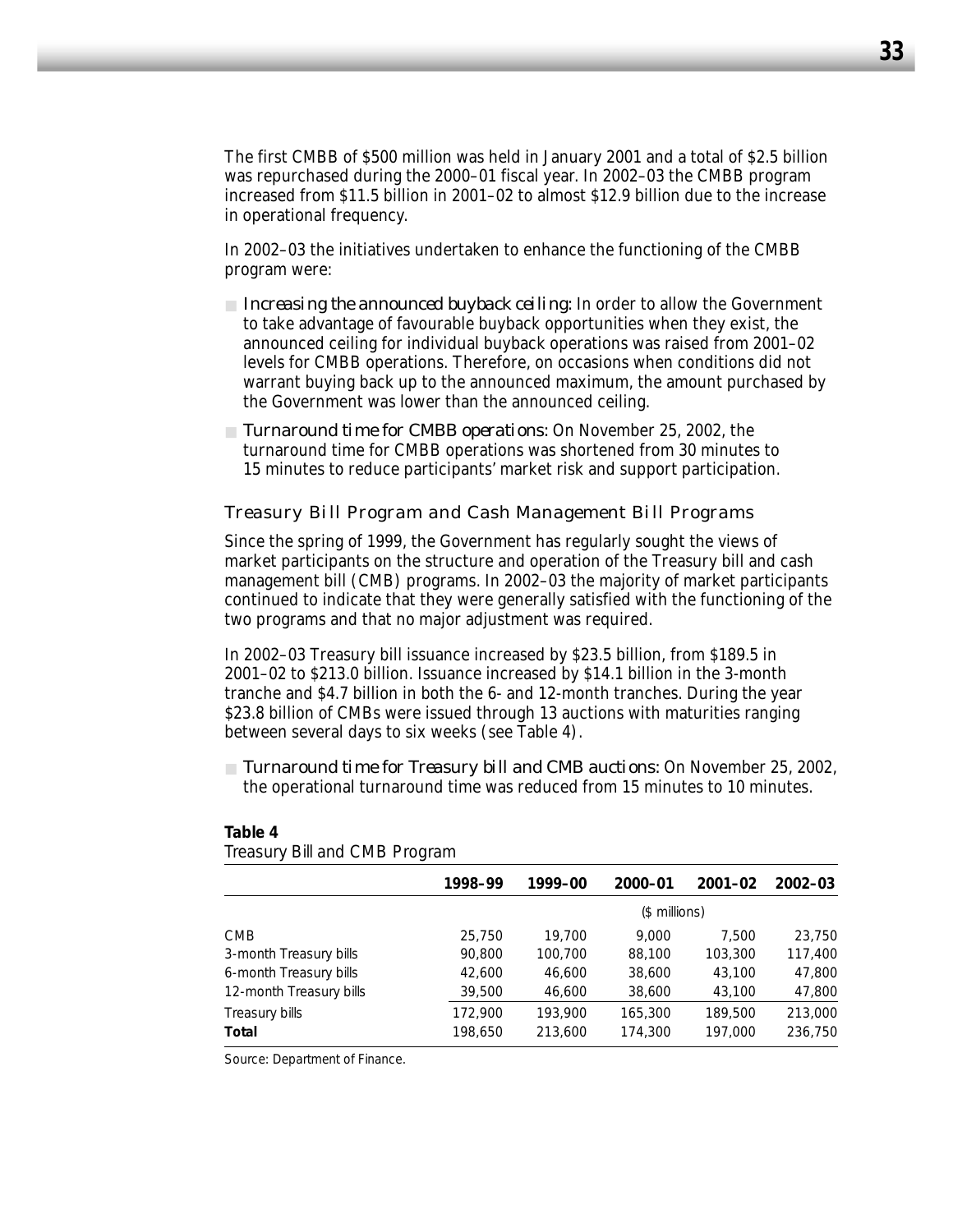The first CMBB of $500 million was held in January 2001 and a total of $2.5 billion was repurchased during the 2000–01 fiscal year. In 2002–03 the CMBB program increased from $11.5 billion in 2001–02 to almost $12.9 billion due to the increase in operational frequency.

In 2002–03 the initiatives undertaken to enhance the functioning of the CMBB program were:

- *Increasing the announced buyback ceiling:* In order to allow the Government to take advantage of favourable buyback opportunities when they exist, the announced ceiling for individual buyback operations was raised from 2001–02 levels for CMBB operations. Therefore, on occasions when conditions did not warrant buying back up to the announced maximum, the amount purchased by the Government was lower than the announced ceiling.
- *Turnaround time for CMBB operations:* On November 25, 2002, the turnaround time for CMBB operations was shortened from 30 minutes to 15 minutes to reduce participants' market risk and support participation.

### Treasury Bill Program and Cash Management Bill Programs

Since the spring of 1999, the Government has regularly sought the views of market participants on the structure and operation of the Treasury bill and cash management bill (CMB) programs. In 2002–03 the majority of market participants continued to indicate that they were generally satisfied with the functioning of the two programs and that no major adjustment was required.

In 2002–03 Treasury bill issuance increased by $23.5 billion, from $189.5 in 2001–02 to $213.0 billion. Issuance increased by $14.1 billion in the 3-month tranche and $4.7 billion in both the 6- and 12-month tranches. During the year $23.8 billion of CMBs were issued through 13 auctions with maturities ranging between several days to six weeks (see Table 4).

- *Turnaround time for Treasury bill and CMB auctions:* On November 25, 2002, the operational turnaround time was reduced from 15 minutes to 10 minutes.

**Table 4**
Treasury Bill and CMB Program

| | 1998–99 | 1999–00 | 2000–01 | 2001–02 | 2002–03 |
|---|---|---|---|---|---|
| | | | ($ millions) | | |
| CMB | 25,750 | 19,700 | 9,000 | 7,500 | 23,750 |
| 3-month Treasury bills | 90,800 | 100,700 | 88,100 | 103,300 | 117,400 |
| 6-month Treasury bills | 42,600 | 46,600 | 38,600 | 43,100 | 47,800 |
| 12-month Treasury bills | 39,500 | 46,600 | 38,600 | 43,100 | 47,800 |
| Treasury bills | 172,900 | 193,900 | 165,300 | 189,500 | 213,000 |
| **Total** | 198,650 | 213,600 | 174,300 | 197,000 | 236,750 |

Source: Department of Finance.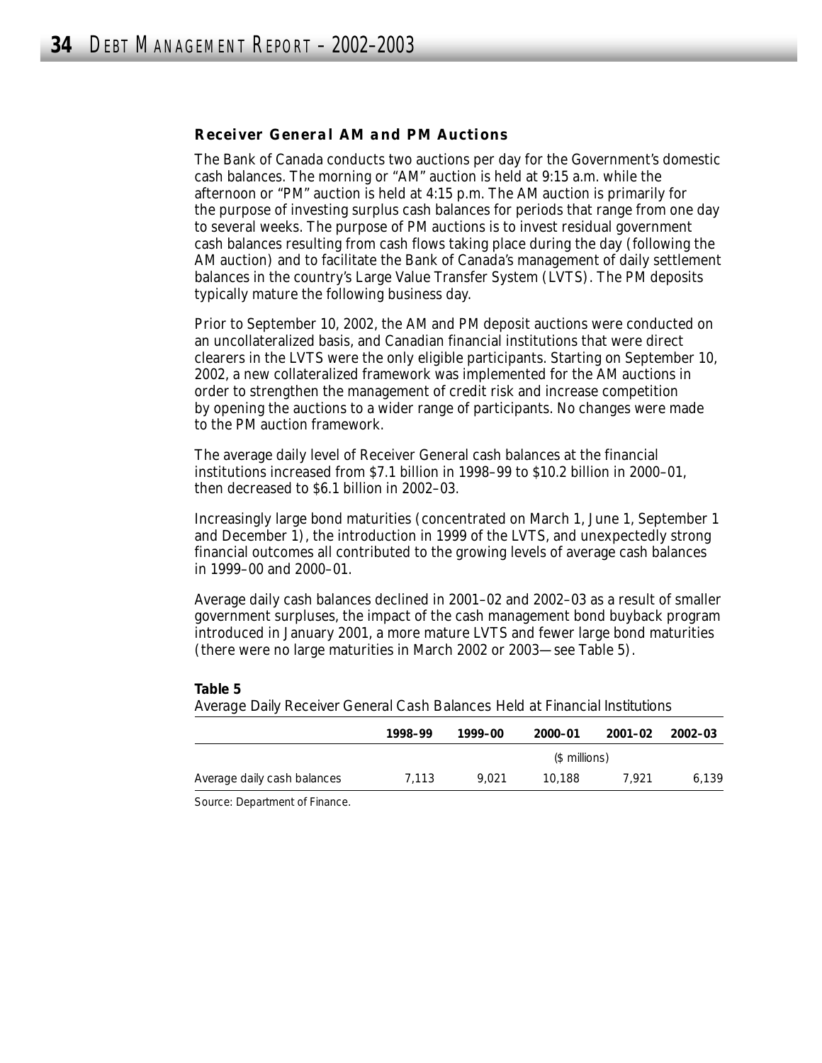### Receiver General AM and PM Auctions

The Bank of Canada conducts two auctions per day for the Government's domestic cash balances. The morning or "AM" auction is held at 9:15 a.m. while the afternoon or "PM" auction is held at 4:15 p.m. The AM auction is primarily for the purpose of investing surplus cash balances for periods that range from one day to several weeks. The purpose of PM auctions is to invest residual government cash balances resulting from cash flows taking place during the day (following the AM auction) and to facilitate the Bank of Canada's management of daily settlement balances in the country's Large Value Transfer System (LVTS). The PM deposits typically mature the following business day.

Prior to September 10, 2002, the AM and PM deposit auctions were conducted on an uncollateralized basis, and Canadian financial institutions that were direct clearers in the LVTS were the only eligible participants. Starting on September 10, 2002, a new collateralized framework was implemented for the AM auctions in order to strengthen the management of credit risk and increase competition by opening the auctions to a wider range of participants. No changes were made to the PM auction framework.

The average daily level of Receiver General cash balances at the financial institutions increased from $7.1 billion in 1998–99 to $10.2 billion in 2000–01, then decreased to $6.1 billion in 2002–03.

Increasingly large bond maturities (concentrated on March 1, June 1, September 1 and December 1), the introduction in 1999 of the LVTS, and unexpectedly strong financial outcomes all contributed to the growing levels of average cash balances in 1999–00 and 2000–01.

Average daily cash balances declined in 2001–02 and 2002–03 as a result of smaller government surpluses, the impact of the cash management bond buyback program introduced in January 2001, a more mature LVTS and fewer large bond maturities (there were no large maturities in March 2002 or 2003—see Table 5).

**Table 5**
Average Daily Receiver General Cash Balances Held at Financial Institutions

| | 1998–99 | 1999–00 | 2000–01 | 2001–02 | 2002–03 |
|---|---|---|---|---|---|
| | | | ($ millions) | | |
| Average daily cash balances | 7,113 | 9,021 | 10,188 | 7,921 | 6,139 |

Source: Department of Finance.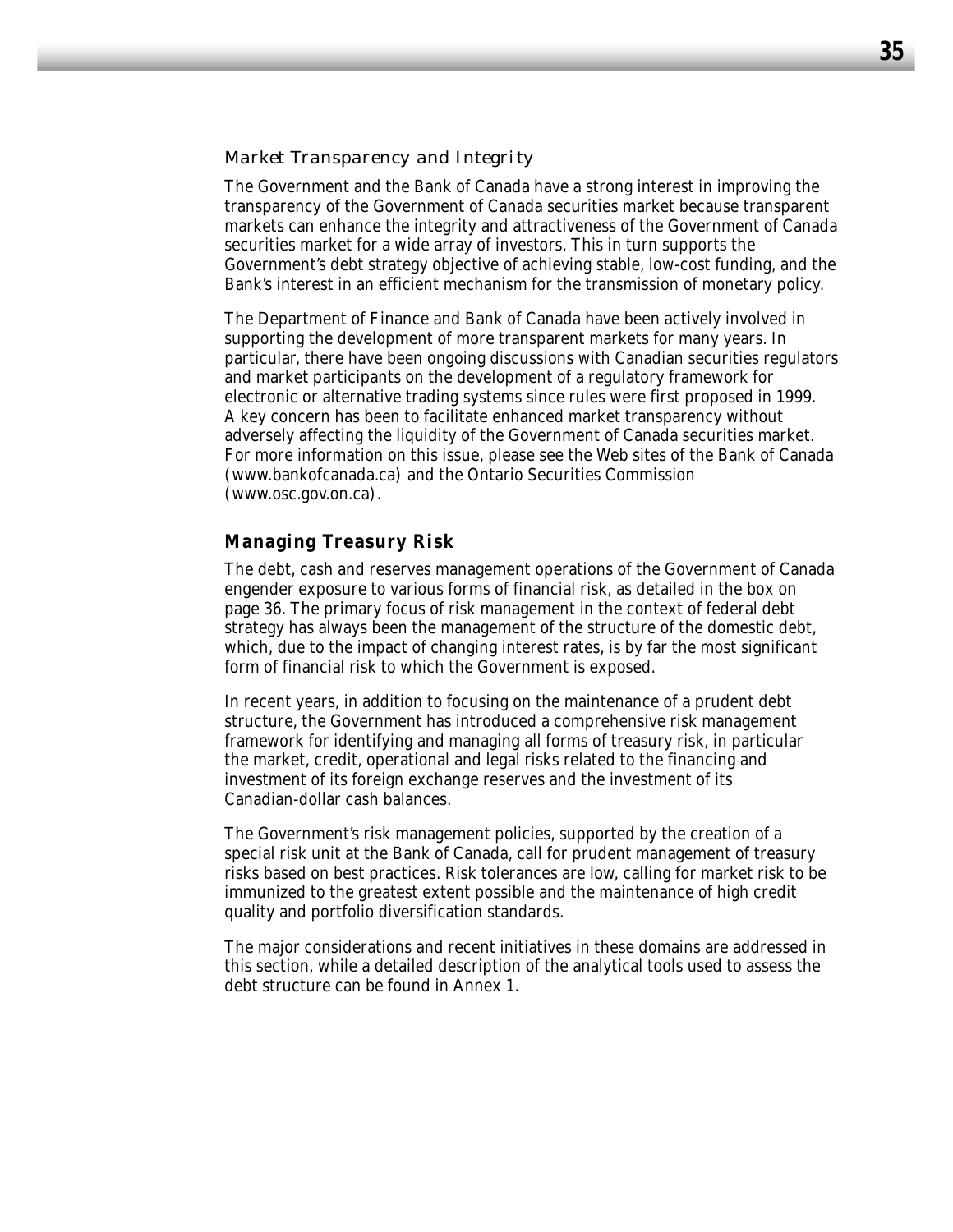### *Market Transparency and Integrity*

The Government and the Bank of Canada have a strong interest in improving the transparency of the Government of Canada securities market because transparent markets can enhance the integrity and attractiveness of the Government of Canada securities market for a wide array of investors. This in turn supports the Government's debt strategy objective of achieving stable, low-cost funding, and the Bank's interest in an efficient mechanism for the transmission of monetary policy.

The Department of Finance and Bank of Canada have been actively involved in supporting the development of more transparent markets for many years. In particular, there have been ongoing discussions with Canadian securities regulators and market participants on the development of a regulatory framework for electronic or alternative trading systems since rules were first proposed in 1999. A key concern has been to facilitate enhanced market transparency without adversely affecting the liquidity of the Government of Canada securities market. For more information on this issue, please see the Web sites of the Bank of Canada (www.bankofcanada.ca) and the Ontario Securities Commission (www.osc.gov.on.ca).

## Managing Treasury Risk

The debt, cash and reserves management operations of the Government of Canada engender exposure to various forms of financial risk, as detailed in the box on page 36. The primary focus of risk management in the context of federal debt strategy has always been the management of the structure of the domestic debt, which, due to the impact of changing interest rates, is by far the most significant form of financial risk to which the Government is exposed.

In recent years, in addition to focusing on the maintenance of a prudent debt structure, the Government has introduced a comprehensive risk management framework for identifying and managing all forms of treasury risk, in particular the market, credit, operational and legal risks related to the financing and investment of its foreign exchange reserves and the investment of its Canadian-dollar cash balances.

The Government's risk management policies, supported by the creation of a special risk unit at the Bank of Canada, call for prudent management of treasury risks based on best practices. Risk tolerances are low, calling for market risk to be immunized to the greatest extent possible and the maintenance of high credit quality and portfolio diversification standards.

The major considerations and recent initiatives in these domains are addressed in this section, while a detailed description of the analytical tools used to assess the debt structure can be found in Annex 1.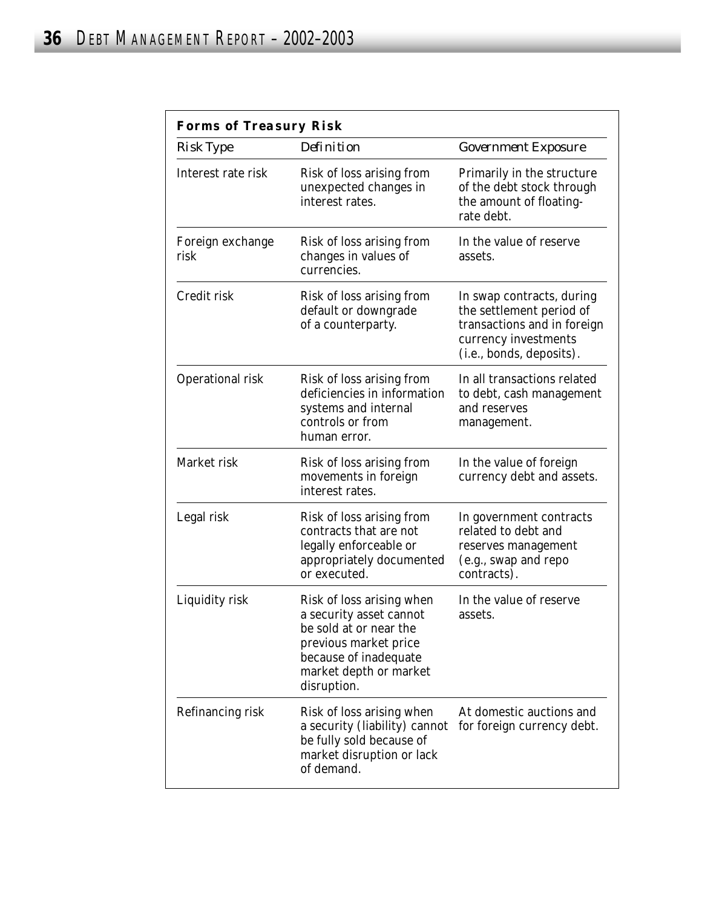**Forms of Treasury Risk**

| *Risk Type* | *Definition* | *Government Exposure* |
|---|---|---|
| Interest rate risk | Risk of loss arising from unexpected changes in interest rates. | Primarily in the structure of the debt stock through the amount of floating-rate debt. |
| Foreign exchange risk | Risk of loss arising from changes in values of currencies. | In the value of reserve assets. |
| Credit risk | Risk of loss arising from default or downgrade of a counterparty. | In swap contracts, during the settlement period of transactions and in foreign currency investments (i.e., bonds, deposits). |
| Operational risk | Risk of loss arising from deficiencies in information systems and internal controls or from human error. | In all transactions related to debt, cash management and reserves management. |
| Market risk | Risk of loss arising from movements in foreign interest rates. | In the value of foreign currency debt and assets. |
| Legal risk | Risk of loss arising from contracts that are not legally enforceable or appropriately documented or executed. | In government contracts related to debt and reserves management (e.g., swap and repo contracts). |
| Liquidity risk | Risk of loss arising when a security asset cannot be sold at or near the previous market price because of inadequate market depth or market disruption. | In the value of reserve assets. |
| Refinancing risk | Risk of loss arising when a security (liability) cannot be fully sold because of market disruption or lack of demand. | At domestic auctions and for foreign currency debt. |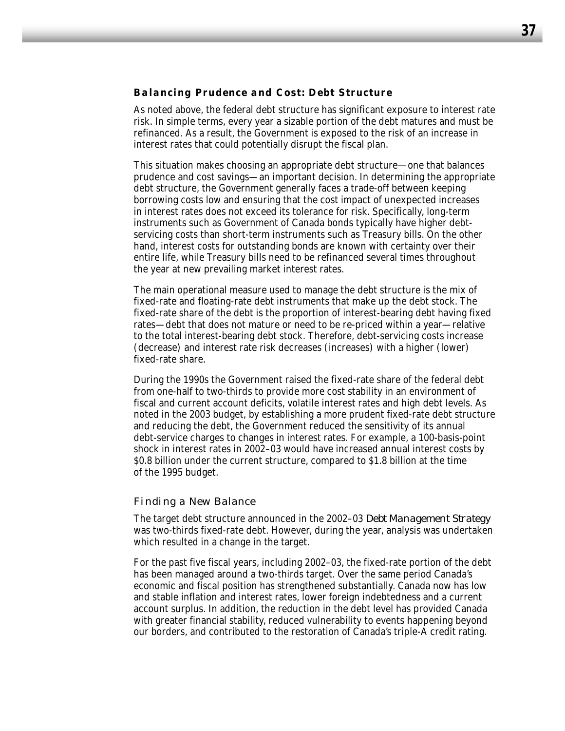### Balancing Prudence and Cost: Debt Structure

As noted above, the federal debt structure has significant exposure to interest rate risk. In simple terms, every year a sizable portion of the debt matures and must be refinanced. As a result, the Government is exposed to the risk of an increase in interest rates that could potentially disrupt the fiscal plan.

This situation makes choosing an appropriate debt structure—one that balances prudence and cost savings—an important decision. In determining the appropriate debt structure, the Government generally faces a trade-off between keeping borrowing costs low and ensuring that the cost impact of unexpected increases in interest rates does not exceed its tolerance for risk. Specifically, long-term instruments such as Government of Canada bonds typically have higher debt-servicing costs than short-term instruments such as Treasury bills. On the other hand, interest costs for outstanding bonds are known with certainty over their entire life, while Treasury bills need to be refinanced several times throughout the year at new prevailing market interest rates.

The main operational measure used to manage the debt structure is the mix of fixed-rate and floating-rate debt instruments that make up the debt stock. The fixed-rate share of the debt is the proportion of interest-bearing debt having fixed rates—debt that does not mature or need to be re-priced within a year—relative to the total interest-bearing debt stock. Therefore, debt-servicing costs increase (decrease) and interest rate risk decreases (increases) with a higher (lower) fixed-rate share.

During the 1990s the Government raised the fixed-rate share of the federal debt from one-half to two-thirds to provide more cost stability in an environment of fiscal and current account deficits, volatile interest rates and high debt levels. As noted in the 2003 budget, by establishing a more prudent fixed-rate debt structure and reducing the debt, the Government reduced the sensitivity of its annual debt-service charges to changes in interest rates. For example, a 100-basis-point shock in interest rates in 2002–03 would have increased annual interest costs by $0.8 billion under the current structure, compared to $1.8 billion at the time of the 1995 budget.

#### Finding a New Balance

The target debt structure announced in the 2002–03 *Debt Management Strategy* was two-thirds fixed-rate debt. However, during the year, analysis was undertaken which resulted in a change in the target.

For the past five fiscal years, including 2002–03, the fixed-rate portion of the debt has been managed around a two-thirds target. Over the same period Canada's economic and fiscal position has strengthened substantially. Canada now has low and stable inflation and interest rates, lower foreign indebtedness and a current account surplus. In addition, the reduction in the debt level has provided Canada with greater financial stability, reduced vulnerability to events happening beyond our borders, and contributed to the restoration of Canada's triple-A credit rating.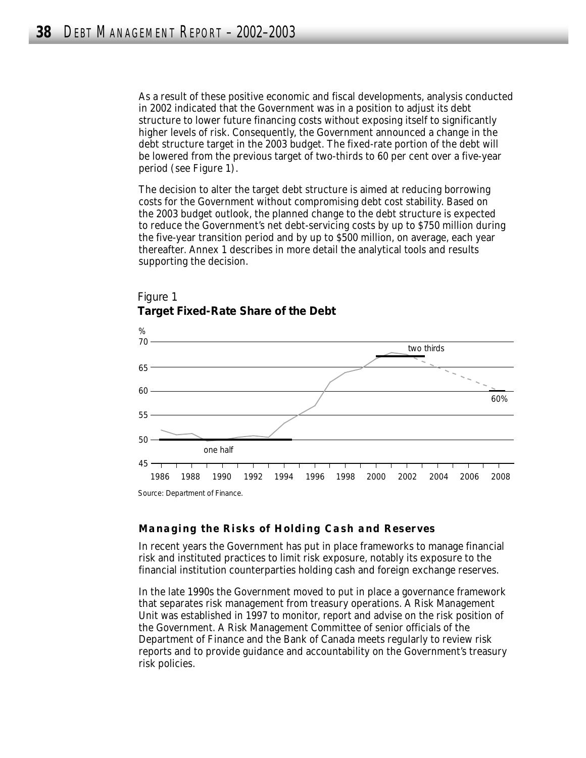As a result of these positive economic and fiscal developments, analysis conducted in 2002 indicated that the Government was in a position to adjust its debt structure to lower future financing costs without exposing itself to significantly higher levels of risk. Consequently, the Government announced a change in the debt structure target in the 2003 budget. The fixed-rate portion of the debt will be lowered from the previous target of two-thirds to 60 per cent over a five-year period (see Figure 1).

The decision to alter the target debt structure is aimed at reducing borrowing costs for the Government without compromising debt cost stability. Based on the 2003 budget outlook, the planned change to the debt structure is expected to reduce the Government's net debt-servicing costs by up to $750 million during the five-year transition period and by up to $500 million, on average, each year thereafter. Annex 1 describes in more detail the analytical tools and results supporting the decision.

Figure 1
**Target Fixed-Rate Share of the Debt**

Source: Department of Finance.

### Managing the Risks of Holding Cash and Reserves

In recent years the Government has put in place frameworks to manage financial risk and instituted practices to limit risk exposure, notably its exposure to the financial institution counterparties holding cash and foreign exchange reserves.

In the late 1990s the Government moved to put in place a governance framework that separates risk management from treasury operations. A Risk Management Unit was established in 1997 to monitor, report and advise on the risk position of the Government. A Risk Management Committee of senior officials of the Department of Finance and the Bank of Canada meets regularly to review risk reports and to provide guidance and accountability on the Government's treasury risk policies.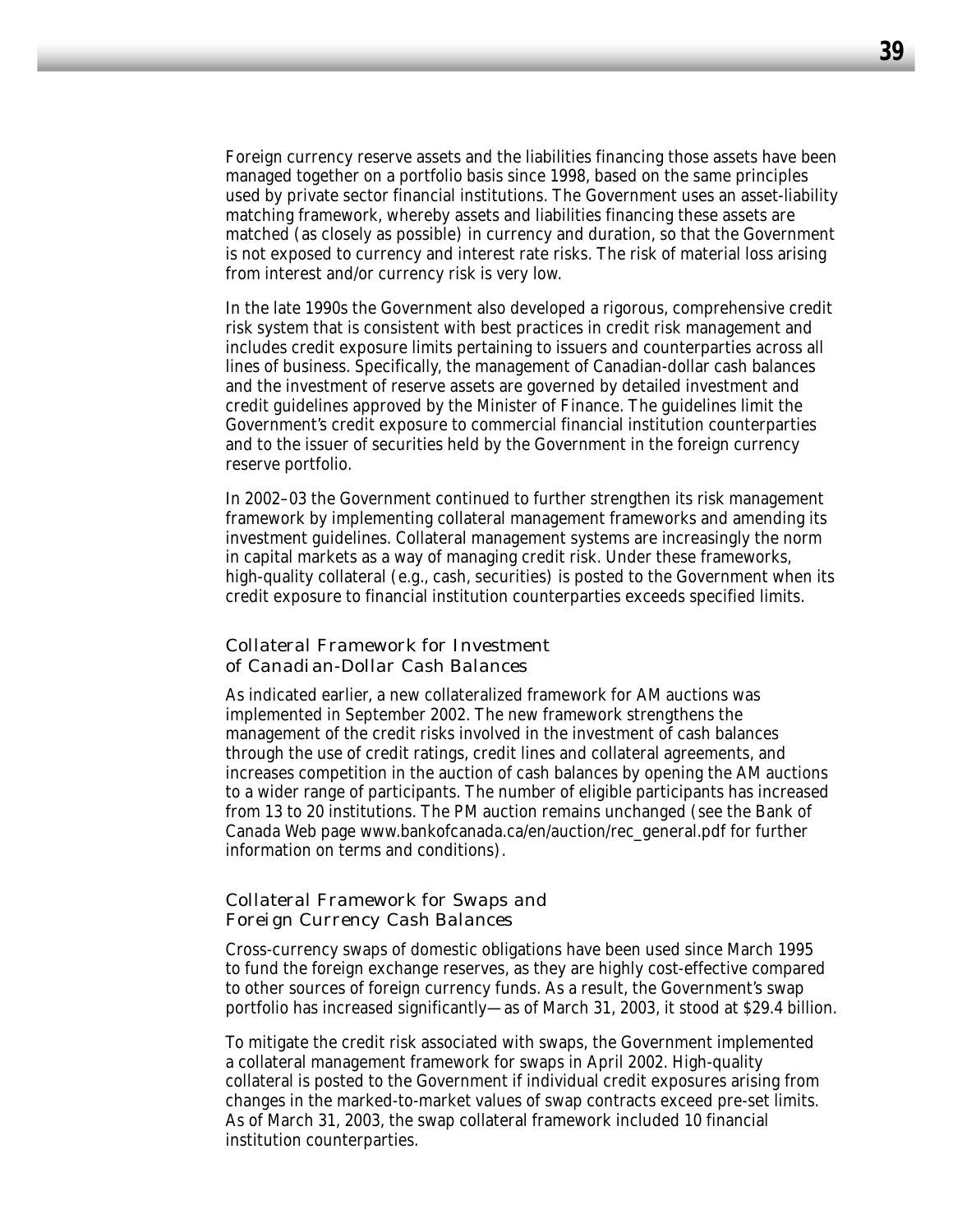Foreign currency reserve assets and the liabilities financing those assets have been managed together on a portfolio basis since 1998, based on the same principles used by private sector financial institutions. The Government uses an asset-liability matching framework, whereby assets and liabilities financing these assets are matched (as closely as possible) in currency and duration, so that the Government is not exposed to currency and interest rate risks. The risk of material loss arising from interest and/or currency risk is very low.

In the late 1990s the Government also developed a rigorous, comprehensive credit risk system that is consistent with best practices in credit risk management and includes credit exposure limits pertaining to issuers and counterparties across all lines of business. Specifically, the management of Canadian-dollar cash balances and the investment of reserve assets are governed by detailed investment and credit guidelines approved by the Minister of Finance. The guidelines limit the Government's credit exposure to commercial financial institution counterparties and to the issuer of securities held by the Government in the foreign currency reserve portfolio.

In 2002–03 the Government continued to further strengthen its risk management framework by implementing collateral management frameworks and amending its investment guidelines. Collateral management systems are increasingly the norm in capital markets as a way of managing credit risk. Under these frameworks, high-quality collateral (e.g., cash, securities) is posted to the Government when its credit exposure to financial institution counterparties exceeds specified limits.

### Collateral Framework for Investment of Canadian-Dollar Cash Balances

As indicated earlier, a new collateralized framework for AM auctions was implemented in September 2002. The new framework strengthens the management of the credit risks involved in the investment of cash balances through the use of credit ratings, credit lines and collateral agreements, and increases competition in the auction of cash balances by opening the AM auctions to a wider range of participants. The number of eligible participants has increased from 13 to 20 institutions. The PM auction remains unchanged (see the Bank of Canada Web page www.bankofcanada.ca/en/auction/rec_general.pdf for further information on terms and conditions).

### Collateral Framework for Swaps and Foreign Currency Cash Balances

Cross-currency swaps of domestic obligations have been used since March 1995 to fund the foreign exchange reserves, as they are highly cost-effective compared to other sources of foreign currency funds. As a result, the Government's swap portfolio has increased significantly—as of March 31, 2003, it stood at $29.4 billion.

To mitigate the credit risk associated with swaps, the Government implemented a collateral management framework for swaps in April 2002. High-quality collateral is posted to the Government if individual credit exposures arising from changes in the marked-to-market values of swap contracts exceed pre-set limits. As of March 31, 2003, the swap collateral framework included 10 financial institution counterparties.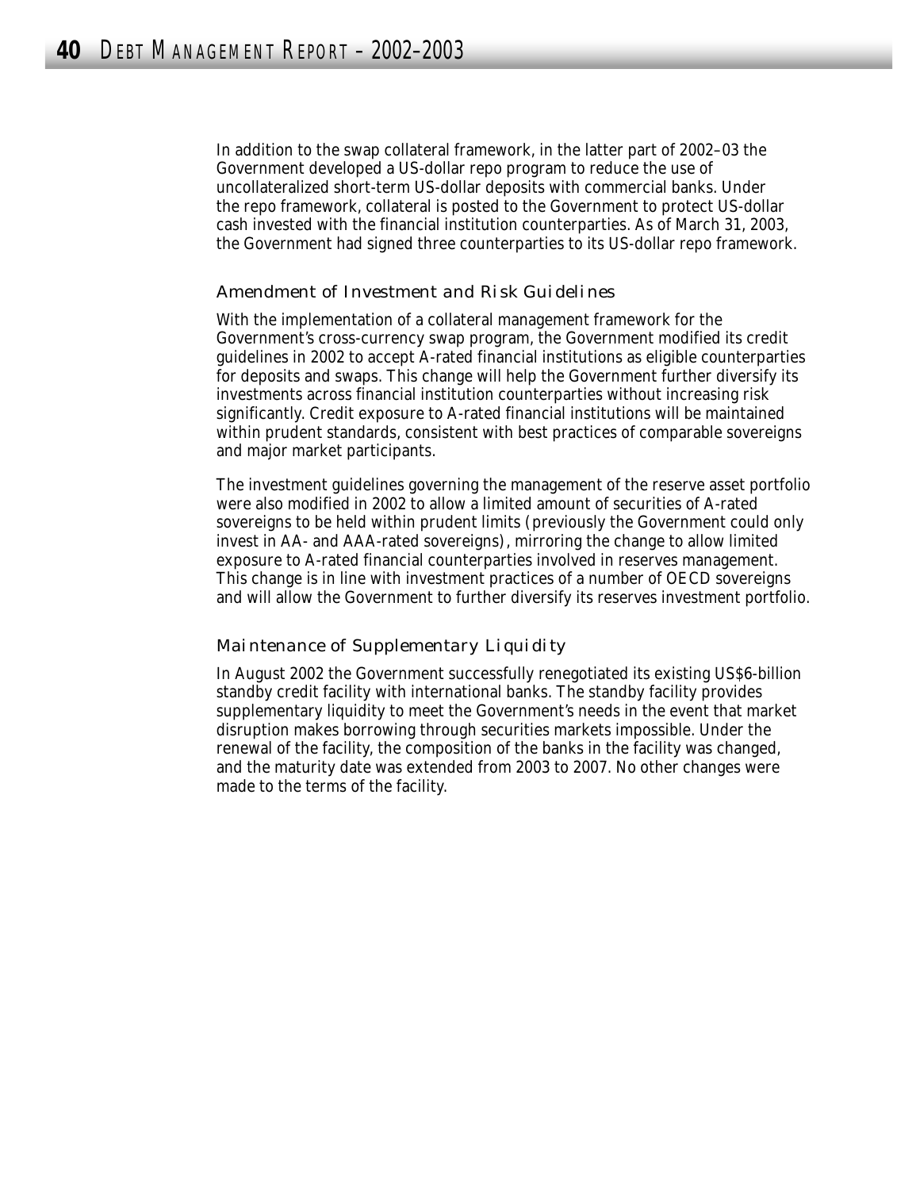In addition to the swap collateral framework, in the latter part of 2002–03 the Government developed a US-dollar repo program to reduce the use of uncollateralized short-term US-dollar deposits with commercial banks. Under the repo framework, collateral is posted to the Government to protect US-dollar cash invested with the financial institution counterparties. As of March 31, 2003, the Government had signed three counterparties to its US-dollar repo framework.

### Amendment of Investment and Risk Guidelines

With the implementation of a collateral management framework for the Government's cross-currency swap program, the Government modified its credit guidelines in 2002 to accept A-rated financial institutions as eligible counterparties for deposits and swaps. This change will help the Government further diversify its investments across financial institution counterparties without increasing risk significantly. Credit exposure to A-rated financial institutions will be maintained within prudent standards, consistent with best practices of comparable sovereigns and major market participants.

The investment guidelines governing the management of the reserve asset portfolio were also modified in 2002 to allow a limited amount of securities of A-rated sovereigns to be held within prudent limits (previously the Government could only invest in AA- and AAA-rated sovereigns), mirroring the change to allow limited exposure to A-rated financial counterparties involved in reserves management. This change is in line with investment practices of a number of OECD sovereigns and will allow the Government to further diversify its reserves investment portfolio.

### Maintenance of Supplementary Liquidity

In August 2002 the Government successfully renegotiated its existing US$6-billion standby credit facility with international banks. The standby facility provides supplementary liquidity to meet the Government's needs in the event that market disruption makes borrowing through securities markets impossible. Under the renewal of the facility, the composition of the banks in the facility was changed, and the maturity date was extended from 2003 to 2007. No other changes were made to the terms of the facility.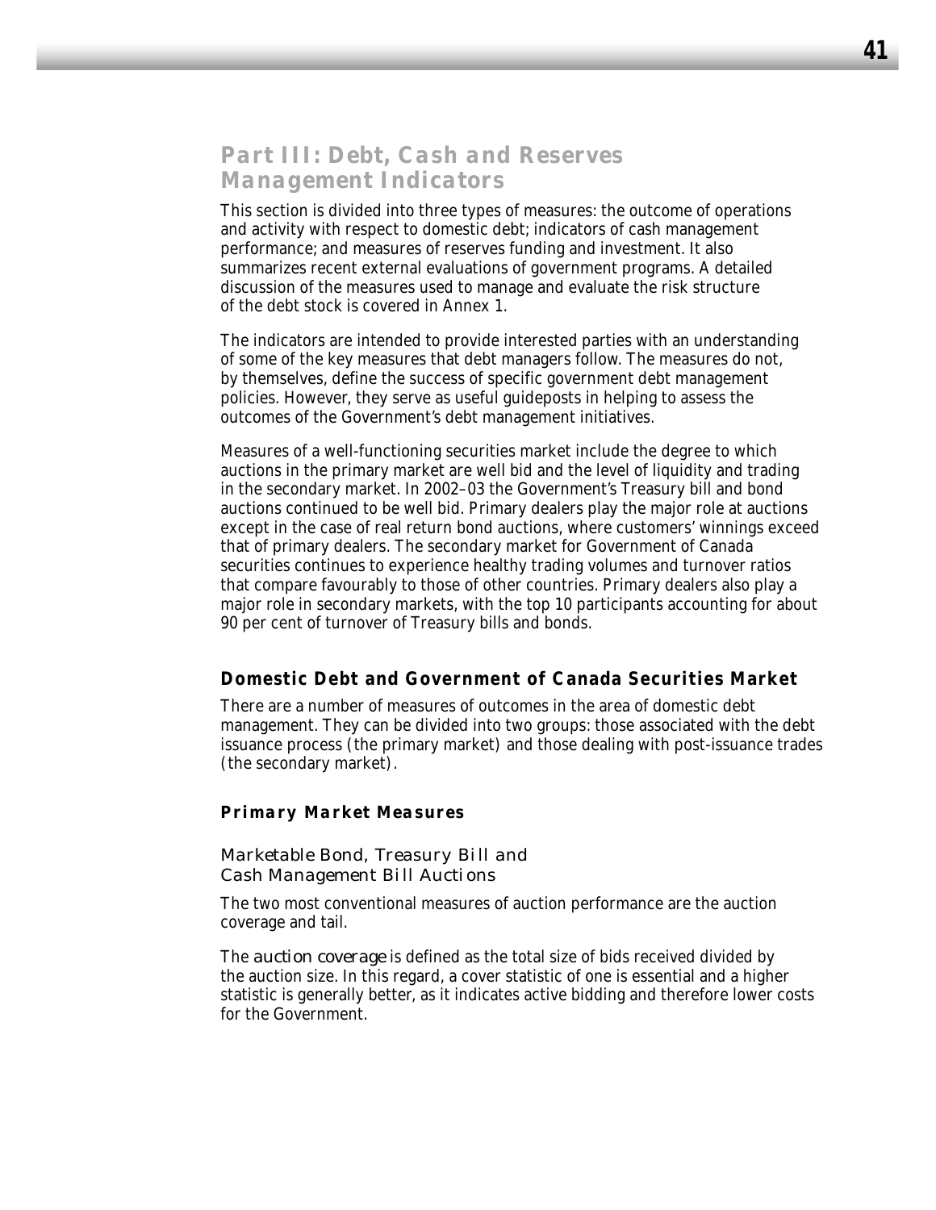# Part III: Debt, Cash and Reserves Management Indicators

This section is divided into three types of measures: the outcome of operations and activity with respect to domestic debt; indicators of cash management performance; and measures of reserves funding and investment. It also summarizes recent external evaluations of government programs. A detailed discussion of the measures used to manage and evaluate the risk structure of the debt stock is covered in Annex 1.

The indicators are intended to provide interested parties with an understanding of some of the key measures that debt managers follow. The measures do not, by themselves, define the success of specific government debt management policies. However, they serve as useful guideposts in helping to assess the outcomes of the Government's debt management initiatives.

Measures of a well-functioning securities market include the degree to which auctions in the primary market are well bid and the level of liquidity and trading in the secondary market. In 2002–03 the Government's Treasury bill and bond auctions continued to be well bid. Primary dealers play the major role at auctions except in the case of real return bond auctions, where customers' winnings exceed that of primary dealers. The secondary market for Government of Canada securities continues to experience healthy trading volumes and turnover ratios that compare favourably to those of other countries. Primary dealers also play a major role in secondary markets, with the top 10 participants accounting for about 90 per cent of turnover of Treasury bills and bonds.

## Domestic Debt and Government of Canada Securities Market

There are a number of measures of outcomes in the area of domestic debt management. They can be divided into two groups: those associated with the debt issuance process (the primary market) and those dealing with post-issuance trades (the secondary market).

### Primary Market Measures

#### Marketable Bond, Treasury Bill and Cash Management Bill Auctions

The two most conventional measures of auction performance are the auction coverage and tail.

The *auction coverage* is defined as the total size of bids received divided by the auction size. In this regard, a cover statistic of one is essential and a higher statistic is generally better, as it indicates active bidding and therefore lower costs for the Government.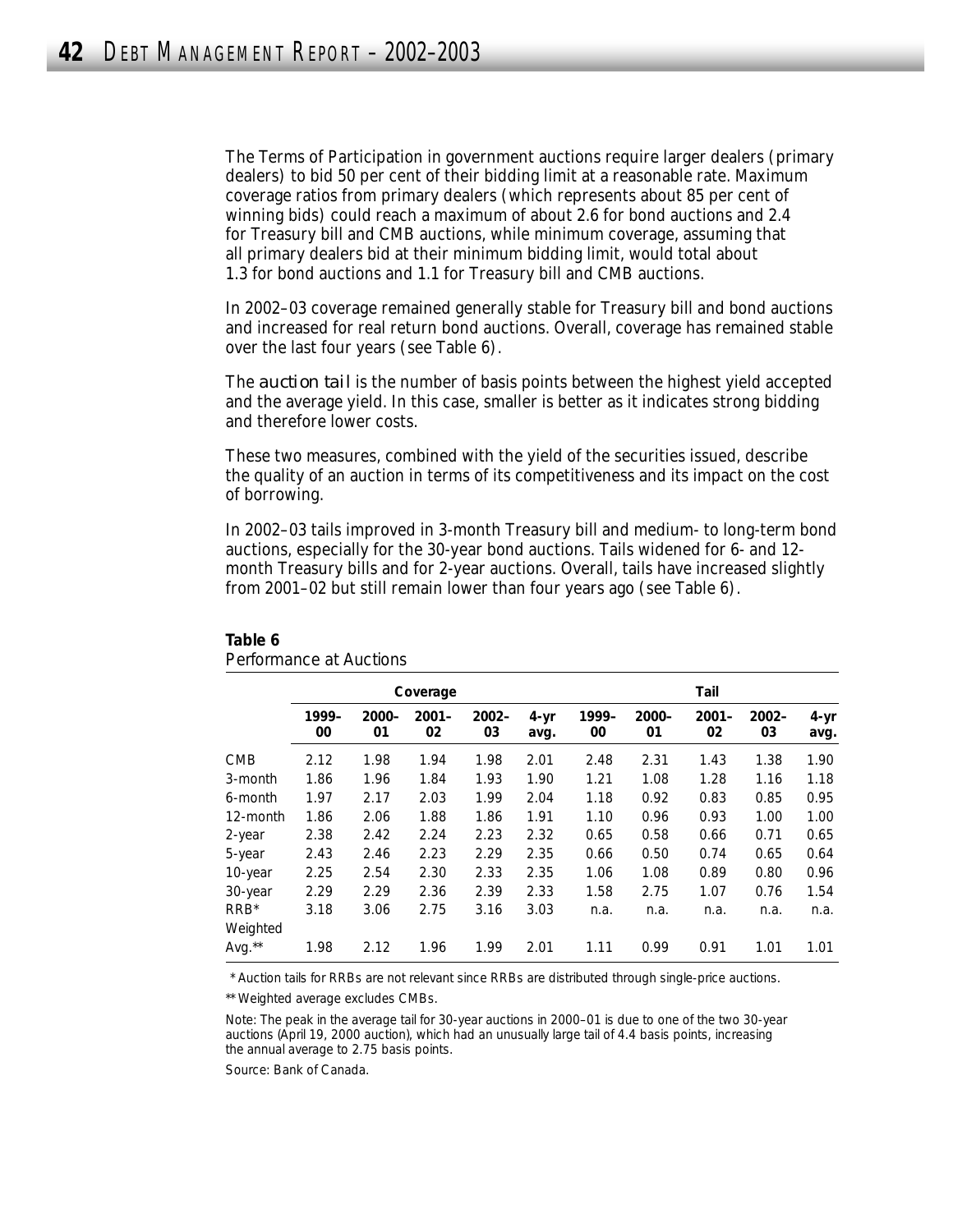The Terms of Participation in government auctions require larger dealers (primary dealers) to bid 50 per cent of their bidding limit at a reasonable rate. Maximum coverage ratios from primary dealers (which represents about 85 per cent of winning bids) could reach a maximum of about 2.6 for bond auctions and 2.4 for Treasury bill and CMB auctions, while minimum coverage, assuming that all primary dealers bid at their minimum bidding limit, would total about 1.3 for bond auctions and 1.1 for Treasury bill and CMB auctions.

In 2002–03 coverage remained generally stable for Treasury bill and bond auctions and increased for real return bond auctions. Overall, coverage has remained stable over the last four years (see Table 6).

The *auction tail* is the number of basis points between the highest yield accepted and the average yield. In this case, smaller is better as it indicates strong bidding and therefore lower costs.

These two measures, combined with the yield of the securities issued, describe the quality of an auction in terms of its competitiveness and its impact on the cost of borrowing.

In 2002–03 tails improved in 3-month Treasury bill and medium- to long-term bond auctions, especially for the 30-year bond auctions. Tails widened for 6- and 12-month Treasury bills and for 2-year auctions. Overall, tails have increased slightly from 2001–02 but still remain lower than four years ago (see Table 6).

**Table 6**
Performance at Auctions

| | Coverage | | | | | Tail | | | | |
|---|---|---|---|---|---|---|---|---|---|---|
| | 1999–00 | 2000–01 | 2001–02 | 2002–03 | 4-yr avg. | 1999–00 | 2000–01 | 2001–02 | 2002–03 | 4-yr avg. |
| CMB | 2.12 | 1.98 | 1.94 | 1.98 | 2.01 | 2.48 | 2.31 | 1.43 | 1.38 | 1.90 |
| 3-month | 1.86 | 1.96 | 1.84 | 1.93 | 1.90 | 1.21 | 1.08 | 1.28 | 1.16 | 1.18 |
| 6-month | 1.97 | 2.17 | 2.03 | 1.99 | 2.04 | 1.18 | 0.92 | 0.83 | 0.85 | 0.95 |
| 12-month | 1.86 | 2.06 | 1.88 | 1.86 | 1.91 | 1.10 | 0.96 | 0.93 | 1.00 | 1.00 |
| 2-year | 2.38 | 2.42 | 2.24 | 2.23 | 2.32 | 0.65 | 0.58 | 0.66 | 0.71 | 0.65 |
| 5-year | 2.43 | 2.46 | 2.23 | 2.29 | 2.35 | 0.66 | 0.50 | 0.74 | 0.65 | 0.64 |
| 10-year | 2.25 | 2.54 | 2.30 | 2.33 | 2.35 | 1.06 | 1.08 | 0.89 | 0.80 | 0.96 |
| 30-year | 2.29 | 2.29 | 2.36 | 2.39 | 2.33 | 1.58 | 2.75 | 1.07 | 0.76 | 1.54 |
| RRB* | 3.18 | 3.06 | 2.75 | 3.16 | 3.03 | n.a. | n.a. | n.a. | n.a. | n.a. |
| Weighted Avg.** | 1.98 | 2.12 | 1.96 | 1.99 | 2.01 | 1.11 | 0.99 | 0.91 | 1.01 | 1.01 |

\* Auction tails for RRBs are not relevant since RRBs are distributed through single-price auctions.

** Weighted average excludes CMBs.

Note: The peak in the average tail for 30-year auctions in 2000–01 is due to one of the two 30-year auctions (April 19, 2000 auction), which had an unusually large tail of 4.4 basis points, increasing the annual average to 2.75 basis points.

Source: Bank of Canada.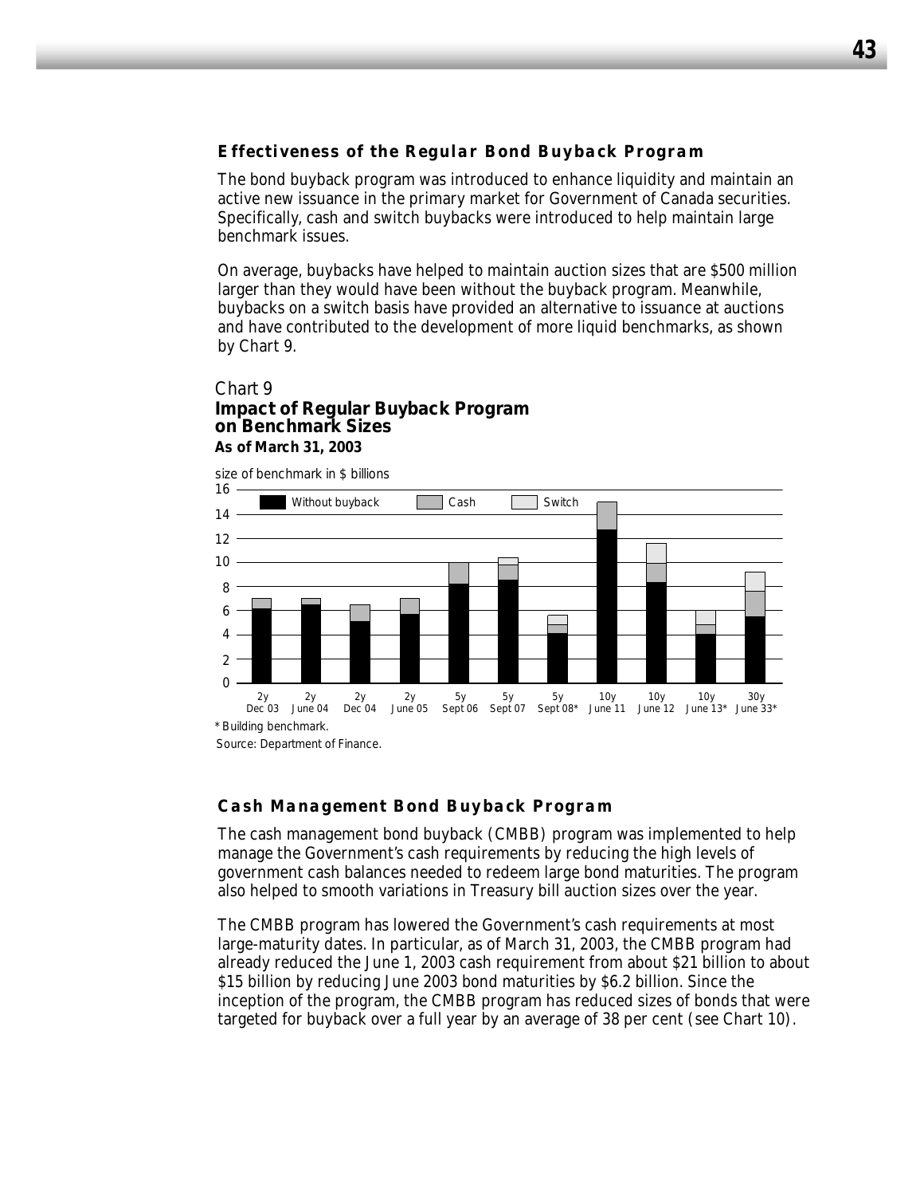### Effectiveness of the Regular Bond Buyback Program

The bond buyback program was introduced to enhance liquidity and maintain an active new issuance in the primary market for Government of Canada securities. Specifically, cash and switch buybacks were introduced to help maintain large benchmark issues.

On average, buybacks have helped to maintain auction sizes that are $500 million larger than they would have been without the buyback program. Meanwhile, buybacks on a switch basis have provided an alternative to issuance at auctions and have contributed to the development of more liquid benchmarks, as shown by Chart 9.

*Chart 9*
**Impact of Regular Buyback Program on Benchmark Sizes**
**As of March 31, 2003**

size of benchmark in $ billions

Legend: Without buyback, Cash, Switch

2y Dec 03, 2y June 04, 2y Dec 04, 2y June 05, 5y Sept 06, 5y Sept 07, 5y Sept 08*, 10y June 11, 10y June 12, 10y June 13*, 30y June 33*

* Building benchmark.

Source: Department of Finance.

### Cash Management Bond Buyback Program

The cash management bond buyback (CMBB) program was implemented to help manage the Government's cash requirements by reducing the high levels of government cash balances needed to redeem large bond maturities. The program also helped to smooth variations in Treasury bill auction sizes over the year.

The CMBB program has lowered the Government's cash requirements at most large-maturity dates. In particular, as of March 31, 2003, the CMBB program had already reduced the June 1, 2003 cash requirement from about $21 billion to about $15 billion by reducing June 2003 bond maturities by $6.2 billion. Since the inception of the program, the CMBB program has reduced sizes of bonds that were targeted for buyback over a full year by an average of 38 per cent (see Chart 10).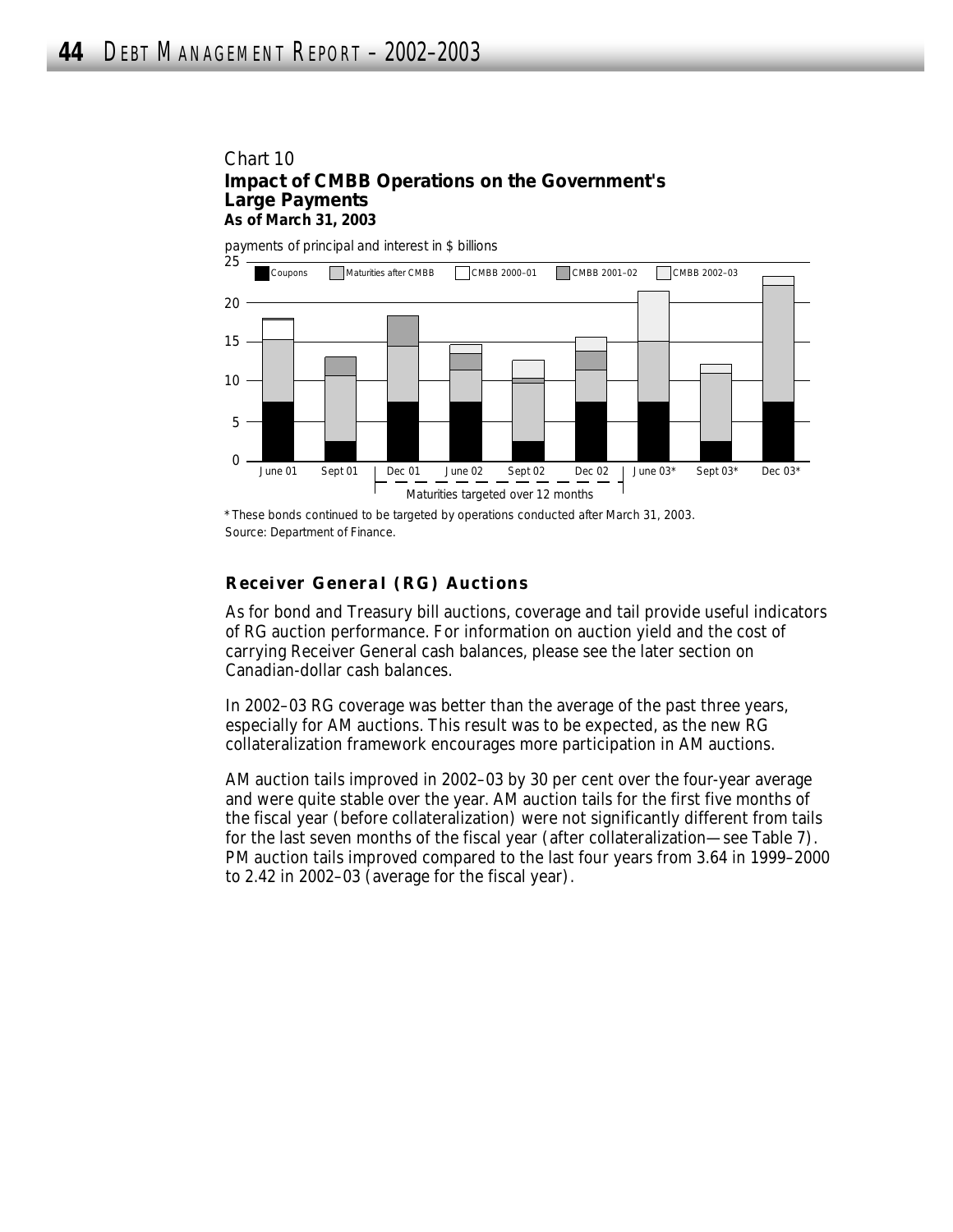Chart 10
**Impact of CMBB Operations on the Government's Large Payments**
**As of March 31, 2003**

payments of principal and interest in $ billions

\* These bonds continued to be targeted by operations conducted after March 31, 2003.
Source: Department of Finance.

### Receiver General (RG) Auctions

As for bond and Treasury bill auctions, coverage and tail provide useful indicators of RG auction performance. For information on auction yield and the cost of carrying Receiver General cash balances, please see the later section on Canadian-dollar cash balances.

In 2002–03 RG coverage was better than the average of the past three years, especially for AM auctions. This result was to be expected, as the new RG collateralization framework encourages more participation in AM auctions.

AM auction tails improved in 2002–03 by 30 per cent over the four-year average and were quite stable over the year. AM auction tails for the first five months of the fiscal year (before collateralization) were not significantly different from tails for the last seven months of the fiscal year (after collateralization—see Table 7). PM auction tails improved compared to the last four years from 3.64 in 1999–2000 to 2.42 in 2002–03 (average for the fiscal year).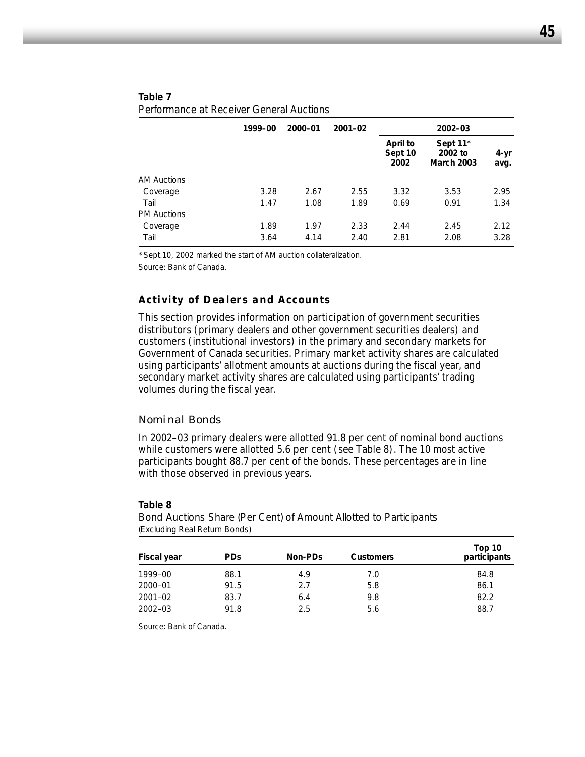**Table 7**

Performance at Receiver General Auctions

| | 1999–00 | 2000–01 | 2001–02 | 2002–03 | | |
|---|---|---|---|---|---|---|
| | | | | April to Sept 10 2002 | Sept 11* 2002 to March 2003 | 4-yr avg. |
| AM Auctions | | | | | | |
| Coverage | 3.28 | 2.67 | 2.55 | 3.32 | 3.53 | 2.95 |
| Tail | 1.47 | 1.08 | 1.89 | 0.69 | 0.91 | 1.34 |
| PM Auctions | | | | | | |
| Coverage | 1.89 | 1.97 | 2.33 | 2.44 | 2.45 | 2.12 |
| Tail | 3.64 | 4.14 | 2.40 | 2.81 | 2.08 | 3.28 |

* Sept.10, 2002 marked the start of AM auction collateralization.

Source: Bank of Canada.

## Activity of Dealers and Accounts

This section provides information on participation of government securities distributors (primary dealers and other government securities dealers) and customers (institutional investors) in the primary and secondary markets for Government of Canada securities. Primary market activity shares are calculated using participants' allotment amounts at auctions during the fiscal year, and secondary market activity shares are calculated using participants' trading volumes during the fiscal year.

### Nominal Bonds

In 2002–03 primary dealers were allotted 91.8 per cent of nominal bond auctions while customers were allotted 5.6 per cent (see Table 8). The 10 most active participants bought 88.7 per cent of the bonds. These percentages are in line with those observed in previous years.

**Table 8**

Bond Auctions Share (Per Cent) of Amount Allotted to Participants
(Excluding Real Return Bonds)

| Fiscal year | PDs | Non-PDs | Customers | Top 10 participants |
|---|---|---|---|---|
| 1999–00 | 88.1 | 4.9 | 7.0 | 84.8 |
| 2000–01 | 91.5 | 2.7 | 5.8 | 86.1 |
| 2001–02 | 83.7 | 6.4 | 9.8 | 82.2 |
| 2002–03 | 91.8 | 2.5 | 5.6 | 88.7 |

Source: Bank of Canada.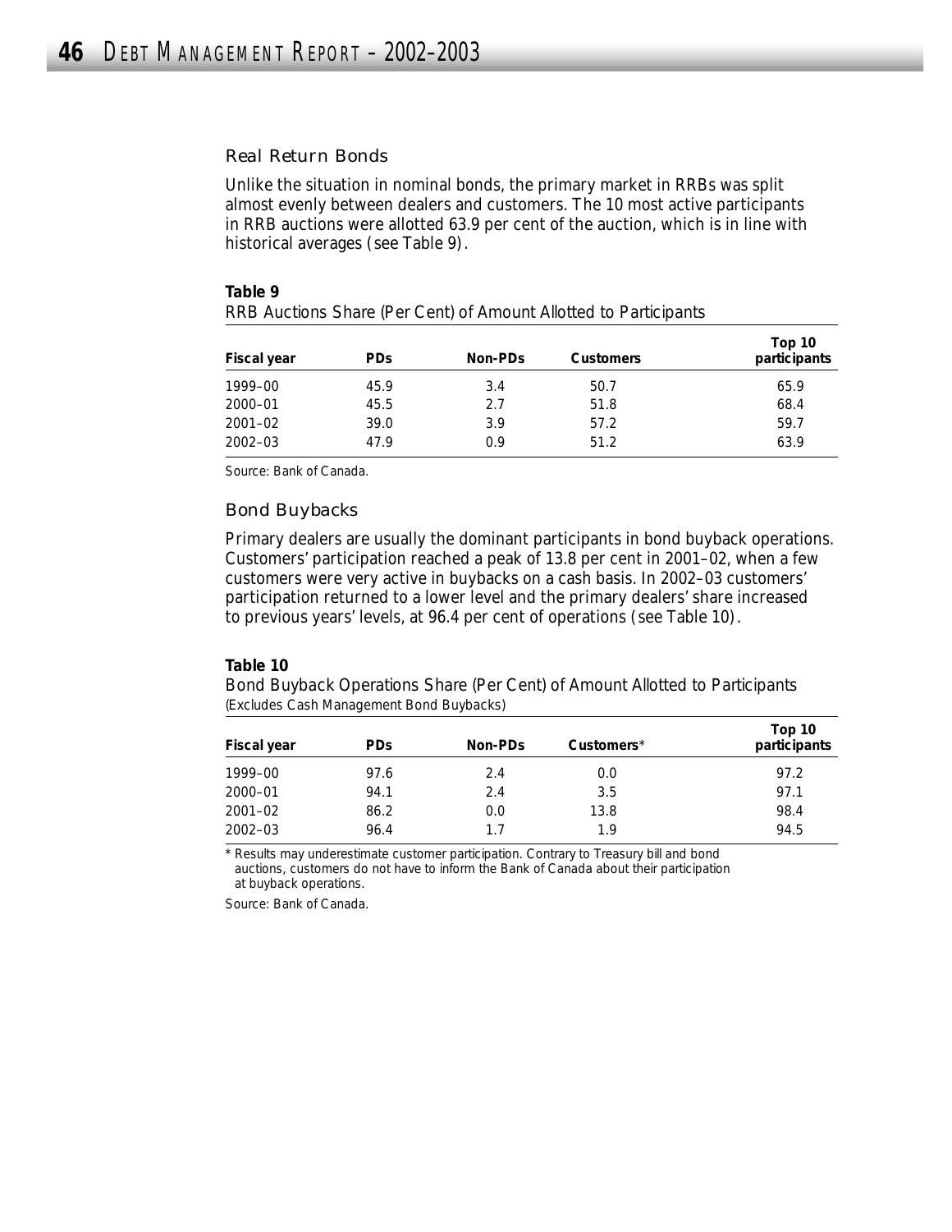### Real Return Bonds

Unlike the situation in nominal bonds, the primary market in RRBs was split almost evenly between dealers and customers. The 10 most active participants in RRB auctions were allotted 63.9 per cent of the auction, which is in line with historical averages (see Table 9).

**Table 9**

RRB Auctions Share (Per Cent) of Amount Allotted to Participants

| Fiscal year | PDs | Non-PDs | Customers | Top 10 participants |
|---|---|---|---|---|
| 1999–00 | 45.9 | 3.4 | 50.7 | 65.9 |
| 2000–01 | 45.5 | 2.7 | 51.8 | 68.4 |
| 2001–02 | 39.0 | 3.9 | 57.2 | 59.7 |
| 2002–03 | 47.9 | 0.9 | 51.2 | 63.9 |

Source: Bank of Canada.

### Bond Buybacks

Primary dealers are usually the dominant participants in bond buyback operations. Customers' participation reached a peak of 13.8 per cent in 2001–02, when a few customers were very active in buybacks on a cash basis. In 2002–03 customers' participation returned to a lower level and the primary dealers' share increased to previous years' levels, at 96.4 per cent of operations (see Table 10).

**Table 10**

Bond Buyback Operations Share (Per Cent) of Amount Allotted to Participants
(Excludes Cash Management Bond Buybacks)

| Fiscal year | PDs | Non-PDs | Customers* | Top 10 participants |
|---|---|---|---|---|
| 1999–00 | 97.6 | 2.4 | 0.0 | 97.2 |
| 2000–01 | 94.1 | 2.4 | 3.5 | 97.1 |
| 2001–02 | 86.2 | 0.0 | 13.8 | 98.4 |
| 2002–03 | 96.4 | 1.7 | 1.9 | 94.5 |

* Results may underestimate customer participation. Contrary to Treasury bill and bond auctions, customers do not have to inform the Bank of Canada about their participation at buyback operations.

Source: Bank of Canada.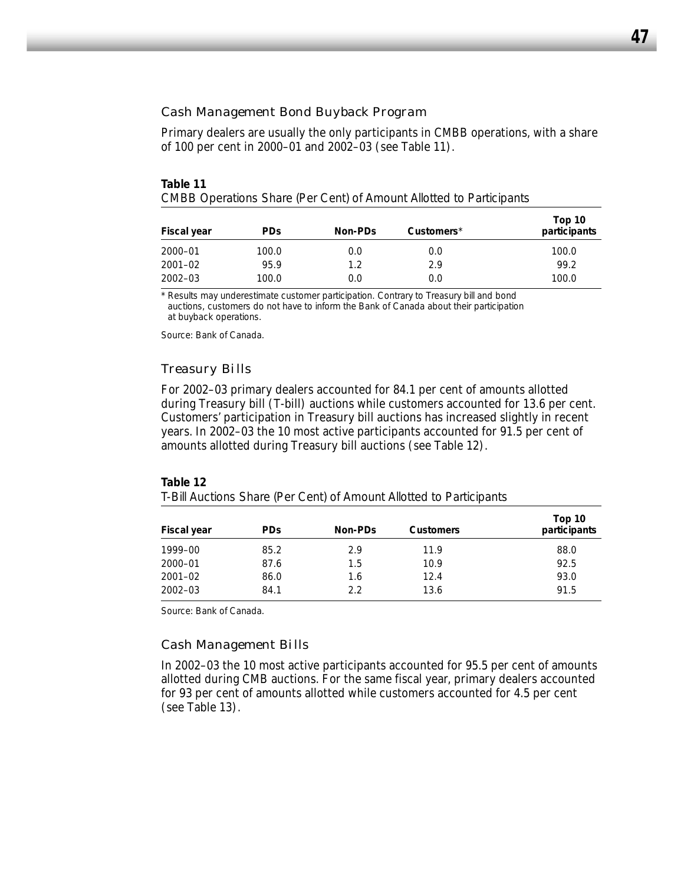### Cash Management Bond Buyback Program

Primary dealers are usually the only participants in CMBB operations, with a share of 100 per cent in 2000–01 and 2002–03 (see Table 11).

**Table 11**
CMBB Operations Share (Per Cent) of Amount Allotted to Participants

| Fiscal year | PDs | Non-PDs | Customers* | Top 10 participants |
|---|---|---|---|---|
| 2000–01 | 100.0 | 0.0 | 0.0 | 100.0 |
| 2001–02 | 95.9 | 1.2 | 2.9 | 99.2 |
| 2002–03 | 100.0 | 0.0 | 0.0 | 100.0 |

* Results may underestimate customer participation. Contrary to Treasury bill and bond auctions, customers do not have to inform the Bank of Canada about their participation at buyback operations.

Source: Bank of Canada.

### Treasury Bills

For 2002–03 primary dealers accounted for 84.1 per cent of amounts allotted during Treasury bill (T-bill) auctions while customers accounted for 13.6 per cent. Customers' participation in Treasury bill auctions has increased slightly in recent years. In 2002–03 the 10 most active participants accounted for 91.5 per cent of amounts allotted during Treasury bill auctions (see Table 12).

**Table 12**
T-Bill Auctions Share (Per Cent) of Amount Allotted to Participants

| Fiscal year | PDs | Non-PDs | Customers | Top 10 participants |
|---|---|---|---|---|
| 1999–00 | 85.2 | 2.9 | 11.9 | 88.0 |
| 2000–01 | 87.6 | 1.5 | 10.9 | 92.5 |
| 2001–02 | 86.0 | 1.6 | 12.4 | 93.0 |
| 2002–03 | 84.1 | 2.2 | 13.6 | 91.5 |

Source: Bank of Canada.

### Cash Management Bills

In 2002–03 the 10 most active participants accounted for 95.5 per cent of amounts allotted during CMB auctions. For the same fiscal year, primary dealers accounted for 93 per cent of amounts allotted while customers accounted for 4.5 per cent (see Table 13).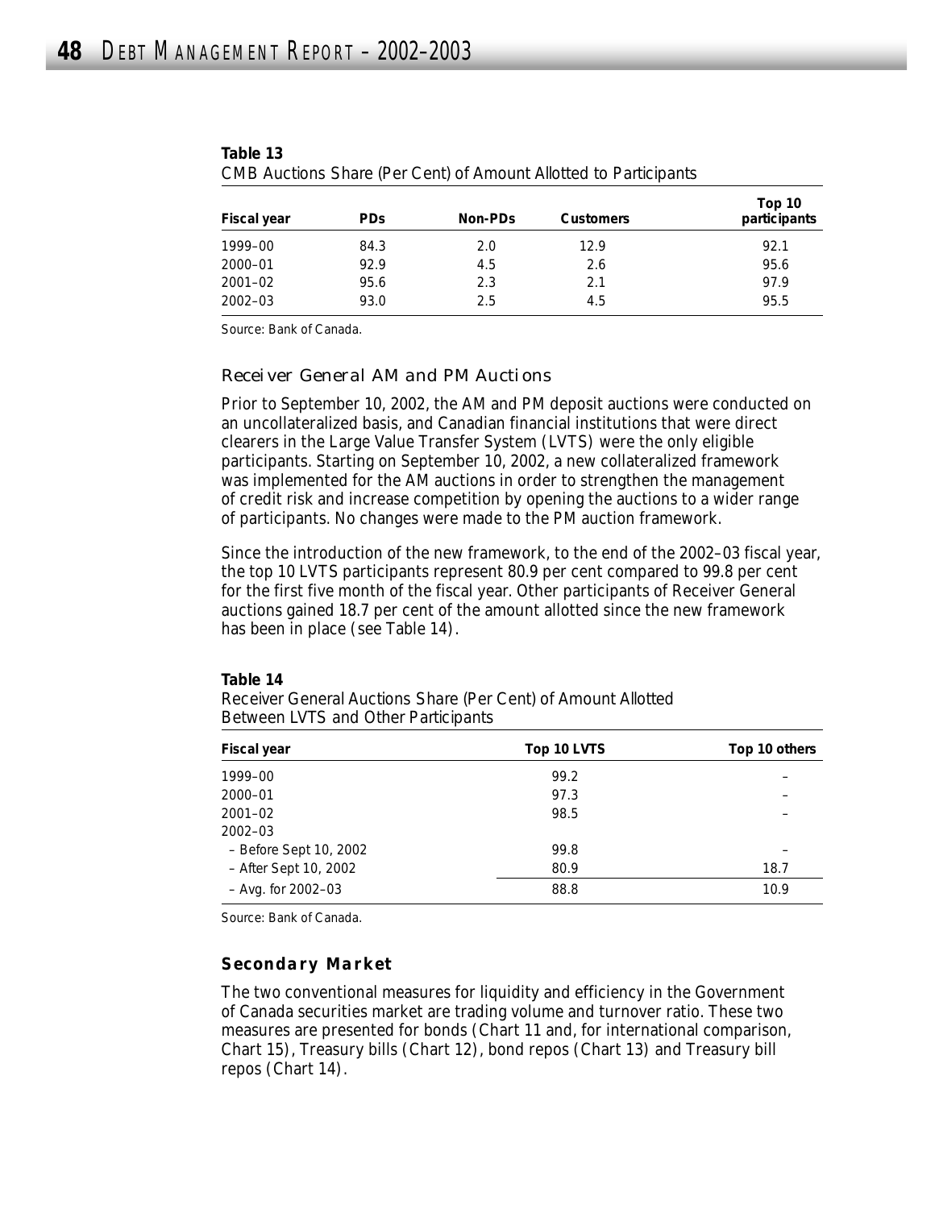**Table 13**
CMB Auctions Share (Per Cent) of Amount Allotted to Participants

| Fiscal year | PDs | Non-PDs | Customers | Top 10 participants |
|---|---|---|---|---|
| 1999–00 | 84.3 | 2.0 | 12.9 | 92.1 |
| 2000–01 | 92.9 | 4.5 | 2.6 | 95.6 |
| 2001–02 | 95.6 | 2.3 | 2.1 | 97.9 |
| 2002–03 | 93.0 | 2.5 | 4.5 | 95.5 |

Source: Bank of Canada.

### Receiver General AM and PM Auctions

Prior to September 10, 2002, the AM and PM deposit auctions were conducted on an uncollateralized basis, and Canadian financial institutions that were direct clearers in the Large Value Transfer System (LVTS) were the only eligible participants. Starting on September 10, 2002, a new collateralized framework was implemented for the AM auctions in order to strengthen the management of credit risk and increase competition by opening the auctions to a wider range of participants. No changes were made to the PM auction framework.

Since the introduction of the new framework, to the end of the 2002–03 fiscal year, the top 10 LVTS participants represent 80.9 per cent compared to 99.8 per cent for the first five month of the fiscal year. Other participants of Receiver General auctions gained 18.7 per cent of the amount allotted since the new framework has been in place (see Table 14).

**Table 14**
Receiver General Auctions Share (Per Cent) of Amount Allotted Between LVTS and Other Participants

| Fiscal year | Top 10 LVTS | Top 10 others |
|---|---|---|
| 1999–00 | 99.2 | – |
| 2000–01 | 97.3 | – |
| 2001–02 | 98.5 | – |
| 2002–03 | | |
| – Before Sept 10, 2002 | 99.8 | – |
| – After Sept 10, 2002 | 80.9 | 18.7 |
| – Avg. for 2002–03 | 88.8 | 10.9 |

Source: Bank of Canada.

## Secondary Market

The two conventional measures for liquidity and efficiency in the Government of Canada securities market are trading volume and turnover ratio. These two measures are presented for bonds (Chart 11 and, for international comparison, Chart 15), Treasury bills (Chart 12), bond repos (Chart 13) and Treasury bill repos (Chart 14).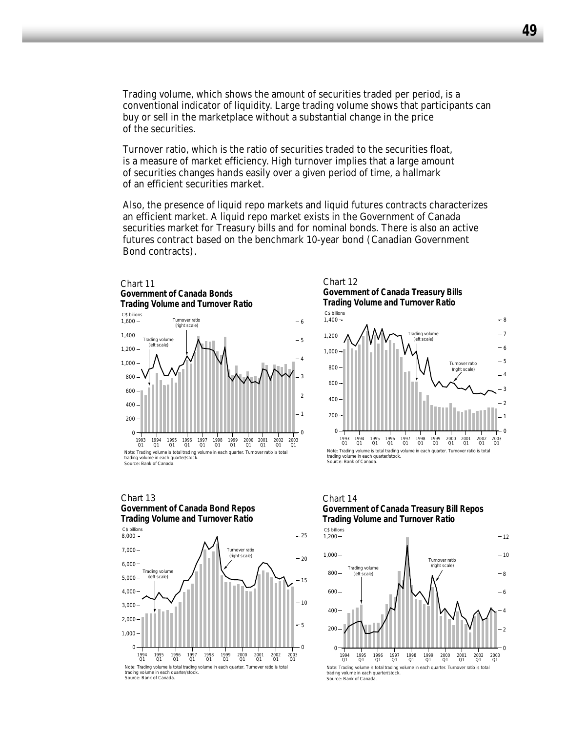Trading volume, which shows the amount of securities traded per period, is a conventional indicator of liquidity. Large trading volume shows that participants can buy or sell in the marketplace without a substantial change in the price of the securities.

Turnover ratio, which is the ratio of securities traded to the securities float, is a measure of market efficiency. High turnover implies that a large amount of securities changes hands easily over a given period of time, a hallmark of an efficient securities market.

Also, the presence of liquid repo markets and liquid futures contracts characterizes an efficient market. A liquid repo market exists in the Government of Canada securities market for Treasury bills and for nominal bonds. There is also an active futures contract based on the benchmark 10-year bond (Canadian Government Bond contracts).

Chart 11
**Government of Canada Bonds Trading Volume and Turnover Ratio**

Note: Trading volume is total trading volume in each quarter. Turnover ratio is total trading volume in each quarter/stock.
Source: Bank of Canada.

Chart 12
**Government of Canada Treasury Bills Trading Volume and Turnover Ratio**

Note: Trading volume is total trading volume in each quarter. Turnover ratio is total trading volume in each quarter/stock.
Source: Bank of Canada.

Chart 13
**Government of Canada Bond Repos Trading Volume and Turnover Ratio**

Note: Trading volume is total trading volume in each quarter. Turnover ratio is total trading volume in each quarter/stock.
Source: Bank of Canada.

Chart 14
**Government of Canada Treasury Bill Repos Trading Volume and Turnover Ratio**

Note: Trading volume is total trading volume in each quarter. Turnover ratio is total trading volume in each quarter/stock.
Source: Bank of Canada.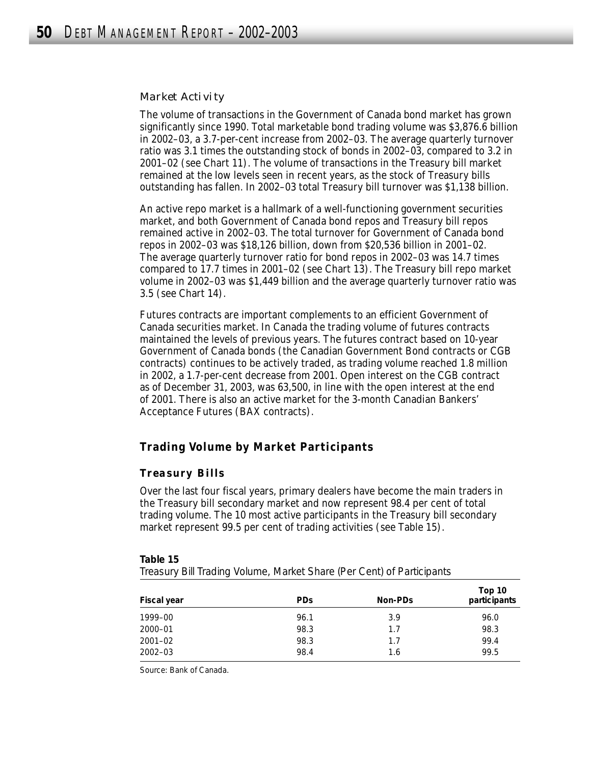### Market Activity

The volume of transactions in the Government of Canada bond market has grown significantly since 1990. Total marketable bond trading volume was $3,876.6 billion in 2002–03, a 3.7-per-cent increase from 2002–03. The average quarterly turnover ratio was 3.1 times the outstanding stock of bonds in 2002–03, compared to 3.2 in 2001–02 (see Chart 11). The volume of transactions in the Treasury bill market remained at the low levels seen in recent years, as the stock of Treasury bills outstanding has fallen. In 2002–03 total Treasury bill turnover was $1,138 billion.

An active repo market is a hallmark of a well-functioning government securities market, and both Government of Canada bond repos and Treasury bill repos remained active in 2002–03. The total turnover for Government of Canada bond repos in 2002–03 was $18,126 billion, down from $20,536 billion in 2001–02. The average quarterly turnover ratio for bond repos in 2002–03 was 14.7 times compared to 17.7 times in 2001–02 (see Chart 13). The Treasury bill repo market volume in 2002–03 was $1,449 billion and the average quarterly turnover ratio was 3.5 (see Chart 14).

Futures contracts are important complements to an efficient Government of Canada securities market. In Canada the trading volume of futures contracts maintained the levels of previous years. The futures contract based on 10-year Government of Canada bonds (the Canadian Government Bond contracts or CGB contracts) continues to be actively traded, as trading volume reached 1.8 million in 2002, a 1.7-per-cent decrease from 2001. Open interest on the CGB contract as of December 31, 2003, was 63,500, in line with the open interest at the end of 2001. There is also an active market for the 3-month Canadian Bankers' Acceptance Futures (BAX contracts).

## Trading Volume by Market Participants

### Treasury Bills

Over the last four fiscal years, primary dealers have become the main traders in the Treasury bill secondary market and now represent 98.4 per cent of total trading volume. The 10 most active participants in the Treasury bill secondary market represent 99.5 per cent of trading activities (see Table 15).

**Table 15**
Treasury Bill Trading Volume, Market Share (Per Cent) of Participants

| Fiscal year | PDs | Non-PDs | Top 10 participants |
|---|---|---|---|
| 1999–00 | 96.1 | 3.9 | 96.0 |
| 2000–01 | 98.3 | 1.7 | 98.3 |
| 2001–02 | 98.3 | 1.7 | 99.4 |
| 2002–03 | 98.4 | 1.6 | 99.5 |

Source: Bank of Canada.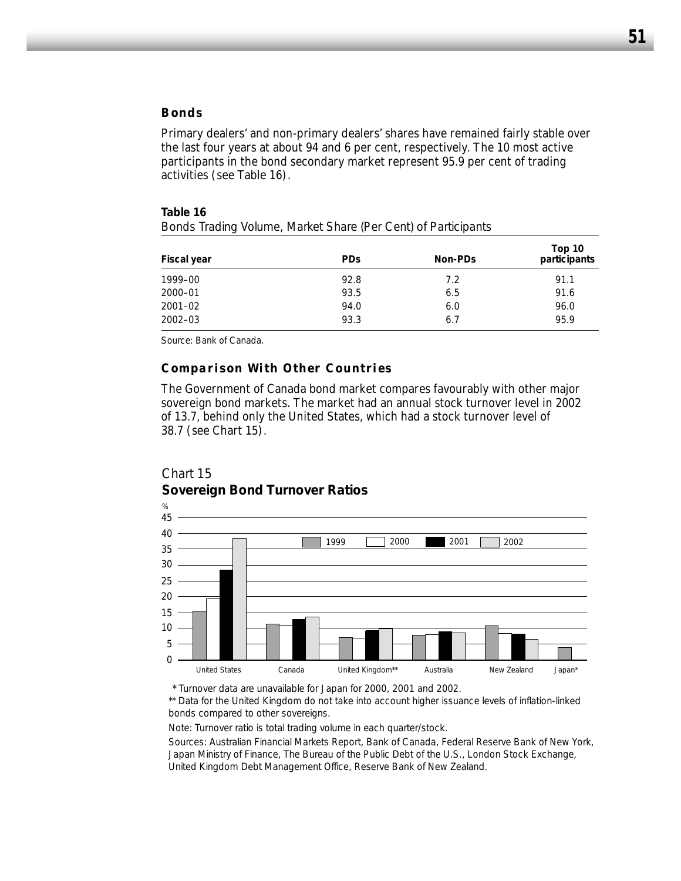### Bonds

Primary dealers' and non-primary dealers' shares have remained fairly stable over the last four years at about 94 and 6 per cent, respectively. The 10 most active participants in the bond secondary market represent 95.9 per cent of trading activities (see Table 16).

**Table 16**

Bonds Trading Volume, Market Share (Per Cent) of Participants

| Fiscal year | PDs | Non-PDs | Top 10 participants |
|---|---|---|---|
| 1999–00 | 92.8 | 7.2 | 91.1 |
| 2000–01 | 93.5 | 6.5 | 91.6 |
| 2001–02 | 94.0 | 6.0 | 96.0 |
| 2002–03 | 93.3 | 6.7 | 95.9 |

Source: Bank of Canada.

### Comparison With Other Countries

The Government of Canada bond market compares favourably with other major sovereign bond markets. The market had an annual stock turnover level in 2002 of 13.7, behind only the United States, which had a stock turnover level of 38.7 (see Chart 15).

Chart 15

**Sovereign Bond Turnover Ratios**

\* Turnover data are unavailable for Japan for 2000, 2001 and 2002.

\*\* Data for the United Kingdom do not take into account higher issuance levels of inflation-linked bonds compared to other sovereigns.

Note: Turnover ratio is total trading volume in each quarter/stock.

Sources: Australian Financial Markets Report, Bank of Canada, Federal Reserve Bank of New York, Japan Ministry of Finance, The Bureau of the Public Debt of the U.S., London Stock Exchange, United Kingdom Debt Management Office, Reserve Bank of New Zealand.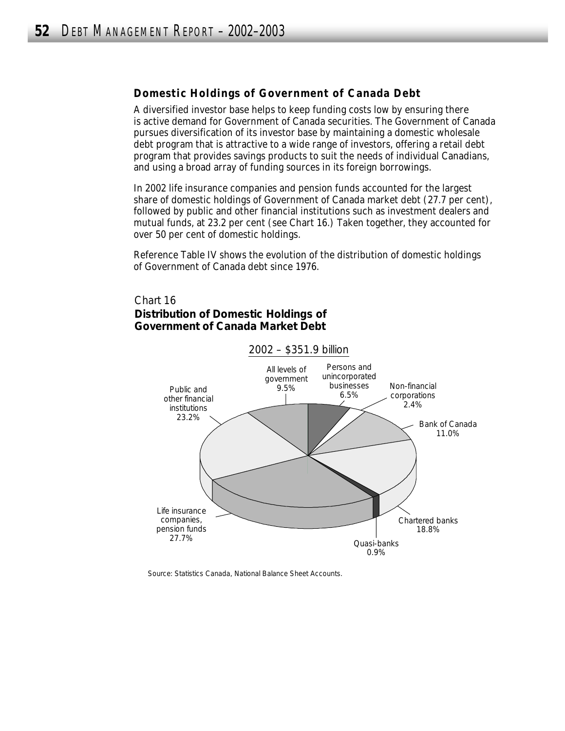### Domestic Holdings of Government of Canada Debt

A diversified investor base helps to keep funding costs low by ensuring there is active demand for Government of Canada securities. The Government of Canada pursues diversification of its investor base by maintaining a domestic wholesale debt program that is attractive to a wide range of investors, offering a retail debt program that provides savings products to suit the needs of individual Canadians, and using a broad array of funding sources in its foreign borrowings.

In 2002 life insurance companies and pension funds accounted for the largest share of domestic holdings of Government of Canada market debt (27.7 per cent), followed by public and other financial institutions such as investment dealers and mutual funds, at 23.2 per cent (see Chart 16.) Taken together, they accounted for over 50 per cent of domestic holdings.

Reference Table IV shows the evolution of the distribution of domestic holdings of Government of Canada debt since 1976.

Chart 16
**Distribution of Domestic Holdings of Government of Canada Market Debt**

2002 – $351.9 billion

| Holder | Share |
|---|---|
| All levels of government | 9.5% |
| Persons and unincorporated businesses | 6.5% |
| Non-financial corporations | 2.4% |
| Bank of Canada | 11.0% |
| Chartered banks | 18.8% |
| Quasi-banks | 0.9% |
| Life insurance companies, pension funds | 27.7% |
| Public and other financial institutions | 23.2% |

Source: Statistics Canada, National Balance Sheet Accounts.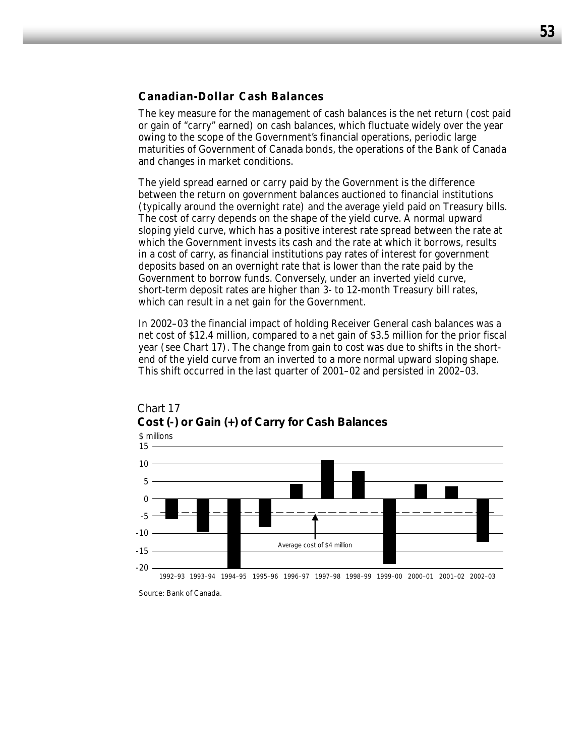### Canadian-Dollar Cash Balances

The key measure for the management of cash balances is the net return (cost paid or gain of "carry" earned) on cash balances, which fluctuate widely over the year owing to the scope of the Government's financial operations, periodic large maturities of Government of Canada bonds, the operations of the Bank of Canada and changes in market conditions.

The yield spread earned or carry paid by the Government is the difference between the return on government balances auctioned to financial institutions (typically around the overnight rate) and the average yield paid on Treasury bills. The cost of carry depends on the shape of the yield curve. A normal upward sloping yield curve, which has a positive interest rate spread between the rate at which the Government invests its cash and the rate at which it borrows, results in a cost of carry, as financial institutions pay rates of interest for government deposits based on an overnight rate that is lower than the rate paid by the Government to borrow funds. Conversely, under an inverted yield curve, short-term deposit rates are higher than 3- to 12-month Treasury bill rates, which can result in a net gain for the Government.

In 2002–03 the financial impact of holding Receiver General cash balances was a net cost of $12.4 million, compared to a net gain of $3.5 million for the prior fiscal year (see Chart 17). The change from gain to cost was due to shifts in the short-end of the yield curve from an inverted to a more normal upward sloping shape. This shift occurred in the last quarter of 2001–02 and persisted in 2002–03.

Chart 17
**Cost (-) or Gain (+) of Carry for Cash Balances**

$ millions

Average cost of $4 million

1992–93 1993–94 1994–95 1995–96 1996–97 1997–98 1998–99 1999–00 2000–01 2001–02 2002–03

Source: Bank of Canada.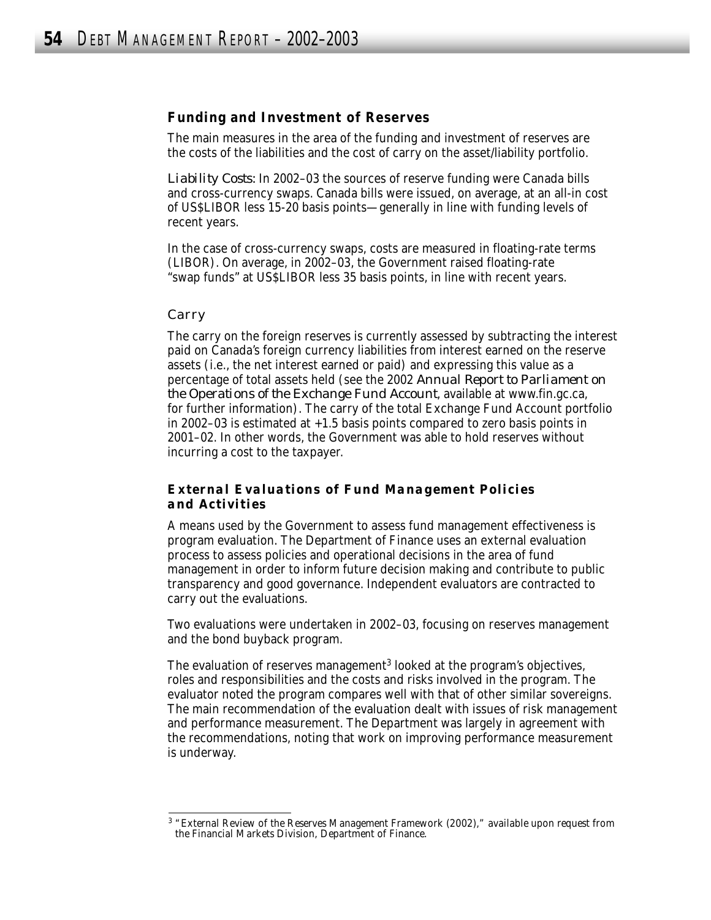### Funding and Investment of Reserves

The main measures in the area of the funding and investment of reserves are the costs of the liabilities and the cost of carry on the asset/liability portfolio.

*Liability Costs:* In 2002–03 the sources of reserve funding were Canada bills and cross-currency swaps. Canada bills were issued, on average, at an all-in cost of US$LIBOR less 15-20 basis points—generally in line with funding levels of recent years.

In the case of cross-currency swaps, costs are measured in floating-rate terms (LIBOR). On average, in 2002–03, the Government raised floating-rate "swap funds" at US$LIBOR less 35 basis points, in line with recent years.

#### Carry

The carry on the foreign reserves is currently assessed by subtracting the interest paid on Canada's foreign currency liabilities from interest earned on the reserve assets (i.e., the net interest earned or paid) and expressing this value as a percentage of total assets held (see the 2002 *Annual Report to Parliament on the Operations of the Exchange Fund Account*, available at www.fin.gc.ca, for further information). The carry of the total Exchange Fund Account portfolio in 2002–03 is estimated at +1.5 basis points compared to zero basis points in 2001–02. In other words, the Government was able to hold reserves without incurring a cost to the taxpayer.

### External Evaluations of Fund Management Policies and Activities

A means used by the Government to assess fund management effectiveness is program evaluation. The Department of Finance uses an external evaluation process to assess policies and operational decisions in the area of fund management in order to inform future decision making and contribute to public transparency and good governance. Independent evaluators are contracted to carry out the evaluations.

Two evaluations were undertaken in 2002–03, focusing on reserves management and the bond buyback program.

The evaluation of reserves management[3] looked at the program's objectives, roles and responsibilities and the costs and risks involved in the program. The evaluator noted the program compares well with that of other similar sovereigns. The main recommendation of the evaluation dealt with issues of risk management and performance measurement. The Department was largely in agreement with the recommendations, noting that work on improving performance measurement is underway.

[3] "External Review of the Reserves Management Framework (2002)," available upon request from the Financial Markets Division, Department of Finance.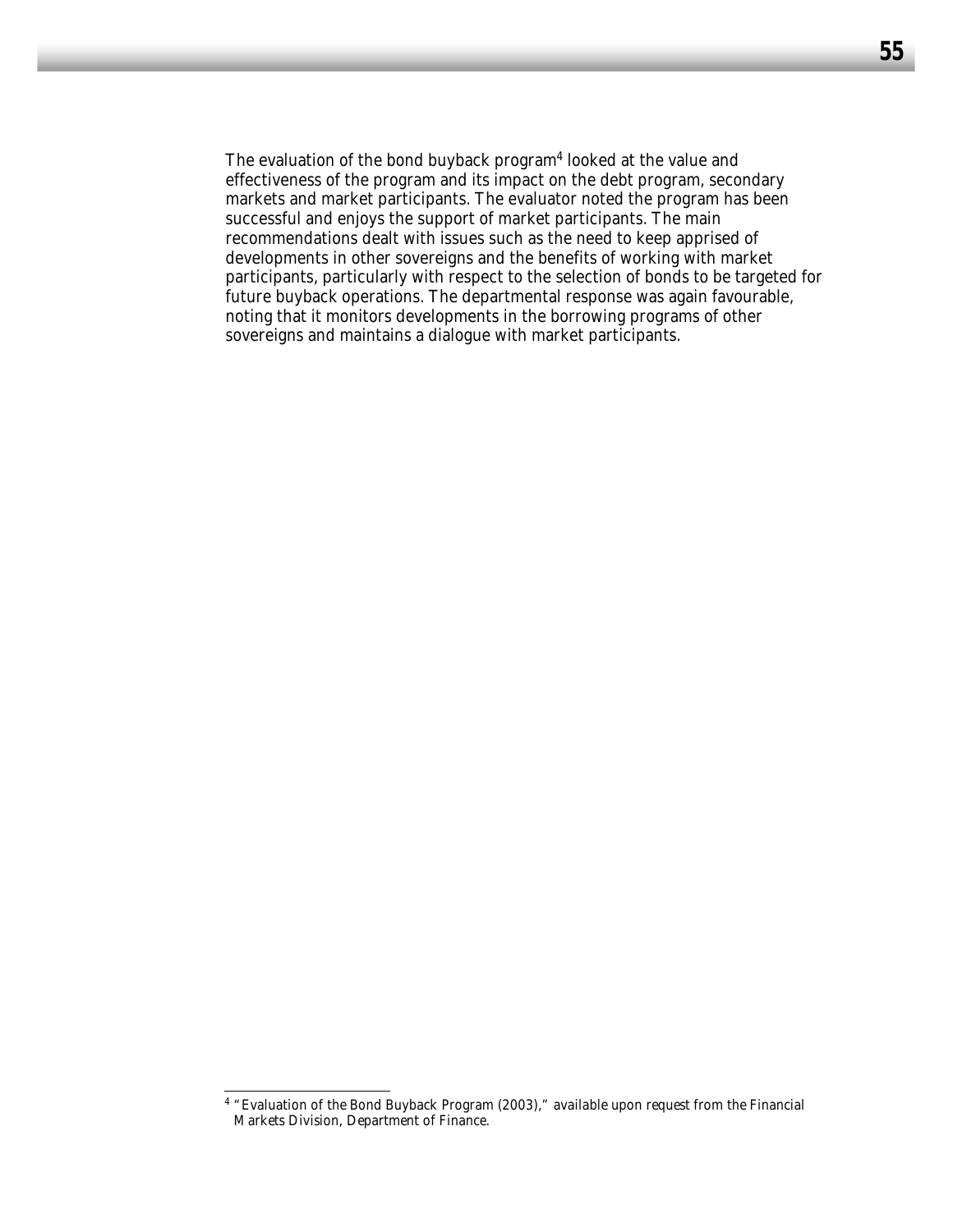The evaluation of the bond buyback program[4] looked at the value and effectiveness of the program and its impact on the debt program, secondary markets and market participants. The evaluator noted the program has been successful and enjoys the support of market participants. The main recommendations dealt with issues such as the need to keep apprised of developments in other sovereigns and the benefits of working with market participants, particularly with respect to the selection of bonds to be targeted for future buyback operations. The departmental response was again favourable, noting that it monitors developments in the borrowing programs of other sovereigns and maintains a dialogue with market participants.

---

[4] "Evaluation of the Bond Buyback Program (2003)," available upon request from the Financial Markets Division, Department of Finance.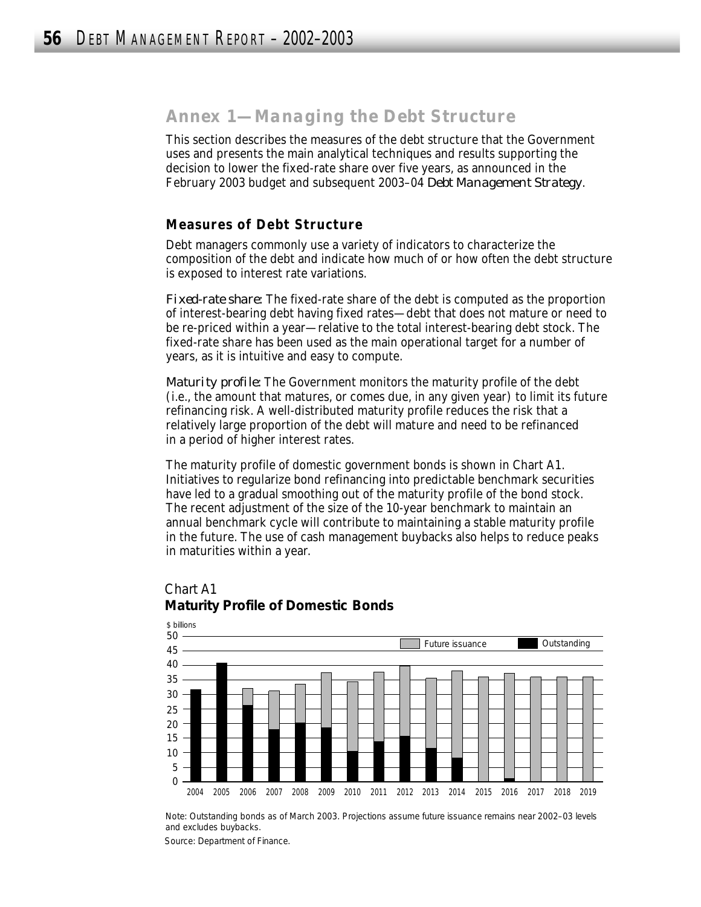## Annex 1—Managing the Debt Structure

This section describes the measures of the debt structure that the Government uses and presents the main analytical techniques and results supporting the decision to lower the fixed-rate share over five years, as announced in the February 2003 budget and subsequent 2003–04 *Debt Management Strategy*.

### Measures of Debt Structure

Debt managers commonly use a variety of indicators to characterize the composition of the debt and indicate how much of or how often the debt structure is exposed to interest rate variations.

*Fixed-rate share:* The fixed-rate share of the debt is computed as the proportion of interest-bearing debt having fixed rates—debt that does not mature or need to be re-priced within a year—relative to the total interest-bearing debt stock. The fixed-rate share has been used as the main operational target for a number of years, as it is intuitive and easy to compute.

*Maturity profile:* The Government monitors the maturity profile of the debt (i.e., the amount that matures, or comes due, in any given year) to limit its future refinancing risk. A well-distributed maturity profile reduces the risk that a relatively large proportion of the debt will mature and need to be refinanced in a period of higher interest rates.

The maturity profile of domestic government bonds is shown in Chart A1. Initiatives to regularize bond refinancing into predictable benchmark securities have led to a gradual smoothing out of the maturity profile of the bond stock. The recent adjustment of the size of the 10-year benchmark to maintain an annual benchmark cycle will contribute to maintaining a stable maturity profile in the future. The use of cash management buybacks also helps to reduce peaks in maturities within a year.

Chart A1
**Maturity Profile of Domestic Bonds**

Note: Outstanding bonds as of March 2003. Projections assume future issuance remains near 2002–03 levels and excludes buybacks.

Source: Department of Finance.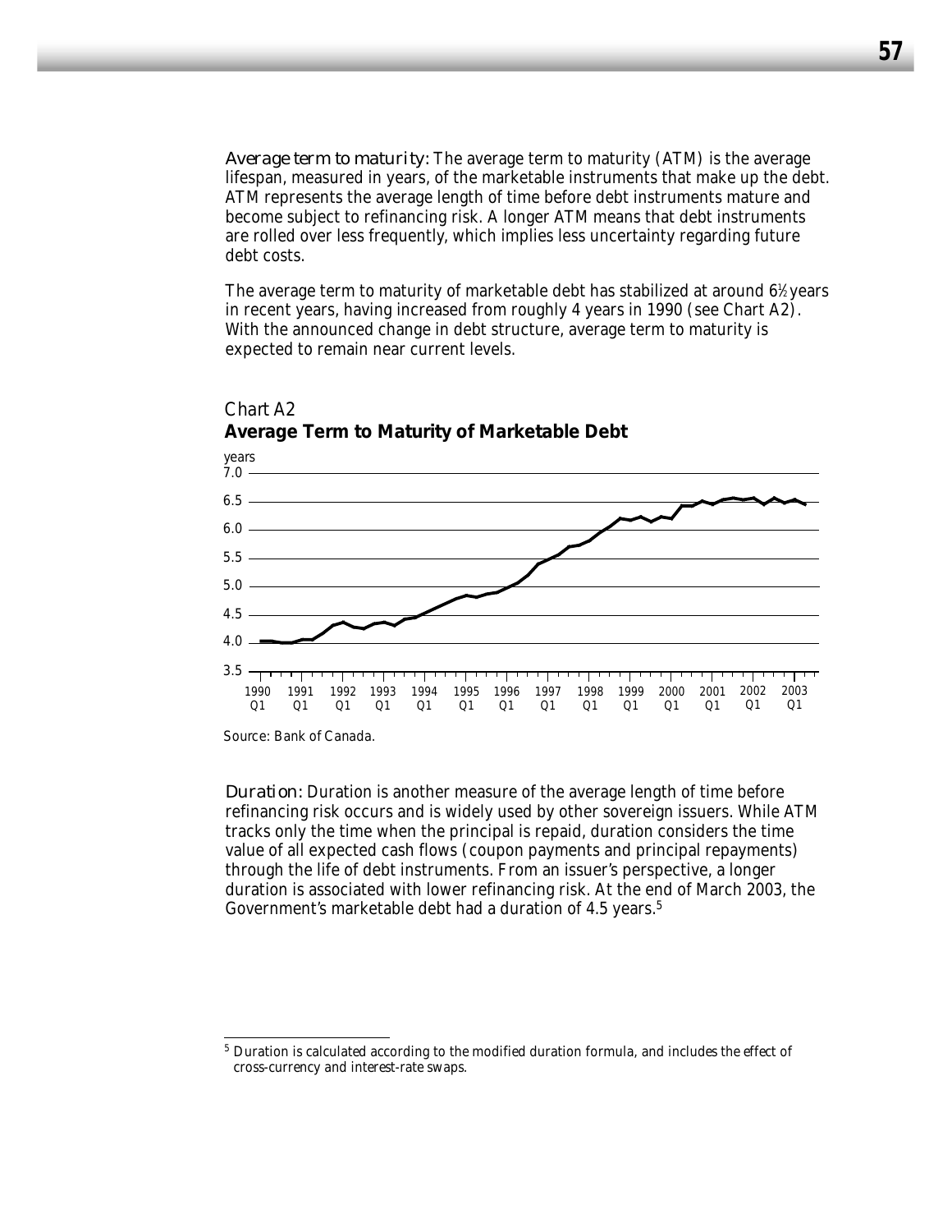*Average term to maturity:* The average term to maturity (ATM) is the average lifespan, measured in years, of the marketable instruments that make up the debt. ATM represents the average length of time before debt instruments mature and become subject to refinancing risk. A longer ATM means that debt instruments are rolled over less frequently, which implies less uncertainty regarding future debt costs.

The average term to maturity of marketable debt has stabilized at around 6½ years in recent years, having increased from roughly 4 years in 1990 (see Chart A2). With the announced change in debt structure, average term to maturity is expected to remain near current levels.

*Chart A2*
**Average Term to Maturity of Marketable Debt**

Source: Bank of Canada.

*Duration:* Duration is another measure of the average length of time before refinancing risk occurs and is widely used by other sovereign issuers. While ATM tracks only the time when the principal is repaid, duration considers the time value of all expected cash flows (coupon payments and principal repayments) through the life of debt instruments. From an issuer's perspective, a longer duration is associated with lower refinancing risk. At the end of March 2003, the Government's marketable debt had a duration of 4.5 years.[5]

[5] Duration is calculated according to the modified duration formula, and includes the effect of cross-currency and interest-rate swaps.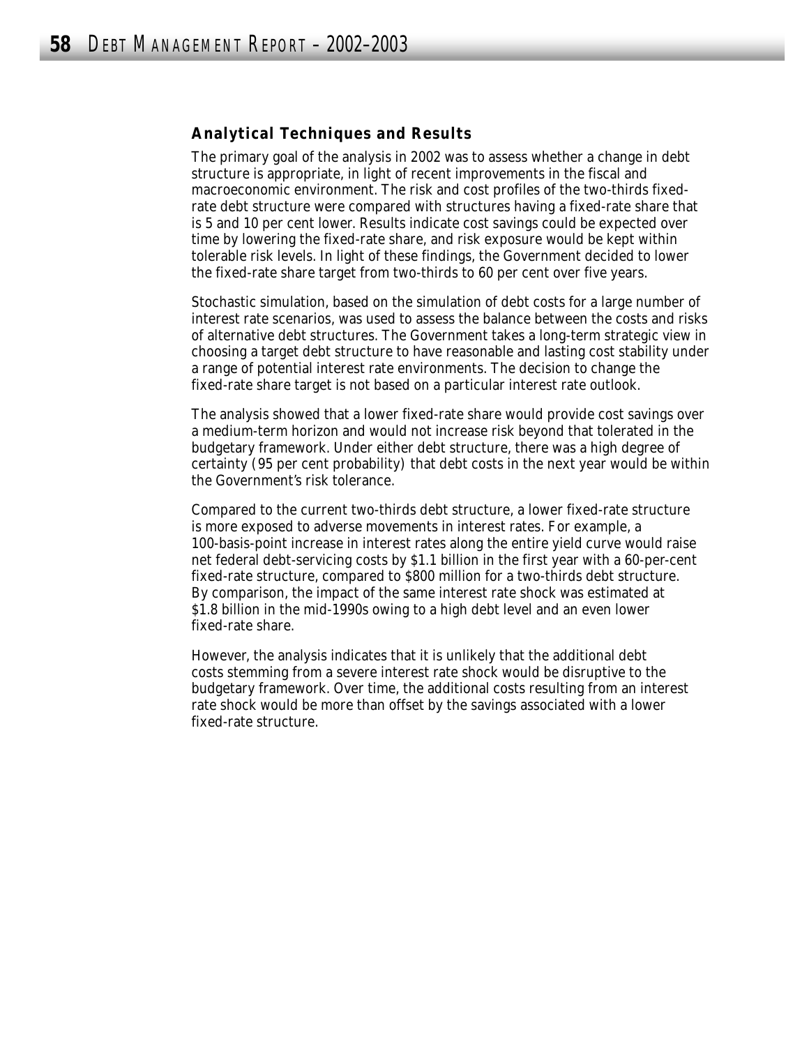### Analytical Techniques and Results

The primary goal of the analysis in 2002 was to assess whether a change in debt structure is appropriate, in light of recent improvements in the fiscal and macroeconomic environment. The risk and cost profiles of the two-thirds fixed-rate debt structure were compared with structures having a fixed-rate share that is 5 and 10 per cent lower. Results indicate cost savings could be expected over time by lowering the fixed-rate share, and risk exposure would be kept within tolerable risk levels. In light of these findings, the Government decided to lower the fixed-rate share target from two-thirds to 60 per cent over five years.

Stochastic simulation, based on the simulation of debt costs for a large number of interest rate scenarios, was used to assess the balance between the costs and risks of alternative debt structures. The Government takes a long-term strategic view in choosing a target debt structure to have reasonable and lasting cost stability under a range of potential interest rate environments. The decision to change the fixed-rate share target is not based on a particular interest rate outlook.

The analysis showed that a lower fixed-rate share would provide cost savings over a medium-term horizon and would not increase risk beyond that tolerated in the budgetary framework. Under either debt structure, there was a high degree of certainty (95 per cent probability) that debt costs in the next year would be within the Government's risk tolerance.

Compared to the current two-thirds debt structure, a lower fixed-rate structure is more exposed to adverse movements in interest rates. For example, a 100-basis-point increase in interest rates along the entire yield curve would raise net federal debt-servicing costs by $1.1 billion in the first year with a 60-per-cent fixed-rate structure, compared to $800 million for a two-thirds debt structure. By comparison, the impact of the same interest rate shock was estimated at $1.8 billion in the mid-1990s owing to a high debt level and an even lower fixed-rate share.

However, the analysis indicates that it is unlikely that the additional debt costs stemming from a severe interest rate shock would be disruptive to the budgetary framework. Over time, the additional costs resulting from an interest rate shock would be more than offset by the savings associated with a lower fixed-rate structure.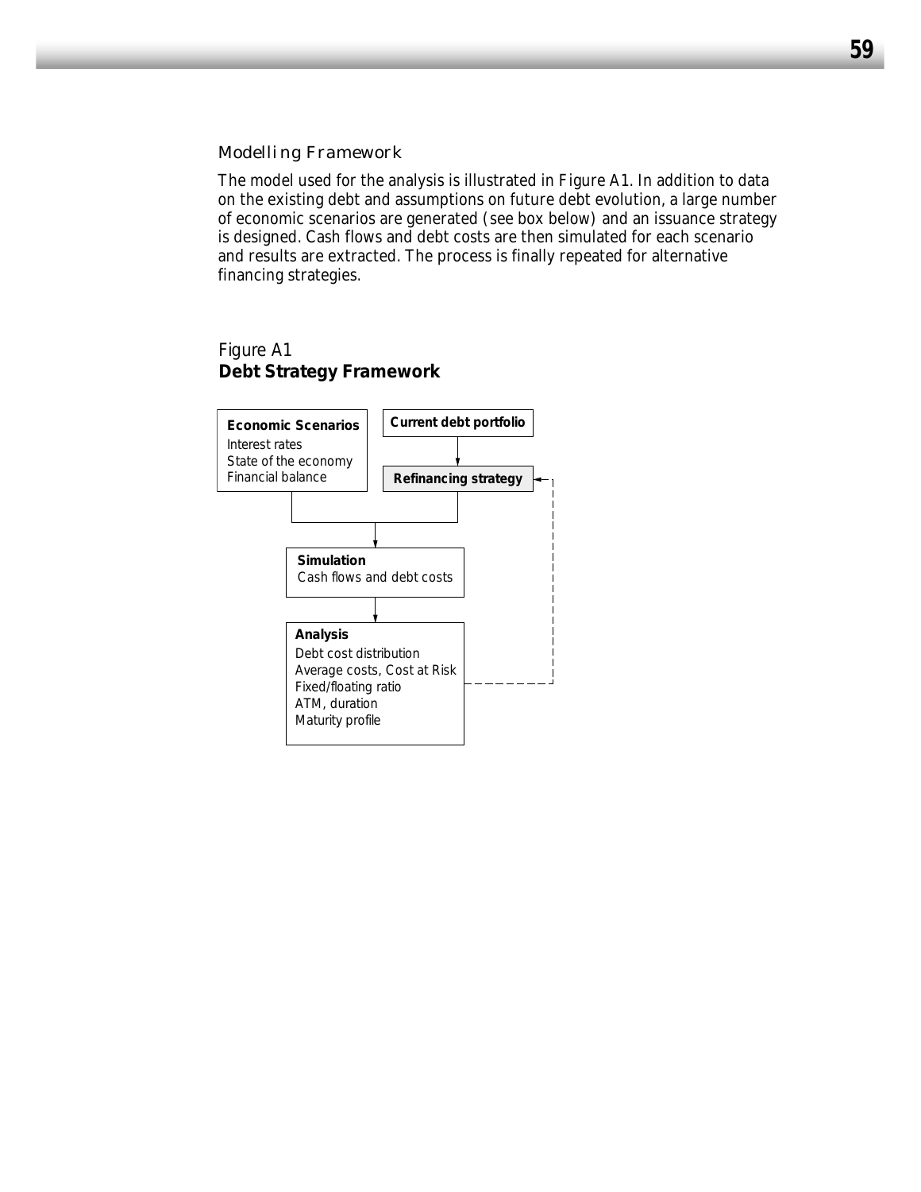### Modelling Framework

The model used for the analysis is illustrated in Figure A1. In addition to data on the existing debt and assumptions on future debt evolution, a large number of economic scenarios are generated (see box below) and an issuance strategy is designed. Cash flows and debt costs are then simulated for each scenario and results are extracted. The process is finally repeated for alternative financing strategies.

Figure A1
**Debt Strategy Framework**

**Economic Scenarios**
Interest rates
State of the economy
Financial balance

**Current debt portfolio**

**Refinancing strategy**

**Simulation**
Cash flows and debt costs

**Analysis**
Debt cost distribution
Average costs, Cost at Risk
Fixed/floating ratio
ATM, duration
Maturity profile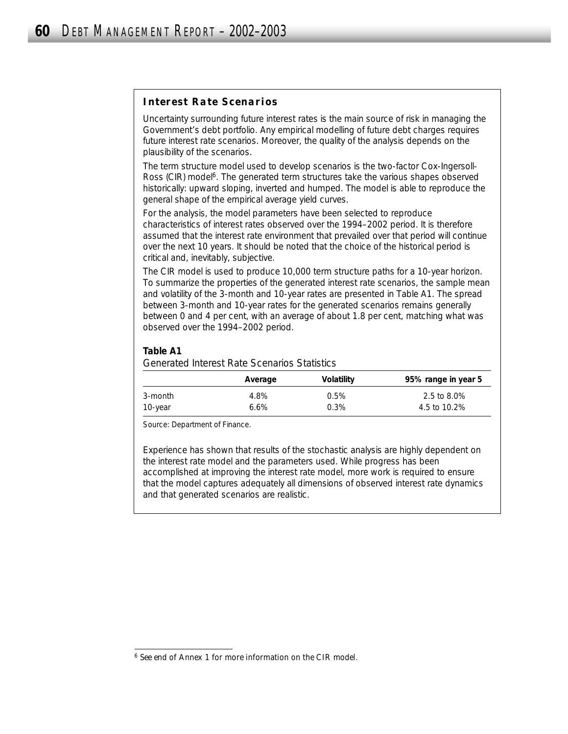## Interest Rate Scenarios

Uncertainty surrounding future interest rates is the main source of risk in managing the Government's debt portfolio. Any empirical modelling of future debt charges requires future interest rate scenarios. Moreover, the quality of the analysis depends on the plausibility of the scenarios.

The term structure model used to develop scenarios is the two-factor Cox-Ingersoll-Ross (CIR) model[6]. The generated term structures take the various shapes observed historically: upward sloping, inverted and humped. The model is able to reproduce the general shape of the empirical average yield curves.

For the analysis, the model parameters have been selected to reproduce characteristics of interest rates observed over the 1994–2002 period. It is therefore assumed that the interest rate environment that prevailed over that period will continue over the next 10 years. It should be noted that the choice of the historical period is critical and, inevitably, subjective.

The CIR model is used to produce 10,000 term structure paths for a 10-year horizon. To summarize the properties of the generated interest rate scenarios, the sample mean and volatility of the 3-month and 10-year rates are presented in Table A1. The spread between 3-month and 10-year rates for the generated scenarios remains generally between 0 and 4 per cent, with an average of about 1.8 per cent, matching what was observed over the 1994–2002 period.

**Table A1**
Generated Interest Rate Scenarios Statistics

| | Average | Volatility | 95% range in year 5 |
|---|---|---|---|
| 3-month | 4.8% | 0.5% | 2.5 to 8.0% |
| 10-year | 6.6% | 0.3% | 4.5 to 10.2% |

Source: Department of Finance.

Experience has shown that results of the stochastic analysis are highly dependent on the interest rate model and the parameters used. While progress has been accomplished at improving the interest rate model, more work is required to ensure that the model captures adequately all dimensions of observed interest rate dynamics and that generated scenarios are realistic.

[6] See end of Annex 1 for more information on the CIR model.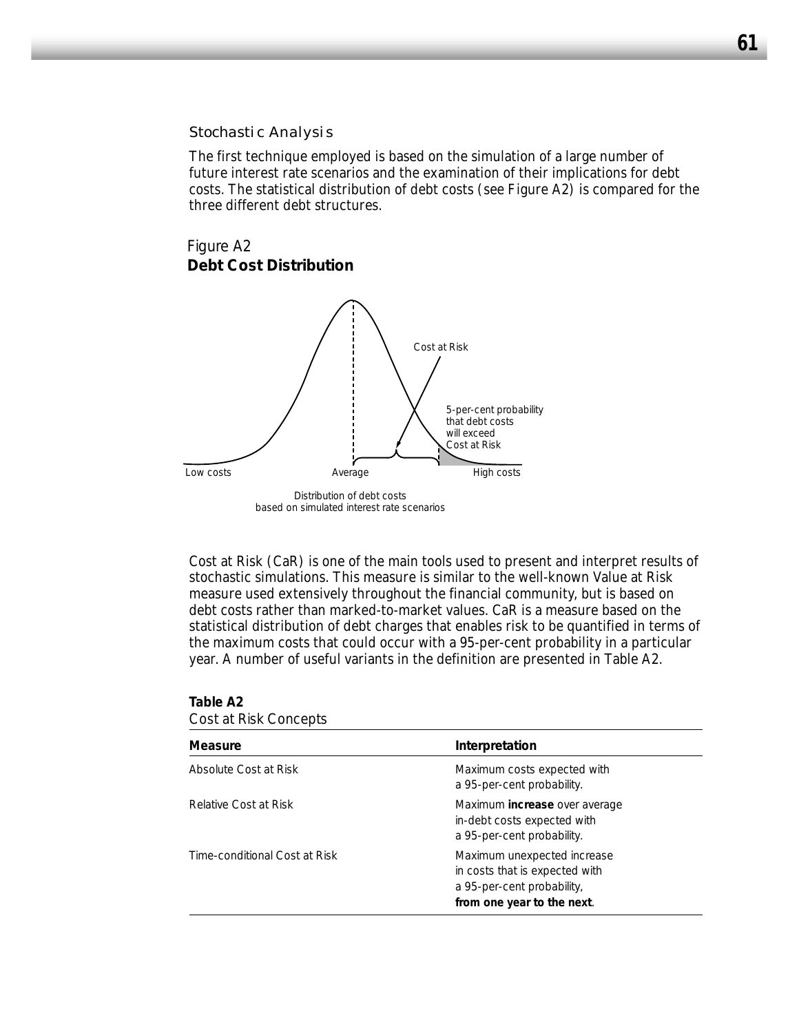### Stochastic Analysis

The first technique employed is based on the simulation of a large number of future interest rate scenarios and the examination of their implications for debt costs. The statistical distribution of debt costs (see Figure A2) is compared for the three different debt structures.

Figure A2
**Debt Cost Distribution**

Cost at Risk

5-per-cent probability that debt costs will exceed Cost at Risk

Low costs | Average | High costs

Distribution of debt costs based on simulated interest rate scenarios

Cost at Risk (CaR) is one of the main tools used to present and interpret results of stochastic simulations. This measure is similar to the well-known Value at Risk measure used extensively throughout the financial community, but is based on debt costs rather than marked-to-market values. CaR is a measure based on the statistical distribution of debt charges that enables risk to be quantified in terms of the maximum costs that could occur with a 95-per-cent probability in a particular year. A number of useful variants in the definition are presented in Table A2.

**Table A2**
Cost at Risk Concepts

| Measure | Interpretation |
|---|---|
| Absolute Cost at Risk | Maximum costs expected with a 95-per-cent probability. |
| Relative Cost at Risk | Maximum **increase** over average in-debt costs expected with a 95-per-cent probability. |
| Time-conditional Cost at Risk | Maximum unexpected increase in costs that is expected with a 95-per-cent probability, **from one year to the next**. |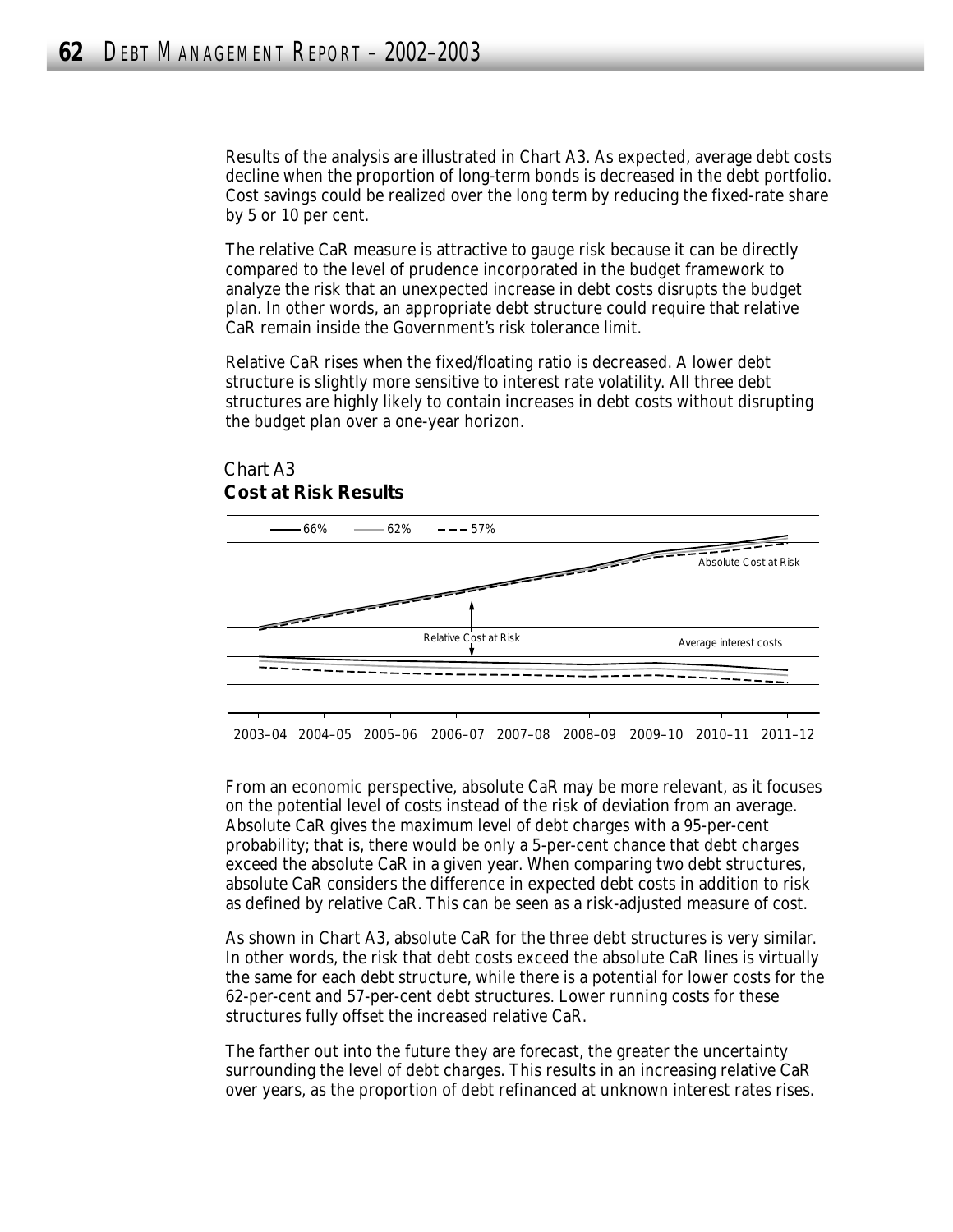Results of the analysis are illustrated in Chart A3. As expected, average debt costs decline when the proportion of long-term bonds is decreased in the debt portfolio. Cost savings could be realized over the long term by reducing the fixed-rate share by 5 or 10 per cent.

The relative CaR measure is attractive to gauge risk because it can be directly compared to the level of prudence incorporated in the budget framework to analyze the risk that an unexpected increase in debt costs disrupts the budget plan. In other words, an appropriate debt structure could require that relative CaR remain inside the Government's risk tolerance limit.

Relative CaR rises when the fixed/floating ratio is decreased. A lower debt structure is slightly more sensitive to interest rate volatility. All three debt structures are highly likely to contain increases in debt costs without disrupting the budget plan over a one-year horizon.

Chart A3
**Cost at Risk Results**

66% 62% 57%

Absolute Cost at Risk

Relative Cost at Risk

Average interest costs

2003–04 2004–05 2005–06 2006–07 2007–08 2008–09 2009–10 2010–11 2011–12

From an economic perspective, absolute CaR may be more relevant, as it focuses on the potential level of costs instead of the risk of deviation from an average. Absolute CaR gives the maximum level of debt charges with a 95-per-cent probability; that is, there would be only a 5-per-cent chance that debt charges exceed the absolute CaR in a given year. When comparing two debt structures, absolute CaR considers the difference in expected debt costs in addition to risk as defined by relative CaR. This can be seen as a risk-adjusted measure of cost.

As shown in Chart A3, absolute CaR for the three debt structures is very similar. In other words, the risk that debt costs exceed the absolute CaR lines is virtually the same for each debt structure, while there is a potential for lower costs for the 62-per-cent and 57-per-cent debt structures. Lower running costs for these structures fully offset the increased relative CaR.

The farther out into the future they are forecast, the greater the uncertainty surrounding the level of debt charges. This results in an increasing relative CaR over years, as the proportion of debt refinanced at unknown interest rates rises.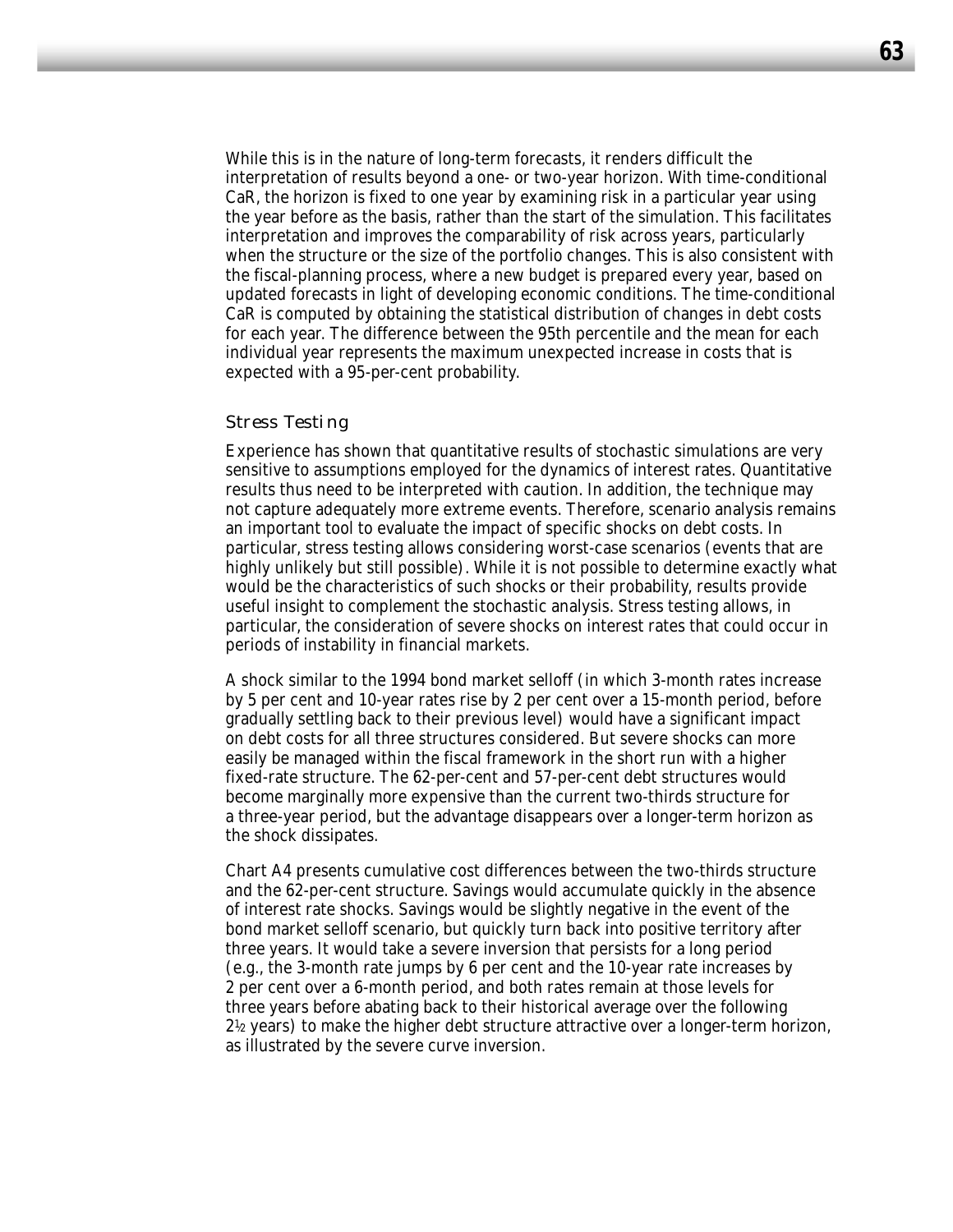While this is in the nature of long-term forecasts, it renders difficult the interpretation of results beyond a one- or two-year horizon. With time-conditional CaR, the horizon is fixed to one year by examining risk in a particular year using the year before as the basis, rather than the start of the simulation. This facilitates interpretation and improves the comparability of risk across years, particularly when the structure or the size of the portfolio changes. This is also consistent with the fiscal-planning process, where a new budget is prepared every year, based on updated forecasts in light of developing economic conditions. The time-conditional CaR is computed by obtaining the statistical distribution of changes in debt costs for each year. The difference between the 95th percentile and the mean for each individual year represents the maximum unexpected increase in costs that is expected with a 95-per-cent probability.

### *Stress Testing*

Experience has shown that quantitative results of stochastic simulations are very sensitive to assumptions employed for the dynamics of interest rates. Quantitative results thus need to be interpreted with caution. In addition, the technique may not capture adequately more extreme events. Therefore, scenario analysis remains an important tool to evaluate the impact of specific shocks on debt costs. In particular, stress testing allows considering worst-case scenarios (events that are highly unlikely but still possible). While it is not possible to determine exactly what would be the characteristics of such shocks or their probability, results provide useful insight to complement the stochastic analysis. Stress testing allows, in particular, the consideration of severe shocks on interest rates that could occur in periods of instability in financial markets.

A shock similar to the 1994 bond market selloff (in which 3-month rates increase by 5 per cent and 10-year rates rise by 2 per cent over a 15-month period, before gradually settling back to their previous level) would have a significant impact on debt costs for all three structures considered. But severe shocks can more easily be managed within the fiscal framework in the short run with a higher fixed-rate structure. The 62-per-cent and 57-per-cent debt structures would become marginally more expensive than the current two-thirds structure for a three-year period, but the advantage disappears over a longer-term horizon as the shock dissipates.

Chart A4 presents cumulative cost differences between the two-thirds structure and the 62-per-cent structure. Savings would accumulate quickly in the absence of interest rate shocks. Savings would be slightly negative in the event of the bond market selloff scenario, but quickly turn back into positive territory after three years. It would take a severe inversion that persists for a long period (e.g., the 3-month rate jumps by 6 per cent and the 10-year rate increases by 2 per cent over a 6-month period, and both rates remain at those levels for three years before abating back to their historical average over the following 2½ years) to make the higher debt structure attractive over a longer-term horizon, as illustrated by the severe curve inversion.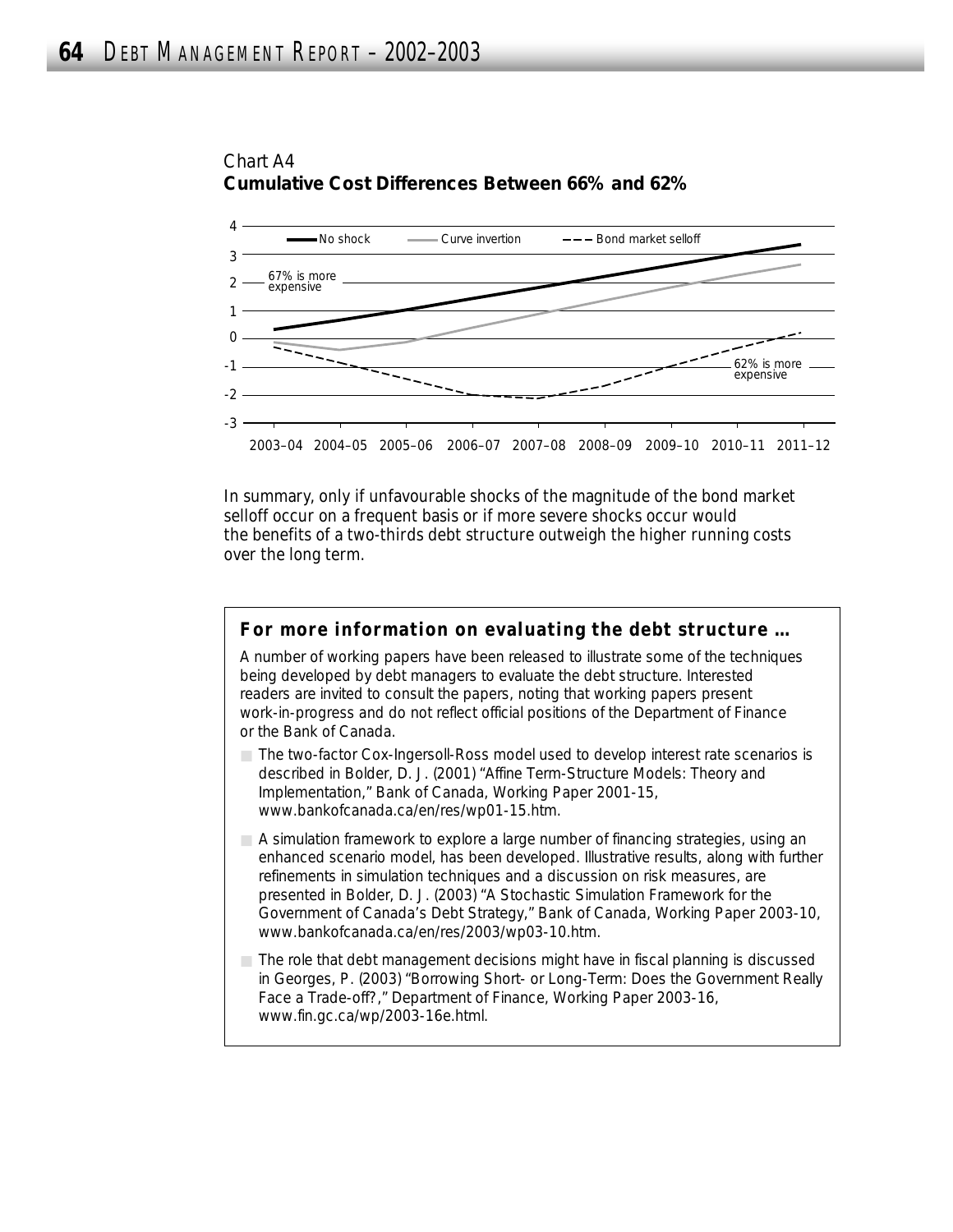Chart A4
**Cumulative Cost Differences Between 66% and 62%**

No shock — Curve invertion — Bond market selloff

67% is more expensive

62% is more expensive

2003–04 2004–05 2005–06 2006–07 2007–08 2008–09 2009–10 2010–11 2011–12

In summary, only if unfavourable shocks of the magnitude of the bond market selloff occur on a frequent basis or if more severe shocks occur would the benefits of a two-thirds debt structure outweigh the higher running costs over the long term.

### For more information on evaluating the debt structure …

A number of working papers have been released to illustrate some of the techniques being developed by debt managers to evaluate the debt structure. Interested readers are invited to consult the papers, noting that working papers present work-in-progress and do not reflect official positions of the Department of Finance or the Bank of Canada.

- The two-factor Cox-Ingersoll-Ross model used to develop interest rate scenarios is described in Bolder, D. J. (2001) "Affine Term-Structure Models: Theory and Implementation," Bank of Canada, Working Paper 2001-15, www.bankofcanada.ca/en/res/wp01-15.htm.
- A simulation framework to explore a large number of financing strategies, using an enhanced scenario model, has been developed. Illustrative results, along with further refinements in simulation techniques and a discussion on risk measures, are presented in Bolder, D. J. (2003) "A Stochastic Simulation Framework for the Government of Canada's Debt Strategy," Bank of Canada, Working Paper 2003-10, www.bankofcanada.ca/en/res/2003/wp03-10.htm.
- The role that debt management decisions might have in fiscal planning is discussed in Georges, P. (2003) "Borrowing Short- or Long-Term: Does the Government Really Face a Trade-off?," Department of Finance, Working Paper 2003-16, www.fin.gc.ca/wp/2003-16e.html.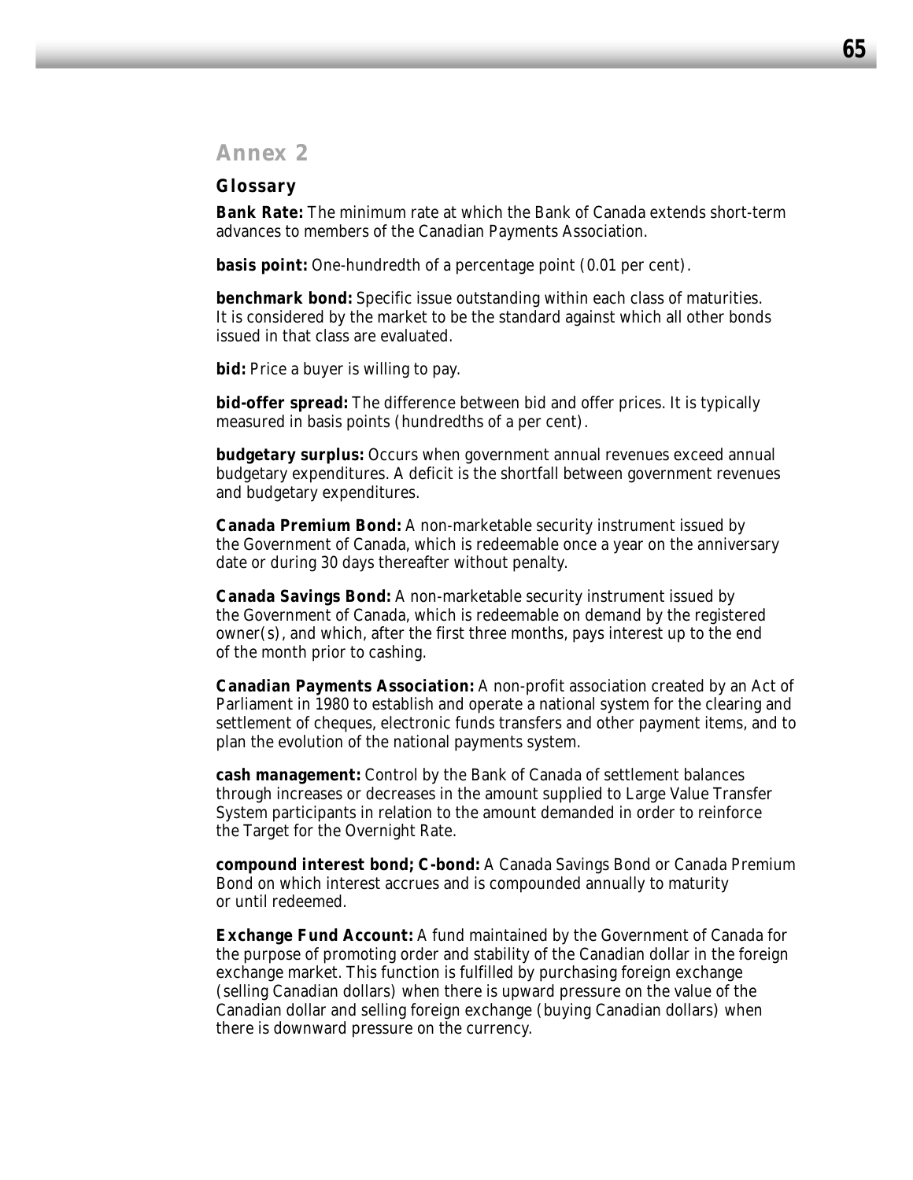# Annex 2

## Glossary

**Bank Rate:** The minimum rate at which the Bank of Canada extends short-term advances to members of the Canadian Payments Association.

**basis point:** One-hundredth of a percentage point (0.01 per cent).

**benchmark bond:** Specific issue outstanding within each class of maturities. It is considered by the market to be the standard against which all other bonds issued in that class are evaluated.

**bid:** Price a buyer is willing to pay.

**bid-offer spread:** The difference between bid and offer prices. It is typically measured in basis points (hundredths of a per cent).

**budgetary surplus:** Occurs when government annual revenues exceed annual budgetary expenditures. A deficit is the shortfall between government revenues and budgetary expenditures.

**Canada Premium Bond:** A non-marketable security instrument issued by the Government of Canada, which is redeemable once a year on the anniversary date or during 30 days thereafter without penalty.

**Canada Savings Bond:** A non-marketable security instrument issued by the Government of Canada, which is redeemable on demand by the registered owner(s), and which, after the first three months, pays interest up to the end of the month prior to cashing.

**Canadian Payments Association:** A non-profit association created by an Act of Parliament in 1980 to establish and operate a national system for the clearing and settlement of cheques, electronic funds transfers and other payment items, and to plan the evolution of the national payments system.

**cash management:** Control by the Bank of Canada of settlement balances through increases or decreases in the amount supplied to Large Value Transfer System participants in relation to the amount demanded in order to reinforce the Target for the Overnight Rate.

**compound interest bond; C-bond:** A Canada Savings Bond or Canada Premium Bond on which interest accrues and is compounded annually to maturity or until redeemed.

**Exchange Fund Account:** A fund maintained by the Government of Canada for the purpose of promoting order and stability of the Canadian dollar in the foreign exchange market. This function is fulfilled by purchasing foreign exchange (selling Canadian dollars) when there is upward pressure on the value of the Canadian dollar and selling foreign exchange (buying Canadian dollars) when there is downward pressure on the currency.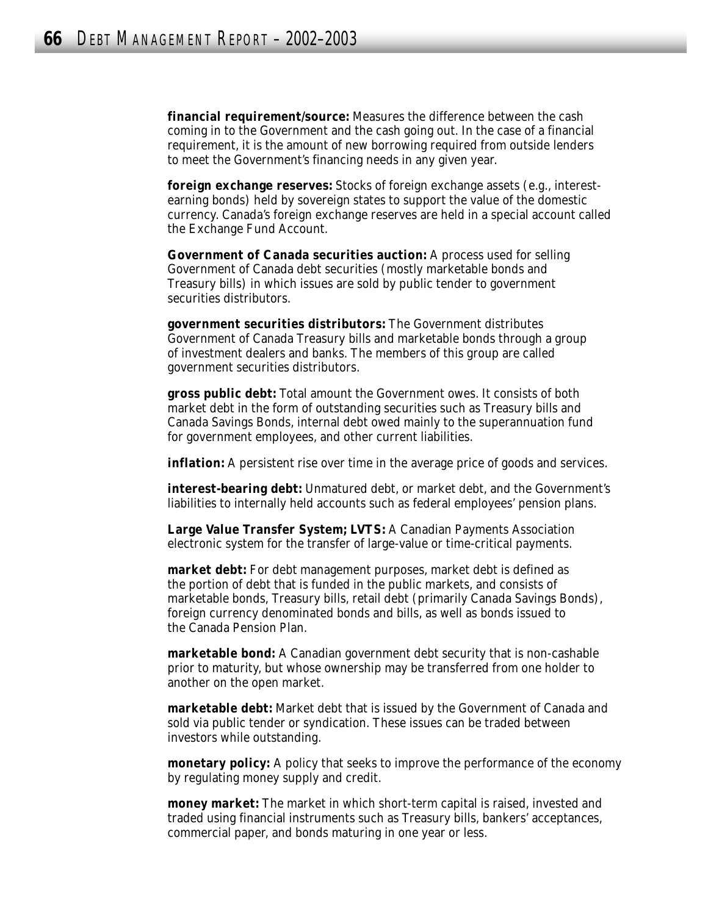**financial requirement/source:** Measures the difference between the cash coming in to the Government and the cash going out. In the case of a financial requirement, it is the amount of new borrowing required from outside lenders to meet the Government's financing needs in any given year.

**foreign exchange reserves:** Stocks of foreign exchange assets (e.g., interest-earning bonds) held by sovereign states to support the value of the domestic currency. Canada's foreign exchange reserves are held in a special account called the Exchange Fund Account.

**Government of Canada securities auction:** A process used for selling Government of Canada debt securities (mostly marketable bonds and Treasury bills) in which issues are sold by public tender to government securities distributors.

**government securities distributors:** The Government distributes Government of Canada Treasury bills and marketable bonds through a group of investment dealers and banks. The members of this group are called government securities distributors.

**gross public debt:** Total amount the Government owes. It consists of both market debt in the form of outstanding securities such as Treasury bills and Canada Savings Bonds, internal debt owed mainly to the superannuation fund for government employees, and other current liabilities.

**inflation:** A persistent rise over time in the average price of goods and services.

**interest-bearing debt:** Unmatured debt, or market debt, and the Government's liabilities to internally held accounts such as federal employees' pension plans.

**Large Value Transfer System; LVTS:** A Canadian Payments Association electronic system for the transfer of large-value or time-critical payments.

**market debt:** For debt management purposes, market debt is defined as the portion of debt that is funded in the public markets, and consists of marketable bonds, Treasury bills, retail debt (primarily Canada Savings Bonds), foreign currency denominated bonds and bills, as well as bonds issued to the Canada Pension Plan.

**marketable bond:** A Canadian government debt security that is non-cashable prior to maturity, but whose ownership may be transferred from one holder to another on the open market.

**marketable debt:** Market debt that is issued by the Government of Canada and sold via public tender or syndication. These issues can be traded between investors while outstanding.

**monetary policy:** A policy that seeks to improve the performance of the economy by regulating money supply and credit.

**money market:** The market in which short-term capital is raised, invested and traded using financial instruments such as Treasury bills, bankers' acceptances, commercial paper, and bonds maturing in one year or less.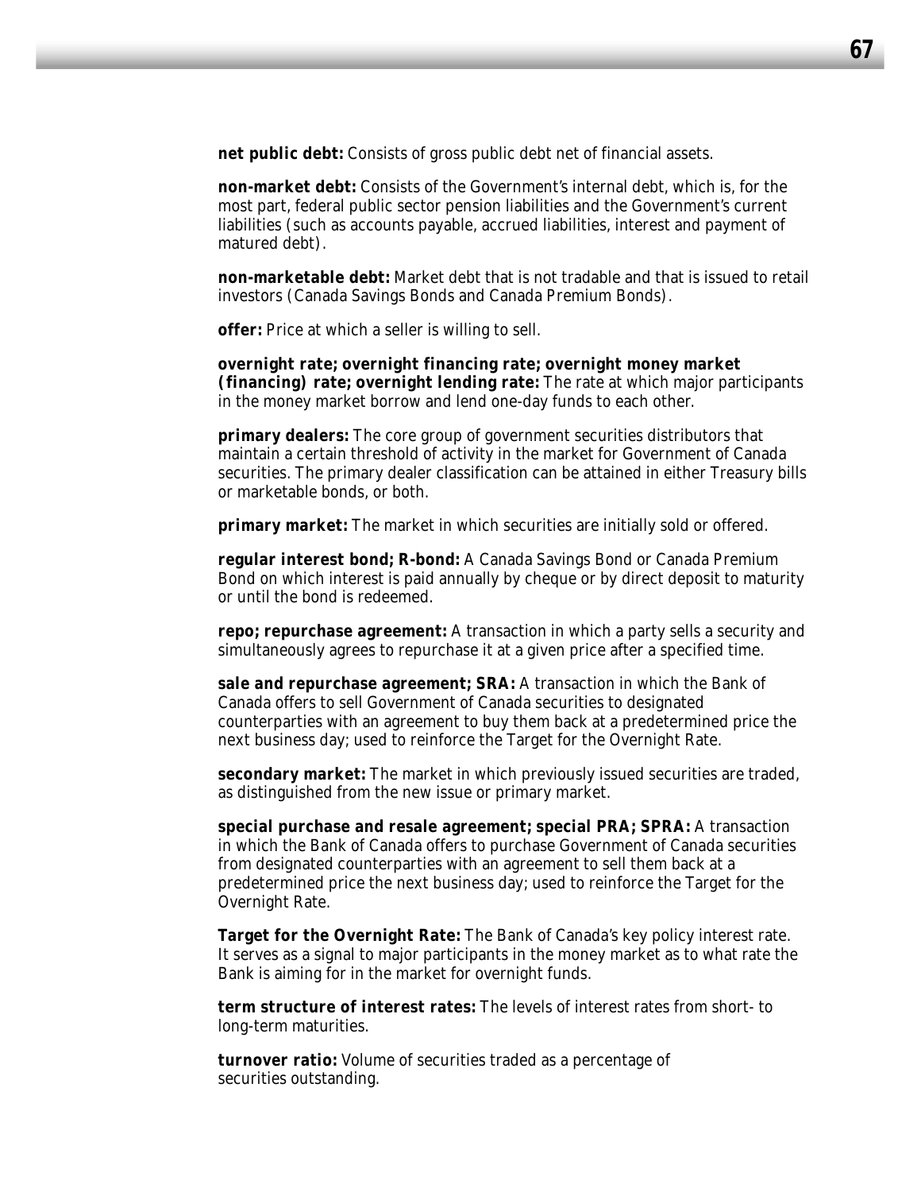**net public debt:** Consists of gross public debt net of financial assets.

**non-market debt:** Consists of the Government's internal debt, which is, for the most part, federal public sector pension liabilities and the Government's current liabilities (such as accounts payable, accrued liabilities, interest and payment of matured debt).

**non-marketable debt:** Market debt that is not tradable and that is issued to retail investors (Canada Savings Bonds and Canada Premium Bonds).

**offer:** Price at which a seller is willing to sell.

**overnight rate; overnight financing rate; overnight money market (financing) rate; overnight lending rate:** The rate at which major participants in the money market borrow and lend one-day funds to each other.

**primary dealers:** The core group of government securities distributors that maintain a certain threshold of activity in the market for Government of Canada securities. The primary dealer classification can be attained in either Treasury bills or marketable bonds, or both.

**primary market:** The market in which securities are initially sold or offered.

**regular interest bond; R-bond:** A Canada Savings Bond or Canada Premium Bond on which interest is paid annually by cheque or by direct deposit to maturity or until the bond is redeemed.

**repo; repurchase agreement:** A transaction in which a party sells a security and simultaneously agrees to repurchase it at a given price after a specified time.

**sale and repurchase agreement; SRA:** A transaction in which the Bank of Canada offers to sell Government of Canada securities to designated counterparties with an agreement to buy them back at a predetermined price the next business day; used to reinforce the Target for the Overnight Rate.

**secondary market:** The market in which previously issued securities are traded, as distinguished from the new issue or primary market.

**special purchase and resale agreement; special PRA; SPRA:** A transaction in which the Bank of Canada offers to purchase Government of Canada securities from designated counterparties with an agreement to sell them back at a predetermined price the next business day; used to reinforce the Target for the Overnight Rate.

**Target for the Overnight Rate:** The Bank of Canada's key policy interest rate. It serves as a signal to major participants in the money market as to what rate the Bank is aiming for in the market for overnight funds.

**term structure of interest rates:** The levels of interest rates from short- to long-term maturities.

**turnover ratio:** Volume of securities traded as a percentage of securities outstanding.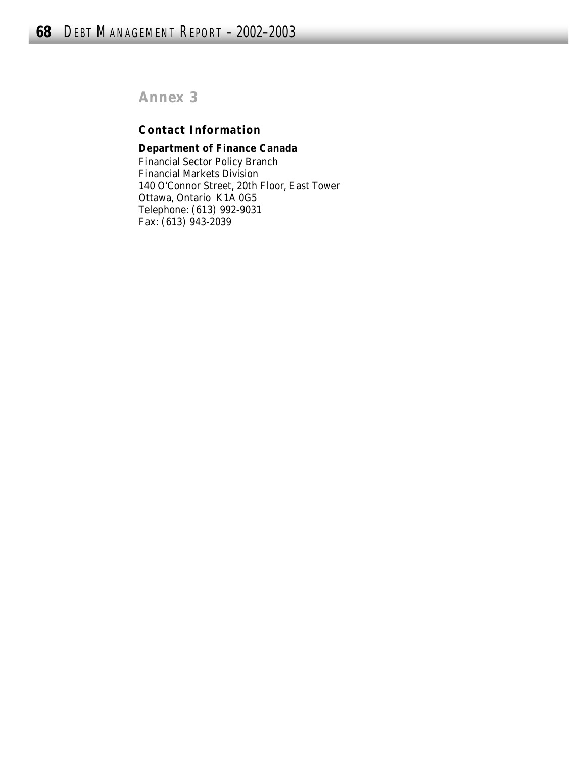## Annex 3

### Contact Information

**Department of Finance Canada**
Financial Sector Policy Branch
Financial Markets Division
140 O'Connor Street, 20th Floor, East Tower
Ottawa, Ontario K1A 0G5
Telephone: (613) 992-9031
Fax: (613) 943-2039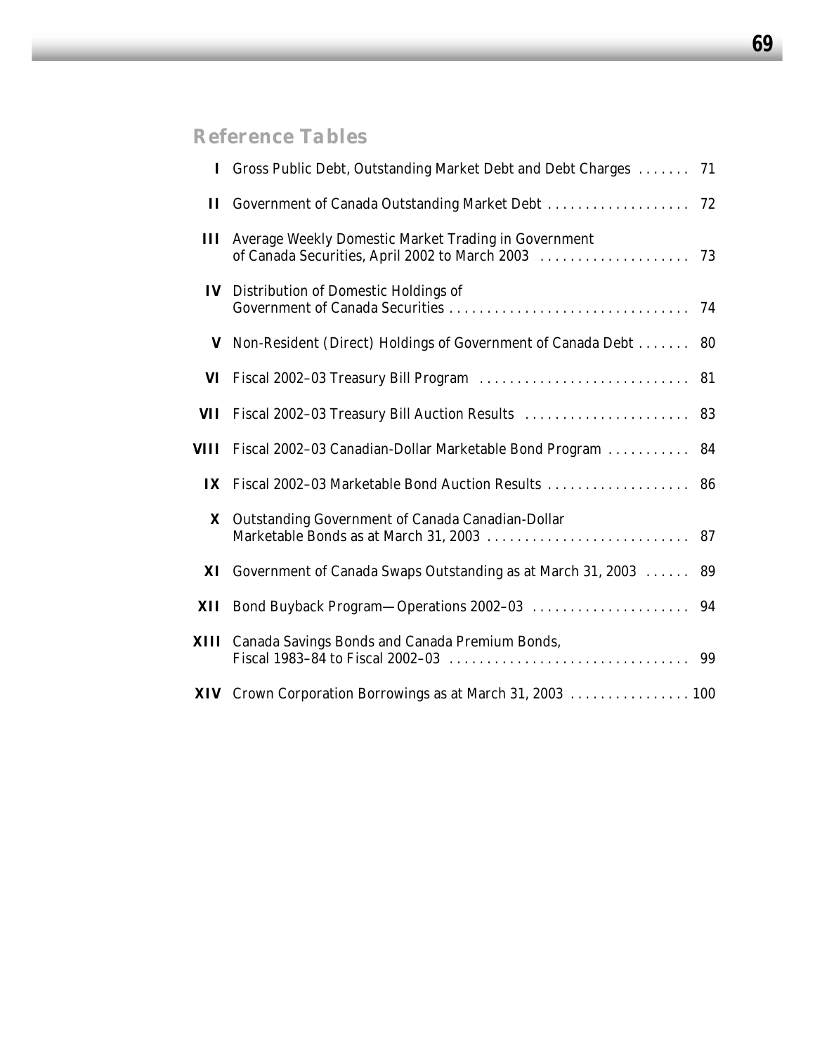## Reference Tables

| | | |
|---|---|---|
| **I** | Gross Public Debt, Outstanding Market Debt and Debt Charges | 71 |
| **II** | Government of Canada Outstanding Market Debt | 72 |
| **III** | Average Weekly Domestic Market Trading in Government of Canada Securities, April 2002 to March 2003 | 73 |
| **IV** | Distribution of Domestic Holdings of Government of Canada Securities | 74 |
| **V** | Non-Resident (Direct) Holdings of Government of Canada Debt | 80 |
| **VI** | Fiscal 2002–03 Treasury Bill Program | 81 |
| **VII** | Fiscal 2002–03 Treasury Bill Auction Results | 83 |
| **VIII** | Fiscal 2002–03 Canadian-Dollar Marketable Bond Program | 84 |
| **IX** | Fiscal 2002–03 Marketable Bond Auction Results | 86 |
| **X** | Outstanding Government of Canada Canadian-Dollar Marketable Bonds as at March 31, 2003 | 87 |
| **XI** | Government of Canada Swaps Outstanding as at March 31, 2003 | 89 |
| **XII** | Bond Buyback Program—Operations 2002–03 | 94 |
| **XIII** | Canada Savings Bonds and Canada Premium Bonds, Fiscal 1983–84 to Fiscal 2002–03 | 99 |
| **XIV** | Crown Corporation Borrowings as at March 31, 2003 | 100 |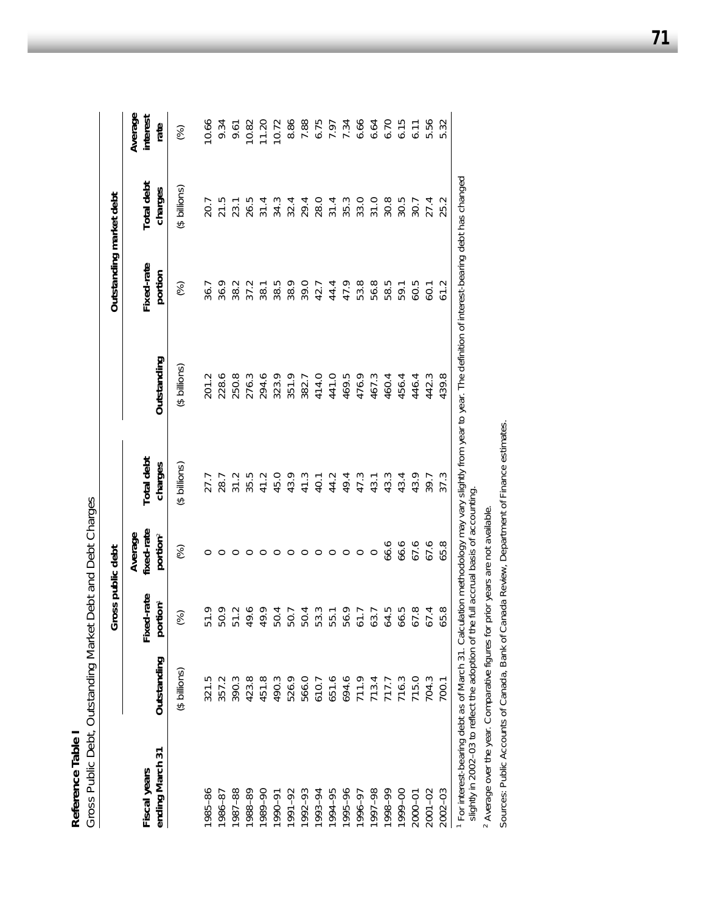**Reference Table I**

Gross Public Debt, Outstanding Market Debt and Debt Charges

| Fiscal years ending March 31 | Gross public debt | | | | Outstanding market debt | | | |
|---|---|---|---|---|---|---|---|---|
| | Outstanding | Fixed-rate portion[1] | Average fixed-rate portion[2] | Total debt charges | Outstanding | Fixed-rate portion | Total debt charges | Average interest rate |
| | ($ billions) | (%) | (%) | ($ billions) | ($ billions) | (%) | ($ billions) | (%) |
| 1985–86 | 321.5 | 51.9 | 0 | 27.7 | 201.2 | 36.7 | 20.7 | 10.66 |
| 1986–87 | 357.2 | 50.9 | 0 | 28.7 | 228.6 | 36.9 | 21.5 | 9.34 |
| 1987–88 | 390.3 | 51.2 | 0 | 31.2 | 250.8 | 38.2 | 23.1 | 9.61 |
| 1988–89 | 423.8 | 49.6 | 0 | 35.5 | 276.3 | 37.2 | 26.5 | 10.82 |
| 1989–90 | 451.8 | 49.9 | 0 | 41.2 | 294.6 | 38.1 | 31.4 | 11.20 |
| 1990–91 | 490.3 | 50.4 | 0 | 45.0 | 323.9 | 38.5 | 34.3 | 10.72 |
| 1991–92 | 526.9 | 50.7 | 0 | 43.9 | 351.9 | 38.9 | 32.4 | 8.86 |
| 1992–93 | 566.0 | 50.4 | 0 | 41.3 | 382.7 | 39.0 | 29.4 | 7.88 |
| 1993–94 | 610.7 | 53.3 | 0 | 40.1 | 414.0 | 42.7 | 28.0 | 6.75 |
| 1994–95 | 651.6 | 55.1 | 0 | 44.2 | 441.0 | 44.4 | 31.4 | 7.97 |
| 1995–96 | 694.6 | 56.9 | 0 | 49.4 | 469.5 | 47.9 | 35.3 | 7.34 |
| 1996–97 | 711.9 | 61.7 | 0 | 47.3 | 476.9 | 53.8 | 33.0 | 6.66 |
| 1997–98 | 713.4 | 63.7 | 0 | 43.1 | 467.3 | 56.8 | 31.0 | 6.64 |
| 1998–99 | 717.7 | 64.5 | 66.6 | 43.3 | 460.4 | 58.5 | 30.8 | 6.70 |
| 1999–00 | 716.3 | 66.5 | 66.6 | 43.4 | 456.4 | 59.1 | 30.5 | 6.15 |
| 2000–01 | 715.0 | 67.8 | 67.6 | 43.9 | 446.4 | 60.5 | 30.7 | 6.11 |
| 2001–02 | 704.3 | 67.4 | 67.6 | 39.7 | 442.3 | 60.1 | 27.4 | 5.56 |
| 2002–03 | 700.1 | 65.8 | 65.8 | 37.3 | 439.8 | 61.2 | 25.2 | 5.32 |

[1] For interest-bearing debt as of March 31. Calculation methodology may vary slightly from year to year. The definition of interest-bearing debt has changed slightly in 2002–03 to reflect the adoption of the full accrual basis of accounting.

[2] Average over the year. Comparative figures for prior years are not available.

Sources: Public Accounts of Canada, Bank of Canada Review, Department of Finance estimates.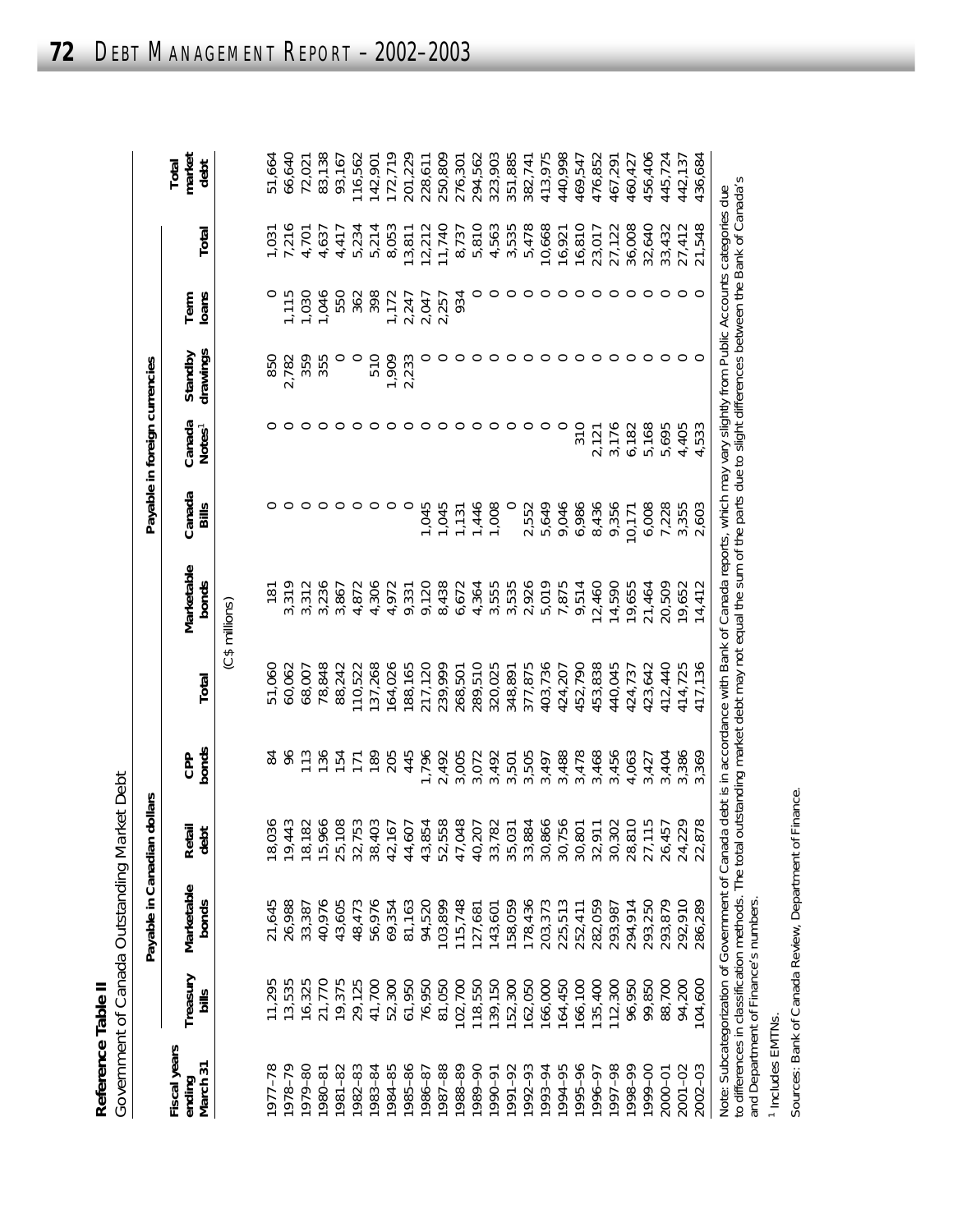**Reference Table II**

Government of Canada Outstanding Market Debt

| Fiscal years ending March 31 | Payable in Canadian dollars | | | | | Payable in foreign currencies | | | | | | | Total market debt |
|---|---|---|---|---|---|---|---|---|---|---|---|---|---|
| | Treasury bills | Marketable bonds | Retail debt | CPP bonds | Total | Marketable bonds | Canada Bills | Canada Notes[1] | Standby drawings | Term loans | Total | | |
| | | | | | (C$ millions) | | | | | | | | |
| 1977–78 | 11,295 | 21,645 | 18,036 | 84 | 51,060 | 181 | 0 | 0 | 850 | 0 | 1,031 | | 51,664 |
| 1978–79 | 13,535 | 26,988 | 19,443 | 96 | 60,062 | 3,319 | 0 | 0 | 2,782 | 1,115 | 7,216 | | 66,640 |
| 1979–80 | 16,325 | 33,387 | 18,182 | 113 | 68,007 | 3,312 | 0 | 0 | 359 | 1,030 | 4,701 | | 72,021 |
| 1980–81 | 21,770 | 40,976 | 15,966 | 136 | 78,848 | 3,236 | 0 | 0 | 355 | 1,046 | 4,637 | | 83,138 |
| 1981–82 | 19,375 | 43,605 | 25,108 | 154 | 88,242 | 3,867 | 0 | 0 | 0 | 550 | 4,417 | | 93,167 |
| 1982–83 | 29,125 | 48,473 | 32,753 | 171 | 110,522 | 4,872 | 0 | 0 | 0 | 362 | 5,234 | | 116,562 |
| 1983–84 | 41,700 | 56,976 | 38,403 | 189 | 137,268 | 4,306 | 0 | 0 | 510 | 398 | 5,214 | | 142,901 |
| 1984–85 | 52,300 | 69,354 | 42,167 | 205 | 164,026 | 4,972 | 0 | 0 | 1,909 | 1,172 | 8,053 | | 172,719 |
| 1985–86 | 61,950 | 81,163 | 44,607 | 445 | 188,165 | 9,331 | 0 | 0 | 2,233 | 2,247 | 13,811 | | 201,229 |
| 1986–87 | 76,950 | 94,520 | 43,854 | 1,796 | 217,120 | 9,120 | 1,045 | 0 | 0 | 2,047 | 12,212 | | 228,611 |
| 1987–88 | 81,050 | 103,899 | 52,558 | 2,492 | 239,999 | 8,438 | 1,045 | 0 | 0 | 2,257 | 11,740 | | 250,809 |
| 1988–89 | 102,700 | 115,748 | 47,048 | 3,005 | 268,501 | 6,672 | 1,131 | 0 | 0 | 934 | 8,737 | | 276,301 |
| 1989–90 | 118,550 | 127,681 | 40,207 | 3,072 | 289,510 | 4,364 | 1,446 | 0 | 0 | 0 | 5,810 | | 294,562 |
| 1990–91 | 139,150 | 143,601 | 33,782 | 3,492 | 320,025 | 3,555 | 1,008 | 0 | 0 | 0 | 4,563 | | 323,903 |
| 1991–92 | 152,300 | 158,059 | 35,031 | 3,501 | 348,891 | 3,535 | 0 | 0 | 0 | 0 | 3,535 | | 351,885 |
| 1992–93 | 162,050 | 178,436 | 33,884 | 3,505 | 377,875 | 2,926 | 2,552 | 0 | 0 | 0 | 5,478 | | 382,741 |
| 1993–94 | 166,000 | 203,373 | 30,866 | 3,497 | 403,736 | 5,019 | 5,649 | 0 | 0 | 0 | 10,668 | | 413,975 |
| 1994–95 | 164,450 | 225,513 | 30,756 | 3,488 | 424,207 | 7,875 | 9,046 | 0 | 0 | 0 | 16,921 | | 440,998 |
| 1995–96 | 166,100 | 252,411 | 30,801 | 3,478 | 452,790 | 9,514 | 6,986 | 310 | 0 | 0 | 16,810 | | 469,547 |
| 1996–97 | 135,400 | 282,059 | 32,911 | 3,468 | 453,838 | 12,460 | 8,436 | 2,121 | 0 | 0 | 23,017 | | 476,852 |
| 1997–98 | 112,300 | 293,987 | 30,302 | 3,456 | 440,045 | 14,590 | 9,356 | 3,176 | 0 | 0 | 27,122 | | 467,291 |
| 1998–99 | 96,950 | 294,914 | 28,810 | 4,063 | 424,737 | 19,655 | 10,171 | 6,182 | 0 | 0 | 36,008 | | 460,427 |
| 1999–00 | 99,850 | 293,250 | 27,115 | 3,427 | 423,642 | 21,464 | 6,008 | 5,168 | 0 | 0 | 32,640 | | 456,406 |
| 2000–01 | 88,700 | 293,879 | 26,457 | 3,404 | 412,440 | 20,509 | 7,228 | 5,695 | 0 | 0 | 33,432 | | 445,724 |
| 2001–02 | 94,200 | 292,910 | 24,229 | 3,386 | 414,725 | 19,652 | 3,355 | 4,405 | 0 | 0 | 27,412 | | 442,137 |
| 2002–03 | 104,600 | 286,289 | 22,878 | 3,369 | 417,136 | 14,412 | 2,603 | 4,533 | 0 | 0 | 21,548 | | 436,684 |

Note: Subcategorization of Government of Canada debt is in accordance with Bank of Canada reports, which may vary slightly from Public Accounts categories due to differences in classification methods. The total outstanding market debt may not equal the sum of the parts due to slight differences between the Bank of Canada's and Department of Finance's numbers.

[1] Includes EMTNs.

Sources: Bank of Canada Review, Department of Finance.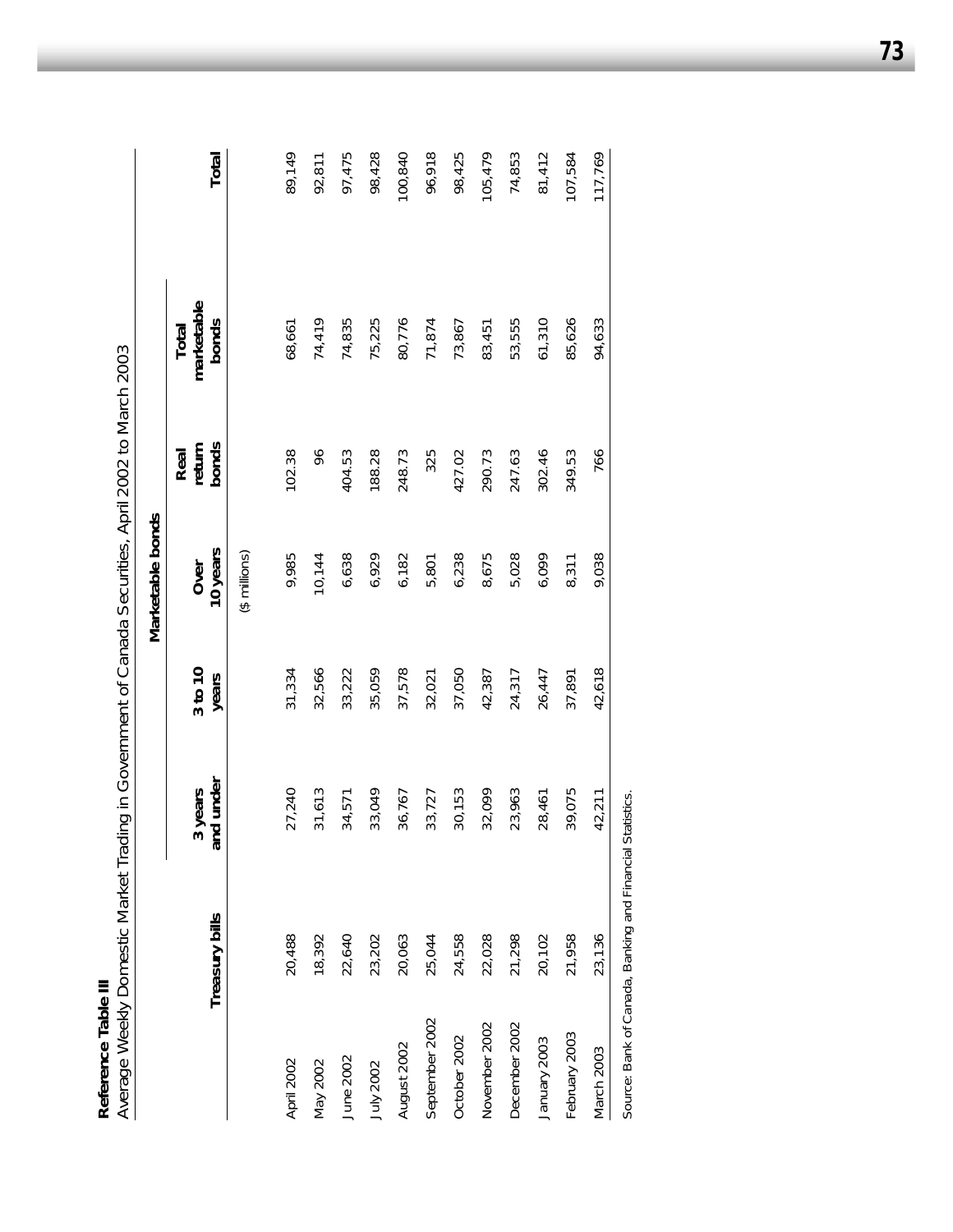**Reference Table III**

Average Weekly Domestic Market Trading in Government of Canada Securities, April 2002 to March 2003

| | Treasury bills | Marketable bonds | | | | | Total |
|---|---|---|---|---|---|---|---|
| | | 3 years and under | 3 to 10 years | Over 10 years | Real return bonds | Total marketable bonds | |
| | | | | ($ millions) | | | |
| April 2002 | 20,488 | 27,240 | 31,334 | 9,985 | 102.38 | 68,661 | 89,149 |
| May 2002 | 18,392 | 31,613 | 32,566 | 10,144 | 96 | 74,419 | 92,811 |
| June 2002 | 22,640 | 34,571 | 33,222 | 6,638 | 404.53 | 74,835 | 97,475 |
| July 2002 | 23,202 | 33,049 | 35,059 | 6,929 | 188.28 | 75,225 | 98,428 |
| August 2002 | 20,063 | 36,767 | 37,578 | 6,182 | 248.73 | 80,776 | 100,840 |
| September 2002 | 25,044 | 33,727 | 32,021 | 5,801 | 325 | 71,874 | 96,918 |
| October 2002 | 24,558 | 30,153 | 37,050 | 6,238 | 427.02 | 73,867 | 98,425 |
| November 2002 | 22,028 | 32,099 | 42,387 | 8,675 | 290.73 | 83,451 | 105,479 |
| December 2002 | 21,298 | 23,963 | 24,317 | 5,028 | 247.63 | 53,555 | 74,853 |
| January 2003 | 20,102 | 28,461 | 26,447 | 6,099 | 302.46 | 61,310 | 81,412 |
| February 2003 | 21,958 | 39,075 | 37,891 | 8,311 | 349.53 | 85,626 | 107,584 |
| March 2003 | 23,136 | 42,211 | 42,618 | 9,038 | 766 | 94,633 | 117,769 |

Source: Bank of Canada, Banking and Financial Statistics.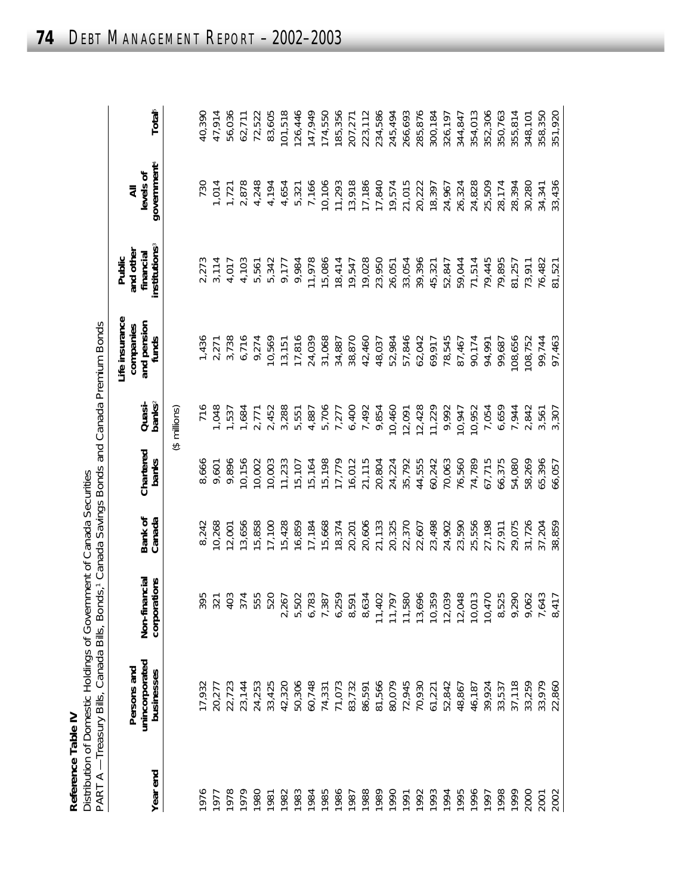**Reference Table IV**

Distribution of Domestic Holdings of Government of Canada Securities

PART A — Treasury Bills, Canada Bills, Bonds,[1] Canada Savings Bonds and Canada Premium Bonds

| Year end | Persons and unincorporated businesses | Non-financial corporations | Bank of Canada | Chartered banks | Quasi-banks[2] | Life insurance companies and pension funds | Public and other financial institutions[3] | All levels of government[4] | Total[5] |
|---|---|---|---|---|---|---|---|---|---|
| | | | | | ($ millions) | | | | |
| 1976 | 17,932 | 395 | 8,242 | 8,666 | 716 | 1,436 | 2,273 | 730 | 40,390 |
| 1977 | 20,277 | 321 | 10,268 | 9,601 | 1,048 | 2,271 | 3,114 | 1,014 | 47,914 |
| 1978 | 22,723 | 403 | 12,001 | 9,896 | 1,537 | 3,738 | 4,017 | 1,721 | 56,036 |
| 1979 | 23,144 | 374 | 13,656 | 10,156 | 1,684 | 6,716 | 4,103 | 2,878 | 62,711 |
| 1980 | 24,253 | 555 | 15,858 | 10,002 | 2,771 | 9,274 | 5,561 | 4,248 | 72,522 |
| 1981 | 33,425 | 520 | 17,100 | 10,003 | 2,452 | 10,569 | 5,342 | 4,194 | 83,605 |
| 1982 | 42,320 | 2,267 | 15,428 | 11,233 | 3,288 | 13,151 | 9,177 | 4,654 | 101,518 |
| 1983 | 50,306 | 5,502 | 16,859 | 15,107 | 5,551 | 17,816 | 9,984 | 5,321 | 126,446 |
| 1984 | 60,748 | 6,783 | 17,184 | 15,164 | 4,887 | 24,039 | 11,978 | 7,166 | 147,949 |
| 1985 | 74,331 | 7,387 | 15,668 | 15,198 | 5,706 | 31,068 | 15,086 | 10,106 | 174,550 |
| 1986 | 71,073 | 6,259 | 18,374 | 17,779 | 7,277 | 34,887 | 18,414 | 11,293 | 185,356 |
| 1987 | 83,732 | 8,591 | 20,201 | 16,012 | 6,400 | 38,870 | 19,547 | 13,918 | 207,271 |
| 1988 | 86,591 | 8,634 | 20,606 | 21,115 | 7,492 | 42,460 | 19,028 | 17,186 | 223,112 |
| 1989 | 81,566 | 11,402 | 21,133 | 20,804 | 9,854 | 48,037 | 23,950 | 17,840 | 234,586 |
| 1990 | 80,079 | 11,797 | 20,325 | 24,224 | 10,460 | 52,984 | 26,051 | 19,574 | 245,494 |
| 1991 | 72,945 | 11,580 | 22,370 | 35,792 | 12,091 | 57,846 | 33,054 | 21,015 | 266,693 |
| 1992 | 70,930 | 13,696 | 22,607 | 44,555 | 12,428 | 62,042 | 39,396 | 20,222 | 285,876 |
| 1993 | 61,221 | 10,359 | 23,498 | 60,242 | 11,229 | 69,917 | 45,321 | 18,397 | 300,184 |
| 1994 | 52,842 | 12,039 | 24,902 | 70,063 | 9,992 | 78,545 | 52,847 | 24,967 | 326,197 |
| 1995 | 48,867 | 12,048 | 23,590 | 76,560 | 10,947 | 87,467 | 59,044 | 26,324 | 344,847 |
| 1996 | 46,187 | 10,013 | 25,556 | 74,789 | 10,952 | 90,174 | 71,514 | 24,828 | 354,013 |
| 1997 | 39,924 | 10,470 | 27,198 | 67,715 | 7,054 | 94,991 | 79,445 | 25,509 | 352,306 |
| 1998 | 33,537 | 8,525 | 27,911 | 66,375 | 6,659 | 99,687 | 79,895 | 28,174 | 350,763 |
| 1999 | 37,118 | 9,290 | 29,075 | 54,080 | 7,944 | 108,656 | 81,257 | 28,394 | 355,814 |
| 2000 | 33,259 | 9,062 | 31,726 | 58,269 | 2,842 | 108,752 | 73,911 | 30,280 | 348,101 |
| 2001 | 33,979 | 7,643 | 37,204 | 65,396 | 3,561 | 99,744 | 76,482 | 34,341 | 358,350 |
| 2002 | 22,860 | 8,417 | 38,859 | 66,057 | 3,307 | 97,463 | 81,521 | 33,436 | 351,920 |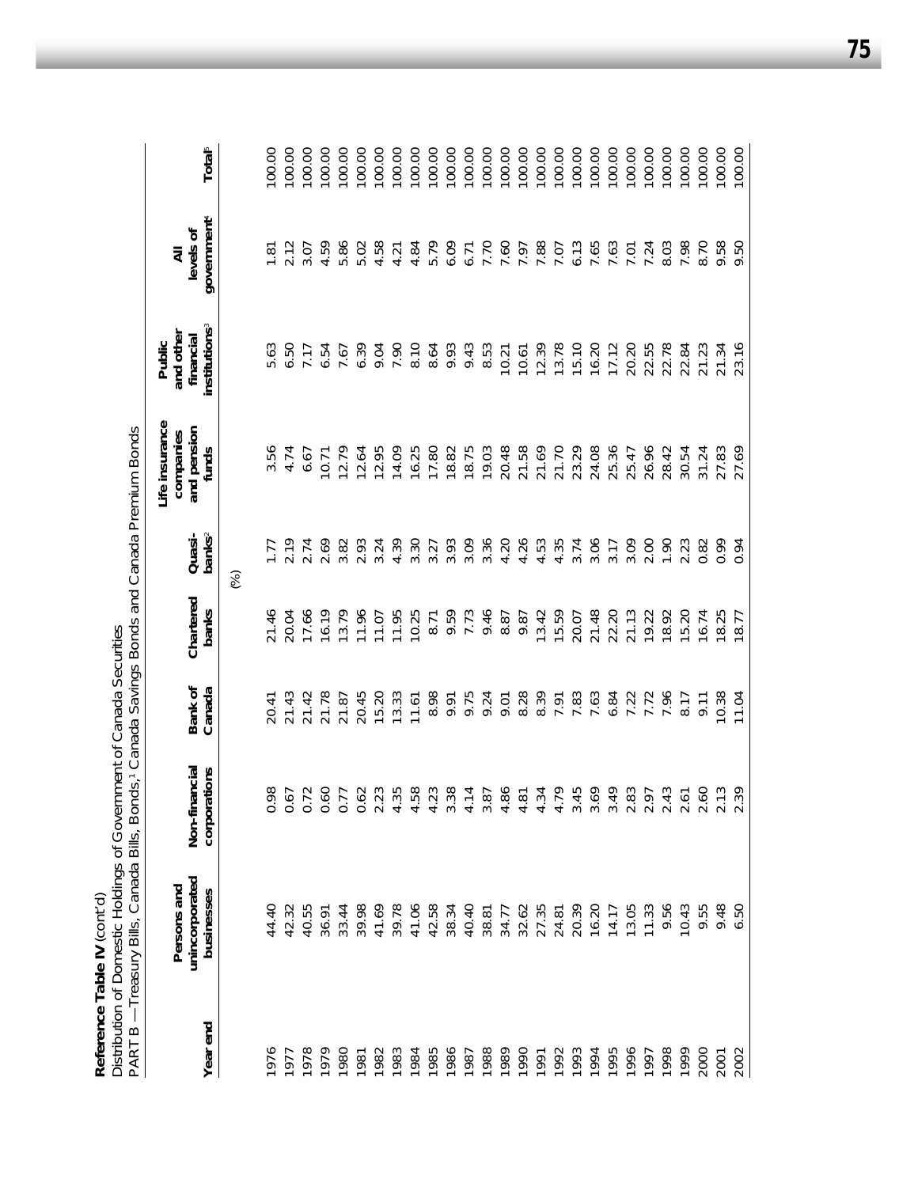**Reference Table IV** (cont'd)

Distribution of Domestic Holdings of Government of Canada Securities

PART B — Treasury Bills, Canada Bills, Bonds,[1] Canada Savings Bonds and Canada Premium Bonds

| Year end | Persons and unincorporated businesses | Non-financial corporations | Bank of Canada | Chartered banks | Quasi-banks[2] | Life insurance companies and pension funds | Public and other financial institutions[3] | All levels of government[4] | Total[5] |
|---|---|---|---|---|---|---|---|---|---|
| | | | | (%) | | | | | |
| 1976 | 44.40 | 0.98 | 20.41 | 21.46 | 1.77 | 3.56 | 5.63 | 1.81 | 100.00 |
| 1977 | 42.32 | 0.67 | 21.43 | 20.04 | 2.19 | 4.74 | 6.50 | 2.12 | 100.00 |
| 1978 | 40.55 | 0.72 | 21.42 | 17.66 | 2.74 | 6.67 | 7.17 | 3.07 | 100.00 |
| 1979 | 36.91 | 0.60 | 21.78 | 16.19 | 2.69 | 10.71 | 6.54 | 4.59 | 100.00 |
| 1980 | 33.44 | 0.77 | 21.87 | 13.79 | 3.82 | 12.79 | 7.67 | 5.86 | 100.00 |
| 1981 | 39.98 | 0.62 | 20.45 | 11.96 | 2.93 | 12.64 | 6.39 | 5.02 | 100.00 |
| 1982 | 41.69 | 2.23 | 15.20 | 11.07 | 3.24 | 12.95 | 9.04 | 4.58 | 100.00 |
| 1983 | 39.78 | 4.35 | 13.33 | 11.95 | 4.39 | 14.09 | 7.90 | 4.21 | 100.00 |
| 1984 | 41.06 | 4.58 | 11.61 | 10.25 | 3.30 | 16.25 | 8.10 | 4.84 | 100.00 |
| 1985 | 42.58 | 4.23 | 8.98 | 8.71 | 3.27 | 17.80 | 8.64 | 5.79 | 100.00 |
| 1986 | 38.34 | 3.38 | 9.91 | 9.59 | 3.93 | 18.82 | 9.93 | 6.09 | 100.00 |
| 1987 | 40.40 | 4.14 | 9.75 | 7.73 | 3.09 | 18.75 | 9.43 | 6.71 | 100.00 |
| 1988 | 38.81 | 3.87 | 9.24 | 9.46 | 3.36 | 19.03 | 8.53 | 7.70 | 100.00 |
| 1989 | 34.77 | 4.86 | 9.01 | 8.87 | 4.20 | 20.48 | 10.21 | 7.60 | 100.00 |
| 1990 | 32.62 | 4.81 | 8.28 | 9.87 | 4.26 | 21.58 | 10.61 | 7.97 | 100.00 |
| 1991 | 27.35 | 4.34 | 8.39 | 13.42 | 4.53 | 21.69 | 12.39 | 7.88 | 100.00 |
| 1992 | 24.81 | 4.79 | 7.91 | 15.59 | 4.35 | 21.70 | 13.78 | 7.07 | 100.00 |
| 1993 | 20.39 | 3.45 | 7.83 | 20.07 | 3.74 | 23.29 | 15.10 | 6.13 | 100.00 |
| 1994 | 16.20 | 3.69 | 7.63 | 21.48 | 3.06 | 24.08 | 16.20 | 7.65 | 100.00 |
| 1995 | 14.17 | 3.49 | 6.84 | 22.20 | 3.17 | 25.36 | 17.12 | 7.63 | 100.00 |
| 1996 | 13.05 | 2.83 | 7.22 | 21.13 | 3.09 | 25.47 | 20.20 | 7.01 | 100.00 |
| 1997 | 11.33 | 2.97 | 7.72 | 19.22 | 2.00 | 26.96 | 22.55 | 7.24 | 100.00 |
| 1998 | 9.56 | 2.43 | 7.96 | 18.92 | 1.90 | 28.42 | 22.78 | 8.03 | 100.00 |
| 1999 | 10.43 | 2.61 | 8.17 | 15.20 | 2.23 | 30.54 | 22.84 | 7.98 | 100.00 |
| 2000 | 9.55 | 2.60 | 9.11 | 16.74 | 0.82 | 31.24 | 21.23 | 8.70 | 100.00 |
| 2001 | 9.48 | 2.13 | 10.38 | 18.25 | 0.99 | 27.83 | 21.34 | 9.58 | 100.00 |
| 2002 | 6.50 | 2.39 | 11.04 | 18.77 | 0.94 | 27.69 | 23.16 | 9.50 | 100.00 |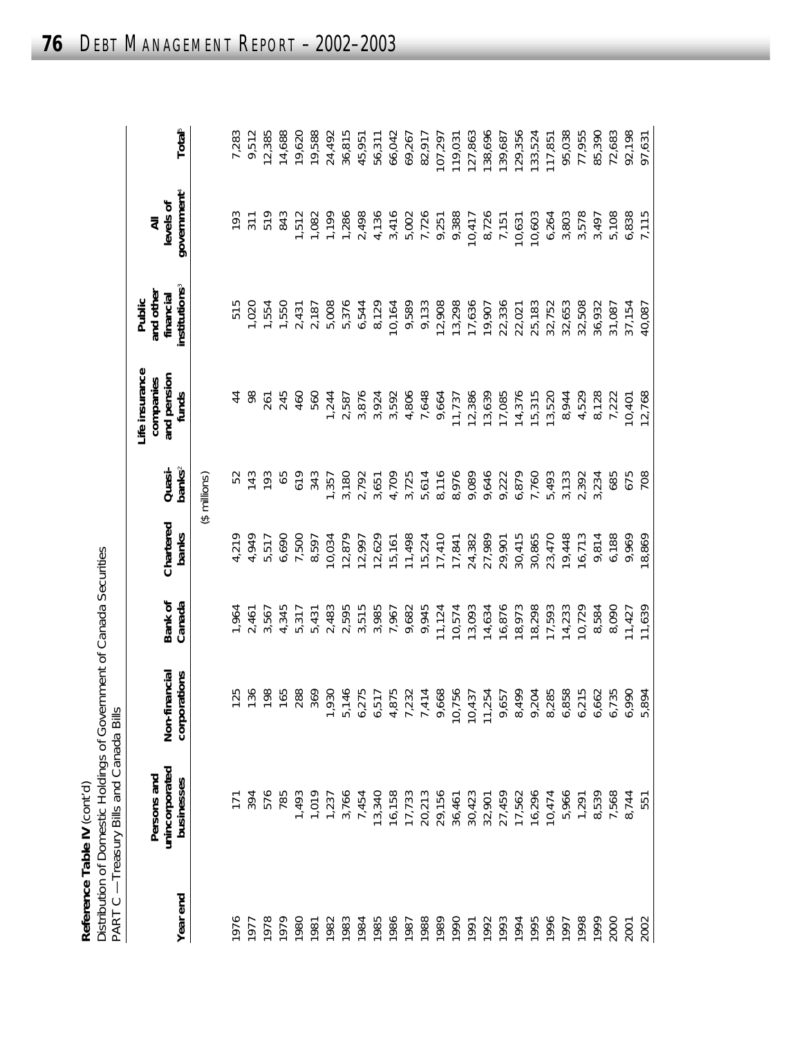**Reference Table IV** (cont'd)
Distribution of Domestic Holdings of Government of Canada Securities
PART C — Treasury Bills and Canada Bills

| Year end | Persons and unincorporated businesses | Non-financial corporations | Bank of Canada | Chartered banks | Quasi-banks[2] | Life insurance companies and pension funds | Public and other financial institutions[3] | All levels of government[4] | Total[5] |
|---|---|---|---|---|---|---|---|---|---|
| | | | | ($ millions) | | | | | |
| 1976 | 171 | 125 | 1,964 | 4,219 | 52 | 44 | 515 | 193 | 7,283 |
| 1977 | 394 | 136 | 2,461 | 4,949 | 143 | 98 | 1,020 | 311 | 9,512 |
| 1978 | 576 | 198 | 3,567 | 5,517 | 193 | 261 | 1,554 | 519 | 12,385 |
| 1979 | 785 | 165 | 4,345 | 6,690 | 65 | 245 | 1,550 | 843 | 14,688 |
| 1980 | 1,493 | 288 | 5,317 | 7,500 | 619 | 460 | 2,431 | 1,512 | 19,620 |
| 1981 | 1,019 | 369 | 5,431 | 8,597 | 343 | 560 | 2,187 | 1,082 | 19,588 |
| 1982 | 1,237 | 1,930 | 2,483 | 10,034 | 1,357 | 1,244 | 5,008 | 1,199 | 24,492 |
| 1983 | 3,766 | 5,146 | 2,595 | 12,879 | 3,180 | 2,587 | 5,376 | 1,286 | 36,815 |
| 1984 | 7,454 | 6,275 | 3,515 | 12,997 | 2,792 | 3,876 | 6,544 | 2,498 | 45,951 |
| 1985 | 13,340 | 6,517 | 3,985 | 12,629 | 3,651 | 3,924 | 8,129 | 4,136 | 56,311 |
| 1986 | 16,158 | 4,875 | 7,967 | 15,161 | 4,709 | 3,592 | 10,164 | 3,416 | 66,042 |
| 1987 | 17,733 | 7,232 | 9,682 | 11,498 | 3,725 | 4,806 | 9,589 | 5,002 | 69,267 |
| 1988 | 20,213 | 7,414 | 9,945 | 15,224 | 5,614 | 7,648 | 9,133 | 7,726 | 82,917 |
| 1989 | 29,156 | 9,668 | 11,124 | 17,410 | 8,116 | 9,664 | 12,908 | 9,251 | 107,297 |
| 1990 | 36,461 | 10,756 | 10,574 | 17,841 | 8,976 | 11,737 | 13,298 | 9,388 | 119,031 |
| 1991 | 30,423 | 10,437 | 13,093 | 24,382 | 9,089 | 12,386 | 17,636 | 10,417 | 127,863 |
| 1992 | 32,901 | 11,254 | 14,634 | 27,989 | 9,646 | 13,639 | 19,907 | 8,726 | 138,696 |
| 1993 | 27,459 | 9,657 | 16,876 | 29,901 | 9,222 | 17,085 | 22,336 | 7,151 | 139,687 |
| 1994 | 17,562 | 8,499 | 18,973 | 30,415 | 6,879 | 14,376 | 22,021 | 10,631 | 129,356 |
| 1995 | 16,296 | 9,204 | 18,298 | 30,865 | 7,760 | 15,315 | 25,183 | 10,603 | 133,524 |
| 1996 | 10,474 | 8,285 | 17,593 | 23,470 | 5,493 | 13,520 | 32,752 | 6,264 | 117,851 |
| 1997 | 5,966 | 6,858 | 14,233 | 19,448 | 3,133 | 8,944 | 32,653 | 3,803 | 95,038 |
| 1998 | 1,291 | 6,215 | 10,729 | 16,713 | 2,392 | 4,529 | 32,508 | 3,578 | 77,955 |
| 1999 | 8,539 | 6,662 | 8,584 | 9,814 | 3,234 | 8,128 | 36,932 | 3,497 | 85,390 |
| 2000 | 7,568 | 6,735 | 8,090 | 6,188 | 685 | 7,222 | 31,087 | 5,108 | 72,683 |
| 2001 | 8,744 | 6,990 | 11,427 | 9,969 | 675 | 10,401 | 37,154 | 6,838 | 92,198 |
| 2002 | 551 | 5,894 | 11,639 | 18,869 | 708 | 12,768 | 40,087 | 7,115 | 97,631 |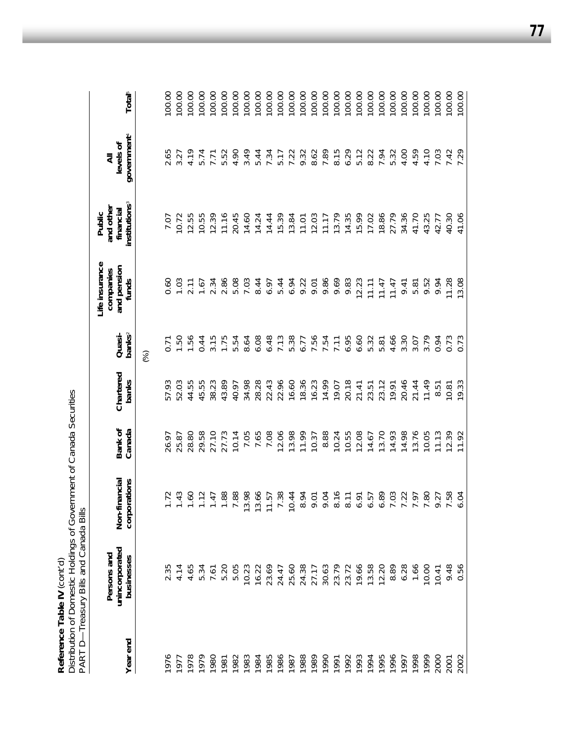**Reference Table IV** (cont'd)
Distribution of Domestic Holdings of Government of Canada Securities
PART D—Treasury Bills and Canada Bills

| Year end | Persons and unincorporated businesses | Non-financial corporations | Bank of Canada | Chartered banks | Quasi-banks[2] | Life insurance companies and pension funds | Public and other financial institutions[3] | All levels of government[4] | Total[5] |
|---|---|---|---|---|---|---|---|---|---|
| | | | | | (%) | | | | |
| 1976 | 2.35 | 1.72 | 26.97 | 57.93 | 0.71 | 0.60 | 7.07 | 2.65 | 100.00 |
| 1977 | 4.14 | 1.43 | 25.87 | 52.03 | 1.50 | 1.03 | 10.72 | 3.27 | 100.00 |
| 1978 | 4.65 | 1.60 | 28.80 | 44.55 | 1.56 | 2.11 | 12.55 | 4.19 | 100.00 |
| 1979 | 5.34 | 1.12 | 29.58 | 45.55 | 0.44 | 1.67 | 10.55 | 5.74 | 100.00 |
| 1980 | 7.61 | 1.47 | 27.10 | 38.23 | 3.15 | 2.34 | 12.39 | 7.71 | 100.00 |
| 1981 | 5.20 | 1.88 | 27.73 | 43.89 | 1.75 | 2.86 | 11.16 | 5.52 | 100.00 |
| 1982 | 5.05 | 7.88 | 10.14 | 40.97 | 5.54 | 5.08 | 20.45 | 4.90 | 100.00 |
| 1983 | 10.23 | 13.98 | 7.05 | 34.98 | 8.64 | 7.03 | 14.60 | 3.49 | 100.00 |
| 1984 | 16.22 | 13.66 | 7.65 | 28.28 | 6.08 | 8.44 | 14.24 | 5.44 | 100.00 |
| 1985 | 23.69 | 11.57 | 7.08 | 22.43 | 6.48 | 6.97 | 14.44 | 7.34 | 100.00 |
| 1986 | 24.47 | 7.38 | 12.06 | 22.96 | 7.13 | 5.44 | 15.39 | 5.17 | 100.00 |
| 1987 | 25.60 | 10.44 | 13.98 | 16.60 | 5.38 | 6.94 | 13.84 | 7.22 | 100.00 |
| 1988 | 24.38 | 8.94 | 11.99 | 18.36 | 6.77 | 9.22 | 11.01 | 9.32 | 100.00 |
| 1989 | 27.17 | 9.01 | 10.37 | 16.23 | 7.56 | 9.01 | 12.03 | 8.62 | 100.00 |
| 1990 | 30.63 | 9.04 | 8.88 | 14.99 | 7.54 | 9.86 | 11.17 | 7.89 | 100.00 |
| 1991 | 23.79 | 8.16 | 10.24 | 19.07 | 7.11 | 9.69 | 13.79 | 8.15 | 100.00 |
| 1992 | 23.72 | 8.11 | 10.55 | 20.18 | 6.95 | 9.83 | 14.35 | 6.29 | 100.00 |
| 1993 | 19.66 | 6.91 | 12.08 | 21.41 | 6.60 | 12.23 | 15.99 | 5.12 | 100.00 |
| 1994 | 13.58 | 6.57 | 14.67 | 23.51 | 5.32 | 11.11 | 17.02 | 8.22 | 100.00 |
| 1995 | 12.20 | 6.89 | 13.70 | 23.12 | 5.81 | 11.47 | 18.86 | 7.94 | 100.00 |
| 1996 | 8.89 | 7.03 | 14.93 | 19.91 | 4.66 | 11.47 | 27.79 | 5.32 | 100.00 |
| 1997 | 6.28 | 7.22 | 14.98 | 20.46 | 3.30 | 9.41 | 34.36 | 4.00 | 100.00 |
| 1998 | 1.66 | 7.97 | 13.76 | 21.44 | 3.07 | 5.81 | 41.70 | 4.59 | 100.00 |
| 1999 | 10.00 | 7.80 | 10.05 | 11.49 | 3.79 | 9.52 | 43.25 | 4.10 | 100.00 |
| 2000 | 10.41 | 9.27 | 11.13 | 8.51 | 0.94 | 9.94 | 42.77 | 7.03 | 100.00 |
| 2001 | 9.48 | 7.58 | 12.39 | 10.81 | 0.73 | 11.28 | 40.30 | 7.42 | 100.00 |
| 2002 | 0.56 | 6.04 | 11.92 | 19.33 | 0.73 | 13.08 | 41.06 | 7.29 | 100.00 |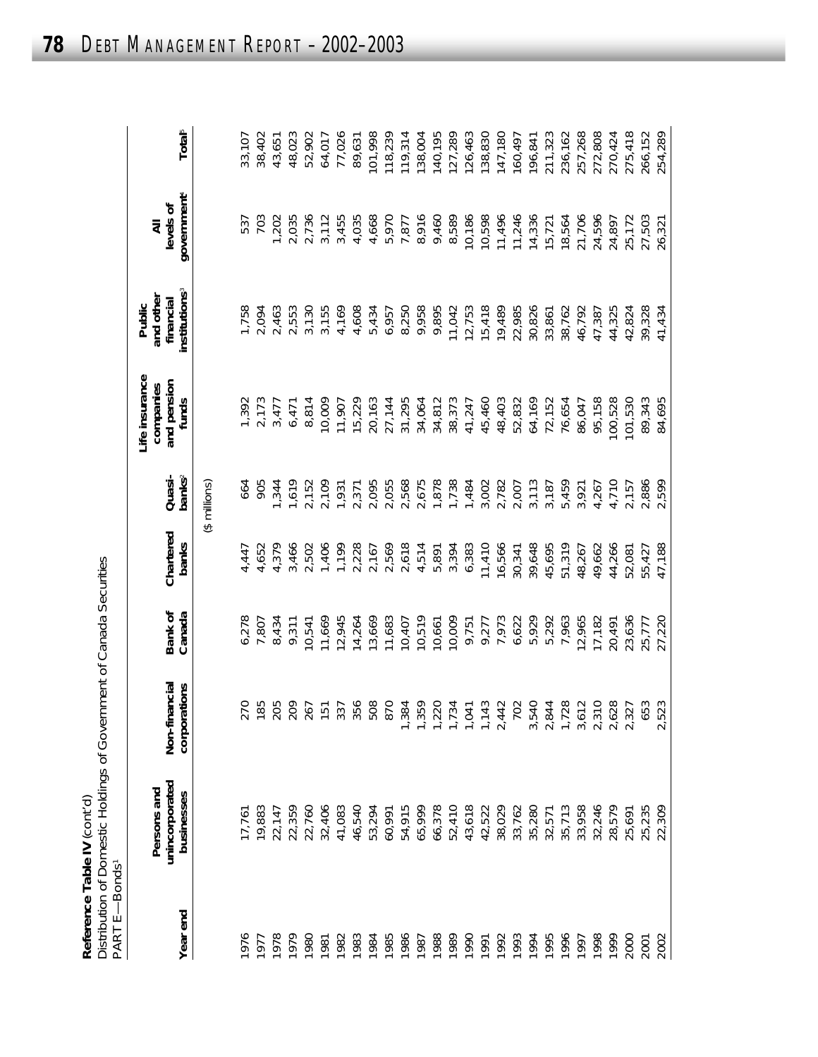**Reference Table IV** (cont'd)
Distribution of Domestic Holdings of Government of Canada Securities
PART E—Bonds[1]

| Year end | Persons and unincorporated businesses | Non-financial corporations | Bank of Canada | Chartered banks | Quasi-banks[2] | Life insurance companies and pension funds | Public and other financial institutions[3] | All levels of government[4] | Total[5] |
|---|---|---|---|---|---|---|---|---|---|
| | | | | | ($ millions) | | | | |
| 1976 | 17,761 | 270 | 6,278 | 4,447 | 664 | 1,392 | 1,758 | 537 | 33,107 |
| 1977 | 19,883 | 185 | 7,807 | 4,652 | 905 | 2,173 | 2,094 | 703 | 38,402 |
| 1978 | 22,147 | 205 | 8,434 | 4,379 | 1,344 | 3,477 | 2,463 | 1,202 | 43,651 |
| 1979 | 22,359 | 209 | 9,311 | 3,466 | 1,619 | 6,471 | 2,553 | 2,035 | 48,023 |
| 1980 | 22,760 | 267 | 10,541 | 2,502 | 2,152 | 8,814 | 3,130 | 2,736 | 52,902 |
| 1981 | 32,406 | 151 | 11,669 | 1,406 | 2,109 | 10,009 | 3,155 | 3,112 | 64,017 |
| 1982 | 41,083 | 337 | 12,945 | 1,199 | 1,931 | 11,907 | 4,169 | 3,455 | 77,026 |
| 1983 | 46,540 | 356 | 14,264 | 2,228 | 2,371 | 15,229 | 4,608 | 4,035 | 89,631 |
| 1984 | 53,294 | 508 | 13,669 | 2,167 | 2,095 | 20,163 | 5,434 | 4,668 | 101,998 |
| 1985 | 60,991 | 870 | 11,683 | 2,569 | 2,055 | 27,144 | 6,957 | 5,970 | 118,239 |
| 1986 | 54,915 | 1,384 | 10,407 | 2,618 | 2,568 | 31,295 | 8,250 | 7,877 | 119,314 |
| 1987 | 65,999 | 1,359 | 10,519 | 4,514 | 2,675 | 34,064 | 9,958 | 8,916 | 138,004 |
| 1988 | 66,378 | 1,220 | 10,661 | 5,891 | 1,878 | 34,812 | 9,895 | 9,460 | 140,195 |
| 1989 | 52,410 | 1,734 | 10,009 | 3,394 | 1,738 | 38,373 | 11,042 | 8,589 | 127,289 |
| 1990 | 43,618 | 1,041 | 9,751 | 6,383 | 1,484 | 41,247 | 12,753 | 10,186 | 126,463 |
| 1991 | 42,522 | 1,143 | 9,277 | 11,410 | 3,002 | 45,460 | 15,418 | 10,598 | 138,830 |
| 1992 | 38,029 | 2,442 | 7,973 | 16,566 | 2,782 | 48,403 | 19,489 | 11,496 | 147,180 |
| 1993 | 33,762 | 702 | 6,622 | 30,341 | 2,007 | 52,832 | 22,985 | 11,246 | 160,497 |
| 1994 | 35,280 | 3,540 | 5,929 | 39,648 | 3,113 | 64,169 | 30,826 | 14,336 | 196,841 |
| 1995 | 32,571 | 2,844 | 5,292 | 45,695 | 3,187 | 72,152 | 33,861 | 15,721 | 211,323 |
| 1996 | 35,713 | 1,728 | 7,963 | 51,319 | 5,459 | 76,654 | 38,762 | 18,564 | 236,162 |
| 1997 | 33,958 | 3,612 | 12,965 | 48,267 | 3,921 | 86,047 | 46,792 | 21,706 | 257,268 |
| 1998 | 32,246 | 2,310 | 17,182 | 49,662 | 4,267 | 95,158 | 47,387 | 24,596 | 272,808 |
| 1999 | 28,579 | 2,628 | 20,491 | 44,266 | 4,710 | 100,528 | 44,325 | 24,897 | 270,424 |
| 2000 | 25,691 | 2,327 | 23,636 | 52,081 | 2,157 | 101,530 | 42,824 | 25,172 | 275,418 |
| 2001 | 25,235 | 653 | 25,777 | 55,427 | 2,886 | 89,343 | 39,328 | 27,503 | 266,152 |
| 2002 | 22,309 | 2,523 | 27,220 | 47,188 | 2,599 | 84,695 | 41,434 | 26,321 | 254,289 |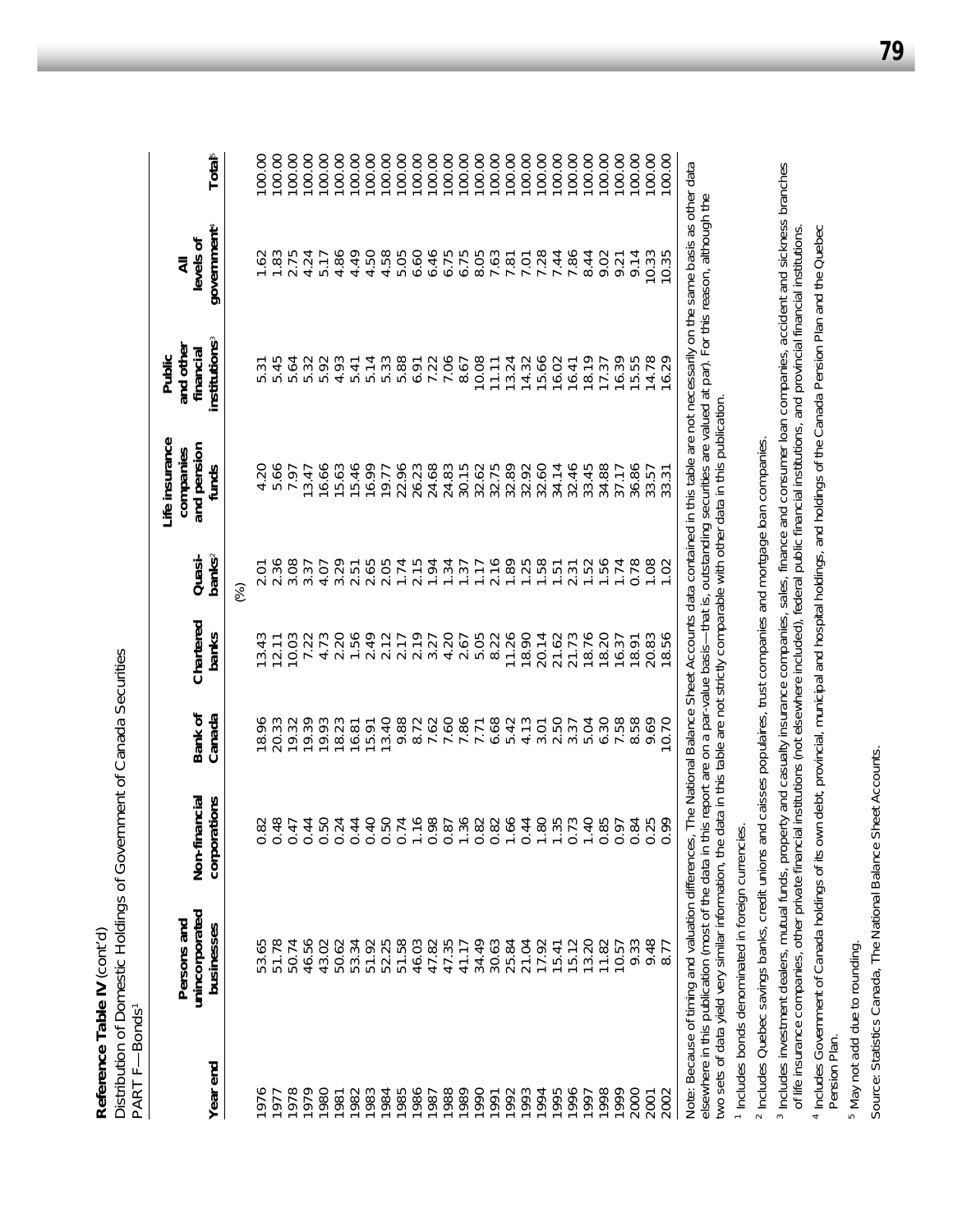**Reference Table IV** (cont'd)
Distribution of Domestic Holdings of Government of Canada Securities
PART F—Bonds[1]

| Year end | Persons and unincorporated businesses | Non-financial corporations | Bank of Canada | Chartered banks | Quasi-banks[2] | Life insurance companies and pension funds | Public and other financial institutions[3] | All levels of government[4] | Total[5] |
|---|---|---|---|---|---|---|---|---|---|
| | | | | (%) | | | | | |
| 1976 | 53.65 | 0.82 | 18.96 | 13.43 | 2.01 | 4.20 | 5.31 | 1.62 | 100.00 |
| 1977 | 51.78 | 0.48 | 20.33 | 12.11 | 2.36 | 5.66 | 5.45 | 1.83 | 100.00 |
| 1978 | 50.74 | 0.47 | 19.32 | 10.03 | 3.08 | 7.97 | 5.64 | 2.75 | 100.00 |
| 1979 | 46.56 | 0.44 | 19.39 | 7.22 | 3.37 | 13.47 | 5.32 | 4.24 | 100.00 |
| 1980 | 43.02 | 0.50 | 19.93 | 4.73 | 4.07 | 16.66 | 5.92 | 5.17 | 100.00 |
| 1981 | 50.62 | 0.24 | 18.23 | 2.20 | 3.29 | 15.63 | 4.93 | 4.86 | 100.00 |
| 1982 | 53.34 | 0.44 | 16.81 | 1.56 | 2.51 | 15.46 | 5.41 | 4.49 | 100.00 |
| 1983 | 51.92 | 0.40 | 15.91 | 2.49 | 2.65 | 16.99 | 5.14 | 4.50 | 100.00 |
| 1984 | 52.25 | 0.50 | 13.40 | 2.12 | 2.05 | 19.77 | 5.33 | 4.58 | 100.00 |
| 1985 | 51.58 | 0.74 | 9.88 | 2.17 | 1.74 | 22.96 | 5.88 | 5.05 | 100.00 |
| 1986 | 46.03 | 1.16 | 8.72 | 2.19 | 2.15 | 26.23 | 6.91 | 6.60 | 100.00 |
| 1987 | 47.82 | 0.98 | 7.62 | 3.27 | 1.94 | 24.68 | 7.22 | 6.46 | 100.00 |
| 1988 | 47.35 | 0.87 | 7.60 | 4.20 | 1.34 | 24.83 | 7.06 | 6.75 | 100.00 |
| 1989 | 41.17 | 1.36 | 7.86 | 2.67 | 1.37 | 30.15 | 8.67 | 6.75 | 100.00 |
| 1990 | 34.49 | 0.82 | 7.71 | 5.05 | 1.17 | 32.62 | 10.08 | 8.05 | 100.00 |
| 1991 | 30.63 | 0.82 | 6.68 | 8.22 | 2.16 | 32.75 | 11.11 | 7.63 | 100.00 |
| 1992 | 25.84 | 1.66 | 5.42 | 11.26 | 1.89 | 32.89 | 13.24 | 7.81 | 100.00 |
| 1993 | 21.04 | 0.44 | 4.13 | 18.90 | 1.25 | 32.92 | 14.32 | 7.01 | 100.00 |
| 1994 | 17.92 | 1.80 | 3.01 | 20.14 | 1.58 | 32.60 | 15.66 | 7.28 | 100.00 |
| 1995 | 15.41 | 1.35 | 2.50 | 21.62 | 1.51 | 34.14 | 16.02 | 7.44 | 100.00 |
| 1996 | 15.12 | 0.73 | 3.37 | 21.73 | 2.31 | 32.46 | 16.41 | 7.86 | 100.00 |
| 1997 | 13.20 | 1.40 | 5.04 | 18.76 | 1.52 | 33.45 | 18.19 | 8.44 | 100.00 |
| 1998 | 11.82 | 0.85 | 6.30 | 18.20 | 1.56 | 34.88 | 17.37 | 9.02 | 100.00 |
| 1999 | 10.57 | 0.97 | 7.58 | 16.37 | 1.74 | 37.17 | 16.39 | 9.21 | 100.00 |
| 2000 | 9.33 | 0.84 | 8.58 | 18.91 | 0.78 | 36.86 | 15.55 | 9.14 | 100.00 |
| 2001 | 9.48 | 0.25 | 9.69 | 20.83 | 1.08 | 33.57 | 14.78 | 10.33 | 100.00 |
| 2002 | 8.77 | 0.99 | 10.70 | 18.56 | 1.02 | 33.31 | 16.29 | 10.35 | 100.00 |

Note: Because of timing and valuation differences, The National Balance Sheet Accounts data contained in this table are not necessarily on the same basis as other data elsewhere in this publication (most of the data in this report are on a par-value basis—that is, outstanding securities are valued at par). For this reason, although the two sets of data yield very similar information, the data in this table are not strictly comparable with other data in this publication.

[1] Includes bonds denominated in foreign currencies.

[2] Includes Quebec savings banks, credit unions and caisses populaires, trust companies and mortgage loan companies.

[3] Includes investment dealers, mutual funds, property and casualty insurance companies, sales, finance and consumer loan companies, accident and sickness branches of life insurance companies, other private financial institutions (not elsewhere included), federal public financial institutions, and provincial financial institutions.

[4] Includes Government of Canada holdings of its own debt, provincial, municipal and hospital holdings, and holdings of the Canada Pension Plan and the Quebec Pension Plan.

[5] May not add due to rounding.

Source: Statistics Canada, The National Balance Sheet Accounts.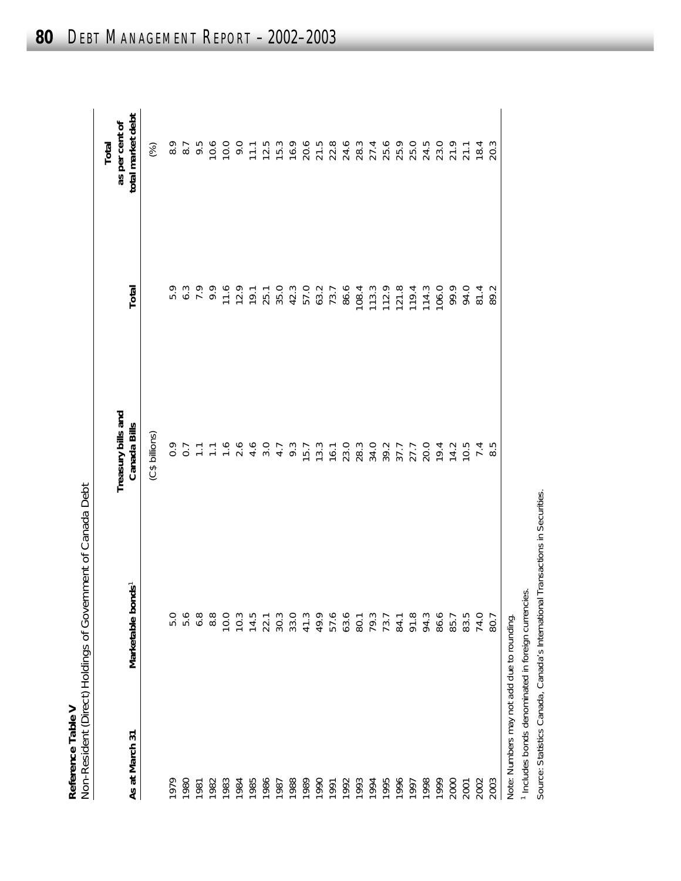**Reference Table V**
Non-Resident (Direct) Holdings of Government of Canada Debt

| As at March 31 | Marketable bonds[1] | Treasury bills and Canada Bills | Total | Total as per cent of total market debt |
|---|---|---|---|---|
| | | (C$ billions) | | (%) |
| 1979 | 5.0 | 0.9 | 5.9 | 8.9 |
| 1980 | 5.6 | 0.7 | 6.3 | 8.7 |
| 1981 | 6.8 | 1.1 | 7.9 | 9.5 |
| 1982 | 8.8 | 1.1 | 9.9 | 10.6 |
| 1983 | 10.0 | 1.6 | 11.6 | 10.0 |
| 1984 | 10.3 | 2.6 | 12.9 | 9.0 |
| 1985 | 14.5 | 4.6 | 19.1 | 11.1 |
| 1986 | 22.1 | 3.0 | 25.1 | 12.5 |
| 1987 | 30.3 | 4.7 | 35.0 | 15.3 |
| 1988 | 33.0 | 9.3 | 42.3 | 16.9 |
| 1989 | 41.3 | 15.7 | 57.0 | 20.6 |
| 1990 | 49.9 | 13.3 | 63.2 | 21.5 |
| 1991 | 57.6 | 16.1 | 73.7 | 22.8 |
| 1992 | 63.6 | 23.0 | 86.6 | 24.6 |
| 1993 | 80.1 | 28.3 | 108.4 | 28.3 |
| 1994 | 79.3 | 34.0 | 113.3 | 27.4 |
| 1995 | 73.7 | 39.2 | 112.9 | 25.6 |
| 1996 | 84.1 | 37.7 | 121.8 | 25.9 |
| 1997 | 91.8 | 27.7 | 119.4 | 25.0 |
| 1998 | 94.3 | 20.0 | 114.3 | 24.5 |
| 1999 | 86.6 | 19.4 | 106.0 | 23.0 |
| 2000 | 85.7 | 14.2 | 99.9 | 21.9 |
| 2001 | 83.5 | 10.5 | 94.0 | 21.1 |
| 2002 | 74.0 | 7.4 | 81.4 | 18.4 |
| 2003 | 80.7 | 8.5 | 89.2 | 20.3 |

Note: Numbers may not add due to rounding.

[1] Includes bonds denominated in foreign currencies.

Source: Statistics Canada, Canada's International Transactions in Securities.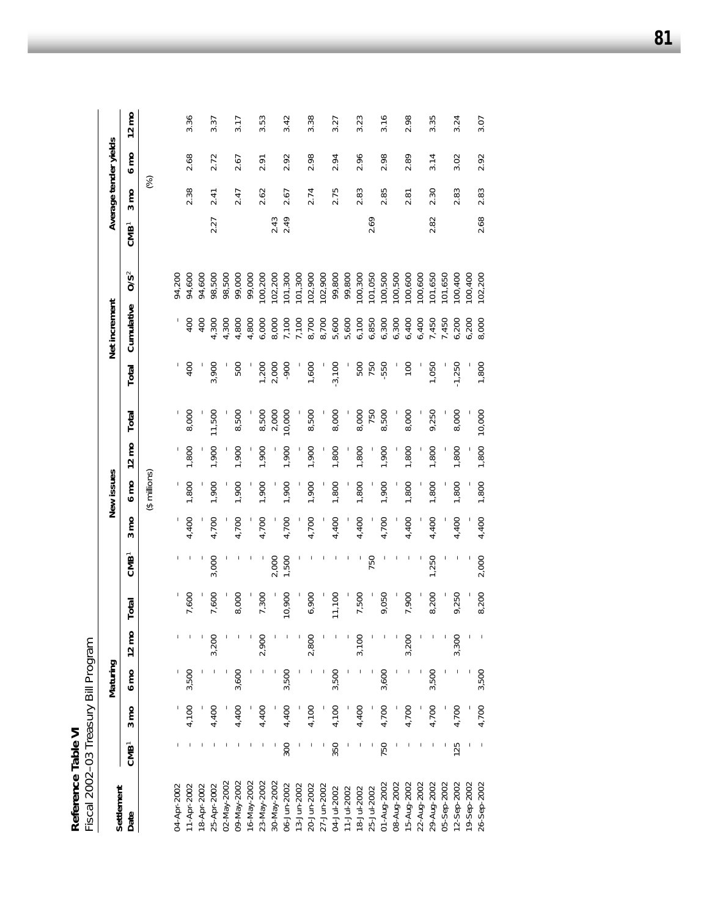**Reference Table VI**
Fiscal 2002–03 Treasury Bill Program

| Settlement Date | Maturing | | | | | New issues | | | | | Net increment | | | Average tender yields | | | |
|---|---|---|---|---|---|---|---|---|---|---|---|---|---|---|---|---|---|
| | CMB[1] | 3 mo | 6 mo | 12 mo | Total | CMB[1] | 3 mo | 6 mo | 12 mo | Total | Total | Cumulative | O/S[2] | CMB[1] | 3 mo | 6 mo | 12 mo |
| | ($ millions) | | | | | | | | | | | | | (%) | | | |
| 04-Apr-2002 | - | - | - | - | - | - | - | - | - | - | - | - | 94,200 | | | | |
| 11-Apr-2002 | - | 4,100 | 3,500 | - | 7,600 | - | 4,400 | 1,800 | 1,800 | 8,000 | 400 | 400 | 94,600 | | 2.38 | 2.68 | 3.36 |
| 18-Apr-2002 | - | - | - | - | - | - | - | - | - | - | - | 400 | 94,600 | | | | |
| 25-Apr-2002 | - | 4,400 | - | 3,200 | 7,600 | 3,000 | 4,700 | 1,900 | 1,900 | 11,500 | 3,900 | 4,300 | 98,500 | 2.27 | 2.41 | 2.72 | 3.37 |
| 02-May-2002 | - | - | - | - | - | - | - | - | - | - | - | 4,300 | 98,500 | | | | |
| 09-May-2002 | - | 4,400 | 3,600 | - | 8,000 | - | 4,700 | 1,900 | 1,900 | 8,500 | 500 | 4,800 | 99,000 | | 2.47 | 2.67 | 3.17 |
| 16-May-2002 | - | - | - | - | - | - | - | - | - | - | - | 4,800 | 99,000 | | | | |
| 23-May-2002 | - | 4,400 | - | 2,900 | 7,300 | - | 4,700 | 1,900 | 1,900 | 8,500 | 1,200 | 6,000 | 100,200 | | 2.62 | 2.91 | 3.53 |
| 30-May-2002 | - | - | - | - | - | 2,000 | - | - | - | 2,000 | 2,000 | 8,000 | 102,200 | 2.43 | | | |
| 06-Jun-2002 | 300 | 4,400 | 3,500 | - | 10,900 | 1,500 | 4,700 | 1,900 | 1,900 | 10,000 | -900 | 7,100 | 101,300 | 2.49 | 2.67 | 2.92 | 3.42 |
| 13-Jun-2002 | - | - | - | - | - | - | - | - | - | - | - | 7,100 | 101,300 | | | | |
| 20-Jun-2002 | - | 4,100 | - | 2,800 | 6,900 | - | 4,700 | 1,900 | 1,900 | 8,500 | 1,600 | 8,700 | 102,900 | | 2.74 | 2.98 | 3.38 |
| 27-Jun-2002 | - | - | - | - | - | - | - | - | - | - | - | 8,700 | 102,900 | | | | |
| 04-Jul-2002 | 350 | 4,100 | 3,500 | - | 11,100 | - | 4,400 | 1,800 | 1,800 | 8,000 | -3,100 | 5,600 | 99,800 | | 2.75 | 2.94 | 3.27 |
| 11-Jul-2002 | - | - | - | - | - | - | - | - | - | - | - | 5,600 | 99,800 | | | | |
| 18-Jul-2002 | - | 4,400 | - | 3,100 | 7,500 | - | 4,400 | 1,800 | 1,800 | 8,000 | 500 | 6,100 | 100,300 | | 2.83 | 2.96 | 3.23 |
| 25-Jul-2002 | - | - | - | - | - | 750 | - | - | - | 750 | 750 | 6,850 | 101,050 | 2.69 | | | |
| 01-Aug-2002 | 750 | 4,700 | 3,600 | - | 9,050 | - | 4,700 | 1,900 | 1,900 | 8,500 | -550 | 6,300 | 100,500 | | 2.85 | 2.98 | 3.16 |
| 08-Aug-2002 | - | - | - | - | - | - | - | - | - | - | - | 6,300 | 100,500 | | | | |
| 15-Aug-2002 | - | 4,700 | - | 3,200 | 7,900 | - | 4,400 | 1,800 | 1,800 | 8,000 | 100 | 6,400 | 100,600 | | 2.81 | 2.89 | 2.98 |
| 22-Aug-2002 | - | - | - | - | - | - | - | - | - | - | - | 6,400 | 100,600 | | | | |
| 29-Aug-2002 | - | 4,700 | 3,500 | - | 8,200 | 1,250 | 4,400 | 1,800 | 1,800 | 9,250 | 1,050 | 7,450 | 101,650 | 2.82 | 2.30 | 3.14 | 3.35 |
| 05-Sep-2002 | - | - | - | - | - | - | - | - | - | - | - | 7,450 | 101,650 | | | | |
| 12-Sep-2002 | 125 | 4,700 | - | 3,300 | 9,250 | - | 4,400 | 1,800 | 1,800 | 8,000 | -1,250 | 6,200 | 100,400 | | 2.83 | 3.02 | 3.24 |
| 19-Sep-2002 | - | - | - | - | - | - | - | - | - | - | - | 6,200 | 100,400 | | | | |
| 26-Sep-2002 | - | 4,700 | 3,500 | - | 8,200 | 2,000 | 4,400 | 1,800 | 1,800 | 10,000 | 1,800 | 8,000 | 102,200 | 2.68 | 2.83 | 2.92 | 3.07 |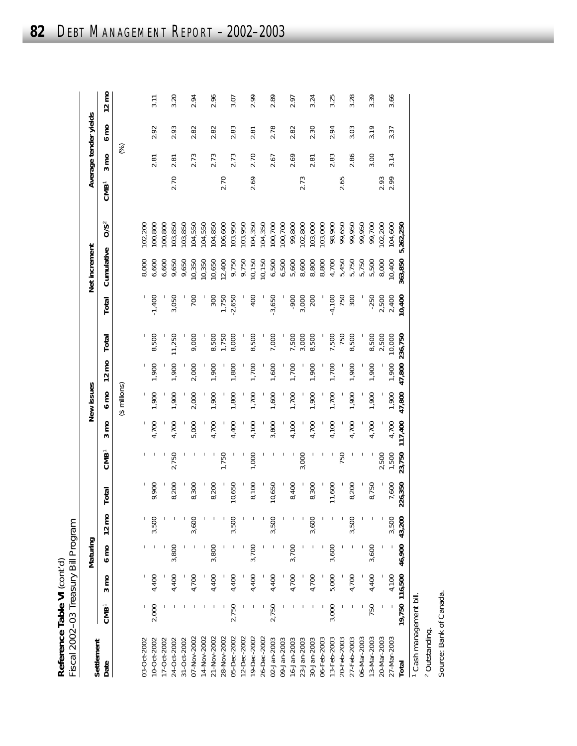**Reference Table VI** (cont'd)
Fiscal 2002–03 Treasury Bill Program

| Settlement Date | Maturing | | | | | New issues | | | | | Net increment | | | Average tender yields | | | |
|---|---|---|---|---|---|---|---|---|---|---|---|---|---|---|---|---|---|
| | CMB[1] | 3 mo | 6 mo | 12 mo | Total | CMB[1] | 3 mo | 6 mo | 12 mo | Total | Total | Cumulative | O/S[2] | CMB[1] | 3 mo | 6 mo | 12 mo |
| | | | | | | | | ($ millions) | | | | | | | | (%) | |
| 03-Oct-2002 | - | - | - | - | - | - | - | - | - | - | - | 8,000 | 102,200 | | | | |
| 10-Oct-2002 | 2,000 | 4,400 | - | 3,500 | 9,900 | - | 4,700 | 1,900 | 1,900 | 8,500 | -1,400 | 6,600 | 100,800 | | 2.81 | 2.92 | 3.11 |
| 17-Oct-2002 | - | - | - | - | - | - | - | - | - | - | - | 6,600 | 100,800 | | | | |
| 24-Oct-2002 | - | 4,400 | 3,800 | - | 8,200 | 2,750 | 4,700 | 1,900 | 1,900 | 11,250 | 3,050 | 9,650 | 103,850 | 2.70 | 2.81 | 2.93 | 3.20 |
| 31-Oct-2002 | - | - | - | - | - | - | - | - | - | - | - | 9,650 | 103,850 | | | | |
| 07-Nov-2002 | - | 4,700 | - | 3,600 | 8,300 | - | 5,000 | 2,000 | 2,000 | 9,000 | 700 | 10,350 | 104,550 | | 2.73 | 2.82 | 2.94 |
| 14-Nov-2002 | - | - | - | - | - | - | - | - | - | - | - | 10,350 | 104,550 | | | | |
| 21-Nov-2002 | - | 4,400 | 3,800 | - | 8,200 | - | 4,700 | 1,900 | 1,900 | 8,500 | 300 | 10,650 | 104,850 | | 2.73 | 2.82 | 2.96 |
| 28-Nov-2002 | - | - | - | - | - | 1,750 | - | - | - | 1,750 | 1,750 | 12,400 | 106,600 | 2.70 | | | |
| 05-Dec-2002 | 2,750 | 4,400 | - | 3,500 | 10,650 | - | 4,400 | 1,800 | 1,800 | 8,000 | -2,650 | 9,750 | 103,950 | | 2.73 | 2.83 | 3.07 |
| 12-Dec-2002 | - | - | - | - | - | - | - | - | - | - | - | 9,750 | 103,950 | | | | |
| 19-Dec-2002 | - | 4,400 | 3,700 | - | 8,100 | 1,000 | 4,100 | 1,700 | 1,700 | 8,500 | 400 | 10,150 | 104,350 | 2.69 | 2.70 | 2.81 | 2.99 |
| 26-Dec-2002 | - | - | - | - | - | - | - | - | - | - | - | 10,150 | 104,350 | | | | |
| 02-Jan-2003 | 2,750 | 4,400 | - | 3,500 | 10,650 | - | 3,800 | 1,600 | 1,600 | 7,000 | -3,650 | 6,500 | 100,700 | | 2.67 | 2.78 | 2.89 |
| 09-Jan-2003 | - | - | - | - | - | - | - | - | - | - | - | 6,500 | 100,700 | | | | |
| 16-Jan-2003 | - | 4,700 | 3,700 | - | 8,400 | - | 4,100 | 1,700 | 1,700 | 7,500 | -900 | 5,600 | 99,800 | | 2.69 | 2.82 | 2.97 |
| 23-Jan-2003 | - | - | - | - | - | 3,000 | - | - | - | 3,000 | 3,000 | 8,600 | 102,800 | 2.73 | | | |
| 30-Jan-2003 | - | 4,700 | - | 3,600 | 8,300 | - | 4,700 | 1,900 | 1,900 | 8,500 | 200 | 8,800 | 103,000 | | 2.81 | 2.30 | 3.24 |
| 06-Feb-2003 | - | - | - | - | - | - | - | - | - | - | - | 8,800 | 103,000 | | | | |
| 13-Feb-2003 | 3,000 | 5,000 | 3,600 | - | 11,600 | - | 4,100 | 1,700 | 1,700 | 7,500 | -4,100 | 4,700 | 98,900 | | 2.83 | 2.94 | 3.25 |
| 20-Feb-2003 | - | - | - | - | - | 750 | - | - | - | 750 | 750 | 5,450 | 99,650 | 2.65 | | | |
| 27-Feb-2003 | - | 4,700 | - | 3,500 | 8,200 | - | 4,700 | 1,900 | 1,900 | 8,500 | 300 | 5,750 | 99,950 | | 2.86 | 3.03 | 3.28 |
| 06-Mar-2003 | - | - | - | - | - | - | - | - | - | - | - | 5,750 | 99,950 | | | | |
| 13-Mar-2003 | 750 | 4,400 | 3,600 | - | 8,750 | - | 4,700 | 1,900 | 1,900 | 8,500 | -250 | 5,500 | 99,700 | | 3.00 | 3.19 | 3.39 |
| 20-Mar-2003 | - | - | - | - | - | 2,500 | - | - | - | 2,500 | 2,500 | 8,000 | 102,200 | 2.93 | | | |
| 27-Mar-2003 | - | 4,100 | - | 3,500 | 7,600 | 1,500 | 4,700 | 1,900 | 1,900 | 10,000 | 2,400 | 10,400 | 104,600 | 2.99 | 3.14 | 3.37 | 3.66 |
| **Total** | **19,750** | **116,500** | **46,900** | **43,200** | **226,350** | **23,750** | **117,400** | **47,800** | **47,800** | **236,750** | **10,400** | **363,850** | **5,262,250** | | | | |

[1] Cash management bill.

[2] Outstanding.

Source: Bank of Canada.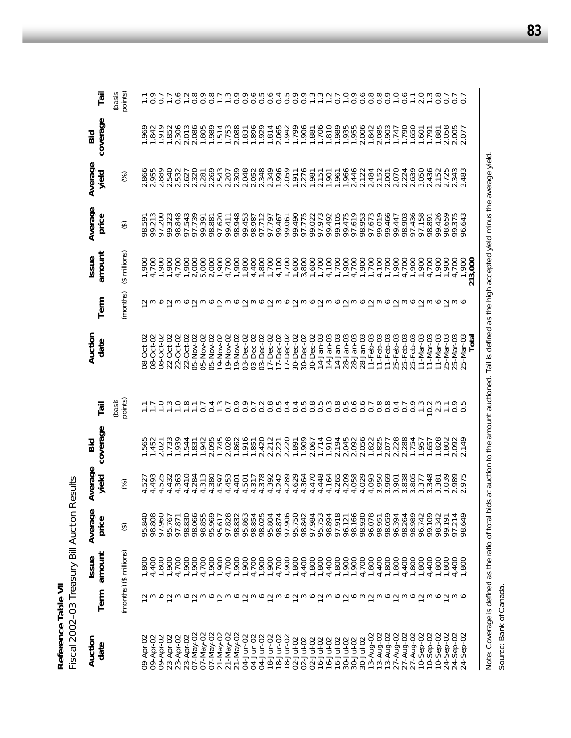**Reference Table VII**

Fiscal 2002–03 Treasury Bill Auction Results

| Auction date | Term | Issue amount | Average price | Average yield | Bid coverage | Tail | Auction date | Term | Issue amount | Average price | Average yield | Bid coverage | Tail |
|---|---|---|---|---|---|---|---|---|---|---|---|---|---|
| | (months) | ($ millions) | ($) | (%) | | (basis points) | | (months) | ($ millions) | ($) | (%) | | (basis points) |
| 09-Apr-02 | 12 | 1,800 | 95.840 | 4.527 | 1.565 | 1.1 | 08-Oct-02 | 12 | 1,900 | 98.591 | 2.866 | 1.969 | 1.1 |
| 09-Apr-02 | 3 | 4,400 | 98.808 | 4.493 | 1.452 | 1.7 | 08-Oct-02 | 3 | 4,700 | 99.213 | 2.955 | 1.842 | 0.9 |
| 09-Apr-02 | 6 | 1,800 | 97.960 | 4.525 | 2.021 | 1.0 | 08-Oct-02 | 6 | 1,900 | 97.200 | 2.889 | 1.919 | 0.7 |
| 23-Apr-02 | 12 | 1,900 | 95.767 | 4.432 | 1.733 | 1.3 | 22-Oct-02 | 12 | 1,900 | 99.323 | 2.540 | 1.852 | 1.7 |
| 23-Apr-02 | 3 | 4,700 | 97.871 | 4.363 | 1.939 | 1.0 | 22-Oct-02 | 3 | 4,700 | 98.848 | 2.532 | 2.306 | 0.6 |
| 23-Apr-02 | 6 | 1,900 | 98.830 | 4.410 | 1.544 | 1.8 | 22-Oct-02 | 6 | 1,900 | 97.543 | 2.627 | 2.013 | 1.2 |
| 07-May-02 | 12 | 1,900 | 98.066 | 4.284 | 1.831 | 1.1 | 05-Nov-02 | 12 | 2,000 | 97.739 | 2.320 | 2.086 | 0.8 |
| 07-May-02 | 3 | 4,700 | 98.855 | 4.313 | 1.942 | 0.7 | 05-Nov-02 | 3 | 5,000 | 99.391 | 2.281 | 1.805 | 0.9 |
| 07-May-02 | 6 | 1,900 | 95.969 | 4.380 | 2.095 | 0.4 | 05-Nov-02 | 6 | 2,000 | 98.881 | 2.269 | 1.989 | 0.8 |
| 21-May-02 | 12 | 1,900 | 95.617 | 4.597 | 1.745 | 1.3 | 19-Nov-02 | 12 | 1,900 | 97.620 | 2.543 | 1.514 | 1.7 |
| 21-May-02 | 3 | 4,700 | 97.828 | 4.453 | 2.028 | 0.7 | 19-Nov-02 | 3 | 4,700 | 99.411 | 2.207 | 1.753 | 1.3 |
| 21-May-02 | 6 | 1,900 | 98.832 | 4.401 | 1.862 | 0.9 | 19-Nov-02 | 6 | 1,900 | 98.948 | 2.309 | 2.088 | 0.9 |
| 04-Jun-02 | 12 | 1,900 | 95.863 | 4.501 | 1.916 | 0.9 | 03-Dec-02 | 12 | 1,800 | 99.453 | 2.048 | 1.831 | 0.9 |
| 04-Jun-02 | 3 | 4,700 | 98.854 | 4.317 | 1.851 | 0.7 | 03-Dec-02 | 3 | 4,400 | 98.987 | 2.052 | 1.896 | 0.6 |
| 04-Jun-02 | 6 | 1,900 | 98.025 | 4.378 | 2.420 | 0.2 | 03-Dec-02 | 6 | 1,800 | 97.712 | 2.348 | 1.929 | 0.5 |
| 18-Jun-02 | 12 | 1,900 | 95.804 | 4.392 | 2.212 | 0.8 | 17-Dec-02 | 12 | 1,700 | 97.797 | 2.349 | 1.814 | 0.6 |
| 18-Jun-02 | 3 | 4,700 | 98.874 | 4.242 | 2.221 | 0.5 | 17-Dec-02 | 3 | 4,100 | 99.467 | 1.996 | 2.065 | 0.4 |
| 18-Jun-02 | 6 | 1,900 | 97.906 | 4.289 | 2.220 | 0.4 | 17-Dec-02 | 6 | 1,700 | 99.061 | 2.059 | 1.942 | 0.5 |
| 02-Jul-02 | 12 | 1,800 | 95.750 | 4.629 | 1.891 | 0.4 | 30-Dec-02 | 12 | 1,600 | 99.490 | 1.911 | 1.799 | 0.9 |
| 02-Jul-02 | 3 | 4,400 | 98.842 | 4.364 | 1.909 | 0.5 | 30-Dec-02 | 3 | 3,800 | 97.775 | 2.276 | 1.906 | 0.9 |
| 02-Jul-02 | 6 | 1,800 | 97.984 | 4.470 | 2.067 | 0.8 | 30-Dec-02 | 6 | 1,600 | 99.022 | 1.981 | 1.881 | 1.3 |
| 16-Jul-02 | 12 | 1,800 | 95.753 | 4.448 | 1.714 | 0.5 | 14-Jan-03 | 12 | 1,700 | 97.973 | 2.151 | 1.706 | 1.3 |
| 16-Jul-02 | 3 | 4,400 | 98.894 | 4.164 | 1.910 | 0.3 | 14-Jan-03 | 3 | 4,100 | 99.492 | 1.901 | 1.810 | 1.2 |
| 16-Jul-02 | 6 | 1,800 | 97.918 | 4.265 | 2.194 | 0.8 | 14-Jan-03 | 6 | 1,700 | 99.105 | 1.961 | 1.989 | 0.7 |
| 30-Jul-02 | 12 | 1,900 | 96.121 | 4.209 | 2.045 | 0.5 | 28-Jan-03 | 12 | 1,900 | 99.475 | 1.966 | 1.935 | 1.0 |
| 30-Jul-02 | 6 | 1,900 | 98.166 | 4.058 | 2.092 | 0.6 | 28-Jan-03 | 3 | 4,700 | 97.619 | 2.446 | 1.955 | 0.9 |
| 30-Jul-02 | 3 | 4,700 | 98.930 | 4.029 | 2.056 | 0.6 | 28-Jan-03 | 6 | 1,900 | 98.953 | 2.122 | 2.006 | 0.6 |
| 13-Aug-02 | 12 | 1,800 | 96.078 | 4.093 | 1.822 | 0.7 | 11-Feb-03 | 12 | 1,700 | 97.673 | 2.484 | 1.842 | 0.8 |
| 13-Aug-02 | 3 | 4,400 | 98.951 | 3.950 | 1.825 | 0.8 | 11-Feb-03 | 3 | 4,100 | 99.019 | 2.152 | 2.085 | 0.8 |
| 13-Aug-02 | 6 | 1,800 | 98.059 | 3.969 | 2.077 | 0.8 | 11-Feb-03 | 6 | 1,700 | 99.466 | 2.001 | 1.903 | 0.9 |
| 27-Aug-02 | 12 | 1,800 | 96.394 | 3.901 | 2.228 | 0.4 | 25-Feb-03 | 12 | 1,900 | 99.447 | 2.070 | 1.747 | 1.0 |
| 27-Aug-02 | 3 | 4,400 | 98.264 | 3.838 | 2.288 | 0.7 | 25-Feb-03 | 3 | 4,700 | 98.903 | 2.224 | 1.790 | 0.6 |
| 27-Aug-02 | 6 | 1,800 | 98.989 | 3.805 | 1.754 | 0.9 | 25-Feb-03 | 6 | 1,900 | 97.436 | 2.639 | 1.650 | 1.1 |
| 10-Sep-02 | 12 | 1,800 | 96.742 | 3.377 | 1.957 | 1.3 | 11-Mar-03 | 12 | 1,900 | 97.158 | 3.050 | 1.601 | 2.0 |
| 10-Sep-02 | 3 | 4,400 | 99.109 | 3.348 | 1.657 | 10.2 | 11-Mar-03 | 3 | 4,700 | 98.891 | 2.436 | 1.791 | 1.3 |
| 10-Sep-02 | 6 | 1,800 | 98.342 | 3.381 | 1.828 | 2.3 | 11-Mar-03 | 6 | 1,900 | 99.426 | 2.152 | 1.881 | 0.8 |
| 24-Sep-02 | 12 | 1,800 | 99.191 | 3.039 | 1.802 | 1.1 | 25-Mar-03 | 12 | 1,900 | 98.659 | 2.725 | 2.058 | 0.7 |
| 24-Sep-02 | 3 | 4,400 | 97.214 | 2.989 | 2.092 | 0.9 | 25-Mar-03 | 3 | 4,700 | 99.375 | 2.343 | 2.005 | 0.7 |
| 24-Sep-02 | 6 | 1,800 | 98.649 | 2.975 | 2.149 | 0.5 | 25-Mar-03 | 6 | 1,900 | 96.643 | 3.483 | 2.077 | 0.7 |
| | | | | | | | **Total** | | **213,000** | | | | |

Note: Coverage is defined as the ratio of total bids at auction to the amount auctioned. Tail is defined as the high accepted yield minus the average yield.

Source: Bank of Canada.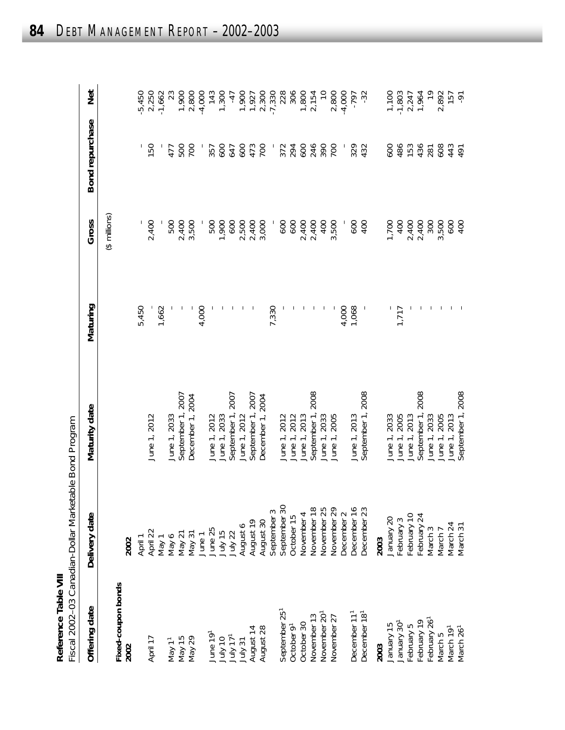**Reference Table VIII**

Fiscal 2002–03 Canadian-Dollar Marketable Bond Program

| Offering date | Delivery date | Maturity date | Maturing | Gross | Bond repurchase | Net |
|---|---|---|---|---|---|---|
| | | | | ($ millions) | | |
| **Fixed-coupon bonds** | | | | | | |
| **2002** | **2002** | | | | | |
| | April 1 | | 5,450 | - | - | -5,450 |
| April 17 | April 22 | June 1, 2012 | - | 2,400 | 150 | 2,250 |
| | May 1 | | 1,662 | - | - | -1,662 |
| May 1[1] | May 6 | June 1, 2033 | - | 500 | 477 | 23 |
| May 15 | May 21 | September 1, 2007 | - | 2,400 | 500 | 1,900 |
| May 29 | May 31 | December 1, 2004 | - | 3,500 | 700 | 2,800 |
| | June 1 | | 4,000 | - | - | -4,000 |
| June 19[1] | June 25 | June 1, 2012 | - | 500 | 357 | 143 |
| July 10 | July 15 | June 1, 2033 | - | 1,900 | 600 | 1,300 |
| July 17[1] | July 22 | September 1, 2007 | - | 600 | 647 | -47 |
| July 31 | August 6 | June 1, 2012 | - | 2,500 | 600 | 1,900 |
| August 14 | August 19 | September 1, 2007 | - | 2,400 | 473 | 1,927 |
| August 28 | August 30 | December 1, 2004 | | 3,000 | 700 | 2,300 |
| | September 3 | | 7,330 | - | - | -7,330 |
| September 25[1] | September 30 | June 1, 2012 | - | 600 | 372 | 228 |
| October 9[1] | October 15 | June 1, 2012 | - | 600 | 294 | 306 |
| October 30 | November 4 | June 1, 2013 | - | 2,400 | 600 | 1,800 |
| November 13 | November 18 | September 1, 2008 | - | 2,400 | 246 | 2,154 |
| November 20[1] | November 25 | June 1, 2033 | - | 400 | 390 | 10 |
| November 27 | November 29 | June 1, 2005 | - | 3,500 | 700 | 2,800 |
| | December 2 | | 4,000 | - | - | -4,000 |
| December 11[1] | December 16 | June 1, 2013 | 1,068 | 600 | 329 | -797 |
| December 18[1] | December 23 | September 1, 2008 | - | 400 | 432 | -32 |
| **2003** | **2003** | | | | | |
| January 15 | January 20 | June 1, 2033 | - | 1,700 | 600 | 1,100 |
| January 30[1] | February 3 | June 1, 2005 | 1,717 | 400 | 486 | -1,803 |
| February 5 | February 10 | June 1, 2013 | - | 2,400 | 153 | 2,247 |
| February 19 | February 24 | September 1, 2008 | - | 2,400 | 436 | 1,964 |
| February 26[1] | March 3 | June 1, 2033 | - | 300 | 281 | 19 |
| March 5 | March 7 | June 1, 2005 | - | 3,500 | 608 | 2,892 |
| March 19[1] | March 24 | June 1, 2013 | - | 600 | 443 | 157 |
| March 26[1] | March 31 | September 1, 2008 | - | 400 | 491 | -91 |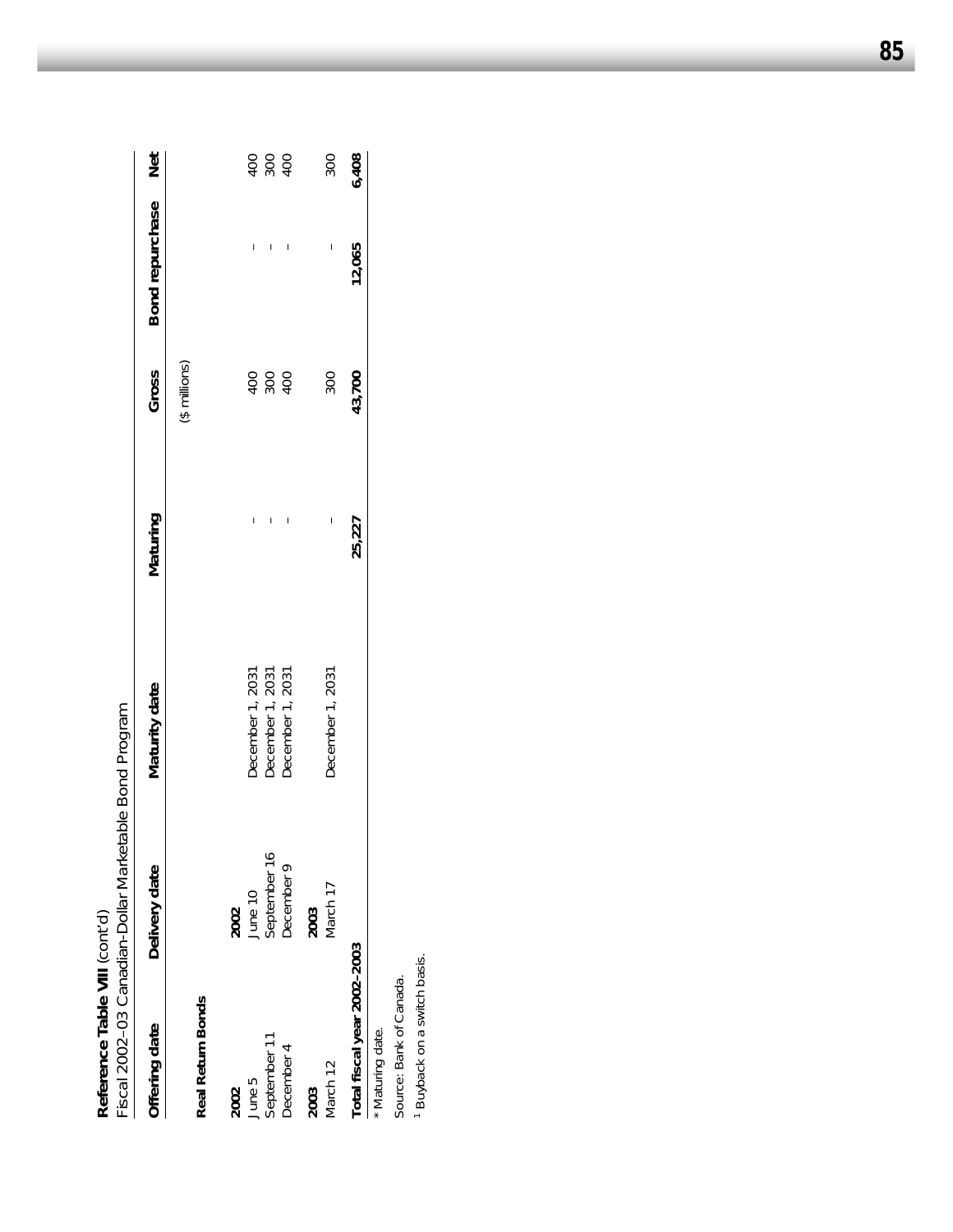**Reference Table VIII** (cont'd)

Fiscal 2002–03 Canadian-Dollar Marketable Bond Program

| Offering date | Delivery date | Maturity date | Maturing | Gross | Bond repurchase | Net |
|---|---|---|---|---|---|---|
| | | | | ($ millions) | | |
| **Real Return Bonds** | | | | | | |
| **2002** | **2002** | | | | | |
| June 5 | June 10 | December 1, 2031 | – | 400 | – | 400 |
| September 11 | September 16 | December 1, 2031 | – | 300 | – | 300 |
| December 4 | December 9 | December 1, 2031 | – | 400 | – | 400 |
| **2003** | **2003** | | | | | |
| March 12 | March 17 | December 1, 2031 | – | 300 | – | 300 |
| **Total fiscal year 2002–2003** | | | **25,227** | **43,700** | **12,065** | **6,408** |

\* Maturing date.

Source: Bank of Canada.

[1] Buyback on a switch basis.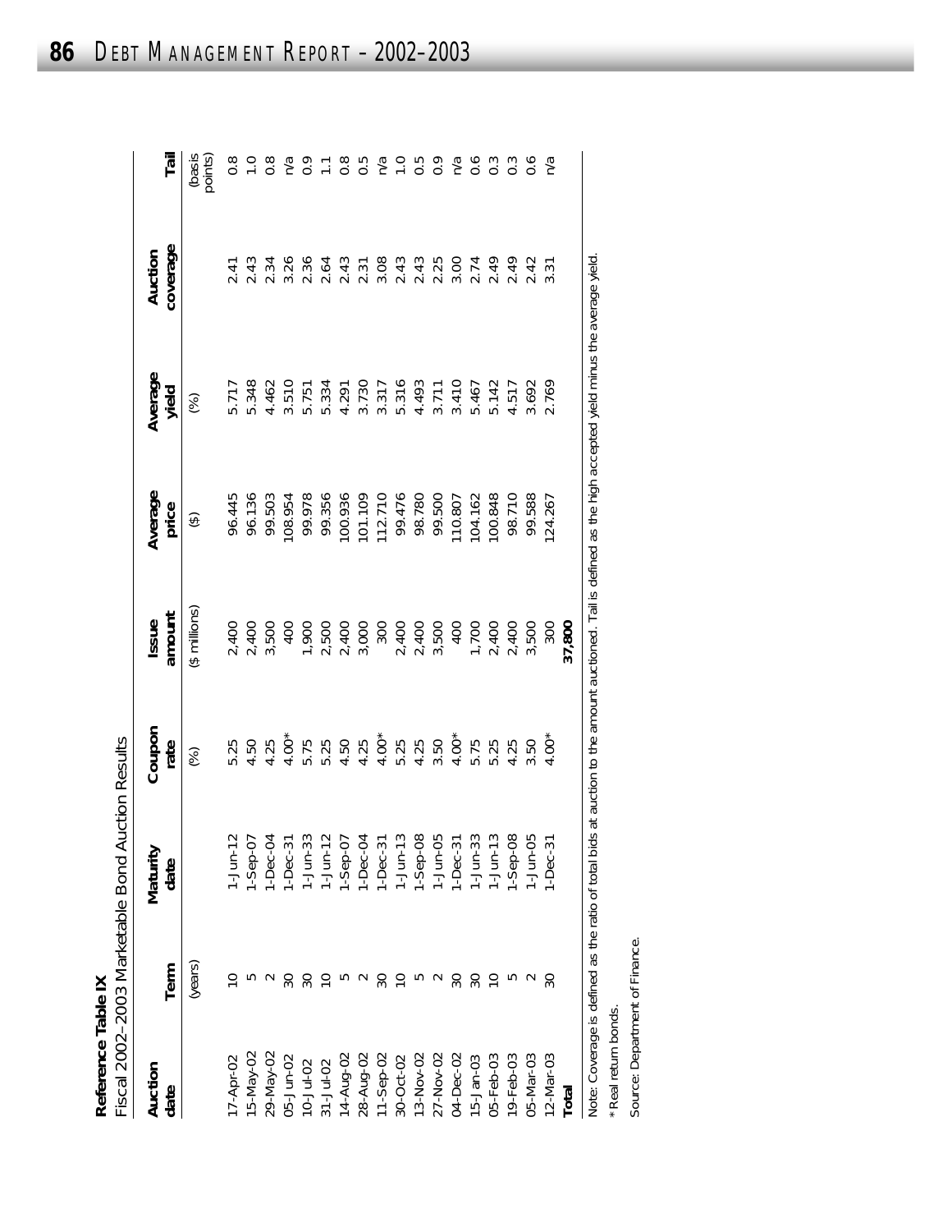**Reference Table IX**

Fiscal 2002–2003 Marketable Bond Auction Results

| Auction date | Term | Maturity date | Coupon rate | Issue amount | Average price | Average yield | Auction coverage | Tail |
|---|---|---|---|---|---|---|---|---|
| | (years) | | (%) | ($ millions) | ($) | (%) | | (basis points) |
| 17-Apr-02 | 10 | 1-Jun-12 | 5.25 | 2,400 | 96.445 | 5.717 | 2.41 | 0.8 |
| 15-May-02 | 5 | 1-Sep-07 | 4.50 | 2,400 | 96.136 | 5.348 | 2.43 | 1.0 |
| 29-May-02 | 2 | 1-Dec-04 | 4.25 | 3,500 | 99.503 | 4.462 | 2.34 | 0.8 |
| 05-Jun-02 | 30 | 1-Dec-31 | 4.00* | 400 | 108.954 | 3.510 | 3.26 | n/a |
| 10-Jul-02 | 30 | 1-Jun-33 | 5.75 | 1,900 | 99.978 | 5.751 | 2.36 | 0.9 |
| 31-Jul-02 | 10 | 1-Jun-12 | 5.25 | 2,500 | 99.356 | 5.334 | 2.64 | 1.1 |
| 14-Aug-02 | 5 | 1-Sep-07 | 4.50 | 2,400 | 100.936 | 4.291 | 2.43 | 0.8 |
| 28-Aug-02 | 2 | 1-Dec-04 | 4.25 | 3,000 | 101.109 | 3.730 | 2.31 | 0.5 |
| 11-Sep-02 | 30 | 1-Dec-31 | 4.00* | 300 | 112.710 | 3.317 | 3.08 | n/a |
| 30-Oct-02 | 10 | 1-Jun-13 | 5.25 | 2,400 | 99.476 | 5.316 | 2.43 | 1.0 |
| 13-Nov-02 | 5 | 1-Sep-08 | 4.25 | 2,400 | 98.780 | 4.493 | 2.43 | 0.5 |
| 27-Nov-02 | 2 | 1-Jun-05 | 3.50 | 3,500 | 99.500 | 3.711 | 2.25 | 0.9 |
| 04-Dec-02 | 30 | 1-Dec-31 | 4.00* | 400 | 110.807 | 3.410 | 3.00 | n/a |
| 15-Jan-03 | 30 | 1-Jun-33 | 5.75 | 1,700 | 104.162 | 5.467 | 2.74 | 0.6 |
| 05-Feb-03 | 10 | 1-Jun-13 | 5.25 | 2,400 | 100.848 | 5.142 | 2.49 | 0.3 |
| 19-Feb-03 | 5 | 1-Sep-08 | 4.25 | 2,400 | 98.710 | 4.517 | 2.49 | 0.3 |
| 05-Mar-03 | 2 | 1-Jun-05 | 3.50 | 3,500 | 99.588 | 3.692 | 2.42 | 0.6 |
| 12-Mar-03 | 30 | 1-Dec-31 | 4.00* | 300 | 124.267 | 2.769 | 3.31 | n/a |
| **Total** | | | | **37,800** | | | | |

Note: Coverage is defined as the ratio of total bids at auction to the amount auctioned. Tail is defined as the high accepted yield minus the average yield.

\* Real return bonds.

Source: Department of Finance.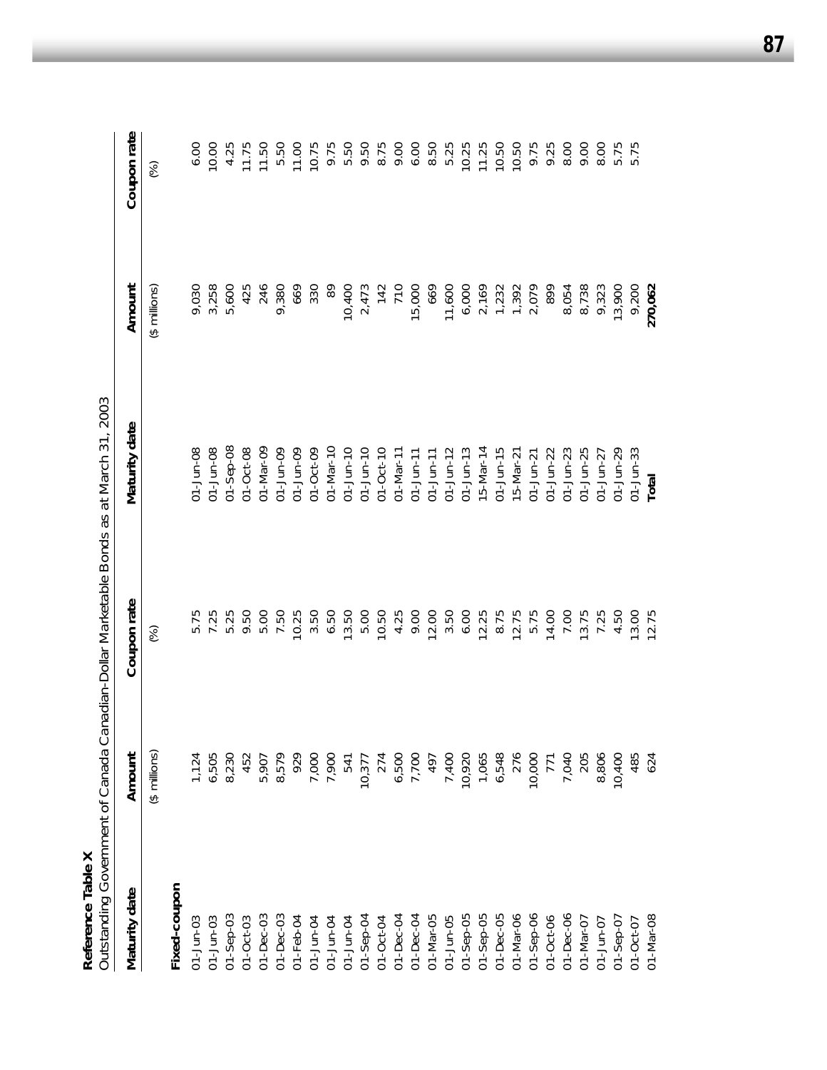**Reference Table X**

Outstanding Government of Canada Canadian-Dollar Marketable Bonds as at March 31, 2003

| Maturity date | Amount | Coupon rate | Maturity date | Amount | Coupon rate |
|---|---|---|---|---|---|
| | ($ millions) | (%) | | ($ millions) | (%) |
| **Fixed-coupon** | | | | | |
| 01-Jun-03 | 1,124 | 5.75 | 01-Jun-08 | 9,030 | 6.00 |
| 01-Jun-03 | 6,505 | 7.25 | 01-Jun-08 | 3,258 | 10.00 |
| 01-Sep-03 | 8,230 | 5.25 | 01-Sep-08 | 5,600 | 4.25 |
| 01-Oct-03 | 452 | 9.50 | 01-Oct-08 | 425 | 11.75 |
| 01-Dec-03 | 5,907 | 5.00 | 01-Mar-09 | 246 | 11.50 |
| 01-Dec-03 | 8,579 | 7.50 | 01-Jun-09 | 9,380 | 5.50 |
| 01-Feb-04 | 929 | 10.25 | 01-Jun-09 | 669 | 11.00 |
| 01-Jun-04 | 7,000 | 3.50 | 01-Oct-09 | 330 | 10.75 |
| 01-Jun-04 | 7,900 | 6.50 | 01-Mar-10 | 89 | 9.75 |
| 01-Jun-04 | 541 | 13.50 | 01-Jun-10 | 10,400 | 5.50 |
| 01-Sep-04 | 10,377 | 5.00 | 01-Jun-10 | 2,473 | 9.50 |
| 01-Oct-04 | 274 | 10.50 | 01-Oct-10 | 142 | 8.75 |
| 01-Dec-04 | 6,500 | 4.25 | 01-Mar-11 | 710 | 9.00 |
| 01-Dec-04 | 7,700 | 9.00 | 01-Jun-11 | 15,000 | 6.00 |
| 01-Mar-05 | 497 | 12.00 | 01-Jun-11 | 669 | 8.50 |
| 01-Jun-05 | 7,400 | 3.50 | 01-Jun-12 | 11,600 | 5.25 |
| 01-Sep-05 | 10,920 | 6.00 | 01-Jun-13 | 6,000 | 10.25 |
| 01-Sep-05 | 1,065 | 12.25 | 15-Mar-14 | 2,169 | 11.25 |
| 01-Dec-05 | 6,548 | 8.75 | 01-Jun-15 | 1,232 | 10.50 |
| 01-Mar-06 | 276 | 12.75 | 15-Mar-21 | 1,392 | 10.50 |
| 01-Sep-06 | 10,000 | 5.75 | 01-Jun-21 | 2,079 | 9.75 |
| 01-Oct-06 | 771 | 14.00 | 01-Jun-22 | 899 | 9.25 |
| 01-Dec-06 | 7,040 | 7.00 | 01-Jun-23 | 8,054 | 8.00 |
| 01-Mar-07 | 205 | 13.75 | 01-Jun-25 | 8,738 | 9.00 |
| 01-Jun-07 | 8,806 | 7.25 | 01-Jun-27 | 9,323 | 8.00 |
| 01-Sep-07 | 10,400 | 4.50 | 01-Jun-29 | 13,900 | 5.75 |
| 01-Oct-07 | 485 | 13.00 | 01-Jun-33 | 9,200 | 5.75 |
| 01-Mar-08 | 624 | 12.75 | **Total** | **270,062** | |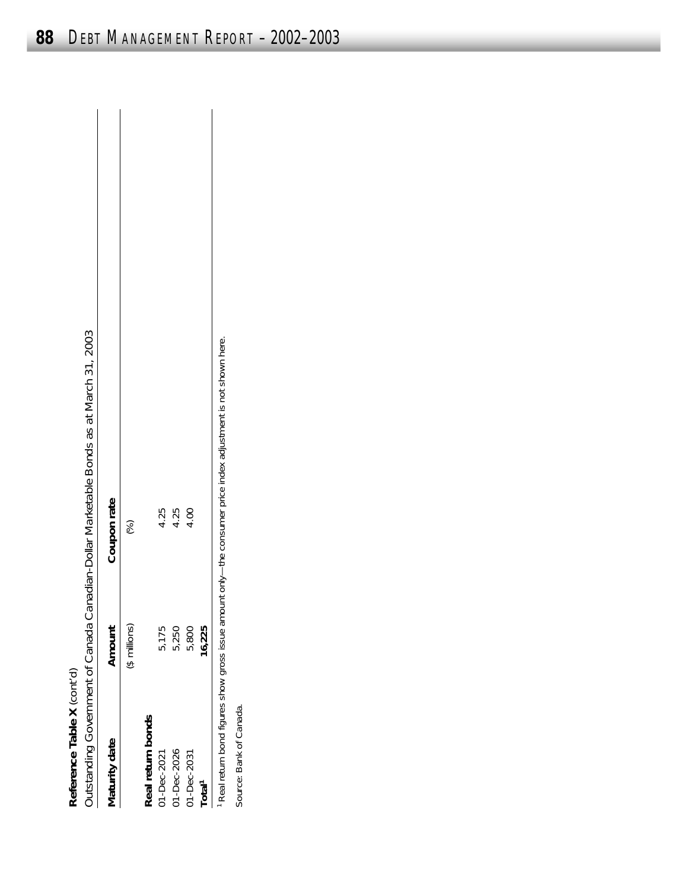**Reference Table X** (cont'd)

Outstanding Government of Canada Canadian-Dollar Marketable Bonds as at March 31, 2003

| Maturity date | Amount | Coupon rate |
|---|---|---|
| | ($ millions) | (%) |
| **Real return bonds** | | |
| 01-Dec-2021 | 5,175 | 4.25 |
| 01-Dec-2026 | 5,250 | 4.25 |
| 01-Dec-2031 | 5,800 | 4.00 |
| **Total**[1] | **16,225** | |

[1] Real return bond figures show gross issue amount only—the consumer price index adjustment is not shown here.

Source: Bank of Canada.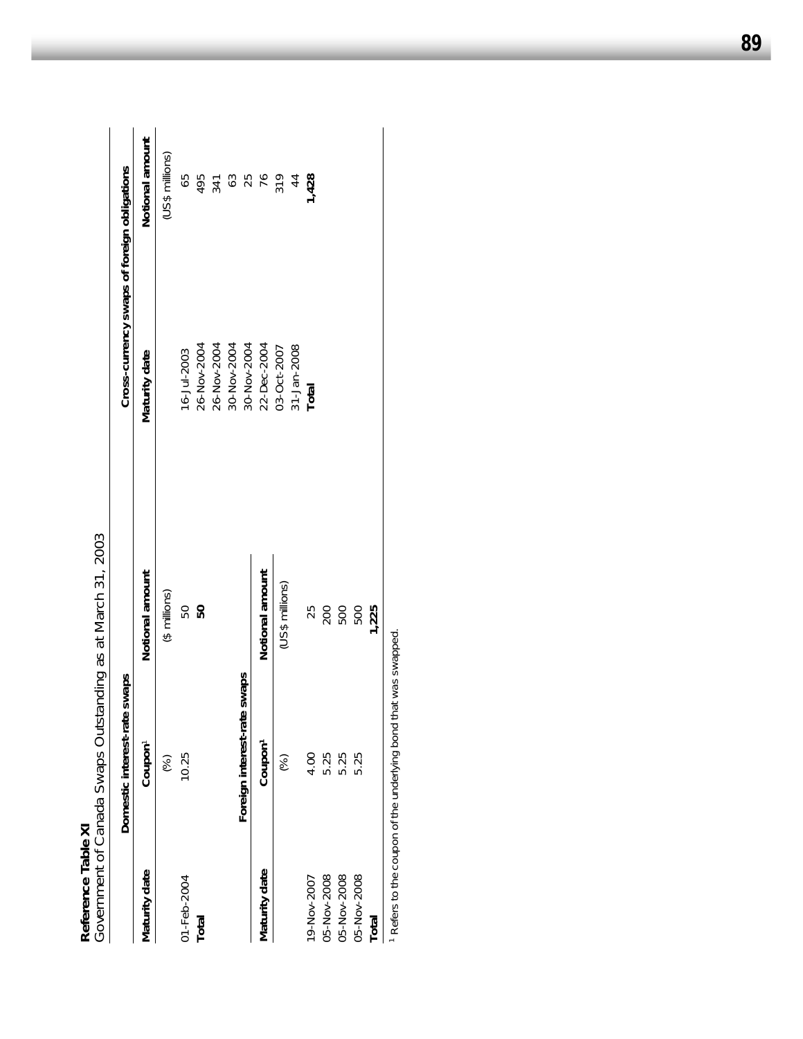**Reference Table XI**

Government of Canada Swaps Outstanding as at March 31, 2003

**Domestic interest-rate swaps**

| Maturity date | Coupon[1] | Notional amount |
|---|---|---|
| | (%) | ($ millions) |
| 01-Feb-2004 | 10.25 | 50 |
| **Total** | | **50** |

**Foreign interest-rate swaps**

| Maturity date | Coupon[1] | Notional amount |
|---|---|---|
| | (%) | (US$ millions) |
| 19-Nov-2007 | 4.00 | 25 |
| 05-Nov-2008 | 5.25 | 200 |
| 05-Nov-2008 | 5.25 | 500 |
| 05-Nov-2008 | 5.25 | 500 |
| **Total** | | **1,225** |

**Cross-currency swaps of foreign obligations**

| Maturity date | Notional amount |
|---|---|
| | (US$ millions) |
| 16-Jul-2003 | 65 |
| 26-Nov-2004 | 495 |
| 26-Nov-2004 | 341 |
| 30-Nov-2004 | 63 |
| 30-Nov-2004 | 25 |
| 22-Dec-2004 | 76 |
| 03-Oct-2007 | 319 |
| 31-Jan-2008 | 44 |
| **Total** | **1,428** |

[1] Refers to the coupon of the underlying bond that was swapped.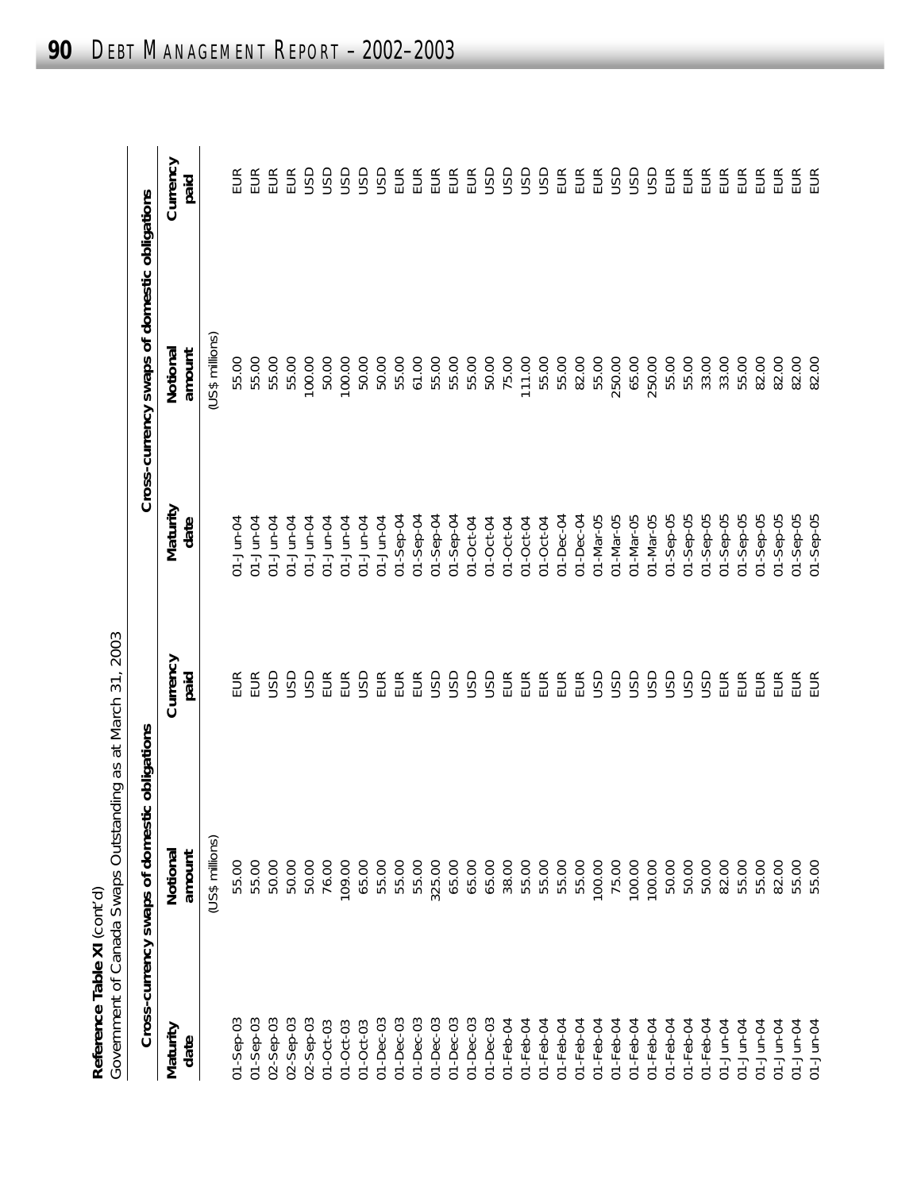**Reference Table XI** (cont'd)
Government of Canada Swaps Outstanding as at March 31, 2003

| Cross-currency swaps of domestic obligations | | | Cross-currency swaps of domestic obligations | | |
|---|---|---|---|---|---|
| Maturity date | Notional amount | Currency paid | Maturity date | Notional amount | Currency paid |
| | (US$ millions) | | | (US$ millions) | |
| 01-Sep-03 | 55.00 | EUR | 01-Jun-04 | 55.00 | EUR |
| 01-Sep-03 | 55.00 | EUR | 01-Jun-04 | 55.00 | EUR |
| 02-Sep-03 | 50.00 | USD | 01-Jun-04 | 55.00 | EUR |
| 02-Sep-03 | 50.00 | USD | 01-Jun-04 | 55.00 | EUR |
| 02-Sep-03 | 50.00 | USD | 01-Jun-04 | 100.00 | USD |
| 01-Oct-03 | 76.00 | EUR | 01-Jun-04 | 50.00 | USD |
| 01-Oct-03 | 109.00 | EUR | 01-Jun-04 | 100.00 | USD |
| 01-Oct-03 | 65.00 | USD | 01-Jun-04 | 50.00 | USD |
| 01-Dec-03 | 55.00 | EUR | 01-Jun-04 | 50.00 | USD |
| 01-Dec-03 | 55.00 | EUR | 01-Sep-04 | 55.00 | EUR |
| 01-Dec-03 | 55.00 | EUR | 01-Sep-04 | 61.00 | EUR |
| 01-Dec-03 | 325.00 | USD | 01-Sep-04 | 55.00 | EUR |
| 01-Dec-03 | 65.00 | USD | 01-Sep-04 | 55.00 | EUR |
| 01-Dec-03 | 65.00 | USD | 01-Oct-04 | 55.00 | EUR |
| 01-Dec-03 | 65.00 | USD | 01-Oct-04 | 50.00 | USD |
| 01-Feb-04 | 38.00 | EUR | 01-Oct-04 | 75.00 | USD |
| 01-Feb-04 | 55.00 | EUR | 01-Oct-04 | 111.00 | USD |
| 01-Feb-04 | 55.00 | EUR | 01-Oct-04 | 55.00 | USD |
| 01-Feb-04 | 55.00 | EUR | 01-Dec-04 | 55.00 | EUR |
| 01-Feb-04 | 55.00 | EUR | 01-Dec-04 | 82.00 | EUR |
| 01-Feb-04 | 100.00 | USD | 01-Mar-05 | 55.00 | EUR |
| 01-Feb-04 | 75.00 | USD | 01-Mar-05 | 250.00 | USD |
| 01-Feb-04 | 100.00 | USD | 01-Mar-05 | 65.00 | USD |
| 01-Feb-04 | 100.00 | USD | 01-Mar-05 | 250.00 | USD |
| 01-Feb-04 | 50.00 | USD | 01-Sep-05 | 55.00 | EUR |
| 01-Feb-04 | 50.00 | USD | 01-Sep-05 | 55.00 | EUR |
| 01-Feb-04 | 50.00 | USD | 01-Sep-05 | 33.00 | EUR |
| 01-Jun-04 | 82.00 | EUR | 01-Sep-05 | 33.00 | EUR |
| 01-Jun-04 | 55.00 | EUR | 01-Sep-05 | 55.00 | EUR |
| 01-Jun-04 | 55.00 | EUR | 01-Sep-05 | 82.00 | EUR |
| 01-Jun-04 | 82.00 | EUR | 01-Sep-05 | 82.00 | EUR |
| 01-Jun-04 | 55.00 | EUR | 01-Sep-05 | 82.00 | EUR |
| 01-Jun-04 | 55.00 | EUR | 01-Sep-05 | 82.00 | EUR |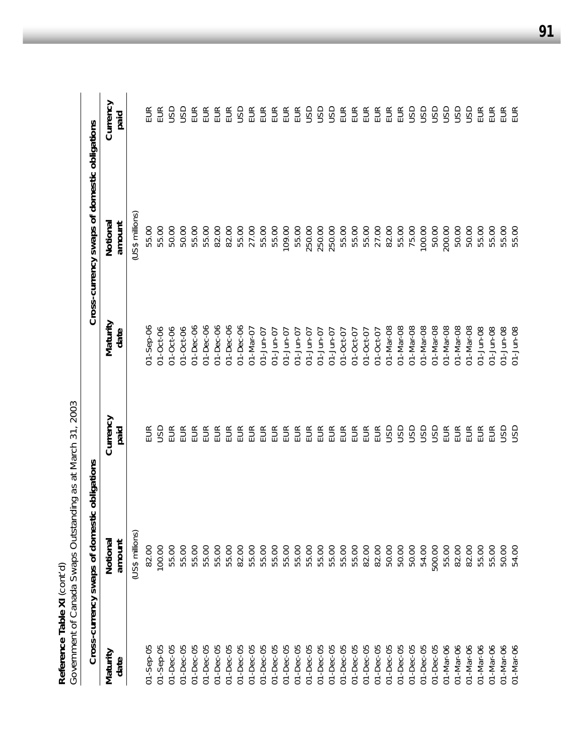**Reference Table XI** (cont'd)
Government of Canada Swaps Outstanding as at March 31, 2003

| Cross-currency swaps of domestic obligations | | | Cross-currency swaps of domestic obligations | | |
|---|---|---|---|---|---|
| Maturity date | Notional amount | Currency paid | Maturity date | Notional amount | Currency paid |
| | (US$ millions) | | | (US$ millions) | |
| 01-Sep-05 | 82.00 | EUR | 01-Sep-06 | 55.00 | EUR |
| 01-Sep-05 | 100.00 | USD | 01-Oct-06 | 55.00 | EUR |
| 01-Dec-05 | 55.00 | EUR | 01-Oct-06 | 50.00 | USD |
| 01-Dec-05 | 55.00 | EUR | 01-Oct-06 | 50.00 | USD |
| 01-Dec-05 | 55.00 | EUR | 01-Dec-06 | 55.00 | EUR |
| 01-Dec-05 | 55.00 | EUR | 01-Dec-06 | 55.00 | EUR |
| 01-Dec-05 | 55.00 | EUR | 01-Dec-06 | 82.00 | EUR |
| 01-Dec-05 | 82.00 | EUR | 01-Dec-06 | 82.00 | EUR |
| 01-Dec-05 | 55.00 | EUR | 01-Dec-06 | 55.00 | USD |
| 01-Dec-05 | 55.00 | EUR | 01-Mar-07 | 27.00 | EUR |
| 01-Dec-05 | 55.00 | EUR | 01-Jun-07 | 55.00 | EUR |
| 01-Dec-05 | 55.00 | EUR | 01-Jun-07 | 55.00 | EUR |
| 01-Dec-05 | 55.00 | EUR | 01-Jun-07 | 109.00 | EUR |
| 01-Dec-05 | 55.00 | EUR | 01-Jun-07 | 55.00 | EUR |
| 01-Dec-05 | 55.00 | EUR | 01-Jun-07 | 250.00 | USD |
| 01-Dec-05 | 55.00 | EUR | 01-Jun-07 | 250.00 | USD |
| 01-Dec-05 | 55.00 | EUR | 01-Jun-07 | 250.00 | USD |
| 01-Dec-05 | 55.00 | EUR | 01-Oct-07 | 55.00 | EUR |
| 01-Dec-05 | 55.00 | EUR | 01-Oct-07 | 55.00 | EUR |
| 01-Dec-05 | 82.00 | EUR | 01-Oct-07 | 55.00 | EUR |
| 01-Dec-05 | 82.00 | EUR | 01-Oct-07 | 27.00 | EUR |
| 01-Dec-05 | 50.00 | USD | 01-Mar-08 | 82.00 | EUR |
| 01-Dec-05 | 50.00 | USD | 01-Mar-08 | 55.00 | EUR |
| 01-Dec-05 | 50.00 | USD | 01-Mar-08 | 75.00 | USD |
| 01-Dec-05 | 54.00 | USD | 01-Mar-08 | 100.00 | USD |
| 01-Dec-05 | 500.00 | USD | 01-Mar-08 | 50.00 | USD |
| 01-Mar-06 | 55.00 | EUR | 01-Mar-08 | 200.00 | USD |
| 01-Mar-06 | 82.00 | EUR | 01-Mar-08 | 50.00 | USD |
| 01-Mar-06 | 82.00 | EUR | 01-Mar-08 | 50.00 | USD |
| 01-Mar-06 | 55.00 | EUR | 01-Jun-08 | 55.00 | EUR |
| 01-Mar-06 | 55.00 | EUR | 01-Jun-08 | 55.00 | EUR |
| 01-Mar-06 | 50.00 | USD | 01-Jun-08 | 55.00 | EUR |
| 01-Mar-06 | 54.00 | USD | 01-Jun-08 | 55.00 | EUR |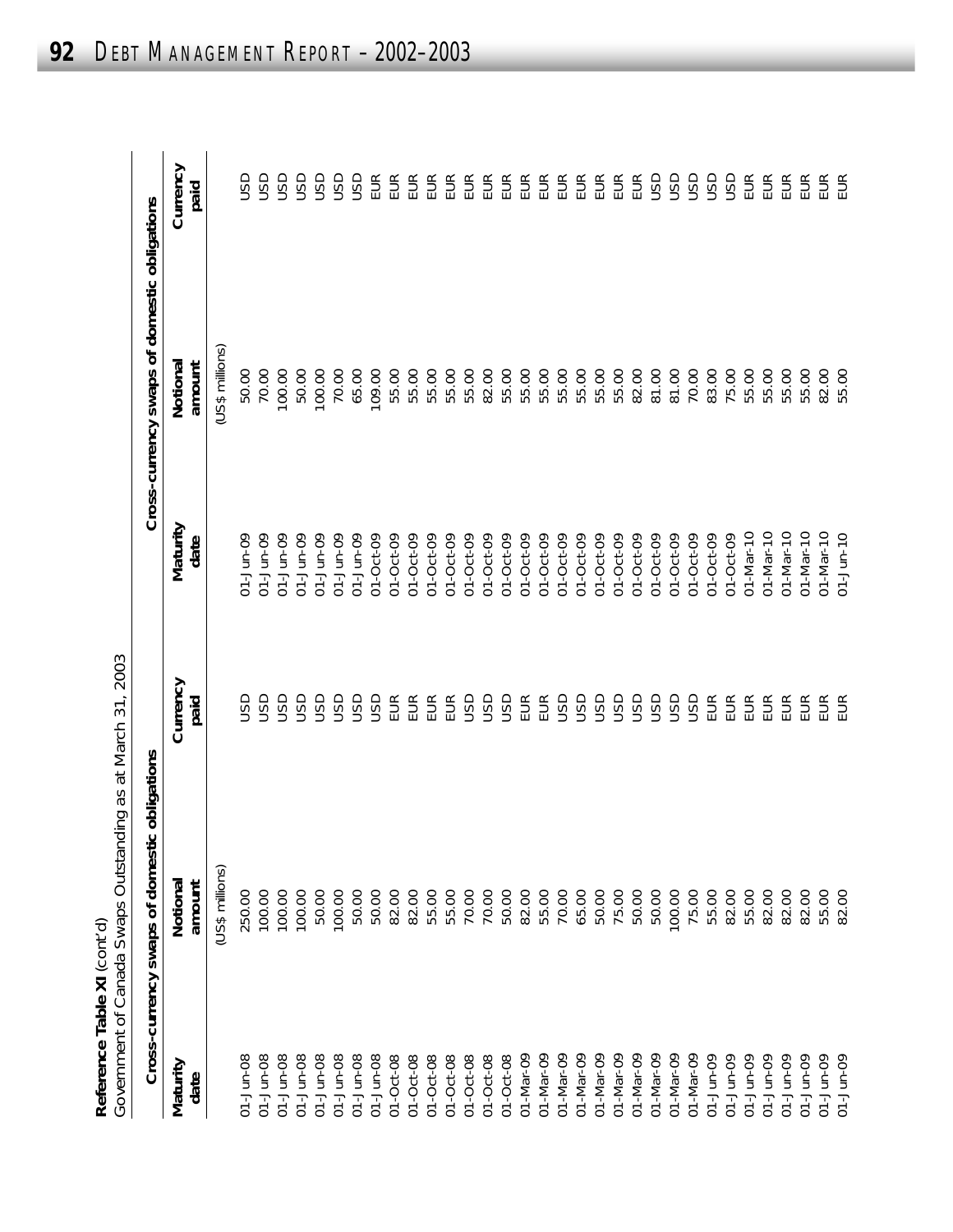**Reference Table XI** (cont'd)
Government of Canada Swaps Outstanding as at March 31, 2003

| Cross-currency swaps of domestic obligations | | | Cross-currency swaps of domestic obligations | | |
|---|---|---|---|---|---|
| Maturity date | Notional amount | Currency paid | Maturity date | Notional amount | Currency paid |
| | (US$ millions) | | | (US$ millions) | |
| 01-Jun-08 | 250.00 | USD | 01-Jun-09 | 50.00 | USD |
| 01-Jun-08 | 100.00 | USD | 01-Jun-09 | 70.00 | USD |
| 01-Jun-08 | 100.00 | USD | 01-Jun-09 | 100.00 | USD |
| 01-Jun-08 | 100.00 | USD | 01-Jun-09 | 50.00 | USD |
| 01-Jun-08 | 50.00 | USD | 01-Jun-09 | 100.00 | USD |
| 01-Jun-08 | 100.00 | USD | 01-Jun-09 | 70.00 | USD |
| 01-Jun-08 | 50.00 | USD | 01-Jun-09 | 65.00 | USD |
| 01-Jun-08 | 50.00 | USD | 01-Oct-09 | 109.00 | EUR |
| 01-Oct-08 | 82.00 | EUR | 01-Oct-09 | 55.00 | EUR |
| 01-Oct-08 | 82.00 | EUR | 01-Oct-09 | 55.00 | EUR |
| 01-Oct-08 | 55.00 | EUR | 01-Oct-09 | 55.00 | EUR |
| 01-Oct-08 | 55.00 | EUR | 01-Oct-09 | 55.00 | EUR |
| 01-Oct-08 | 70.00 | USD | 01-Oct-09 | 55.00 | EUR |
| 01-Oct-08 | 70.00 | USD | 01-Oct-09 | 82.00 | EUR |
| 01-Oct-08 | 50.00 | USD | 01-Oct-09 | 55.00 | EUR |
| 01-Mar-09 | 82.00 | EUR | 01-Oct-09 | 55.00 | EUR |
| 01-Mar-09 | 55.00 | EUR | 01-Oct-09 | 55.00 | EUR |
| 01-Mar-09 | 70.00 | USD | 01-Oct-09 | 55.00 | EUR |
| 01-Mar-09 | 65.00 | USD | 01-Oct-09 | 55.00 | EUR |
| 01-Mar-09 | 50.00 | USD | 01-Oct-09 | 55.00 | EUR |
| 01-Mar-09 | 75.00 | USD | 01-Oct-09 | 55.00 | EUR |
| 01-Mar-09 | 50.00 | USD | 01-Oct-09 | 82.00 | EUR |
| 01-Mar-09 | 50.00 | USD | 01-Oct-09 | 81.00 | USD |
| 01-Mar-09 | 100.00 | USD | 01-Oct-09 | 81.00 | USD |
| 01-Mar-09 | 75.00 | USD | 01-Oct-09 | 70.00 | USD |
| 01-Jun-09 | 55.00 | EUR | 01-Oct-09 | 83.00 | USD |
| 01-Jun-09 | 82.00 | EUR | 01-Oct-09 | 75.00 | USD |
| 01-Jun-09 | 55.00 | EUR | 01-Mar-10 | 55.00 | EUR |
| 01-Jun-09 | 82.00 | EUR | 01-Mar-10 | 55.00 | EUR |
| 01-Jun-09 | 82.00 | EUR | 01-Mar-10 | 55.00 | EUR |
| 01-Jun-09 | 55.00 | EUR | 01-Mar-10 | 82.00 | EUR |
| 01-Jun-09 | 82.00 | EUR | 01-Jun-10 | 55.00 | EUR |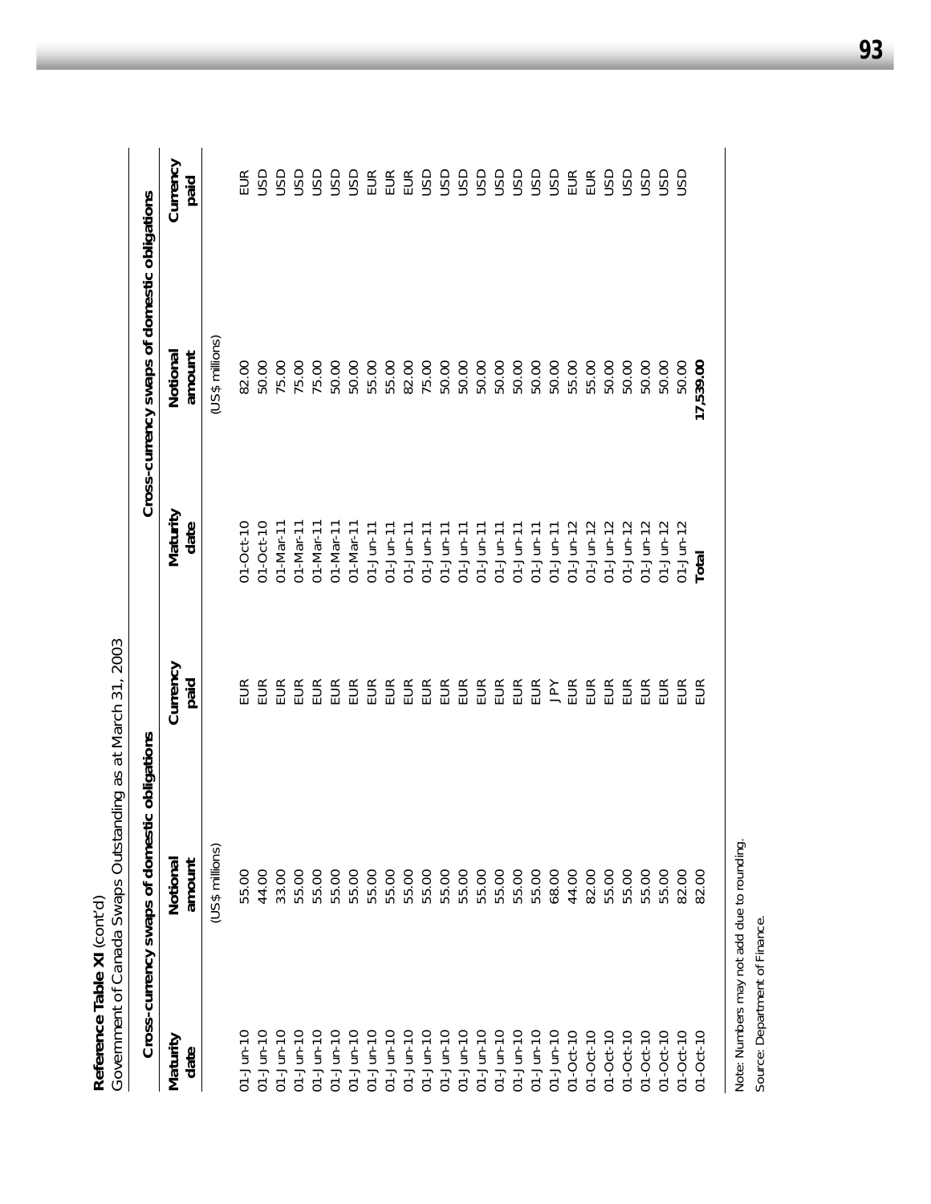**Reference Table XI** (cont'd)

Government of Canada Swaps Outstanding as at March 31, 2003

| Cross-currency swaps of domestic obligations | | | Cross-currency swaps of domestic obligations | | |
|---|---|---|---|---|---|
| Maturity date | Notional amount | Currency paid | Maturity date | Notional amount | Currency paid |
| | (US$ millions) | | | (US$ millions) | |
| 01-Jun-10 | 55.00 | EUR | 01-Oct-10 | 82.00 | EUR |
| 01-Jun-10 | 44.00 | EUR | 01-Oct-10 | 50.00 | USD |
| 01-Jun-10 | 33.00 | EUR | 01-Mar-11 | 75.00 | USD |
| 01-Jun-10 | 55.00 | EUR | 01-Mar-11 | 75.00 | USD |
| 01-Jun-10 | 55.00 | EUR | 01-Mar-11 | 75.00 | USD |
| 01-Jun-10 | 55.00 | EUR | 01-Mar-11 | 50.00 | USD |
| 01-Jun-10 | 55.00 | EUR | 01-Mar-11 | 50.00 | USD |
| 01-Jun-10 | 55.00 | EUR | 01-Jun-11 | 55.00 | EUR |
| 01-Jun-10 | 55.00 | EUR | 01-Jun-11 | 55.00 | EUR |
| 01-Jun-10 | 55.00 | EUR | 01-Jun-11 | 82.00 | EUR |
| 01-Jun-10 | 55.00 | EUR | 01-Jun-11 | 75.00 | USD |
| 01-Jun-10 | 55.00 | EUR | 01-Jun-11 | 50.00 | USD |
| 01-Jun-10 | 55.00 | EUR | 01-Jun-11 | 50.00 | USD |
| 01-Jun-10 | 55.00 | EUR | 01-Jun-11 | 50.00 | USD |
| 01-Jun-10 | 55.00 | EUR | 01-Jun-11 | 50.00 | USD |
| 01-Jun-10 | 55.00 | EUR | 01-Jun-11 | 50.00 | USD |
| 01-Jun-10 | 68.00 | JPY | 01-Jun-11 | 50.00 | USD |
| 01-Oct-10 | 44.00 | EUR | 01-Jun-12 | 55.00 | EUR |
| 01-Oct-10 | 82.00 | EUR | 01-Jun-12 | 55.00 | EUR |
| 01-Oct-10 | 55.00 | EUR | 01-Jun-12 | 50.00 | USD |
| 01-Oct-10 | 55.00 | EUR | 01-Jun-12 | 50.00 | USD |
| 01-Oct-10 | 55.00 | EUR | 01-Jun-12 | 50.00 | USD |
| 01-Oct-10 | 82.00 | EUR | 01-Jun-12 | 50.00 | USD |
| 01-Oct-10 | 82.00 | EUR | **Total** | **17,539.00** | |

Note: Numbers may not add due to rounding.

Source: Department of Finance.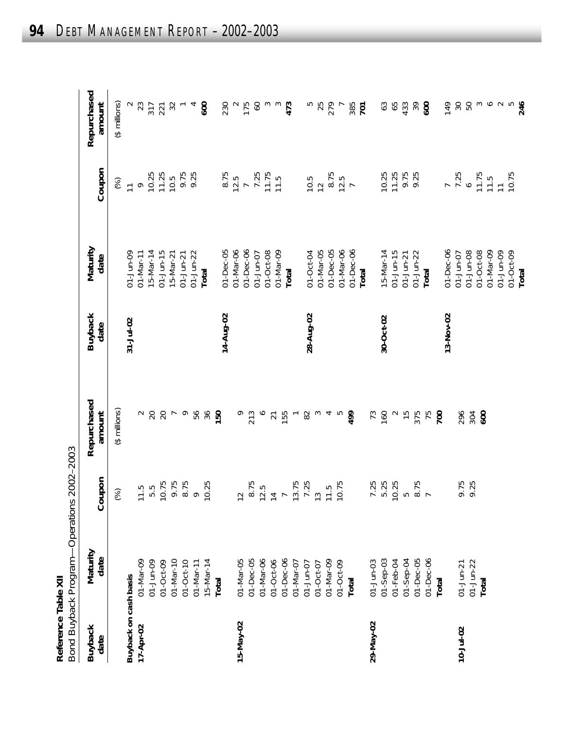**Reference Table XII**

Bond Buyback Program—Operations 2002–2003

| Buyback date | Maturity date | Coupon | Repurchased amount |
|---|---|---|---|
| | | (%) | ($ millions) |
| **Buyback on cash basis** | | | |
| **17-Apr-02** | 01-Mar-09 | 11.5 | 2 |
| | 01-Jun-09 | 5.5 | 20 |
| | 01-Oct-09 | 10.75 | 20 |
| | 01-Mar-10 | 9.75 | 7 |
| | 01-Oct-10 | 8.75 | 9 |
| | 01-Mar-11 | 9 | 56 |
| | 15-Mar-14 | 10.25 | 36 |
| | **Total** | | **150** |
| **15-May-02** | 01-Mar-05 | 12 | 9 |
| | 01-Dec-05 | 8.75 | 213 |
| | 01-Mar-06 | 12.5 | 6 |
| | 01-Oct-06 | 14 | 21 |
| | 01-Dec-06 | 7 | 155 |
| | 01-Mar-07 | 13.75 | 1 |
| | 01-Jun-07 | 7.25 | 82 |
| | 01-Oct-07 | 13 | 3 |
| | 01-Mar-09 | 11.5 | 4 |
| | 01-Oct-09 | 10.75 | 5 |
| | **Total** | | **499** |
| **29-May-02** | 01-Jun-03 | 7.25 | 73 |
| | 01-Sep-03 | 5.25 | 160 |
| | 01-Feb-04 | 10.25 | 2 |
| | 01-Sep-04 | 5 | 15 |
| | 01-Dec-05 | 8.75 | 375 |
| | 01-Dec-06 | 7 | 75 |
| | **Total** | | **700** |
| **10-Jul-02** | 01-Jun-21 | 9.75 | 296 |
| | 01-Jun-22 | 9.25 | 304 |
| | **Total** | | **600** |
| **31-Jul-02** | 01-Jun-09 | 11 | 2 |
| | 01-Mar-11 | 9 | 23 |
| | 15-Mar-14 | 10.25 | 317 |
| | 01-Jun-15 | 11.25 | 221 |
| | 15-Mar-21 | 10.5 | 32 |
| | 01-Jun-21 | 9.75 | 1 |
| | 01-Jun-22 | 9.25 | 4 |
| | **Total** | | **600** |
| **14-Aug-02** | 01-Dec-05 | 8.75 | 230 |
| | 01-Mar-06 | 12.5 | 2 |
| | 01-Dec-06 | 7 | 175 |
| | 01-Jun-07 | 7.25 | 60 |
| | 01-Oct-08 | 11.75 | 3 |
| | 01-Mar-09 | 11.5 | 3 |
| | **Total** | | **473** |
| **28-Aug-02** | 01-Oct-04 | 10.5 | 5 |
| | 01-Mar-05 | 12 | 25 |
| | 01-Dec-05 | 8.75 | 279 |
| | 01-Mar-06 | 12.5 | 7 |
| | 01-Dec-06 | 7 | 385 |
| | **Total** | | **701** |
| **30-Oct-02** | 15-Mar-14 | 10.25 | 63 |
| | 01-Jun-15 | 11.25 | 65 |
| | 01-Jun-21 | 9.75 | 433 |
| | 01-Jun-22 | 9.25 | 39 |
| | **Total** | | **600** |
| **13-Nov-02** | 01-Dec-06 | 7 | 149 |
| | 01-Jun-07 | 7.25 | 30 |
| | 01-Jun-08 | 6 | 50 |
| | 01-Oct-08 | 11.75 | 3 |
| | 01-Mar-09 | 11.5 | 6 |
| | 01-Jun-09 | 11 | 2 |
| | 01-Oct-09 | 10.75 | 5 |
| | **Total** | | **246** |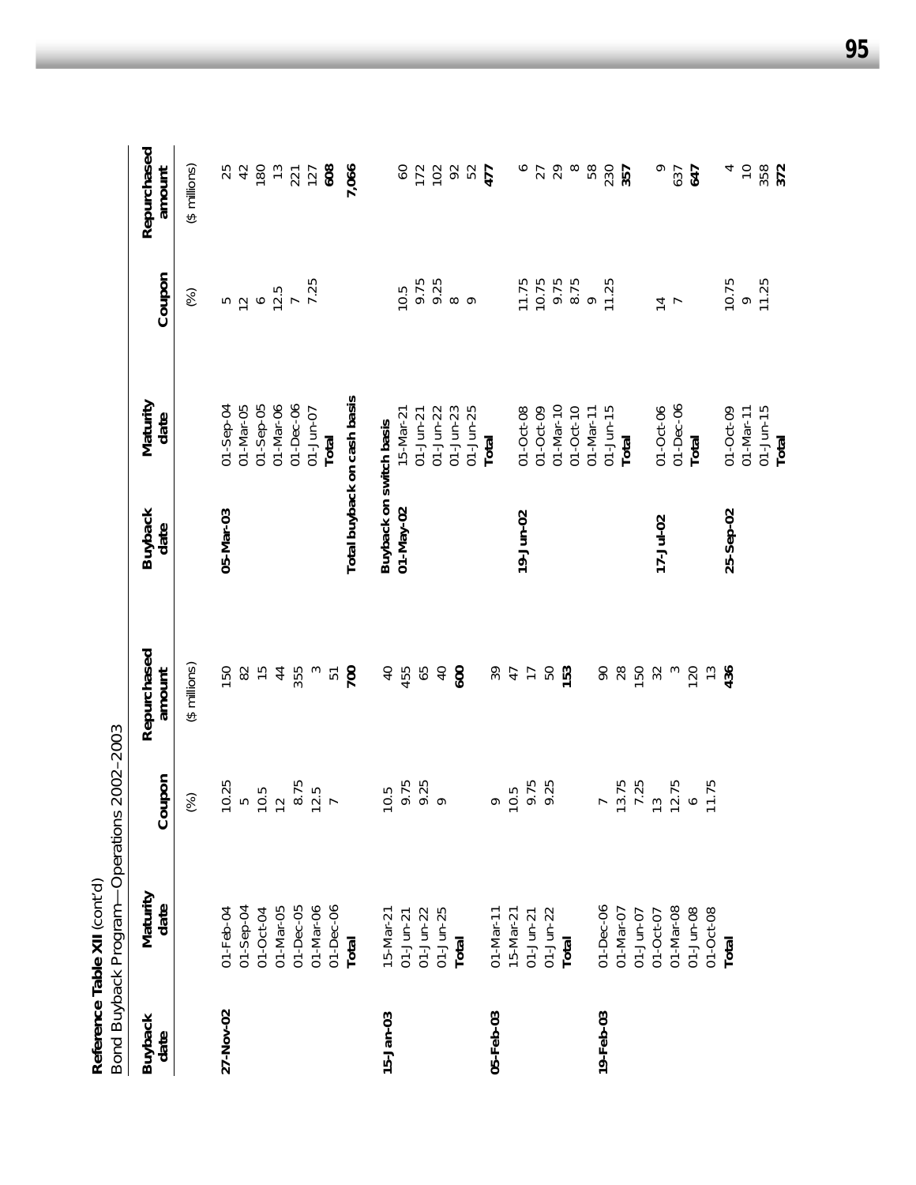**Reference Table XII** (cont'd)
Bond Buyback Program—Operations 2002–2003

| Buyback date | Maturity date | Coupon | Repurchased amount |
|---|---|---|---|
| | | (%) | ($ millions) |
| **27-Nov-02** | 01-Feb-04 | 10.25 | 150 |
| | 01-Sep-04 | 5 | 82 |
| | 01-Oct-04 | 10.5 | 15 |
| | 01-Mar-05 | 12 | 44 |
| | 01-Dec-05 | 8.75 | 355 |
| | 01-Mar-06 | 12.5 | 3 |
| | 01-Dec-06 | 7 | 51 |
| | **Total** | | **700** |
| **15-Jan-03** | 15-Mar-21 | 10.5 | 40 |
| | 01-Jun-21 | 9.75 | 455 |
| | 01-Jun-22 | 9.25 | 65 |
| | 01-Jun-25 | 9 | 40 |
| | **Total** | | **600** |
| **05-Feb-03** | 01-Mar-11 | 9 | 39 |
| | 15-Mar-21 | 10.5 | 47 |
| | 01-Jun-21 | 9.75 | 17 |
| | 01-Jun-22 | 9.25 | 50 |
| | **Total** | | **153** |
| **19-Feb-03** | 01-Dec-06 | 7 | 90 |
| | 01-Mar-07 | 13.75 | 28 |
| | 01-Jun-07 | 7.25 | 150 |
| | 01-Oct-07 | 13 | 32 |
| | 01-Mar-08 | 12.75 | 3 |
| | 01-Jun-08 | 6 | 120 |
| | 01-Oct-08 | 11.75 | 13 |
| | **Total** | | **436** |
| **05-Mar-03** | 01-Sep-04 | 5 | 25 |
| | 01-Mar-05 | 12 | 42 |
| | 01-Sep-05 | 6 | 180 |
| | 01-Mar-06 | 12.5 | 13 |
| | 01-Dec-06 | 7 | 221 |
| | 01-Jun-07 | 7.25 | 127 |
| | **Total** | | **608** |
| **Total buyback on cash basis** | | | **7,066** |
| **Buyback on switch basis** | | | |
| **01-May-02** | 15-Mar-21 | 10.5 | 60 |
| | 01-Jun-21 | 9.75 | 172 |
| | 01-Jun-22 | 9.25 | 102 |
| | 01-Jun-23 | 8 | 92 |
| | 01-Jun-25 | 9 | 52 |
| | **Total** | | **477** |
| **19-Jun-02** | 01-Oct-08 | 11.75 | 6 |
| | 01-Oct-09 | 10.75 | 27 |
| | 01-Mar-10 | 9.75 | 29 |
| | 01-Oct-10 | 8.75 | 8 |
| | 01-Mar-11 | 9 | 58 |
| | 01-Jun-15 | 11.25 | 230 |
| | **Total** | | **357** |
| **17-Jul-02** | 01-Oct-06 | 14 | 9 |
| | 01-Dec-06 | 7 | 637 |
| | **Total** | | **647** |
| **25-Sep-02** | 01-Oct-09 | 10.75 | 4 |
| | 01-Mar-11 | 9 | 10 |
| | 01-Jun-15 | 11.25 | 358 |
| | **Total** | | **372** |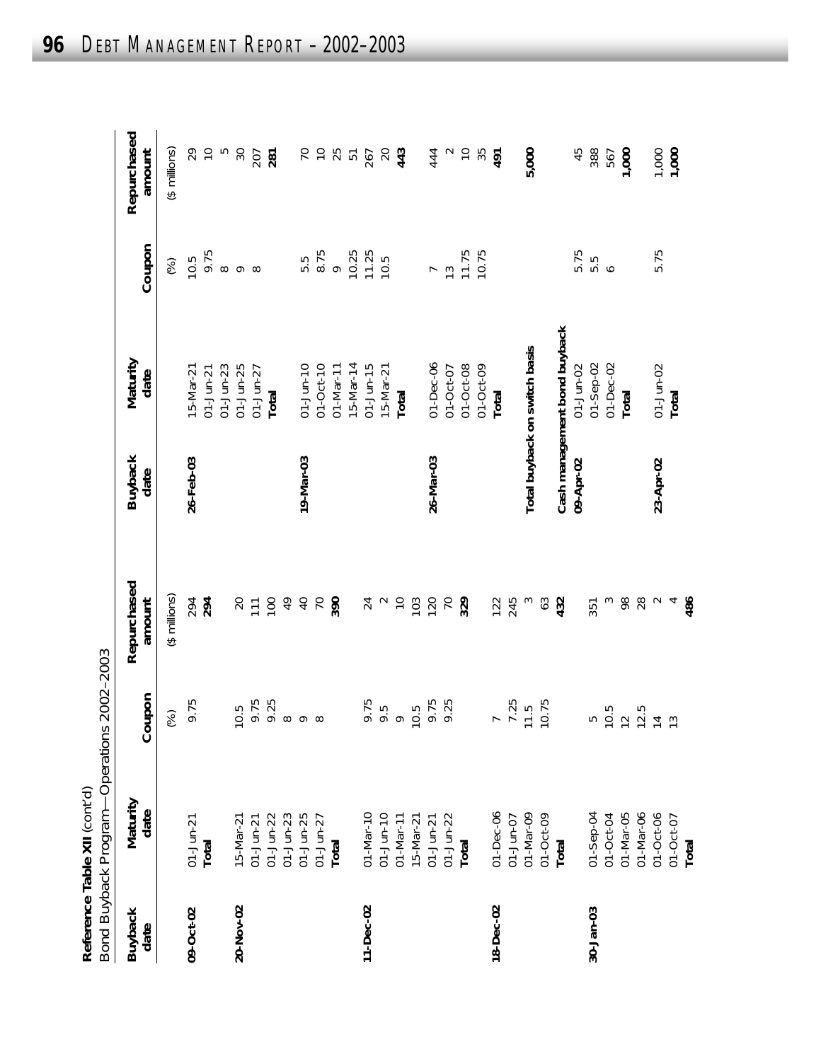**Reference Table XII** (cont'd)
Bond Buyback Program—Operations 2002–2003

| Buyback date | Maturity date | Coupon | Repurchased amount |
|---|---|---|---|
| | | (%) | ($ millions) |
| **09-Oct-02** | 01-Jun-21 | 9.75 | 294 |
| | **Total** | | **294** |
| **20-Nov-02** | 15-Mar-21 | 10.5 | 20 |
| | 01-Jun-21 | 9.75 | 111 |
| | 01-Jun-22 | 9.25 | 100 |
| | 01-Jun-23 | 8 | 49 |
| | 01-Jun-25 | 9 | 40 |
| | 01-Jun-27 | 8 | 70 |
| | **Total** | | **390** |
| **11-Dec-02** | 01-Mar-10 | 9.75 | 24 |
| | 01-Jun-10 | 9.5 | 2 |
| | 01-Mar-11 | 9 | 10 |
| | 15-Mar-21 | 10.5 | 103 |
| | 01-Jun-21 | 9.75 | 120 |
| | 01-Jun-22 | 9.25 | 70 |
| | **Total** | | **329** |
| **18-Dec-02** | 01-Dec-06 | 7 | 122 |
| | 01-Jun-07 | 7.25 | 245 |
| | 01-Mar-09 | 11.5 | 3 |
| | 01-Oct-09 | 10.75 | 63 |
| | **Total** | | **432** |
| **30-Jan-03** | 01-Sep-04 | 5 | 351 |
| | 01-Oct-04 | 10.5 | 3 |
| | 01-Mar-05 | 12 | 98 |
| | 01-Mar-06 | 12.5 | 28 |
| | 01-Oct-06 | 14 | 2 |
| | 01-Oct-07 | 13 | 4 |
| | **Total** | | **486** |
| **26-Feb-03** | 15-Mar-21 | 10.5 | 29 |
| | 01-Jun-21 | 9.75 | 10 |
| | 01-Jun-23 | 8 | 5 |
| | 01-Jun-25 | 9 | 30 |
| | 01-Jun-27 | 8 | 207 |
| | **Total** | | **281** |
| **19-Mar-03** | 01-Jun-10 | 5.5 | 70 |
| | 01-Oct-10 | 8.75 | 10 |
| | 01-Mar-11 | 9 | 25 |
| | 15-Mar-14 | 10.25 | 51 |
| | 01-Jun-15 | 11.25 | 267 |
| | 15-Mar-21 | 10.5 | 20 |
| | **Total** | | **443** |
| **26-Mar-03** | 01-Dec-06 | 7 | 444 |
| | 01-Oct-07 | 13 | 2 |
| | 01-Oct-08 | 11.75 | 10 |
| | 01-Oct-09 | 10.75 | 35 |
| | **Total** | | **491** |
| **Total buyback on switch basis** | | | **5,000** |
| **Cash management bond buyback** | | | |
| **09-Apr-02** | 01-Jun-02 | 5.75 | 45 |
| | 01-Sep-02 | 5.5 | 388 |
| | 01-Dec-02 | 6 | 567 |
| | **Total** | | **1,000** |
| **23-Apr-02** | 01-Jun-02 | 5.75 | 1,000 |
| | **Total** | | **1,000** |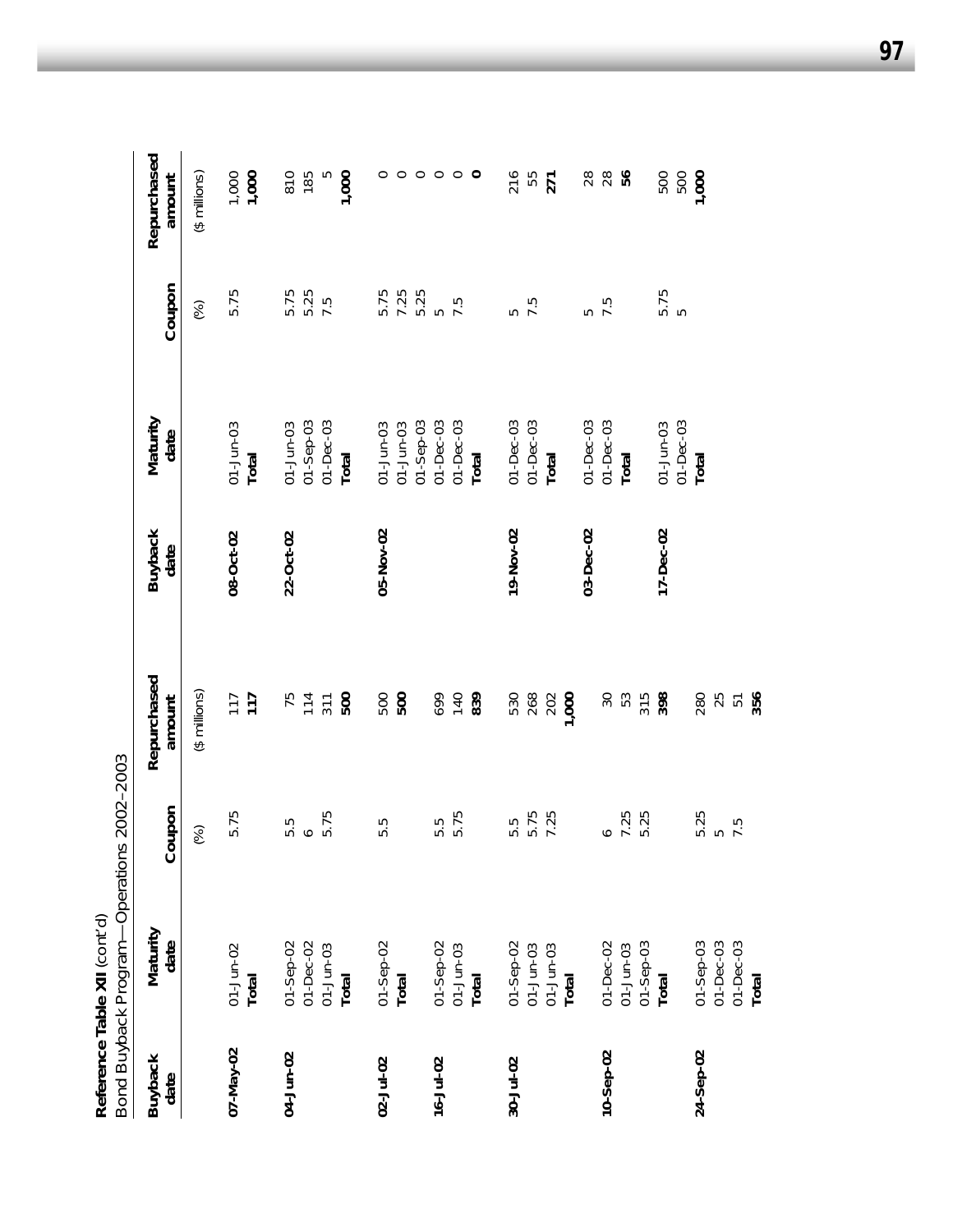**Reference Table XII** (cont'd)
Bond Buyback Program—Operations 2002–2003

| Buyback date | Maturity date | Coupon | Repurchased amount |
|---|---|---|---|
| | | (%) | ($ millions) |
| **07-May-02** | 01-Jun-02 | 5.75 | 117 |
| | **Total** | | **117** |
| **04-Jun-02** | 01-Sep-02 | 5.5 | 75 |
| | 01-Dec-02 | 6 | 114 |
| | 01-Jun-03 | 5.75 | 311 |
| | **Total** | | **500** |
| **02-Jul-02** | 01-Sep-02 | 5.5 | 500 |
| | **Total** | | **500** |
| **16-Jul-02** | 01-Sep-02 | 5.5 | 699 |
| | 01-Jun-03 | 5.75 | 140 |
| | **Total** | | **839** |
| **30-Jul-02** | 01-Sep-02 | 5.5 | 530 |
| | 01-Jun-03 | 5.75 | 268 |
| | 01-Jun-03 | 7.25 | 202 |
| | **Total** | | **1,000** |
| **10-Sep-02** | 01-Dec-02 | 6 | 30 |
| | 01-Jun-03 | 7.25 | 53 |
| | 01-Sep-03 | 5.25 | 315 |
| | **Total** | | **398** |
| **24-Sep-02** | 01-Sep-03 | 5.25 | 280 |
| | 01-Dec-03 | 5 | 25 |
| | 01-Dec-03 | 7.5 | 51 |
| | **Total** | | **356** |
| **08-Oct-02** | 01-Jun-03 | 5.75 | 1,000 |
| | **Total** | | **1,000** |
| **22-Oct-02** | 01-Jun-03 | 5.75 | 810 |
| | 01-Sep-03 | 5.25 | 185 |
| | 01-Dec-03 | 7.5 | 5 |
| | **Total** | | **1,000** |
| **05-Nov-02** | 01-Jun-03 | 5.75 | 0 |
| | 01-Jun-03 | 7.25 | 0 |
| | 01-Sep-03 | 5.25 | 0 |
| | 01-Dec-03 | 5 | 0 |
| | 01-Dec-03 | 7.5 | 0 |
| | **Total** | | **0** |
| **19-Nov-02** | 01-Dec-03 | 5 | 216 |
| | 01-Dec-03 | 7.5 | 55 |
| | **Total** | | **271** |
| **03-Dec-02** | 01-Dec-03 | 5 | 28 |
| | 01-Dec-03 | 7.5 | 28 |
| | **Total** | | **56** |
| **17-Dec-02** | 01-Jun-03 | 5.75 | 500 |
| | 01-Dec-03 | 5 | 500 |
| | **Total** | | **1,000** |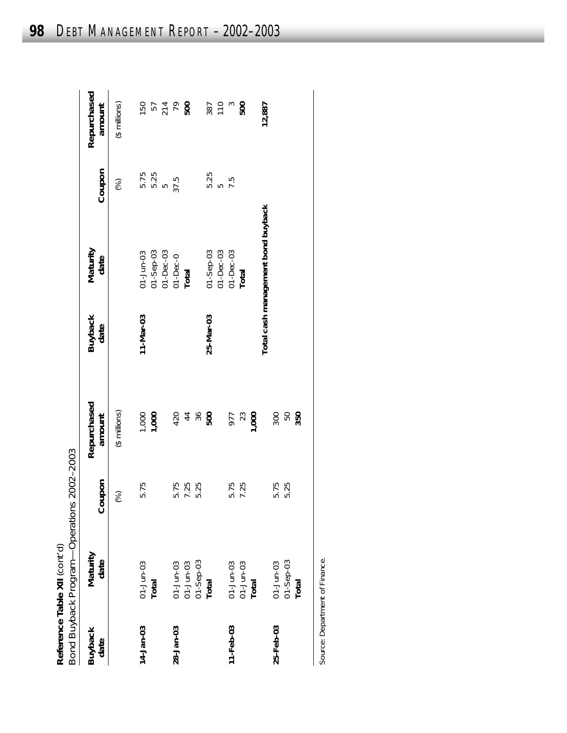**Reference Table XII** (cont'd)
Bond Buyback Program—Operations 2002–2003

| Buyback date | Maturity date | Coupon | Repurchased amount | Buyback date | Maturity date | Coupon | Repurchased amount |
|---|---|---|---|---|---|---|---|
| | | (%) | ($ millions) | | | (%) | ($ millions) |
| **14-Jan-03** | 01-Jun-03 | 5.75 | 1,000 | **11-Mar-03** | 01-Jun-03 | 5.75 | 150 |
| | **Total** | | **1,000** | | 01-Sep-03 | 5.25 | 57 |
| | | | | | 01-Dec-03 | 5 | 214 |
| **28-Jan-03** | 01-Jun-03 | 5.75 | 420 | | 01-Dec-0 | 37.5 | 79 |
| | 01-Jun-03 | 7.25 | 44 | | **Total** | | **500** |
| | 01-Sep-03 | 5.25 | 36 | | | | |
| | **Total** | | **500** | **25-Mar-03** | 01-Sep-03 | 5.25 | 387 |
| | | | | | 01-Dec-03 | 5 | 110 |
| **11-Feb-03** | 01-Jun-03 | 5.75 | 977 | | 01-Dec-03 | 7.5 | 3 |
| | 01-Jun-03 | 7.25 | 23 | | **Total** | | **500** |
| | **Total** | | **1,000** | | | | |
| | | | | **Total cash management bond buyback** | | | **12,887** |
| **25-Feb-03** | 01-Jun-03 | 5.75 | 300 | | | | |
| | 01-Sep-03 | 5.25 | 50 | | | | |
| | **Total** | | **350** | | | | |

Source: Department of Finance.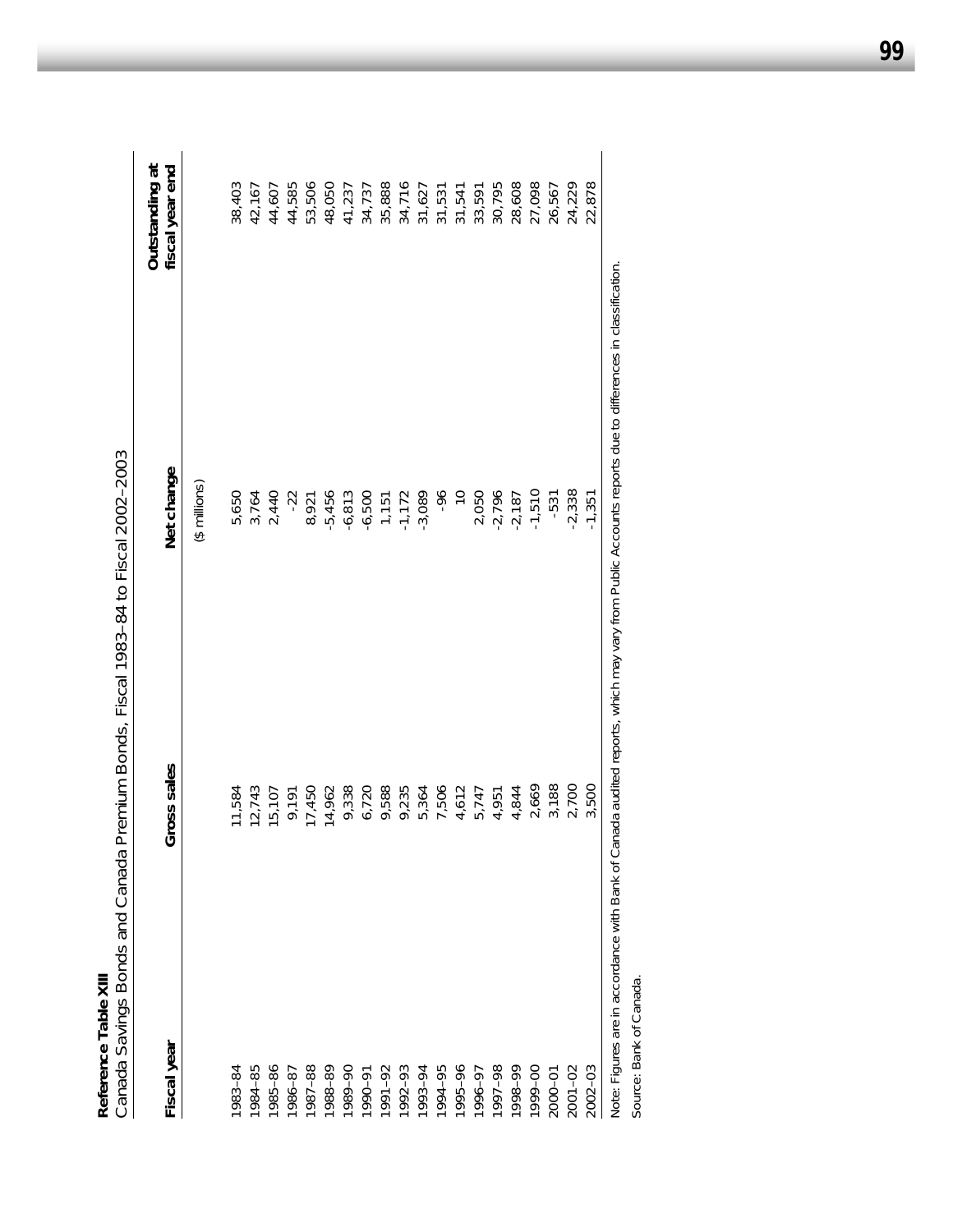**Reference Table XIII**
Canada Savings Bonds and Canada Premium Bonds, Fiscal 1983–84 to Fiscal 2002–2003

| Fiscal year | Gross sales | Net change | Outstanding at fiscal year end |
|---|---|---|---|
| | | ($ millions) | |
| 1983–84 | 11,584 | 5,650 | 38,403 |
| 1984–85 | 12,743 | 3,764 | 42,167 |
| 1985–86 | 15,107 | 2,440 | 44,607 |
| 1986–87 | 9,191 | -22 | 44,585 |
| 1987–88 | 17,450 | 8,921 | 53,506 |
| 1988–89 | 14,962 | -5,456 | 48,050 |
| 1989–90 | 9,338 | -6,813 | 41,237 |
| 1990–91 | 6,720 | -6,500 | 34,737 |
| 1991–92 | 9,588 | 1,151 | 35,888 |
| 1992–93 | 9,235 | -1,172 | 34,716 |
| 1993–94 | 5,364 | -3,089 | 31,627 |
| 1994–95 | 7,506 | -96 | 31,531 |
| 1995–96 | 4,612 | 10 | 31,541 |
| 1996–97 | 5,747 | 2,050 | 33,591 |
| 1997–98 | 4,951 | -2,796 | 30,795 |
| 1998–99 | 4,844 | -2,187 | 28,608 |
| 1999–00 | 2,669 | -1,510 | 27,098 |
| 2000–01 | 3,188 | -531 | 26,567 |
| 2001–02 | 2,700 | -2,338 | 24,229 |
| 2002–03 | 3,500 | -1,351 | 22,878 |

Note: Figures are in accordance with Bank of Canada audited reports, which may vary from Public Accounts reports due to differences in classification.

Source: Bank of Canada.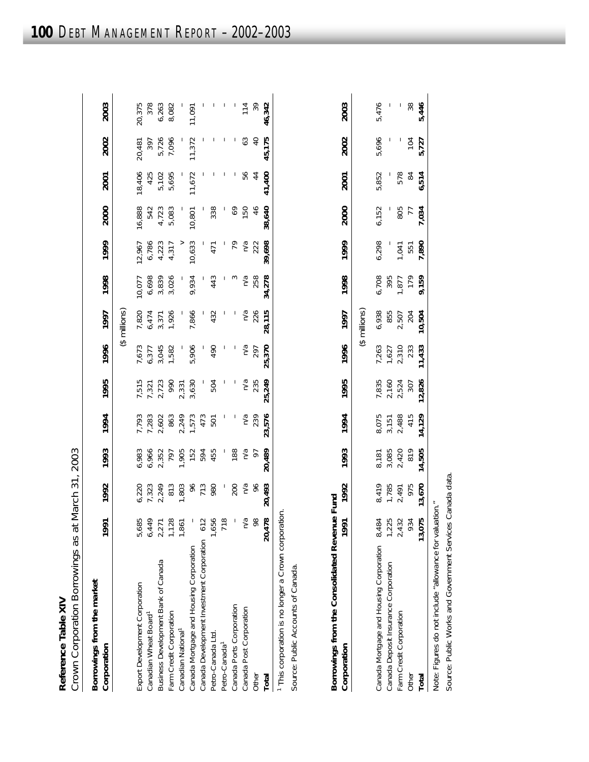**Reference Table XIV**

Crown Corporation Borrowings as at March 31, 2003

**Borrowings from the market**

| Corporation | 1991 | 1992 | 1993 | 1994 | 1995 | 1996 | 1997 | 1998 | 1999 | 2000 | 2001 | 2002 | 2003 |
|---|---|---|---|---|---|---|---|---|---|---|---|---|---|
| | | | | | | | ($ millions) | | | | | | |
| Export Development Corporation | 5,685 | 6,220 | 6,983 | 7,793 | 7,515 | 7,673 | 7,820 | 10,077 | 12,967 | 16,888 | 18,406 | 20,481 | 20,375 |
| Canadian Wheat Board[1] | 6,449 | 7,323 | 6,966 | 7,283 | 7,321 | 6,377 | 6,474 | 6,698 | 6,786 | 542 | 425 | 397 | 378 |
| Business Development Bank of Canada | 2,271 | 2,249 | 2,352 | 2,602 | 2,723 | 3,045 | 3,371 | 3,839 | 4,223 | 4,723 | 5,102 | 5,726 | 6,263 |
| Farm Credit Corporation | 1,128 | 813 | 797 | 863 | 990 | 1,582 | 1,926 | 3,026 | 4,317 | 5,083 | 5,695 | 7,096 | 8,082 |
| Canadian National[1] | 1,861 | 1,803 | 1,905 | 2,249 | 2,331 | – | – | – | > | – | – | – | – |
| Canada Mortgage and Housing Corporation | – | 96 | 152 | 1,573 | 3,630 | 5,906 | 7,866 | 9,934 | 10,633 | 10,801 | 11,672 | 11,372 | 11,091 |
| Canada Development Investment Corporation | 612 | 713 | 594 | 473 | – | – | – | – | – | – | – | – | – |
| Petro-Canada Ltd. | 1,656 | 980 | 455 | 501 | 504 | 490 | 432 | 443 | 471 | 338 | – | – | – |
| Petro-Canada[1] | 718 | – | – | – | – | – | – | – | – | – | – | – | – |
| Canada Ports Corporation | – | 200 | 188 | – | – | – | – | 3 | 79 | 69 | – | – | – |
| Canada Post Corporation | n/a | n/a | n/a | n/a | n/a | n/a | n/a | n/a | n/a | 150 | 56 | 63 | 114 |
| Other | 98 | 96 | 97 | 239 | 235 | 297 | 226 | 258 | 222 | 46 | 44 | 40 | 39 |
| **Total** | **20,478** | **20,493** | **20,489** | **23,576** | **25,249** | **25,370** | **28,115** | **34,278** | **39,698** | **38,640** | **41,400** | **45,175** | **46,342** |

[1] This corporation is no longer a Crown corporation.

Source: Public Accounts of Canada.

**Borrowings from the Consolidated Revenue Fund**

| Corporation | 1991 | 1992 | 1993 | 1994 | 1995 | 1996 | 1997 | 1998 | 1999 | 2000 | 2001 | 2002 | 2003 |
|---|---|---|---|---|---|---|---|---|---|---|---|---|---|
| | | | | | | | ($ millions) | | | | | | |
| Canada Mortgage and Housing Corporation | 8,484 | 8,419 | 8,181 | 8,075 | 7,835 | 7,263 | 6,938 | 6,708 | 6,298 | 6,152 | 5,852 | 5,696 | 5,476 |
| Canada Deposit Insurance Corporation | 1,225 | 1,785 | 3,085 | 3,151 | 2,160 | 1,627 | 855 | 395 | – | – | – | – | – |
| Farm Credit Corporation | 2,432 | 2,491 | 2,420 | 2,488 | 2,524 | 2,310 | 2,507 | 1,877 | 1,041 | 805 | 578 | – | – |
| Other | 934 | 975 | 819 | 415 | 307 | 233 | 204 | 179 | 551 | 77 | 84 | 104 | 38 |
| **Total** | **13,075** | **13,670** | **14,505** | **14,129** | **12,826** | **11,433** | **10,504** | **9,159** | **7,890** | **7,034** | **6,514** | **5,727** | **5,446** |

Note: Figures do not include "allowance for valuation."

Source: Public Works and Government Services Canada data.